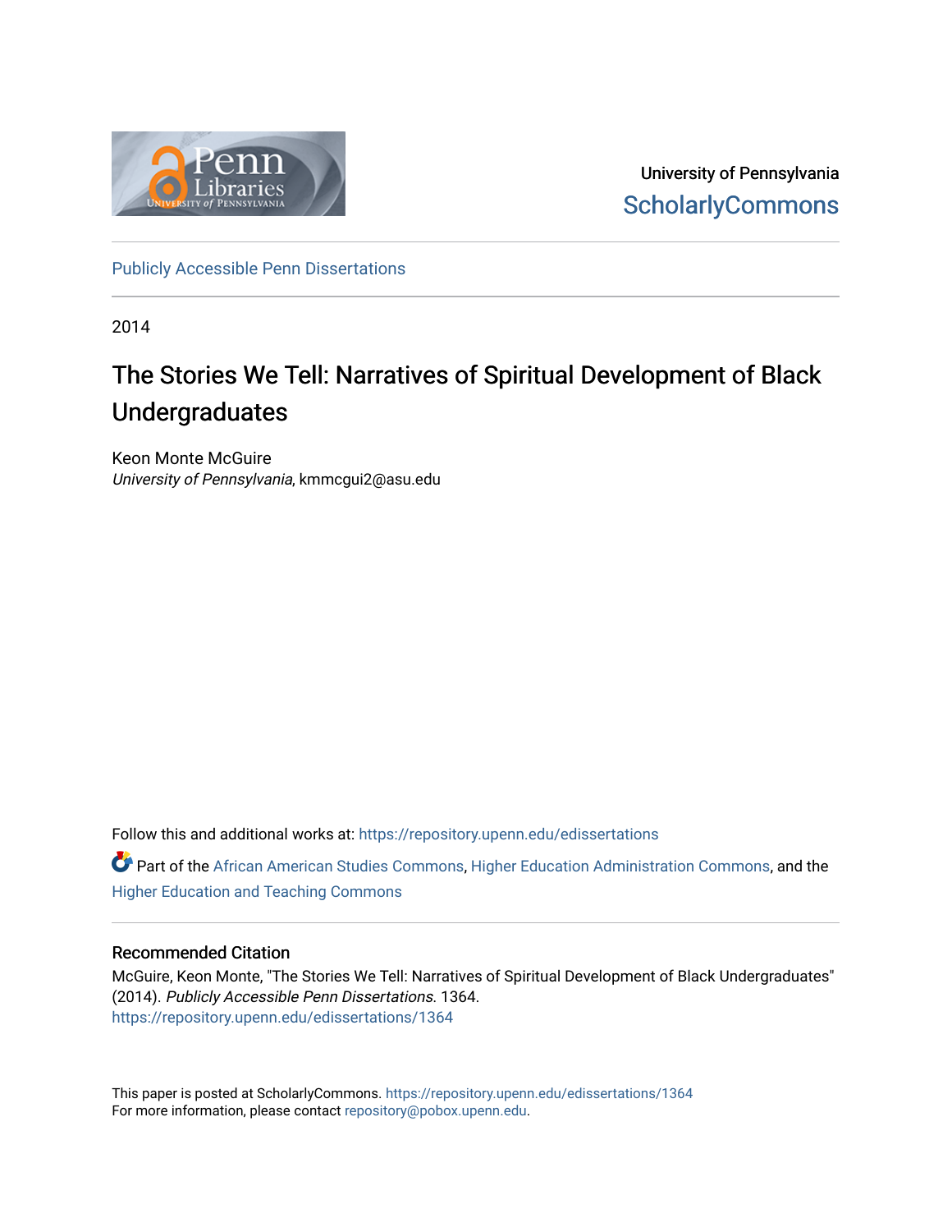University of Pennsylvania
ScholarlyCommons

Publicly Accessible Penn Dissertations

2014

# The Stories We Tell: Narratives of Spiritual Development of Black Undergraduates

Keon Monte McGuire
*University of Pennsylvania*, kmmcgui2@asu.edu

Follow this and additional works at: https://repository.upenn.edu/edissertations

Part of the African American Studies Commons, Higher Education Administration Commons, and the Higher Education and Teaching Commons

## Recommended Citation

McGuire, Keon Monte, "The Stories We Tell: Narratives of Spiritual Development of Black Undergraduates" (2014). *Publicly Accessible Penn Dissertations*. 1364.
https://repository.upenn.edu/edissertations/1364

This paper is posted at ScholarlyCommons. https://repository.upenn.edu/edissertations/1364
For more information, please contact repository@pobox.upenn.edu.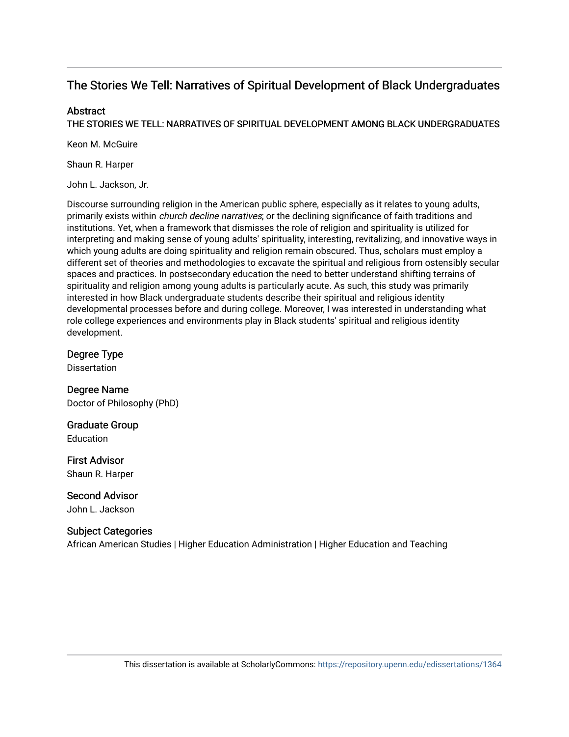# The Stories We Tell: Narratives of Spiritual Development of Black Undergraduates

## Abstract

THE STORIES WE TELL: NARRATIVES OF SPIRITUAL DEVELOPMENT AMONG BLACK UNDERGRADUATES

Keon M. McGuire

Shaun R. Harper

John L. Jackson, Jr.

Discourse surrounding religion in the American public sphere, especially as it relates to young adults, primarily exists within *church decline narratives*; or the declining significance of faith traditions and institutions. Yet, when a framework that dismisses the role of religion and spirituality is utilized for interpreting and making sense of young adults' spirituality, interesting, revitalizing, and innovative ways in which young adults are doing spirituality and religion remain obscured. Thus, scholars must employ a different set of theories and methodologies to excavate the spiritual and religious from ostensibly secular spaces and practices. In postsecondary education the need to better understand shifting terrains of spirituality and religion among young adults is particularly acute. As such, this study was primarily interested in how Black undergraduate students describe their spiritual and religious identity developmental processes before and during college. Moreover, I was interested in understanding what role college experiences and environments play in Black students' spiritual and religious identity development.

## Degree Type

Dissertation

## Degree Name

Doctor of Philosophy (PhD)

## Graduate Group

Education

## First Advisor

Shaun R. Harper

## Second Advisor

John L. Jackson

## Subject Categories

African American Studies | Higher Education Administration | Higher Education and Teaching

This dissertation is available at ScholarlyCommons: https://repository.upenn.edu/edissertations/1364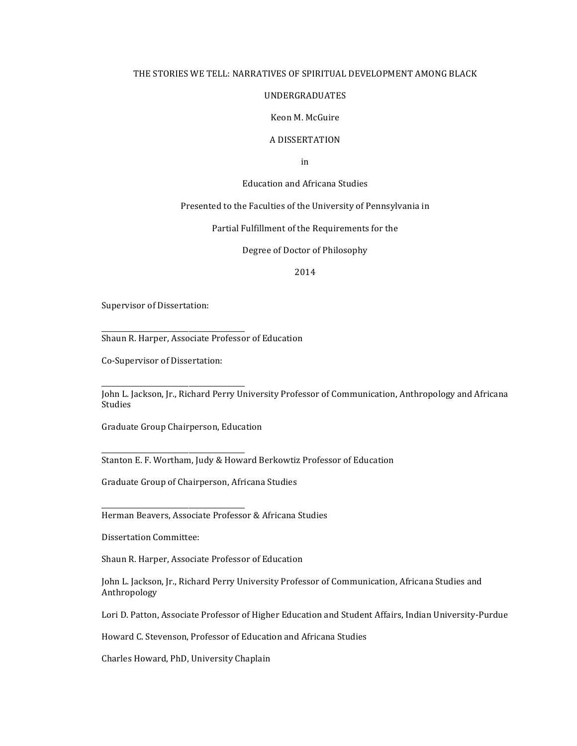THE STORIES WE TELL: NARRATIVES OF SPIRITUAL DEVELOPMENT AMONG BLACK UNDERGRADUATES

Keon M. McGuire

A DISSERTATION

in

Education and Africana Studies

Presented to the Faculties of the University of Pennsylvania in

Partial Fulfillment of the Requirements for the

Degree of Doctor of Philosophy

2014

Supervisor of Dissertation:

\_\_\_\_\_\_\_\_\_\_\_\_\_\_\_\_\_\_\_\_\_\_\_\_\_\_\_\_\_\_\_\_

Shaun R. Harper, Associate Professor of Education

Co-Supervisor of Dissertation:

\_\_\_\_\_\_\_\_\_\_\_\_\_\_\_\_\_\_\_\_\_\_\_\_\_\_\_\_\_\_\_\_

John L. Jackson, Jr., Richard Perry University Professor of Communication, Anthropology and Africana Studies

Graduate Group Chairperson, Education

\_\_\_\_\_\_\_\_\_\_\_\_\_\_\_\_\_\_\_\_\_\_\_\_\_\_\_\_\_\_\_\_

Stanton E. F. Wortham, Judy & Howard Berkowtiz Professor of Education

Graduate Group of Chairperson, Africana Studies

\_\_\_\_\_\_\_\_\_\_\_\_\_\_\_\_\_\_\_\_\_\_\_\_\_\_\_\_\_\_\_\_

Herman Beavers, Associate Professor & Africana Studies

Dissertation Committee:

Shaun R. Harper, Associate Professor of Education

John L. Jackson, Jr., Richard Perry University Professor of Communication, Africana Studies and Anthropology

Lori D. Patton, Associate Professor of Higher Education and Student Affairs, Indian University-Purdue

Howard C. Stevenson, Professor of Education and Africana Studies

Charles Howard, PhD, University Chaplain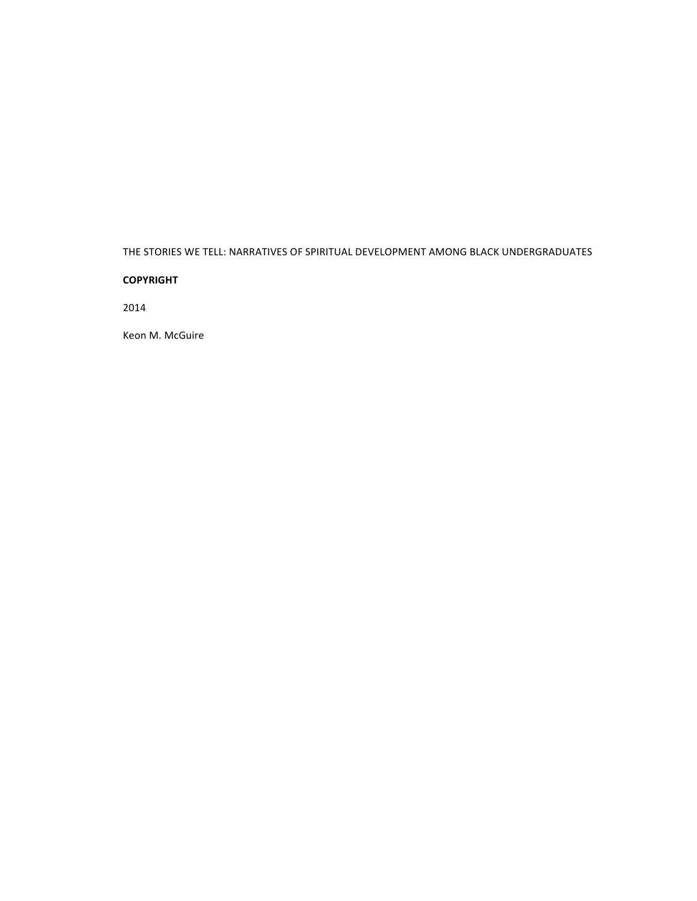THE STORIES WE TELL: NARRATIVES OF SPIRITUAL DEVELOPMENT AMONG BLACK UNDERGRADUATES

**COPYRIGHT**

2014

Keon M. McGuire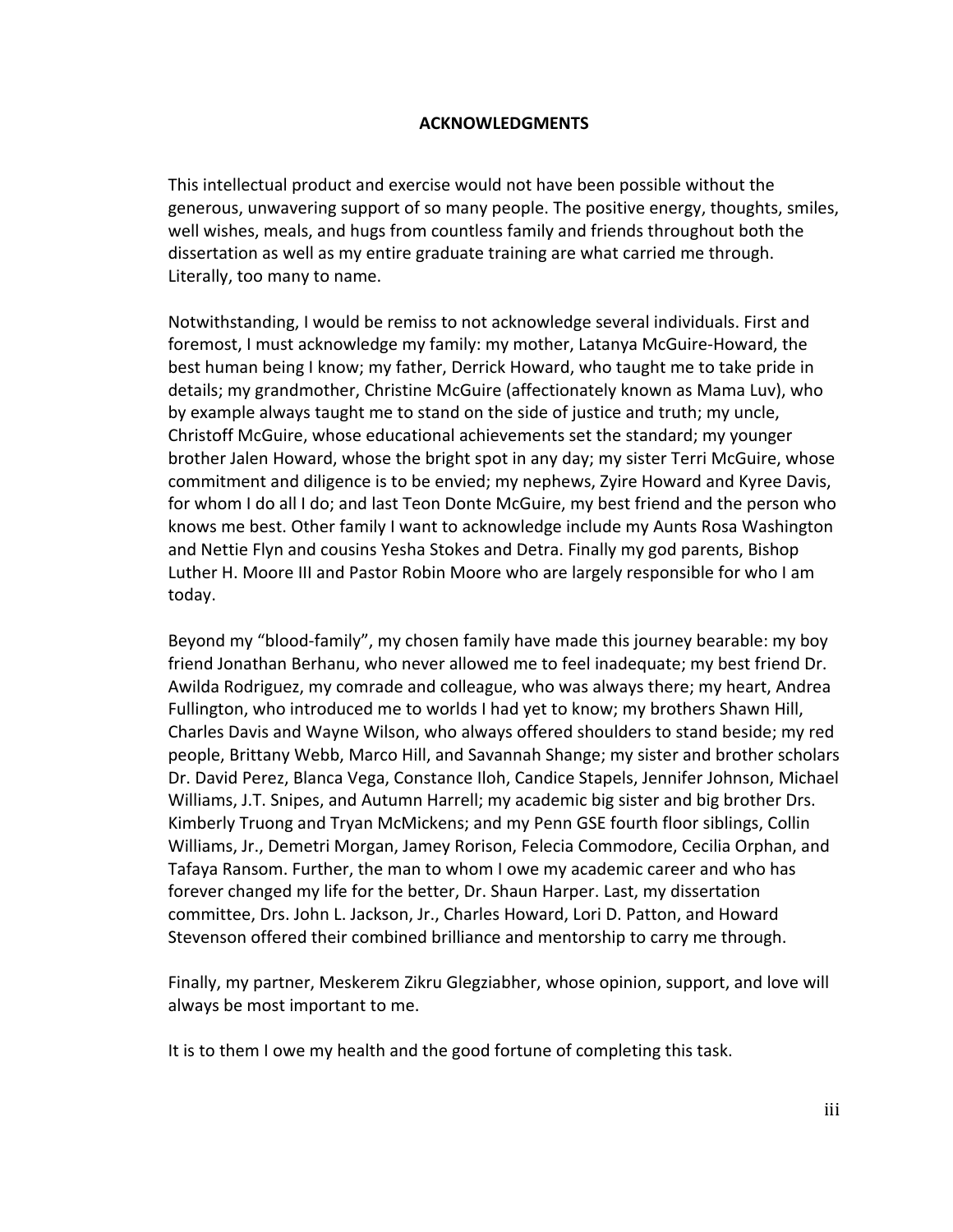# ACKNOWLEDGMENTS

This intellectual product and exercise would not have been possible without the generous, unwavering support of so many people. The positive energy, thoughts, smiles, well wishes, meals, and hugs from countless family and friends throughout both the dissertation as well as my entire graduate training are what carried me through. Literally, too many to name.

Notwithstanding, I would be remiss to not acknowledge several individuals. First and foremost, I must acknowledge my family: my mother, Latanya McGuire-Howard, the best human being I know; my father, Derrick Howard, who taught me to take pride in details; my grandmother, Christine McGuire (affectionately known as Mama Luv), who by example always taught me to stand on the side of justice and truth; my uncle, Christoff McGuire, whose educational achievements set the standard; my younger brother Jalen Howard, whose the bright spot in any day; my sister Terri McGuire, whose commitment and diligence is to be envied; my nephews, Zyire Howard and Kyree Davis, for whom I do all I do; and last Teon Donte McGuire, my best friend and the person who knows me best. Other family I want to acknowledge include my Aunts Rosa Washington and Nettie Flyn and cousins Yesha Stokes and Detra. Finally my god parents, Bishop Luther H. Moore III and Pastor Robin Moore who are largely responsible for who I am today.

Beyond my "blood-family", my chosen family have made this journey bearable: my boy friend Jonathan Berhanu, who never allowed me to feel inadequate; my best friend Dr. Awilda Rodriguez, my comrade and colleague, who was always there; my heart, Andrea Fullington, who introduced me to worlds I had yet to know; my brothers Shawn Hill, Charles Davis and Wayne Wilson, who always offered shoulders to stand beside; my red people, Brittany Webb, Marco Hill, and Savannah Shange; my sister and brother scholars Dr. David Perez, Blanca Vega, Constance Iloh, Candice Stapels, Jennifer Johnson, Michael Williams, J.T. Snipes, and Autumn Harrell; my academic big sister and big brother Drs. Kimberly Truong and Tryan McMickens; and my Penn GSE fourth floor siblings, Collin Williams, Jr., Demetri Morgan, Jamey Rorison, Felecia Commodore, Cecilia Orphan, and Tafaya Ransom. Further, the man to whom I owe my academic career and who has forever changed my life for the better, Dr. Shaun Harper. Last, my dissertation committee, Drs. John L. Jackson, Jr., Charles Howard, Lori D. Patton, and Howard Stevenson offered their combined brilliance and mentorship to carry me through.

Finally, my partner, Meskerem Zikru Glegziabher, whose opinion, support, and love will always be most important to me.

It is to them I owe my health and the good fortune of completing this task.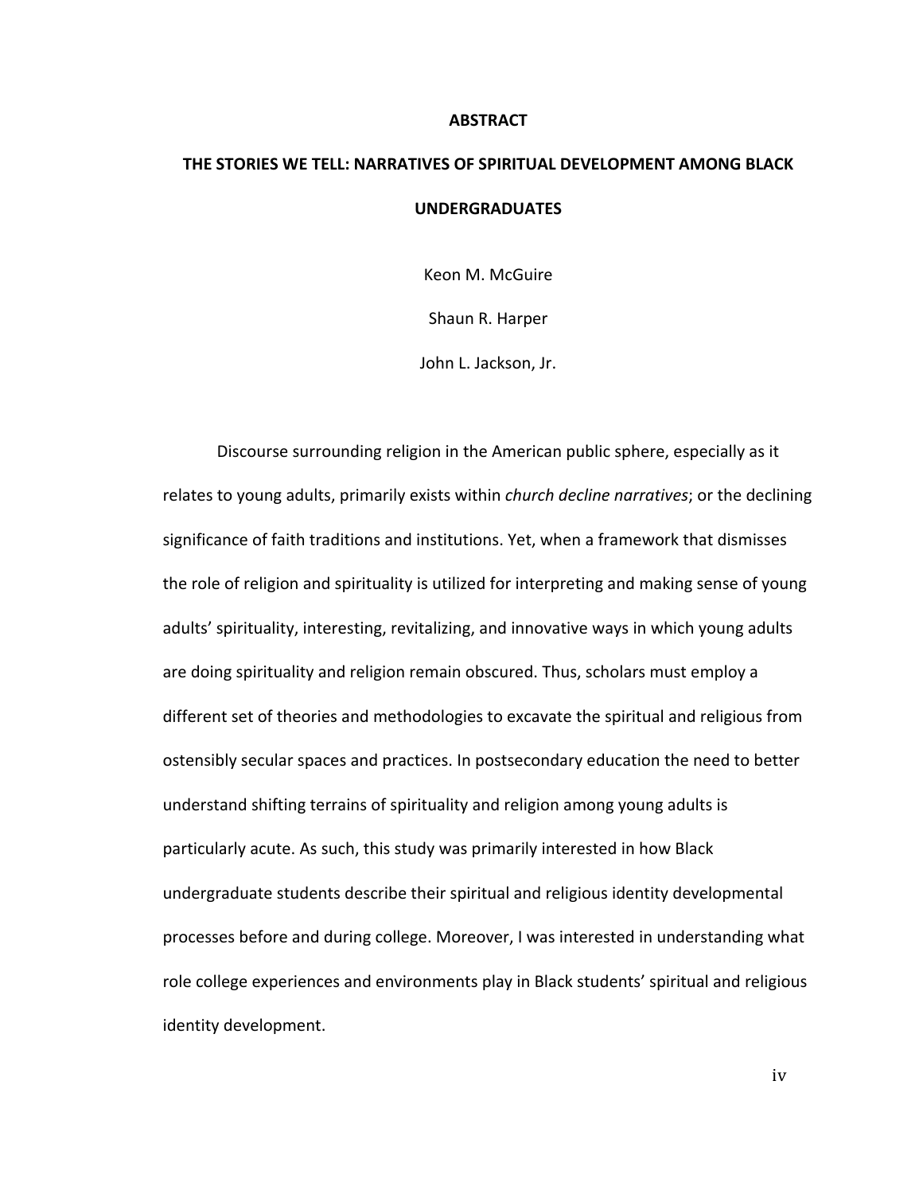# ABSTRACT

## THE STORIES WE TELL: NARRATIVES OF SPIRITUAL DEVELOPMENT AMONG BLACK UNDERGRADUATES

Keon M. McGuire

Shaun R. Harper

John L. Jackson, Jr.

Discourse surrounding religion in the American public sphere, especially as it relates to young adults, primarily exists within *church decline narratives*; or the declining significance of faith traditions and institutions. Yet, when a framework that dismisses the role of religion and spirituality is utilized for interpreting and making sense of young adults' spirituality, interesting, revitalizing, and innovative ways in which young adults are doing spirituality and religion remain obscured. Thus, scholars must employ a different set of theories and methodologies to excavate the spiritual and religious from ostensibly secular spaces and practices. In postsecondary education the need to better understand shifting terrains of spirituality and religion among young adults is particularly acute. As such, this study was primarily interested in how Black undergraduate students describe their spiritual and religious identity developmental processes before and during college. Moreover, I was interested in understanding what role college experiences and environments play in Black students' spiritual and religious identity development.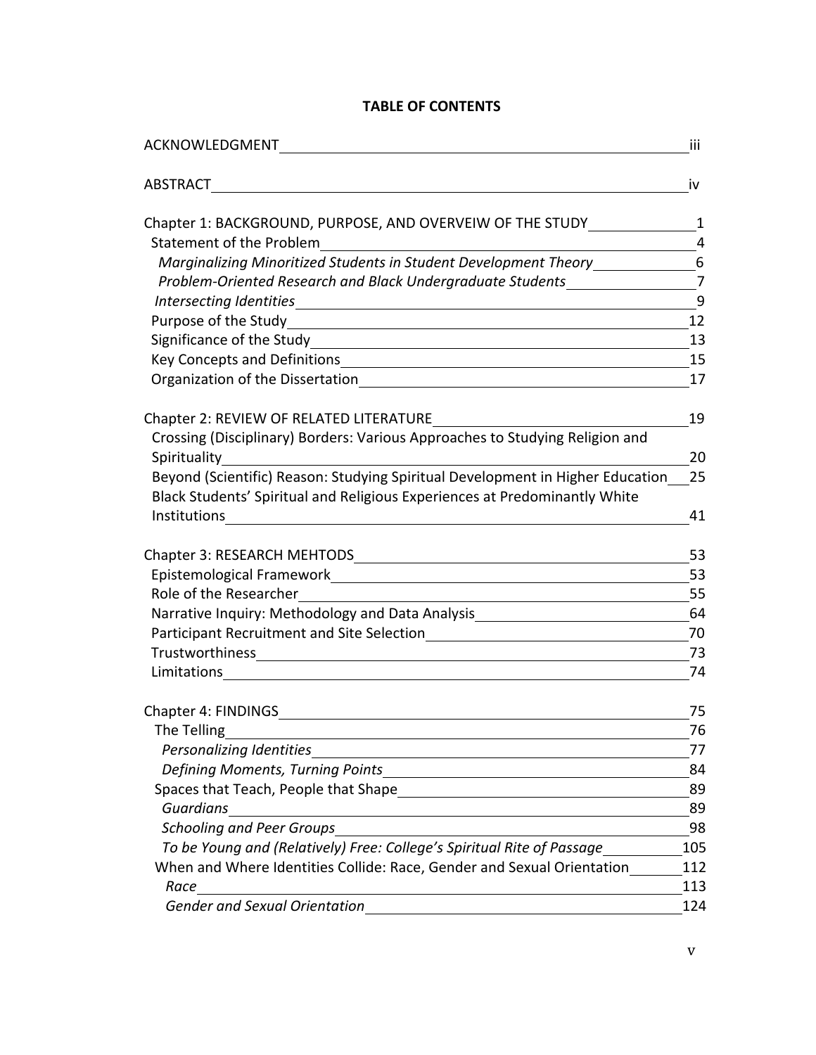**TABLE OF CONTENTS**

ACKNOWLEDGMENT iii

ABSTRACT iv

Chapter 1: BACKGROUND, PURPOSE, AND OVERVEIW OF THE STUDY 1
- Statement of the Problem 4
  - *Marginalizing Minoritized Students in Student Development Theory* 6
  - *Problem-Oriented Research and Black Undergraduate Students* 7
  - *Intersecting Identities* 9
- Purpose of the Study 12
- Significance of the Study 13
- Key Concepts and Definitions 15
- Organization of the Dissertation 17

Chapter 2: REVIEW OF RELATED LITERATURE 19
- Crossing (Disciplinary) Borders: Various Approaches to Studying Religion and Spirituality 20
- Beyond (Scientific) Reason: Studying Spiritual Development in Higher Education 25
- Black Students' Spiritual and Religious Experiences at Predominantly White Institutions 41

Chapter 3: RESEARCH MEHTODS 53
- Epistemological Framework 53
- Role of the Researcher 55
- Narrative Inquiry: Methodology and Data Analysis 64
- Participant Recruitment and Site Selection 70
- Trustworthiness 73
- Limitations 74

Chapter 4: FINDINGS 75
- The Telling 76
  - *Personalizing Identities* 77
  - *Defining Moments, Turning Points* 84
- Spaces that Teach, People that Shape 89
  - *Guardians* 89
  - *Schooling and Peer Groups* 98
  - *To be Young and (Relatively) Free: College's Spiritual Rite of Passage* 105
- When and Where Identities Collide: Race, Gender and Sexual Orientation 112
  - *Race* 113
  - *Gender and Sexual Orientation* 124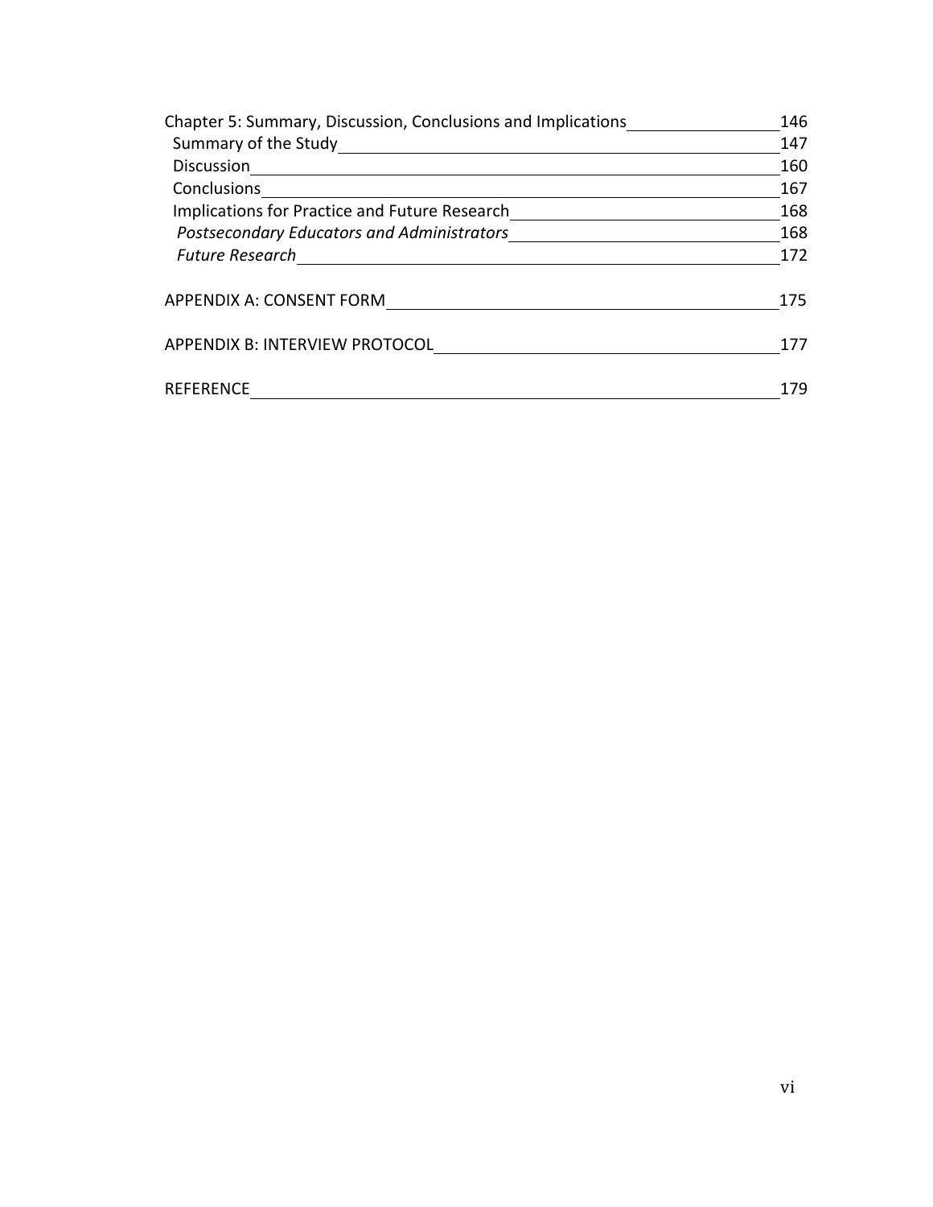| | |
|---|---|
| Chapter 5: Summary, Discussion, Conclusions and Implications | 146 |
| Summary of the Study | 147 |
| Discussion | 160 |
| Conclusions | 167 |
| Implications for Practice and Future Research | 168 |
| *Postsecondary Educators and Administrators* | 168 |
| *Future Research* | 172 |
| APPENDIX A: CONSENT FORM | 175 |
| APPENDIX B: INTERVIEW PROTOCOL | 177 |
| REFERENCE | 179 |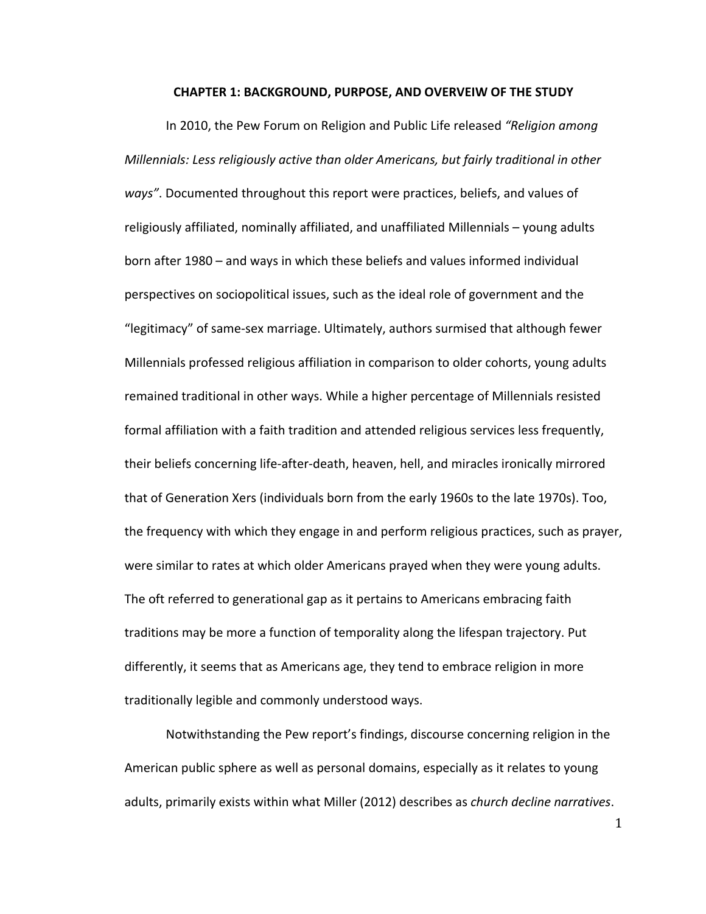# CHAPTER 1: BACKGROUND, PURPOSE, AND OVERVEIW OF THE STUDY

In 2010, the Pew Forum on Religion and Public Life released *"Religion among Millennials: Less religiously active than older Americans, but fairly traditional in other ways"*. Documented throughout this report were practices, beliefs, and values of religiously affiliated, nominally affiliated, and unaffiliated Millennials – young adults born after 1980 – and ways in which these beliefs and values informed individual perspectives on sociopolitical issues, such as the ideal role of government and the "legitimacy" of same-sex marriage. Ultimately, authors surmised that although fewer Millennials professed religious affiliation in comparison to older cohorts, young adults remained traditional in other ways. While a higher percentage of Millennials resisted formal affiliation with a faith tradition and attended religious services less frequently, their beliefs concerning life-after-death, heaven, hell, and miracles ironically mirrored that of Generation Xers (individuals born from the early 1960s to the late 1970s). Too, the frequency with which they engage in and perform religious practices, such as prayer, were similar to rates at which older Americans prayed when they were young adults. The oft referred to generational gap as it pertains to Americans embracing faith traditions may be more a function of temporality along the lifespan trajectory. Put differently, it seems that as Americans age, they tend to embrace religion in more traditionally legible and commonly understood ways.

Notwithstanding the Pew report's findings, discourse concerning religion in the American public sphere as well as personal domains, especially as it relates to young adults, primarily exists within what Miller (2012) describes as *church decline narratives*.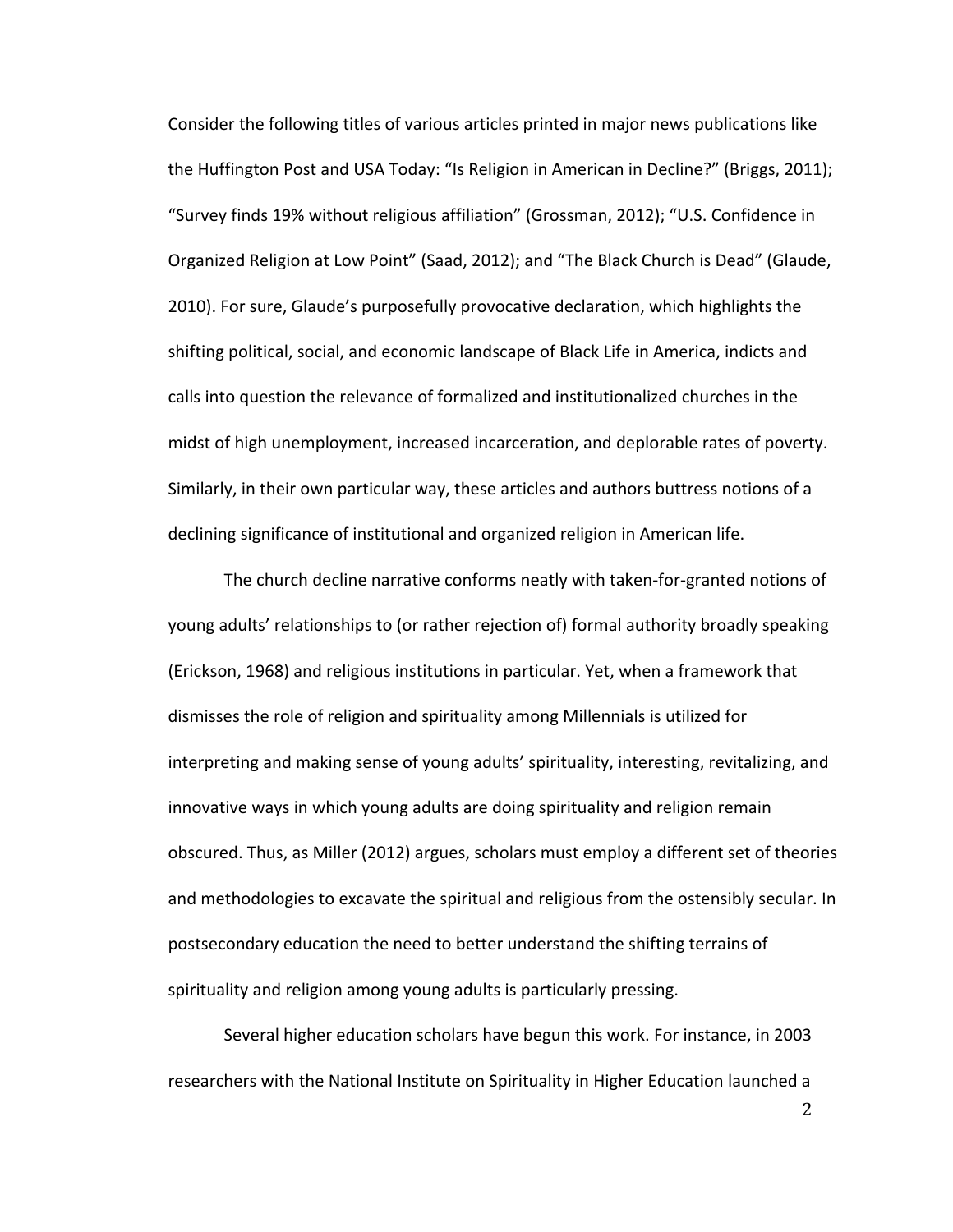Consider the following titles of various articles printed in major news publications like the Huffington Post and USA Today: "Is Religion in American in Decline?" (Briggs, 2011); "Survey finds 19% without religious affiliation" (Grossman, 2012); "U.S. Confidence in Organized Religion at Low Point" (Saad, 2012); and "The Black Church is Dead" (Glaude, 2010). For sure, Glaude's purposefully provocative declaration, which highlights the shifting political, social, and economic landscape of Black Life in America, indicts and calls into question the relevance of formalized and institutionalized churches in the midst of high unemployment, increased incarceration, and deplorable rates of poverty. Similarly, in their own particular way, these articles and authors buttress notions of a declining significance of institutional and organized religion in American life.

The church decline narrative conforms neatly with taken-for-granted notions of young adults' relationships to (or rather rejection of) formal authority broadly speaking (Erickson, 1968) and religious institutions in particular. Yet, when a framework that dismisses the role of religion and spirituality among Millennials is utilized for interpreting and making sense of young adults' spirituality, interesting, revitalizing, and innovative ways in which young adults are doing spirituality and religion remain obscured. Thus, as Miller (2012) argues, scholars must employ a different set of theories and methodologies to excavate the spiritual and religious from the ostensibly secular. In postsecondary education the need to better understand the shifting terrains of spirituality and religion among young adults is particularly pressing.

Several higher education scholars have begun this work. For instance, in 2003 researchers with the National Institute on Spirituality in Higher Education launched a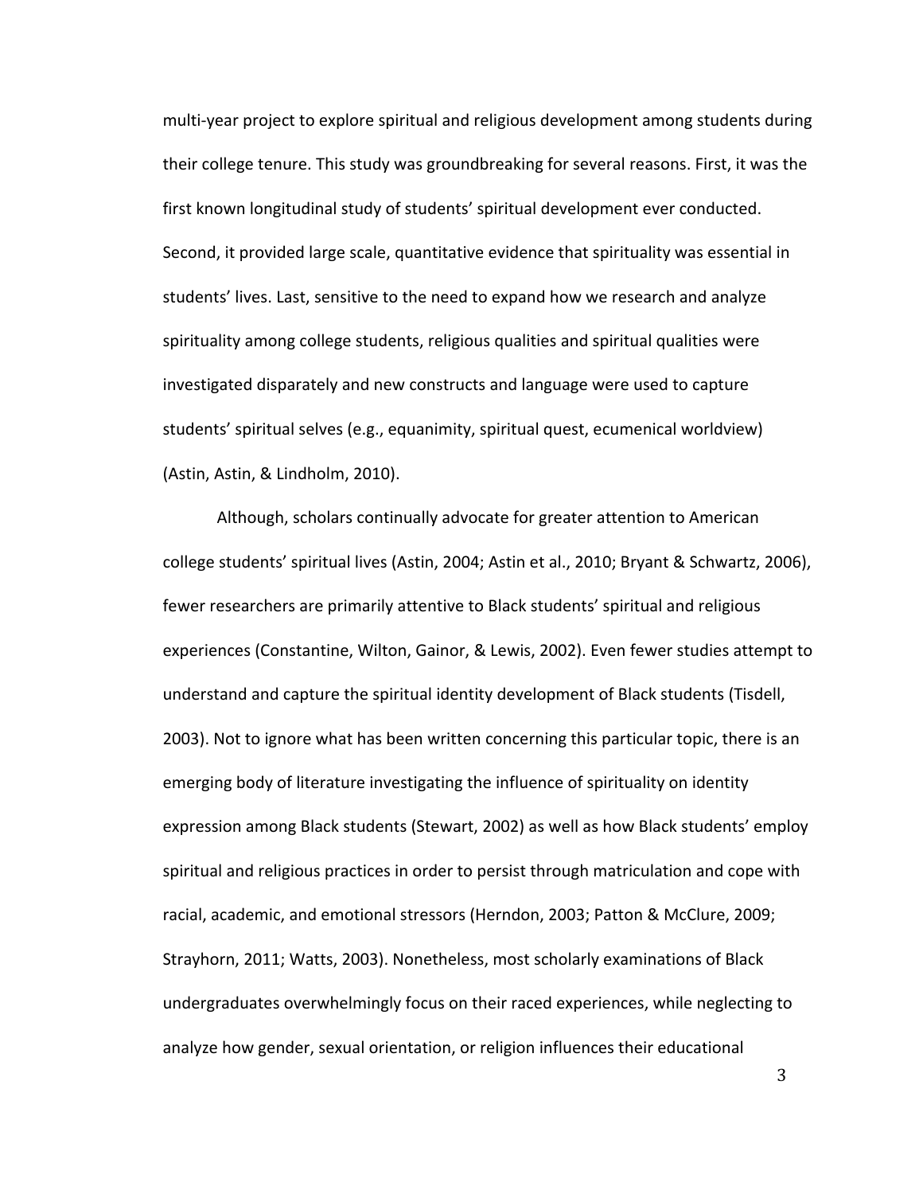multi-year project to explore spiritual and religious development among students during their college tenure. This study was groundbreaking for several reasons. First, it was the first known longitudinal study of students' spiritual development ever conducted. Second, it provided large scale, quantitative evidence that spirituality was essential in students' lives. Last, sensitive to the need to expand how we research and analyze spirituality among college students, religious qualities and spiritual qualities were investigated disparately and new constructs and language were used to capture students' spiritual selves (e.g., equanimity, spiritual quest, ecumenical worldview) (Astin, Astin, & Lindholm, 2010).

Although, scholars continually advocate for greater attention to American college students' spiritual lives (Astin, 2004; Astin et al., 2010; Bryant & Schwartz, 2006), fewer researchers are primarily attentive to Black students' spiritual and religious experiences (Constantine, Wilton, Gainor, & Lewis, 2002). Even fewer studies attempt to understand and capture the spiritual identity development of Black students (Tisdell, 2003). Not to ignore what has been written concerning this particular topic, there is an emerging body of literature investigating the influence of spirituality on identity expression among Black students (Stewart, 2002) as well as how Black students' employ spiritual and religious practices in order to persist through matriculation and cope with racial, academic, and emotional stressors (Herndon, 2003; Patton & McClure, 2009; Strayhorn, 2011; Watts, 2003). Nonetheless, most scholarly examinations of Black undergraduates overwhelmingly focus on their raced experiences, while neglecting to analyze how gender, sexual orientation, or religion influences their educational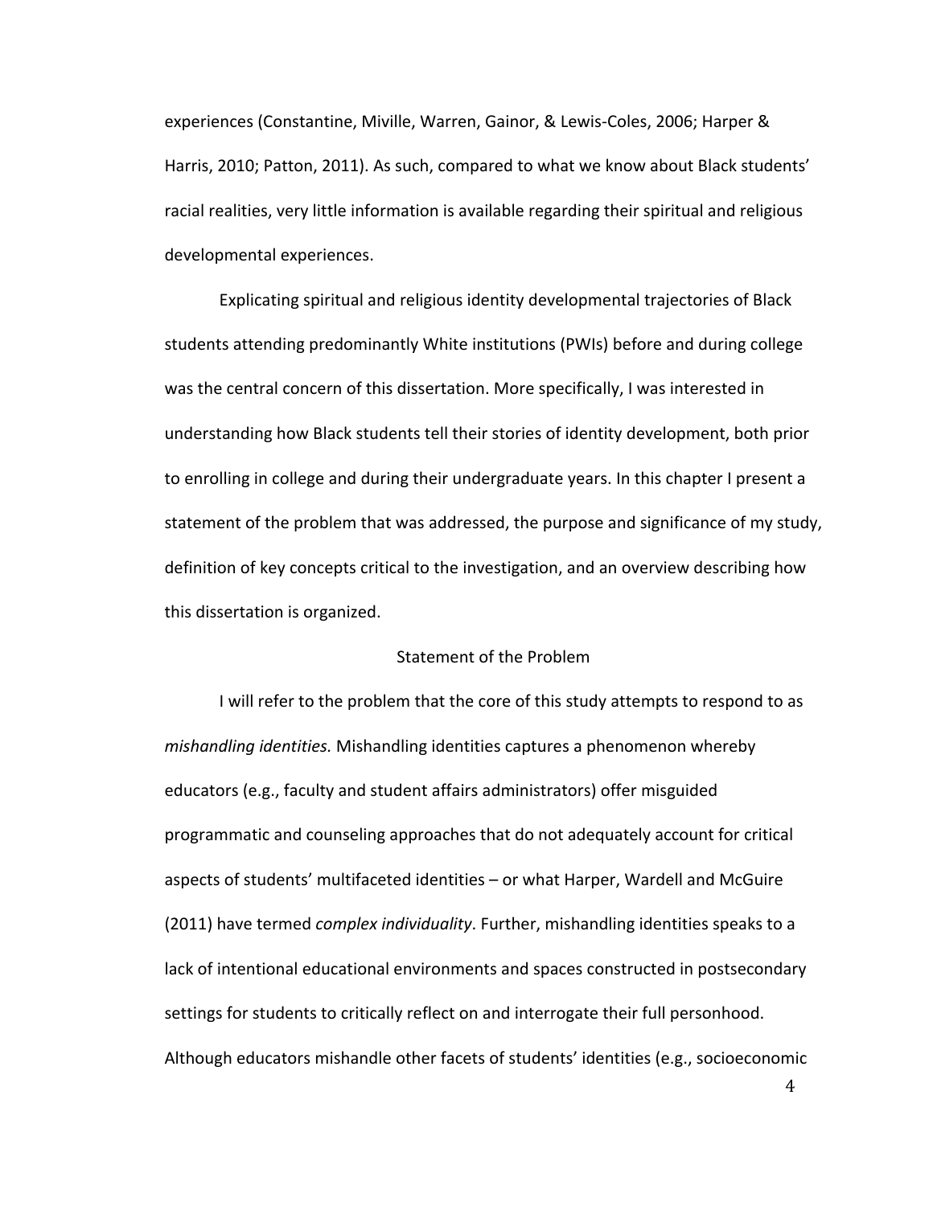experiences (Constantine, Miville, Warren, Gainor, & Lewis-Coles, 2006; Harper & Harris, 2010; Patton, 2011). As such, compared to what we know about Black students' racial realities, very little information is available regarding their spiritual and religious developmental experiences.

Explicating spiritual and religious identity developmental trajectories of Black students attending predominantly White institutions (PWIs) before and during college was the central concern of this dissertation. More specifically, I was interested in understanding how Black students tell their stories of identity development, both prior to enrolling in college and during their undergraduate years. In this chapter I present a statement of the problem that was addressed, the purpose and significance of my study, definition of key concepts critical to the investigation, and an overview describing how this dissertation is organized.

## Statement of the Problem

I will refer to the problem that the core of this study attempts to respond to as *mishandling identities.* Mishandling identities captures a phenomenon whereby educators (e.g., faculty and student affairs administrators) offer misguided programmatic and counseling approaches that do not adequately account for critical aspects of students' multifaceted identities – or what Harper, Wardell and McGuire (2011) have termed *complex individuality*. Further, mishandling identities speaks to a lack of intentional educational environments and spaces constructed in postsecondary settings for students to critically reflect on and interrogate their full personhood. Although educators mishandle other facets of students' identities (e.g., socioeconomic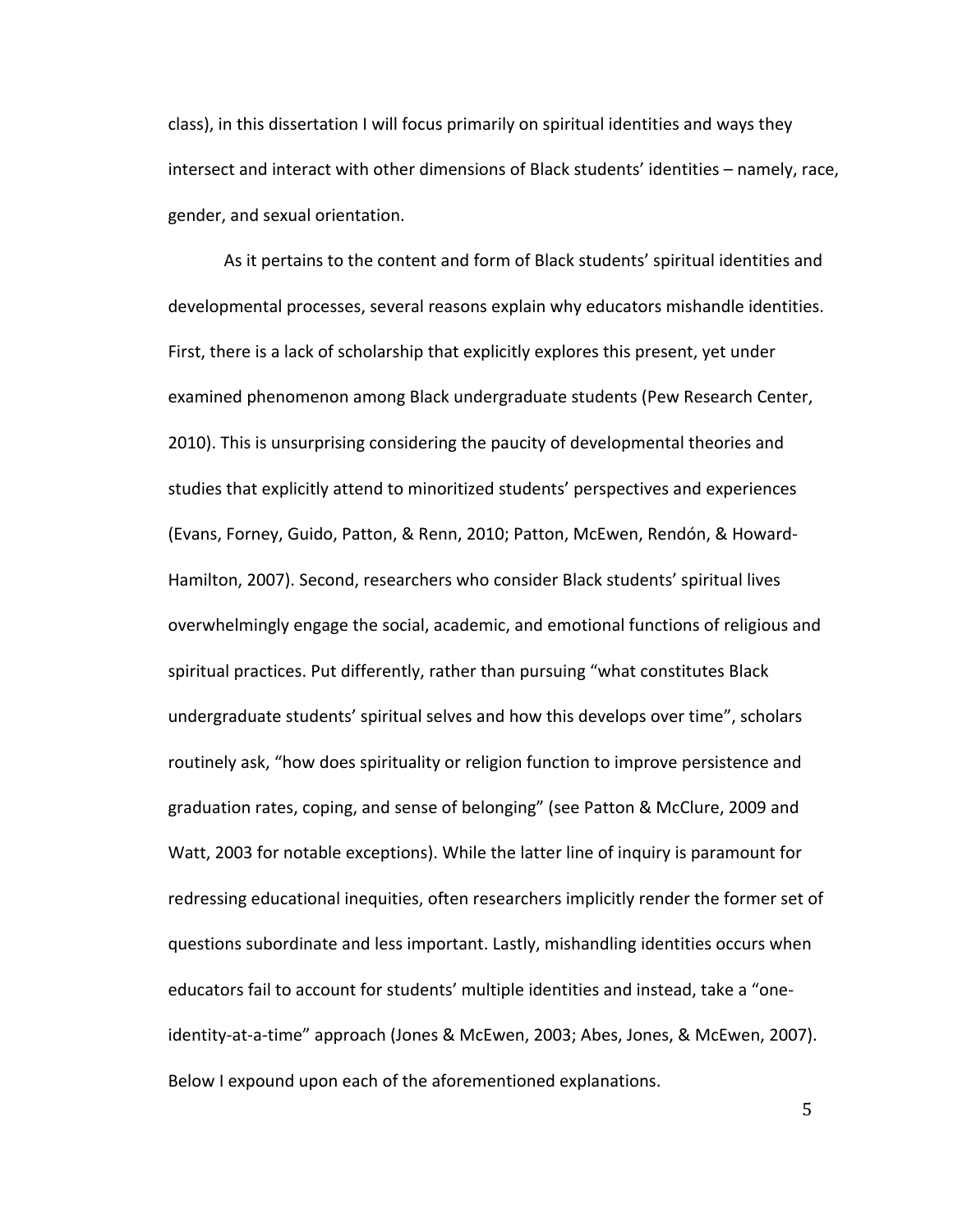class), in this dissertation I will focus primarily on spiritual identities and ways they intersect and interact with other dimensions of Black students' identities – namely, race, gender, and sexual orientation.

As it pertains to the content and form of Black students' spiritual identities and developmental processes, several reasons explain why educators mishandle identities. First, there is a lack of scholarship that explicitly explores this present, yet under examined phenomenon among Black undergraduate students (Pew Research Center, 2010). This is unsurprising considering the paucity of developmental theories and studies that explicitly attend to minoritized students' perspectives and experiences (Evans, Forney, Guido, Patton, & Renn, 2010; Patton, McEwen, Rendón, & Howard-Hamilton, 2007). Second, researchers who consider Black students' spiritual lives overwhelmingly engage the social, academic, and emotional functions of religious and spiritual practices. Put differently, rather than pursuing "what constitutes Black undergraduate students' spiritual selves and how this develops over time", scholars routinely ask, "how does spirituality or religion function to improve persistence and graduation rates, coping, and sense of belonging" (see Patton & McClure, 2009 and Watt, 2003 for notable exceptions). While the latter line of inquiry is paramount for redressing educational inequities, often researchers implicitly render the former set of questions subordinate and less important. Lastly, mishandling identities occurs when educators fail to account for students' multiple identities and instead, take a "one-identity-at-a-time" approach (Jones & McEwen, 2003; Abes, Jones, & McEwen, 2007). Below I expound upon each of the aforementioned explanations.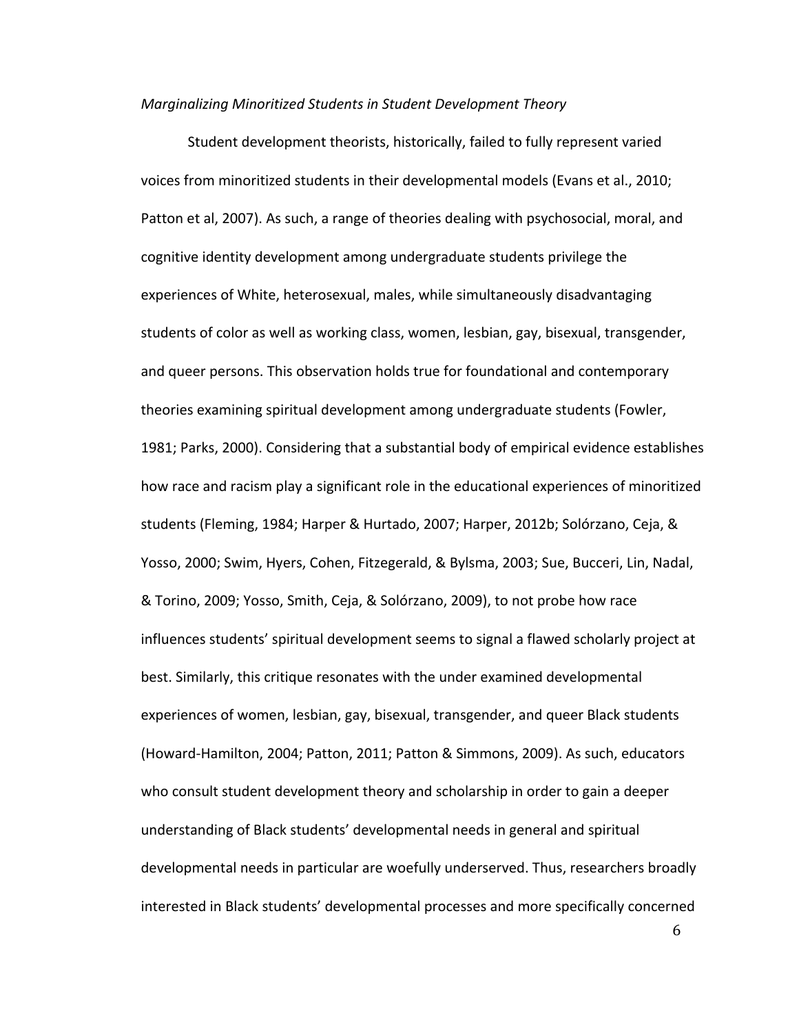*Marginalizing Minoritized Students in Student Development Theory*

Student development theorists, historically, failed to fully represent varied voices from minoritized students in their developmental models (Evans et al., 2010; Patton et al, 2007). As such, a range of theories dealing with psychosocial, moral, and cognitive identity development among undergraduate students privilege the experiences of White, heterosexual, males, while simultaneously disadvantaging students of color as well as working class, women, lesbian, gay, bisexual, transgender, and queer persons. This observation holds true for foundational and contemporary theories examining spiritual development among undergraduate students (Fowler, 1981; Parks, 2000). Considering that a substantial body of empirical evidence establishes how race and racism play a significant role in the educational experiences of minoritized students (Fleming, 1984; Harper & Hurtado, 2007; Harper, 2012b; Solórzano, Ceja, & Yosso, 2000; Swim, Hyers, Cohen, Fitzegerald, & Bylsma, 2003; Sue, Bucceri, Lin, Nadal, & Torino, 2009; Yosso, Smith, Ceja, & Solórzano, 2009), to not probe how race influences students' spiritual development seems to signal a flawed scholarly project at best. Similarly, this critique resonates with the under examined developmental experiences of women, lesbian, gay, bisexual, transgender, and queer Black students (Howard-Hamilton, 2004; Patton, 2011; Patton & Simmons, 2009). As such, educators who consult student development theory and scholarship in order to gain a deeper understanding of Black students' developmental needs in general and spiritual developmental needs in particular are woefully underserved. Thus, researchers broadly interested in Black students' developmental processes and more specifically concerned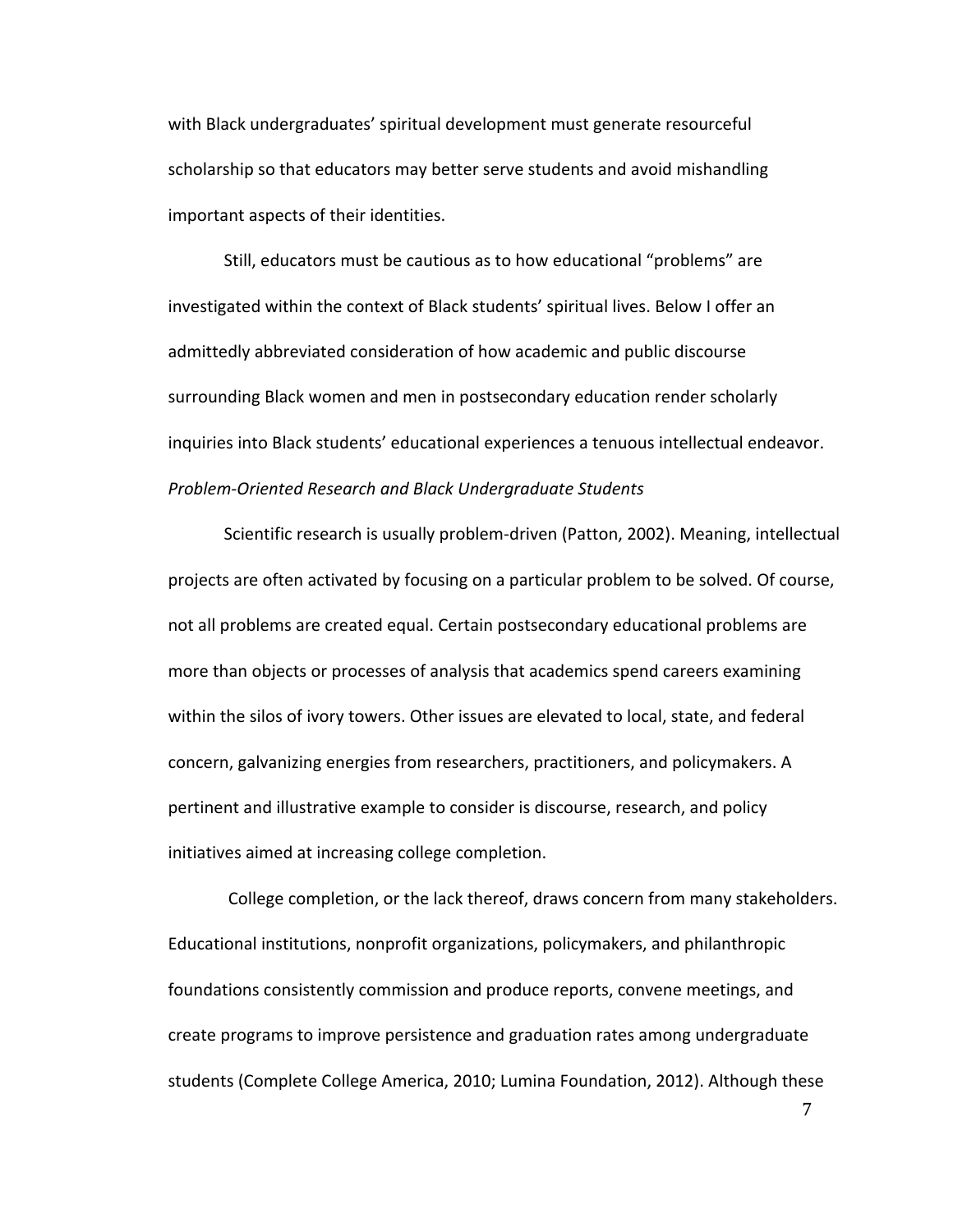with Black undergraduates' spiritual development must generate resourceful scholarship so that educators may better serve students and avoid mishandling important aspects of their identities.

Still, educators must be cautious as to how educational "problems" are investigated within the context of Black students' spiritual lives. Below I offer an admittedly abbreviated consideration of how academic and public discourse surrounding Black women and men in postsecondary education render scholarly inquiries into Black students' educational experiences a tenuous intellectual endeavor.

*Problem-Oriented Research and Black Undergraduate Students*

Scientific research is usually problem-driven (Patton, 2002). Meaning, intellectual projects are often activated by focusing on a particular problem to be solved. Of course, not all problems are created equal. Certain postsecondary educational problems are more than objects or processes of analysis that academics spend careers examining within the silos of ivory towers. Other issues are elevated to local, state, and federal concern, galvanizing energies from researchers, practitioners, and policymakers. A pertinent and illustrative example to consider is discourse, research, and policy initiatives aimed at increasing college completion.

College completion, or the lack thereof, draws concern from many stakeholders. Educational institutions, nonprofit organizations, policymakers, and philanthropic foundations consistently commission and produce reports, convene meetings, and create programs to improve persistence and graduation rates among undergraduate students (Complete College America, 2010; Lumina Foundation, 2012). Although these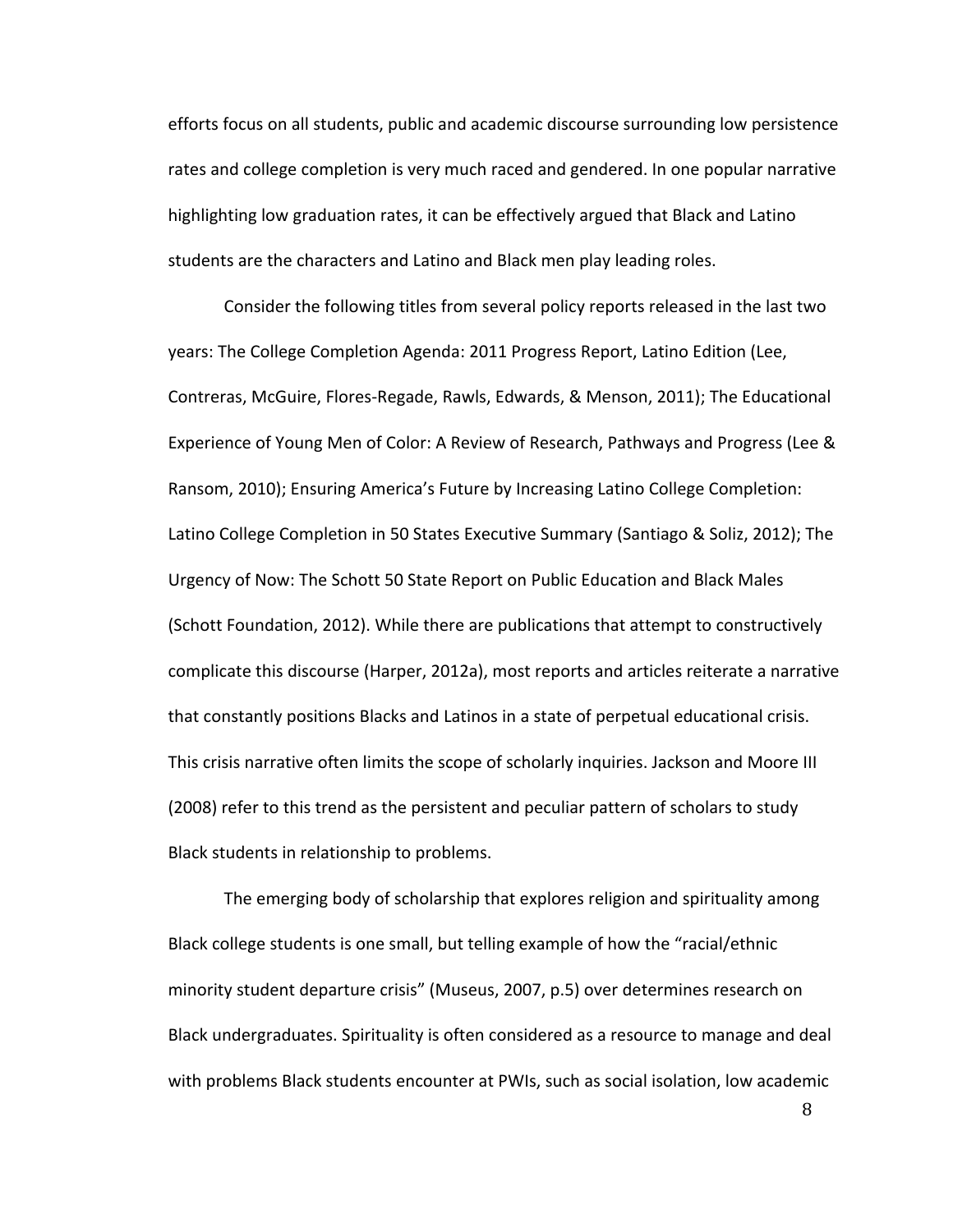efforts focus on all students, public and academic discourse surrounding low persistence rates and college completion is very much raced and gendered. In one popular narrative highlighting low graduation rates, it can be effectively argued that Black and Latino students are the characters and Latino and Black men play leading roles.

Consider the following titles from several policy reports released in the last two years: The College Completion Agenda: 2011 Progress Report, Latino Edition (Lee, Contreras, McGuire, Flores-Regade, Rawls, Edwards, & Menson, 2011); The Educational Experience of Young Men of Color: A Review of Research, Pathways and Progress (Lee & Ransom, 2010); Ensuring America's Future by Increasing Latino College Completion: Latino College Completion in 50 States Executive Summary (Santiago & Soliz, 2012); The Urgency of Now: The Schott 50 State Report on Public Education and Black Males (Schott Foundation, 2012). While there are publications that attempt to constructively complicate this discourse (Harper, 2012a), most reports and articles reiterate a narrative that constantly positions Blacks and Latinos in a state of perpetual educational crisis. This crisis narrative often limits the scope of scholarly inquiries. Jackson and Moore III (2008) refer to this trend as the persistent and peculiar pattern of scholars to study Black students in relationship to problems.

The emerging body of scholarship that explores religion and spirituality among Black college students is one small, but telling example of how the "racial/ethnic minority student departure crisis" (Museus, 2007, p.5) over determines research on Black undergraduates. Spirituality is often considered as a resource to manage and deal with problems Black students encounter at PWIs, such as social isolation, low academic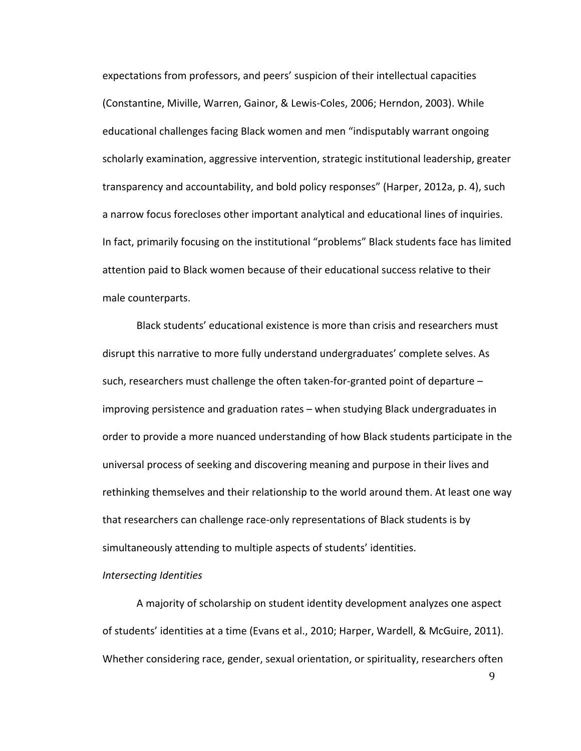expectations from professors, and peers' suspicion of their intellectual capacities (Constantine, Miville, Warren, Gainor, & Lewis-Coles, 2006; Herndon, 2003). While educational challenges facing Black women and men "indisputably warrant ongoing scholarly examination, aggressive intervention, strategic institutional leadership, greater transparency and accountability, and bold policy responses" (Harper, 2012a, p. 4), such a narrow focus forecloses other important analytical and educational lines of inquiries. In fact, primarily focusing on the institutional "problems" Black students face has limited attention paid to Black women because of their educational success relative to their male counterparts.

Black students' educational existence is more than crisis and researchers must disrupt this narrative to more fully understand undergraduates' complete selves. As such, researchers must challenge the often taken-for-granted point of departure – improving persistence and graduation rates – when studying Black undergraduates in order to provide a more nuanced understanding of how Black students participate in the universal process of seeking and discovering meaning and purpose in their lives and rethinking themselves and their relationship to the world around them. At least one way that researchers can challenge race-only representations of Black students is by simultaneously attending to multiple aspects of students' identities.

*Intersecting Identities*

A majority of scholarship on student identity development analyzes one aspect of students' identities at a time (Evans et al., 2010; Harper, Wardell, & McGuire, 2011). Whether considering race, gender, sexual orientation, or spirituality, researchers often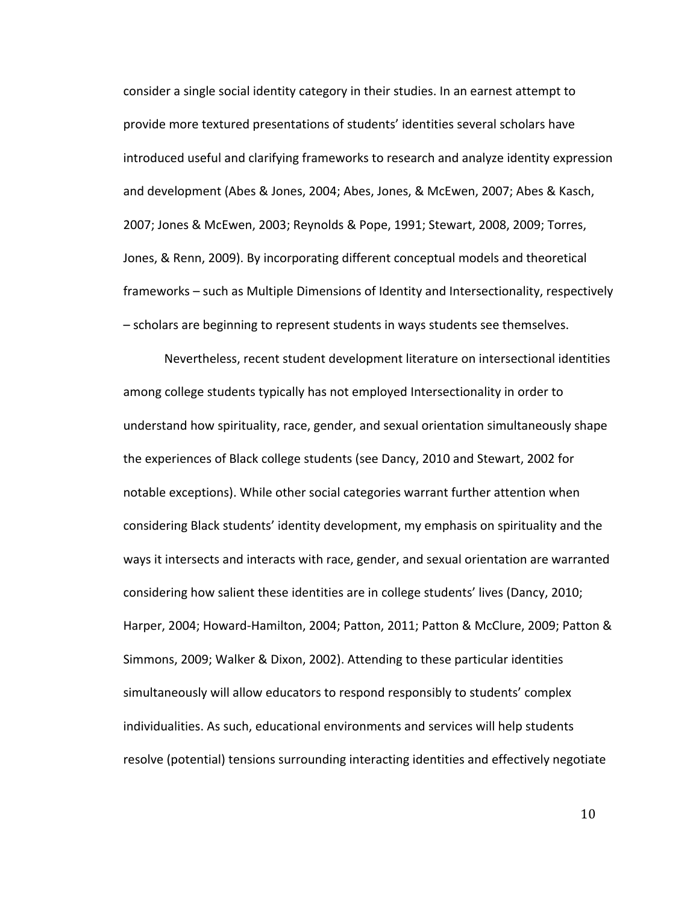consider a single social identity category in their studies. In an earnest attempt to provide more textured presentations of students' identities several scholars have introduced useful and clarifying frameworks to research and analyze identity expression and development (Abes & Jones, 2004; Abes, Jones, & McEwen, 2007; Abes & Kasch, 2007; Jones & McEwen, 2003; Reynolds & Pope, 1991; Stewart, 2008, 2009; Torres, Jones, & Renn, 2009). By incorporating different conceptual models and theoretical frameworks – such as Multiple Dimensions of Identity and Intersectionality, respectively – scholars are beginning to represent students in ways students see themselves.

Nevertheless, recent student development literature on intersectional identities among college students typically has not employed Intersectionality in order to understand how spirituality, race, gender, and sexual orientation simultaneously shape the experiences of Black college students (see Dancy, 2010 and Stewart, 2002 for notable exceptions). While other social categories warrant further attention when considering Black students' identity development, my emphasis on spirituality and the ways it intersects and interacts with race, gender, and sexual orientation are warranted considering how salient these identities are in college students' lives (Dancy, 2010; Harper, 2004; Howard-Hamilton, 2004; Patton, 2011; Patton & McClure, 2009; Patton & Simmons, 2009; Walker & Dixon, 2002). Attending to these particular identities simultaneously will allow educators to respond responsibly to students' complex individualities. As such, educational environments and services will help students resolve (potential) tensions surrounding interacting identities and effectively negotiate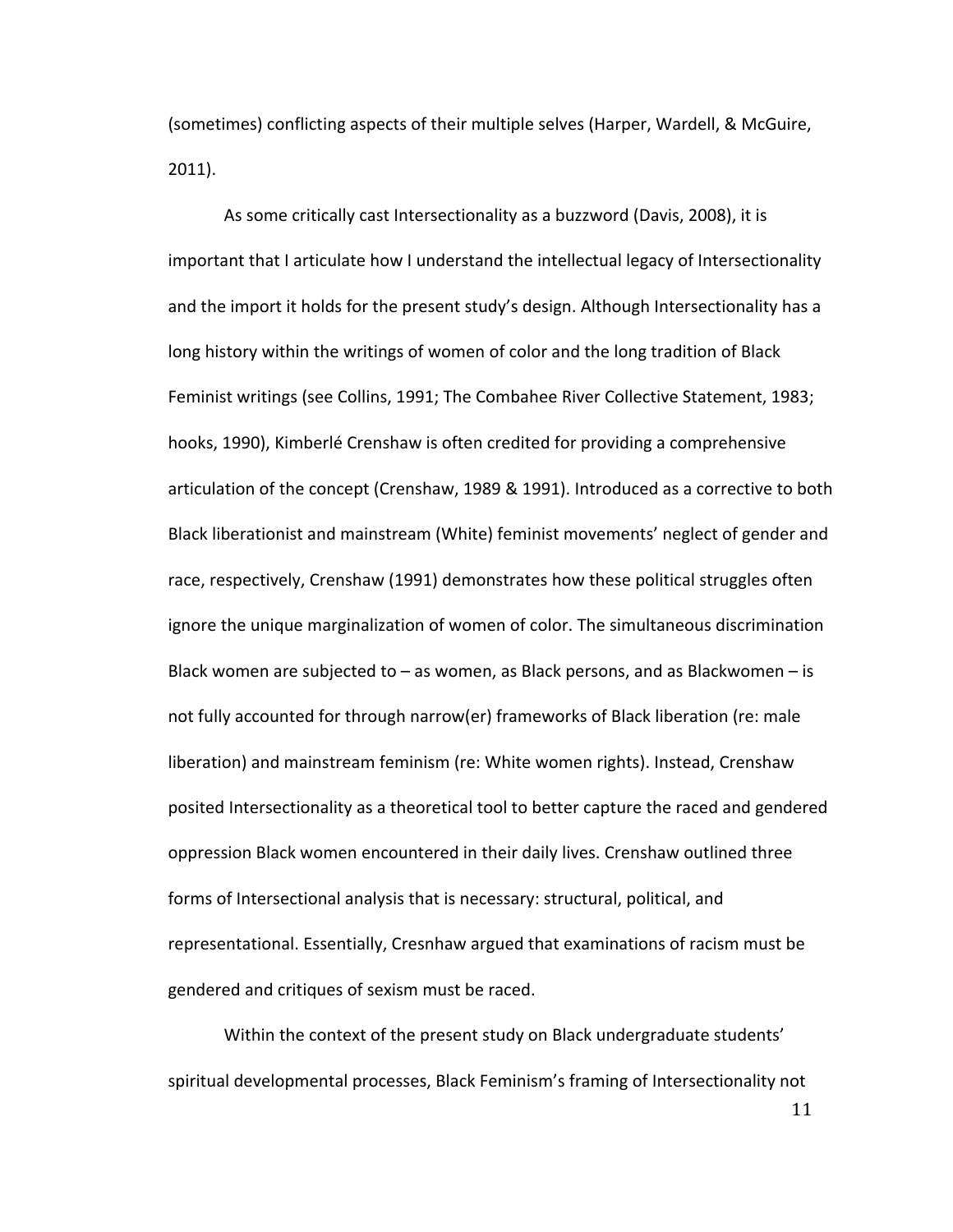(sometimes) conflicting aspects of their multiple selves (Harper, Wardell, & McGuire, 2011).

As some critically cast Intersectionality as a buzzword (Davis, 2008), it is important that I articulate how I understand the intellectual legacy of Intersectionality and the import it holds for the present study's design. Although Intersectionality has a long history within the writings of women of color and the long tradition of Black Feminist writings (see Collins, 1991; The Combahee River Collective Statement, 1983; hooks, 1990), Kimberlé Crenshaw is often credited for providing a comprehensive articulation of the concept (Crenshaw, 1989 & 1991). Introduced as a corrective to both Black liberationist and mainstream (White) feminist movements' neglect of gender and race, respectively, Crenshaw (1991) demonstrates how these political struggles often ignore the unique marginalization of women of color. The simultaneous discrimination Black women are subjected to – as women, as Black persons, and as Blackwomen – is not fully accounted for through narrow(er) frameworks of Black liberation (re: male liberation) and mainstream feminism (re: White women rights). Instead, Crenshaw posited Intersectionality as a theoretical tool to better capture the raced and gendered oppression Black women encountered in their daily lives. Crenshaw outlined three forms of Intersectional analysis that is necessary: structural, political, and representational. Essentially, Cresnhaw argued that examinations of racism must be gendered and critiques of sexism must be raced.

Within the context of the present study on Black undergraduate students' spiritual developmental processes, Black Feminism's framing of Intersectionality not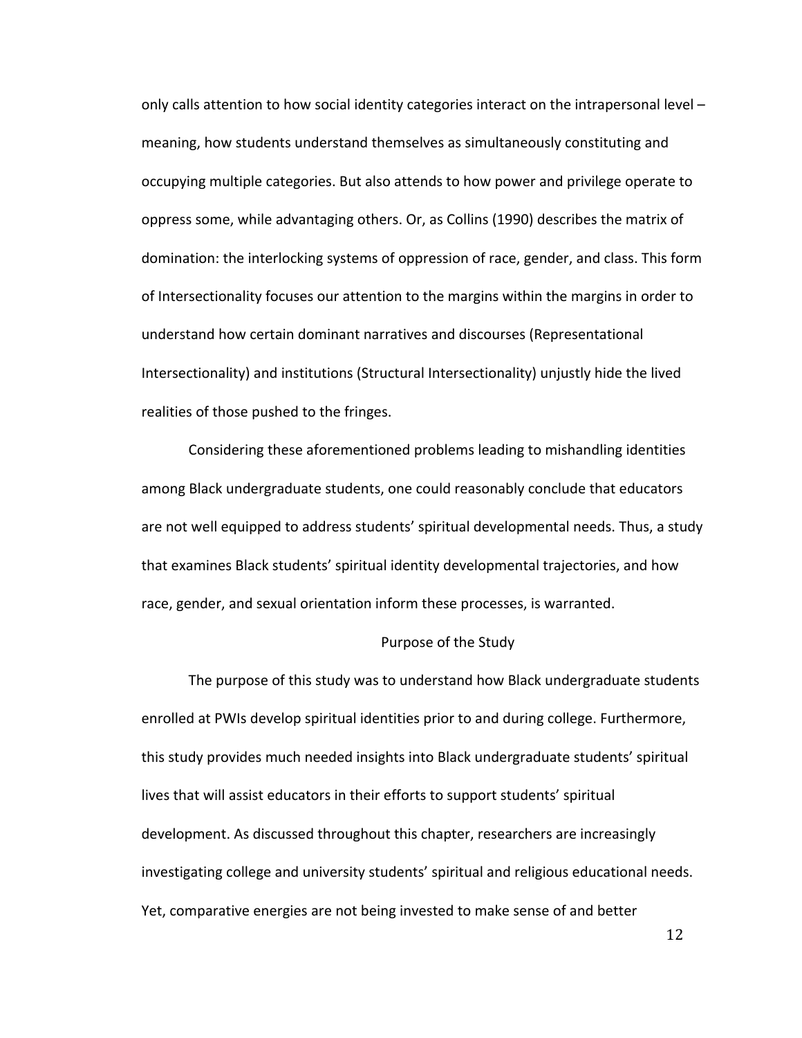only calls attention to how social identity categories interact on the intrapersonal level – meaning, how students understand themselves as simultaneously constituting and occupying multiple categories. But also attends to how power and privilege operate to oppress some, while advantaging others. Or, as Collins (1990) describes the matrix of domination: the interlocking systems of oppression of race, gender, and class. This form of Intersectionality focuses our attention to the margins within the margins in order to understand how certain dominant narratives and discourses (Representational Intersectionality) and institutions (Structural Intersectionality) unjustly hide the lived realities of those pushed to the fringes.

Considering these aforementioned problems leading to mishandling identities among Black undergraduate students, one could reasonably conclude that educators are not well equipped to address students' spiritual developmental needs. Thus, a study that examines Black students' spiritual identity developmental trajectories, and how race, gender, and sexual orientation inform these processes, is warranted.

## Purpose of the Study

The purpose of this study was to understand how Black undergraduate students enrolled at PWIs develop spiritual identities prior to and during college. Furthermore, this study provides much needed insights into Black undergraduate students' spiritual lives that will assist educators in their efforts to support students' spiritual development. As discussed throughout this chapter, researchers are increasingly investigating college and university students' spiritual and religious educational needs. Yet, comparative energies are not being invested to make sense of and better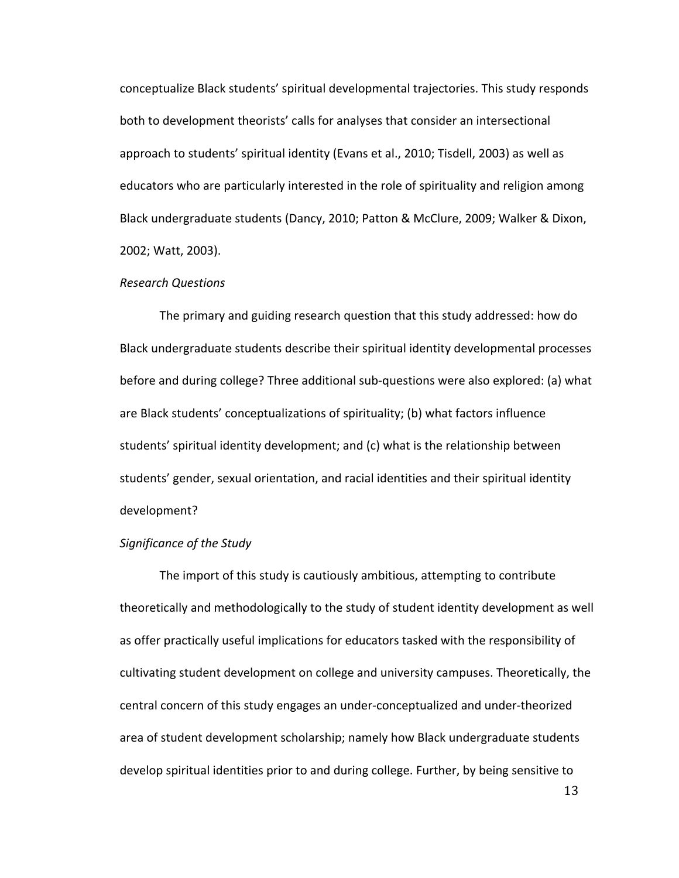conceptualize Black students' spiritual developmental trajectories. This study responds both to development theorists' calls for analyses that consider an intersectional approach to students' spiritual identity (Evans et al., 2010; Tisdell, 2003) as well as educators who are particularly interested in the role of spirituality and religion among Black undergraduate students (Dancy, 2010; Patton & McClure, 2009; Walker & Dixon, 2002; Watt, 2003).

*Research Questions*

The primary and guiding research question that this study addressed: how do Black undergraduate students describe their spiritual identity developmental processes before and during college? Three additional sub-questions were also explored: (a) what are Black students' conceptualizations of spirituality; (b) what factors influence students' spiritual identity development; and (c) what is the relationship between students' gender, sexual orientation, and racial identities and their spiritual identity development?

*Significance of the Study*

The import of this study is cautiously ambitious, attempting to contribute theoretically and methodologically to the study of student identity development as well as offer practically useful implications for educators tasked with the responsibility of cultivating student development on college and university campuses. Theoretically, the central concern of this study engages an under-conceptualized and under-theorized area of student development scholarship; namely how Black undergraduate students develop spiritual identities prior to and during college. Further, by being sensitive to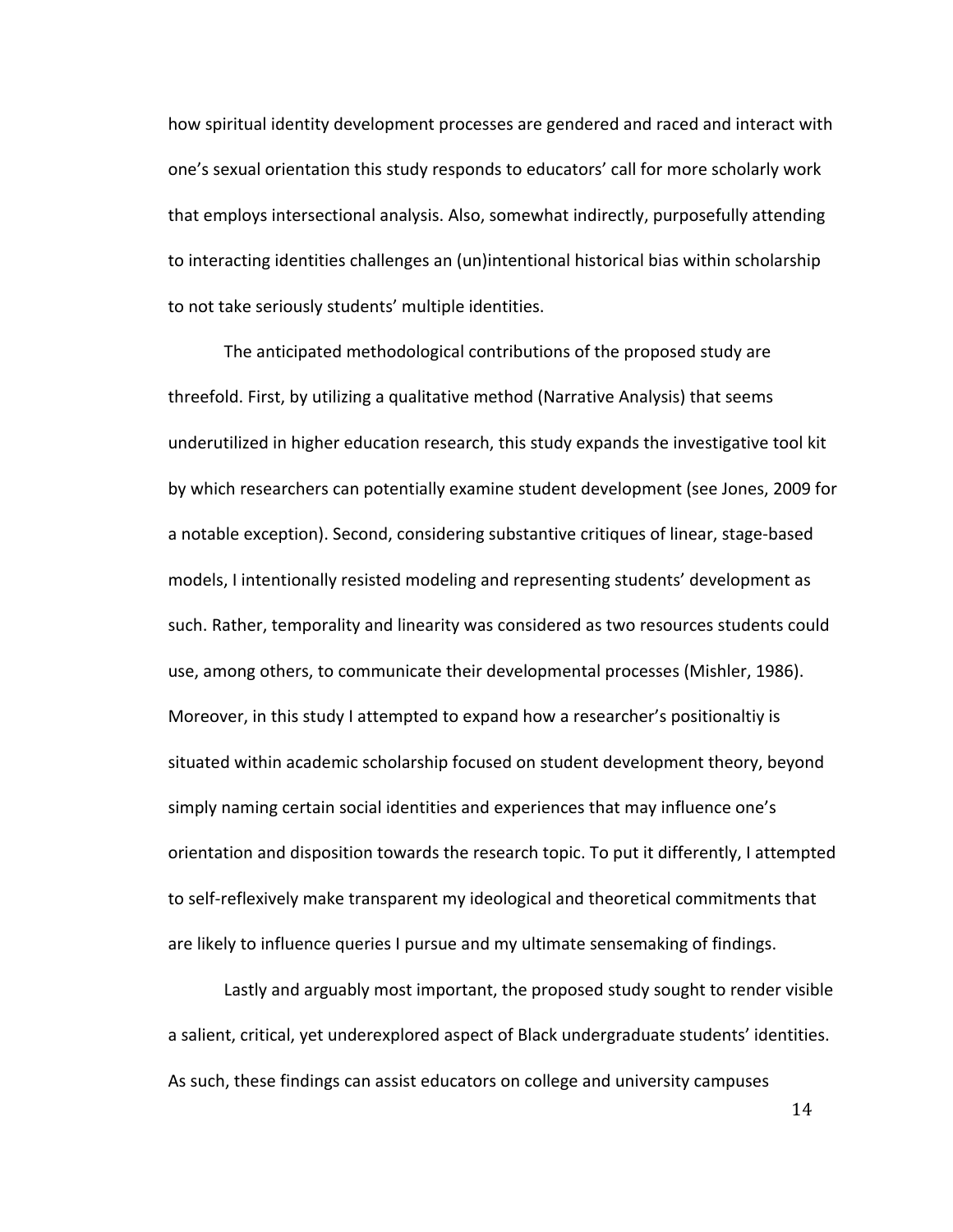how spiritual identity development processes are gendered and raced and interact with one's sexual orientation this study responds to educators' call for more scholarly work that employs intersectional analysis. Also, somewhat indirectly, purposefully attending to interacting identities challenges an (un)intentional historical bias within scholarship to not take seriously students' multiple identities.

The anticipated methodological contributions of the proposed study are threefold. First, by utilizing a qualitative method (Narrative Analysis) that seems underutilized in higher education research, this study expands the investigative tool kit by which researchers can potentially examine student development (see Jones, 2009 for a notable exception). Second, considering substantive critiques of linear, stage-based models, I intentionally resisted modeling and representing students' development as such. Rather, temporality and linearity was considered as two resources students could use, among others, to communicate their developmental processes (Mishler, 1986). Moreover, in this study I attempted to expand how a researcher's positionaltiy is situated within academic scholarship focused on student development theory, beyond simply naming certain social identities and experiences that may influence one's orientation and disposition towards the research topic. To put it differently, I attempted to self-reflexively make transparent my ideological and theoretical commitments that are likely to influence queries I pursue and my ultimate sensemaking of findings.

Lastly and arguably most important, the proposed study sought to render visible a salient, critical, yet underexplored aspect of Black undergraduate students' identities. As such, these findings can assist educators on college and university campuses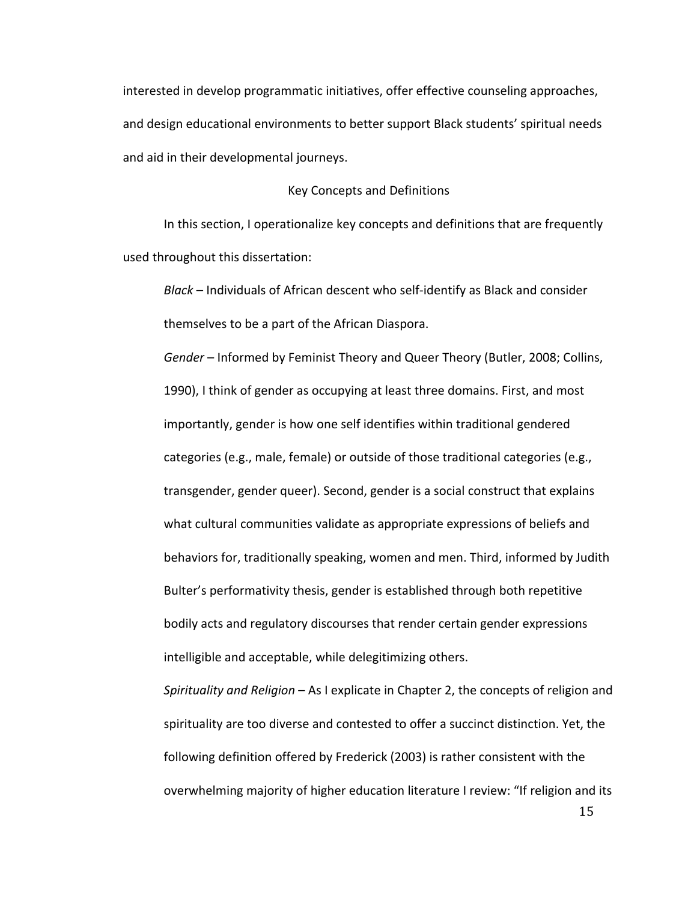interested in develop programmatic initiatives, offer effective counseling approaches, and design educational environments to better support Black students' spiritual needs and aid in their developmental journeys.

## Key Concepts and Definitions

In this section, I operationalize key concepts and definitions that are frequently used throughout this dissertation:

*Black* – Individuals of African descent who self-identify as Black and consider themselves to be a part of the African Diaspora.

*Gender* – Informed by Feminist Theory and Queer Theory (Butler, 2008; Collins, 1990), I think of gender as occupying at least three domains. First, and most importantly, gender is how one self identifies within traditional gendered categories (e.g., male, female) or outside of those traditional categories (e.g., transgender, gender queer). Second, gender is a social construct that explains what cultural communities validate as appropriate expressions of beliefs and behaviors for, traditionally speaking, women and men. Third, informed by Judith Bulter's performativity thesis, gender is established through both repetitive bodily acts and regulatory discourses that render certain gender expressions intelligible and acceptable, while delegitimizing others.

*Spirituality and Religion* – As I explicate in Chapter 2, the concepts of religion and spirituality are too diverse and contested to offer a succinct distinction. Yet, the following definition offered by Frederick (2003) is rather consistent with the overwhelming majority of higher education literature I review: "If religion and its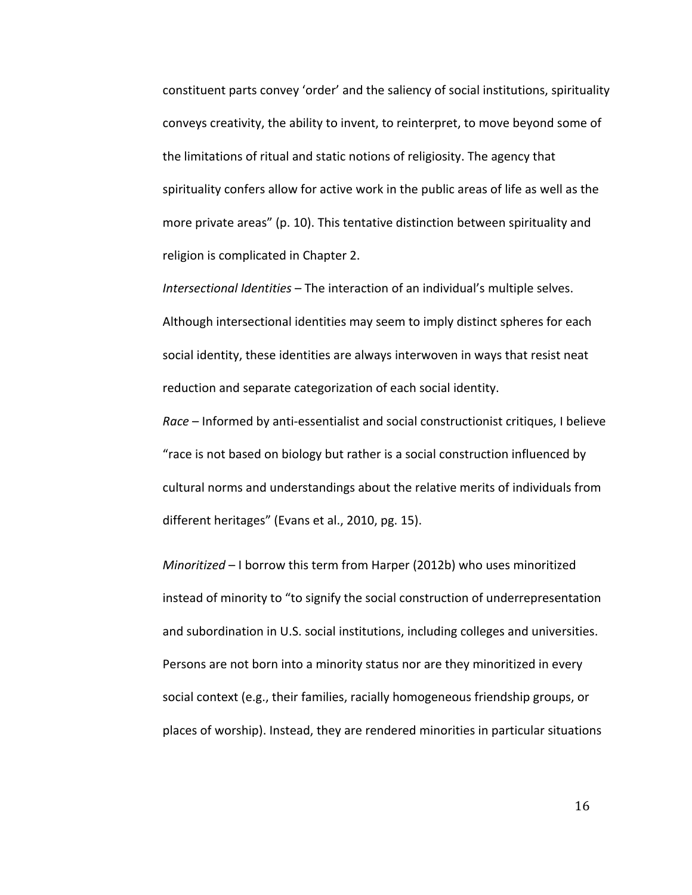constituent parts convey 'order' and the saliency of social institutions, spirituality conveys creativity, the ability to invent, to reinterpret, to move beyond some of the limitations of ritual and static notions of religiosity. The agency that spirituality confers allow for active work in the public areas of life as well as the more private areas" (p. 10). This tentative distinction between spirituality and religion is complicated in Chapter 2.

*Intersectional Identities* – The interaction of an individual's multiple selves. Although intersectional identities may seem to imply distinct spheres for each social identity, these identities are always interwoven in ways that resist neat reduction and separate categorization of each social identity.

*Race* – Informed by anti-essentialist and social constructionist critiques, I believe "race is not based on biology but rather is a social construction influenced by cultural norms and understandings about the relative merits of individuals from different heritages" (Evans et al., 2010, pg. 15).

*Minoritized* – I borrow this term from Harper (2012b) who uses minoritized instead of minority to "to signify the social construction of underrepresentation and subordination in U.S. social institutions, including colleges and universities. Persons are not born into a minority status nor are they minoritized in every social context (e.g., their families, racially homogeneous friendship groups, or places of worship). Instead, they are rendered minorities in particular situations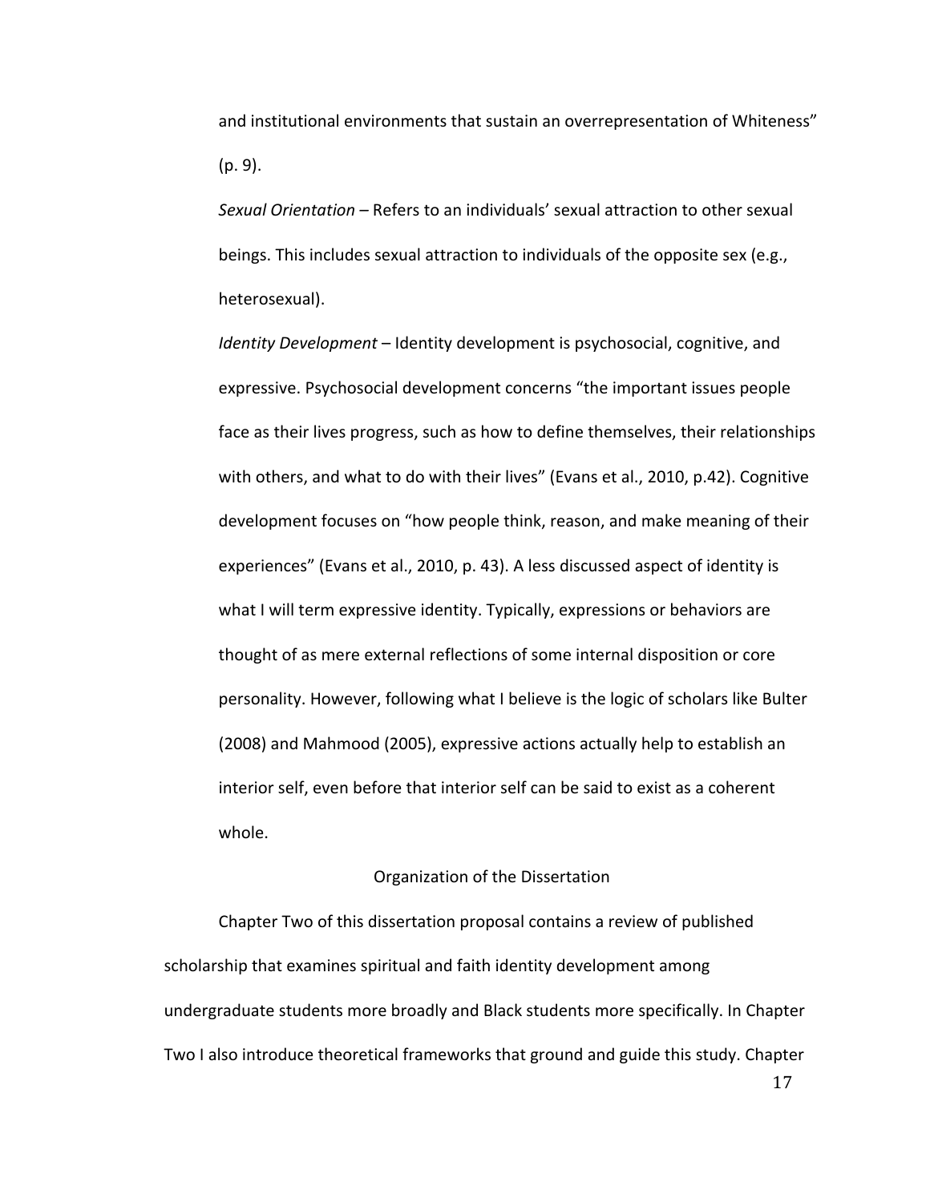and institutional environments that sustain an overrepresentation of Whiteness" (p. 9).

*Sexual Orientation* – Refers to an individuals' sexual attraction to other sexual beings. This includes sexual attraction to individuals of the opposite sex (e.g., heterosexual).

*Identity Development* – Identity development is psychosocial, cognitive, and expressive. Psychosocial development concerns "the important issues people face as their lives progress, such as how to define themselves, their relationships with others, and what to do with their lives" (Evans et al., 2010, p.42). Cognitive development focuses on "how people think, reason, and make meaning of their experiences" (Evans et al., 2010, p. 43). A less discussed aspect of identity is what I will term expressive identity. Typically, expressions or behaviors are thought of as mere external reflections of some internal disposition or core personality. However, following what I believe is the logic of scholars like Bulter (2008) and Mahmood (2005), expressive actions actually help to establish an interior self, even before that interior self can be said to exist as a coherent whole.

## Organization of the Dissertation

Chapter Two of this dissertation proposal contains a review of published scholarship that examines spiritual and faith identity development among undergraduate students more broadly and Black students more specifically. In Chapter Two I also introduce theoretical frameworks that ground and guide this study. Chapter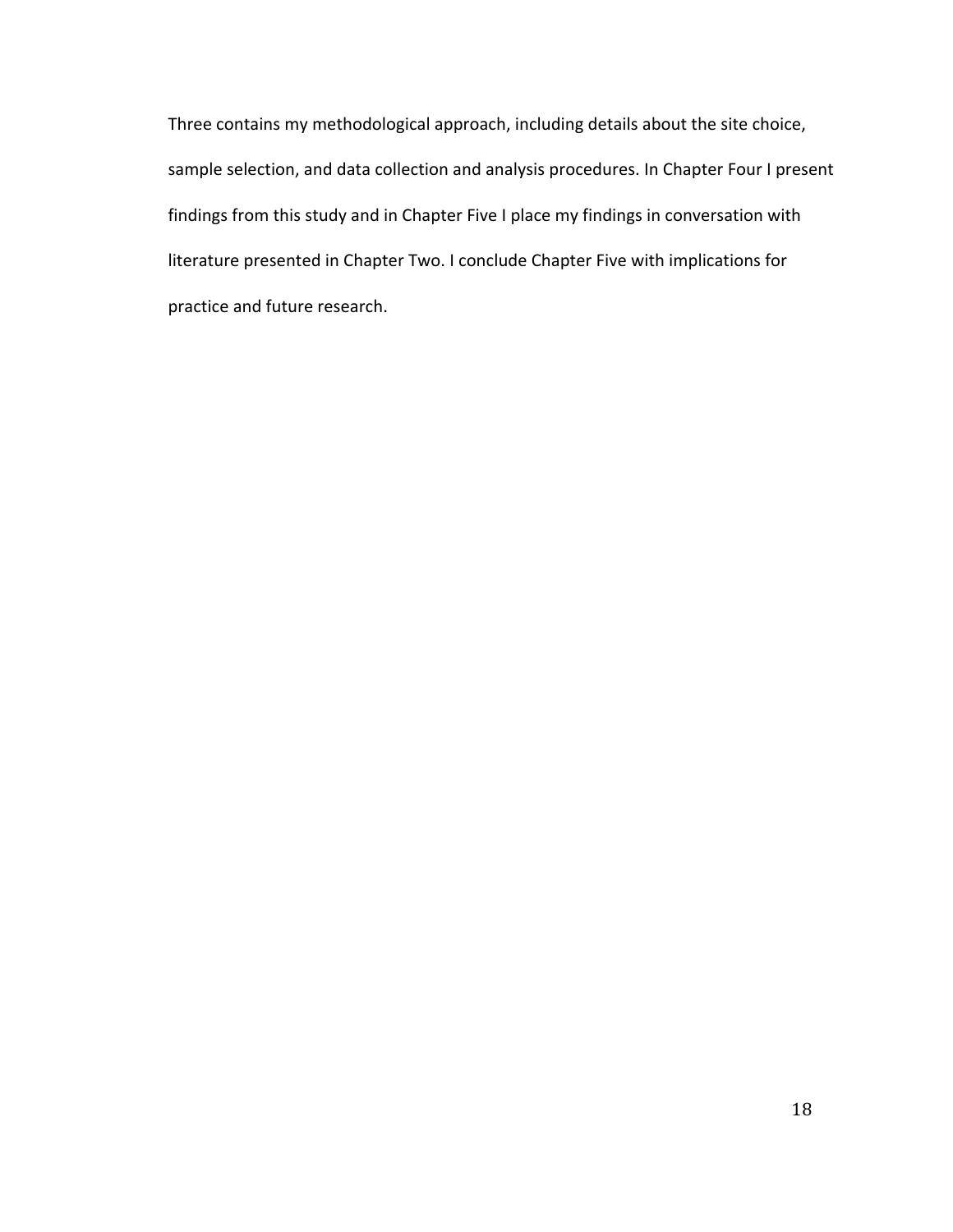Three contains my methodological approach, including details about the site choice, sample selection, and data collection and analysis procedures. In Chapter Four I present findings from this study and in Chapter Five I place my findings in conversation with literature presented in Chapter Two. I conclude Chapter Five with implications for practice and future research.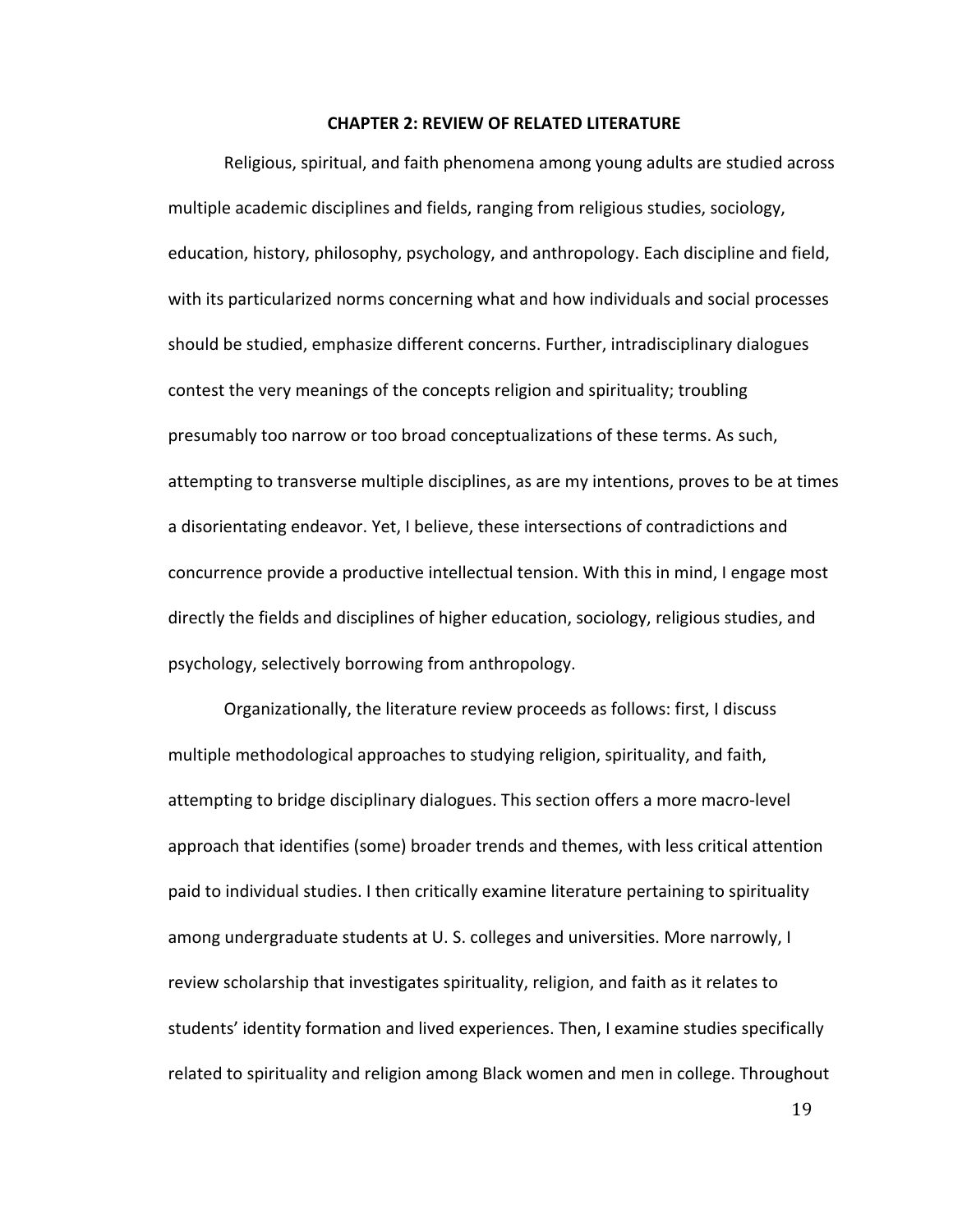# CHAPTER 2: REVIEW OF RELATED LITERATURE

Religious, spiritual, and faith phenomena among young adults are studied across multiple academic disciplines and fields, ranging from religious studies, sociology, education, history, philosophy, psychology, and anthropology. Each discipline and field, with its particularized norms concerning what and how individuals and social processes should be studied, emphasize different concerns. Further, intradisciplinary dialogues contest the very meanings of the concepts religion and spirituality; troubling presumably too narrow or too broad conceptualizations of these terms. As such, attempting to transverse multiple disciplines, as are my intentions, proves to be at times a disorientating endeavor. Yet, I believe, these intersections of contradictions and concurrence provide a productive intellectual tension. With this in mind, I engage most directly the fields and disciplines of higher education, sociology, religious studies, and psychology, selectively borrowing from anthropology.

Organizationally, the literature review proceeds as follows: first, I discuss multiple methodological approaches to studying religion, spirituality, and faith, attempting to bridge disciplinary dialogues. This section offers a more macro-level approach that identifies (some) broader trends and themes, with less critical attention paid to individual studies. I then critically examine literature pertaining to spirituality among undergraduate students at U. S. colleges and universities. More narrowly, I review scholarship that investigates spirituality, religion, and faith as it relates to students' identity formation and lived experiences. Then, I examine studies specifically related to spirituality and religion among Black women and men in college. Throughout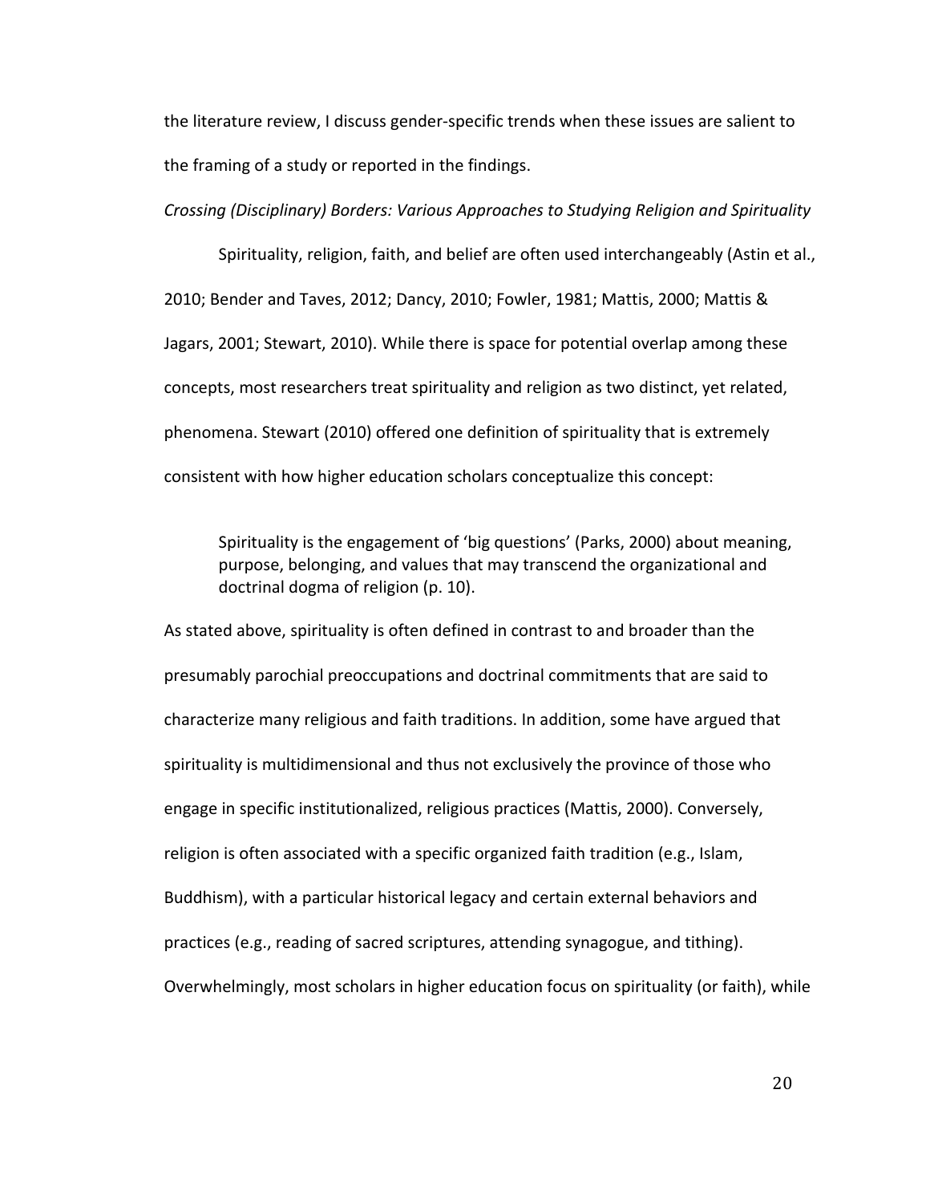the literature review, I discuss gender-specific trends when these issues are salient to the framing of a study or reported in the findings.

*Crossing (Disciplinary) Borders: Various Approaches to Studying Religion and Spirituality*

Spirituality, religion, faith, and belief are often used interchangeably (Astin et al., 2010; Bender and Taves, 2012; Dancy, 2010; Fowler, 1981; Mattis, 2000; Mattis & Jagars, 2001; Stewart, 2010). While there is space for potential overlap among these concepts, most researchers treat spirituality and religion as two distinct, yet related, phenomena. Stewart (2010) offered one definition of spirituality that is extremely consistent with how higher education scholars conceptualize this concept:

> Spirituality is the engagement of 'big questions' (Parks, 2000) about meaning, purpose, belonging, and values that may transcend the organizational and doctrinal dogma of religion (p. 10).

As stated above, spirituality is often defined in contrast to and broader than the presumably parochial preoccupations and doctrinal commitments that are said to characterize many religious and faith traditions. In addition, some have argued that spirituality is multidimensional and thus not exclusively the province of those who engage in specific institutionalized, religious practices (Mattis, 2000). Conversely, religion is often associated with a specific organized faith tradition (e.g., Islam, Buddhism), with a particular historical legacy and certain external behaviors and practices (e.g., reading of sacred scriptures, attending synagogue, and tithing). Overwhelmingly, most scholars in higher education focus on spirituality (or faith), while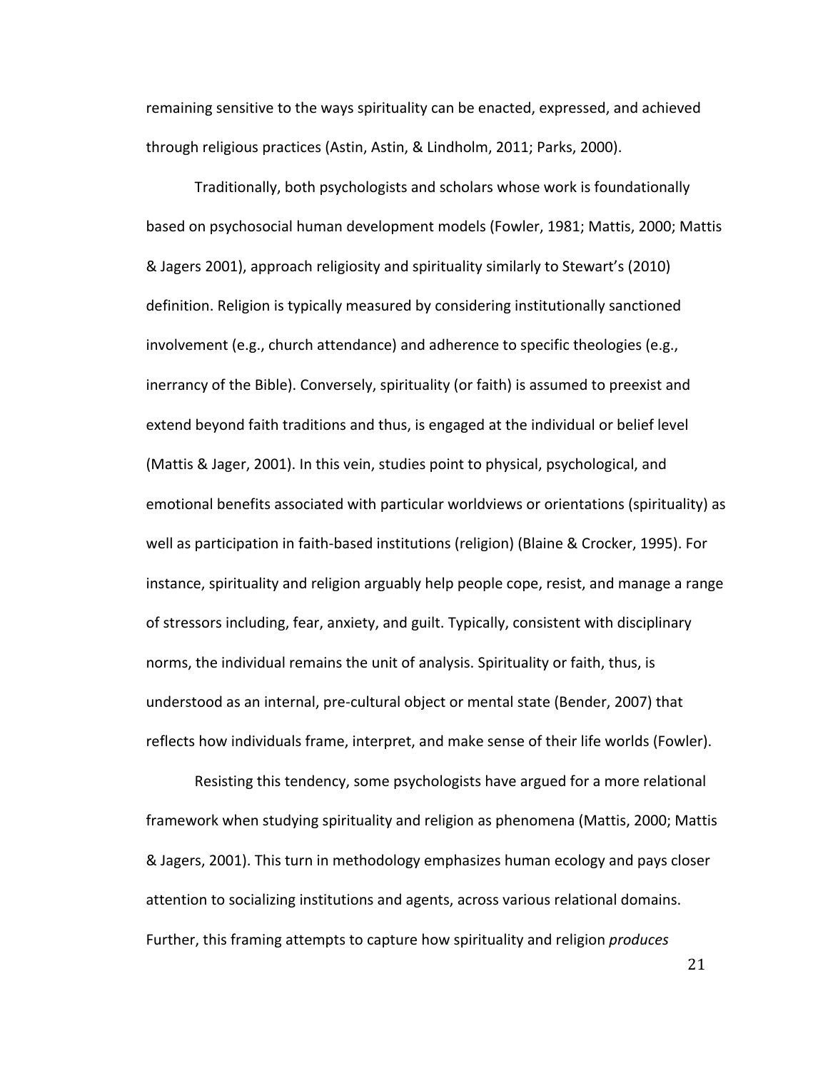remaining sensitive to the ways spirituality can be enacted, expressed, and achieved through religious practices (Astin, Astin, & Lindholm, 2011; Parks, 2000).

Traditionally, both psychologists and scholars whose work is foundationally based on psychosocial human development models (Fowler, 1981; Mattis, 2000; Mattis & Jagers 2001), approach religiosity and spirituality similarly to Stewart's (2010) definition. Religion is typically measured by considering institutionally sanctioned involvement (e.g., church attendance) and adherence to specific theologies (e.g., inerrancy of the Bible). Conversely, spirituality (or faith) is assumed to preexist and extend beyond faith traditions and thus, is engaged at the individual or belief level (Mattis & Jager, 2001). In this vein, studies point to physical, psychological, and emotional benefits associated with particular worldviews or orientations (spirituality) as well as participation in faith-based institutions (religion) (Blaine & Crocker, 1995). For instance, spirituality and religion arguably help people cope, resist, and manage a range of stressors including, fear, anxiety, and guilt. Typically, consistent with disciplinary norms, the individual remains the unit of analysis. Spirituality or faith, thus, is understood as an internal, pre-cultural object or mental state (Bender, 2007) that reflects how individuals frame, interpret, and make sense of their life worlds (Fowler).

Resisting this tendency, some psychologists have argued for a more relational framework when studying spirituality and religion as phenomena (Mattis, 2000; Mattis & Jagers, 2001). This turn in methodology emphasizes human ecology and pays closer attention to socializing institutions and agents, across various relational domains. Further, this framing attempts to capture how spirituality and religion *produces*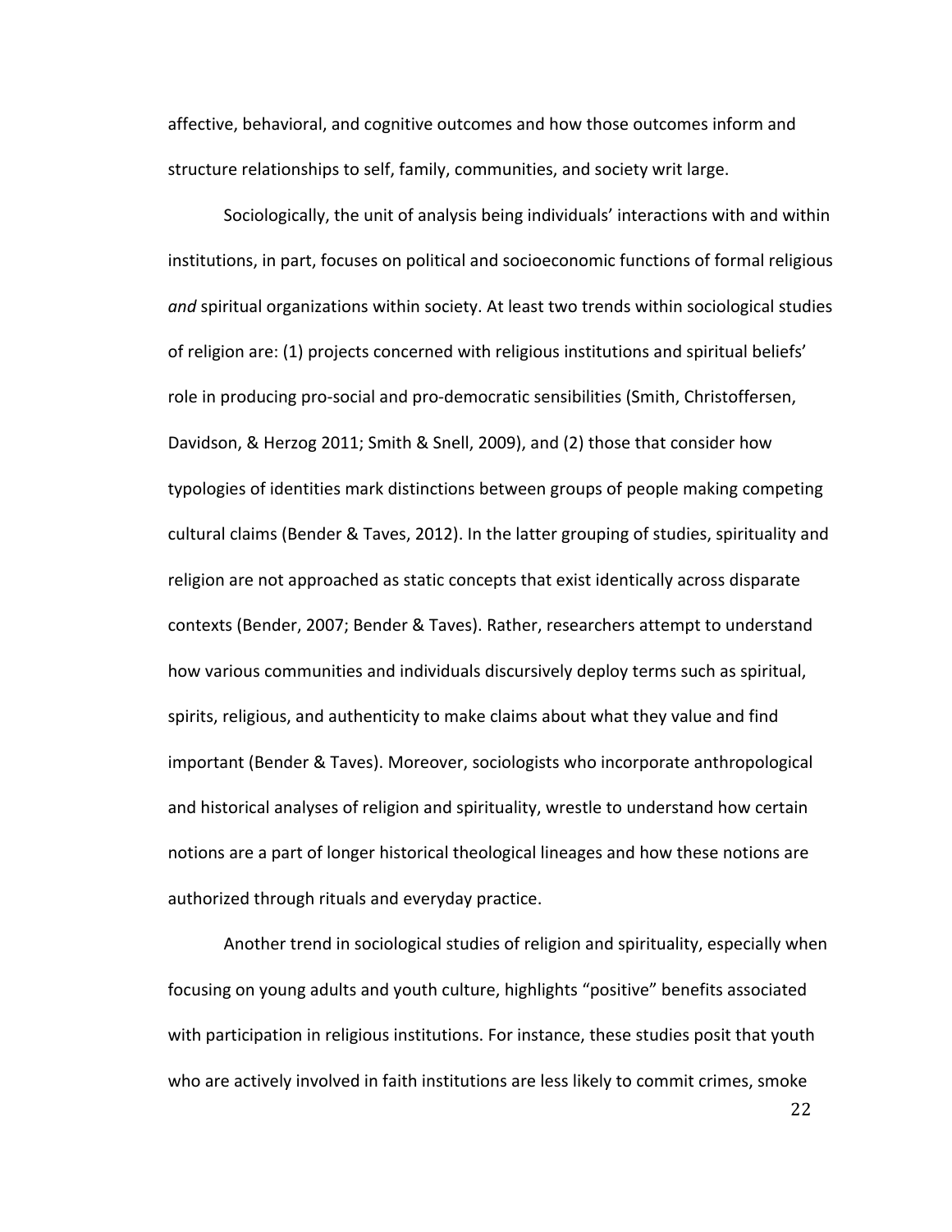affective, behavioral, and cognitive outcomes and how those outcomes inform and structure relationships to self, family, communities, and society writ large.

Sociologically, the unit of analysis being individuals' interactions with and within institutions, in part, focuses on political and socioeconomic functions of formal religious *and* spiritual organizations within society. At least two trends within sociological studies of religion are: (1) projects concerned with religious institutions and spiritual beliefs' role in producing pro-social and pro-democratic sensibilities (Smith, Christoffersen, Davidson, & Herzog 2011; Smith & Snell, 2009), and (2) those that consider how typologies of identities mark distinctions between groups of people making competing cultural claims (Bender & Taves, 2012). In the latter grouping of studies, spirituality and religion are not approached as static concepts that exist identically across disparate contexts (Bender, 2007; Bender & Taves). Rather, researchers attempt to understand how various communities and individuals discursively deploy terms such as spiritual, spirits, religious, and authenticity to make claims about what they value and find important (Bender & Taves). Moreover, sociologists who incorporate anthropological and historical analyses of religion and spirituality, wrestle to understand how certain notions are a part of longer historical theological lineages and how these notions are authorized through rituals and everyday practice.

Another trend in sociological studies of religion and spirituality, especially when focusing on young adults and youth culture, highlights "positive" benefits associated with participation in religious institutions. For instance, these studies posit that youth who are actively involved in faith institutions are less likely to commit crimes, smoke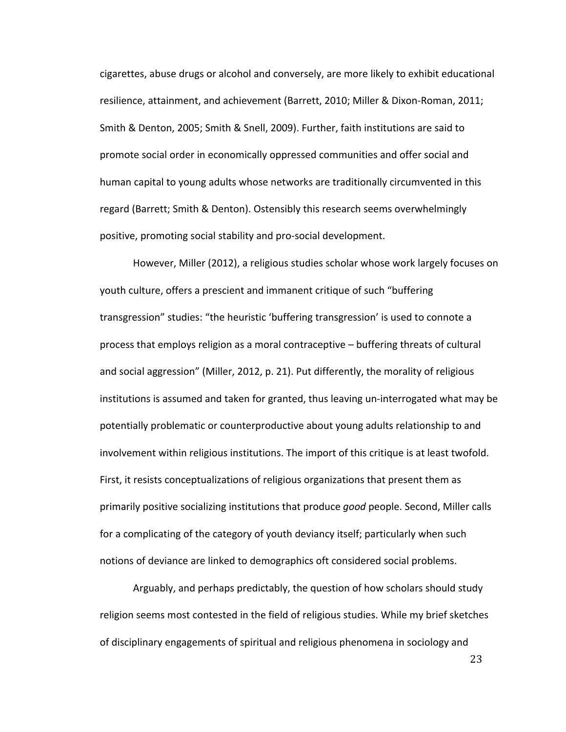cigarettes, abuse drugs or alcohol and conversely, are more likely to exhibit educational resilience, attainment, and achievement (Barrett, 2010; Miller & Dixon-Roman, 2011; Smith & Denton, 2005; Smith & Snell, 2009). Further, faith institutions are said to promote social order in economically oppressed communities and offer social and human capital to young adults whose networks are traditionally circumvented in this regard (Barrett; Smith & Denton). Ostensibly this research seems overwhelmingly positive, promoting social stability and pro-social development.

However, Miller (2012), a religious studies scholar whose work largely focuses on youth culture, offers a prescient and immanent critique of such "buffering transgression" studies: "the heuristic 'buffering transgression' is used to connote a process that employs religion as a moral contraceptive – buffering threats of cultural and social aggression" (Miller, 2012, p. 21). Put differently, the morality of religious institutions is assumed and taken for granted, thus leaving un-interrogated what may be potentially problematic or counterproductive about young adults relationship to and involvement within religious institutions. The import of this critique is at least twofold. First, it resists conceptualizations of religious organizations that present them as primarily positive socializing institutions that produce *good* people. Second, Miller calls for a complicating of the category of youth deviancy itself; particularly when such notions of deviance are linked to demographics oft considered social problems.

Arguably, and perhaps predictably, the question of how scholars should study religion seems most contested in the field of religious studies. While my brief sketches of disciplinary engagements of spiritual and religious phenomena in sociology and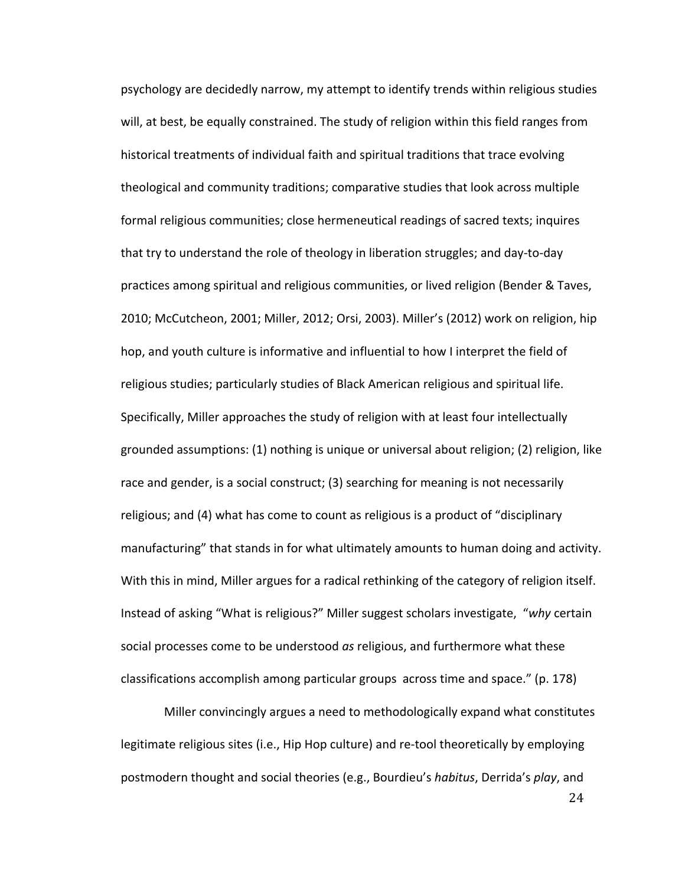psychology are decidedly narrow, my attempt to identify trends within religious studies will, at best, be equally constrained. The study of religion within this field ranges from historical treatments of individual faith and spiritual traditions that trace evolving theological and community traditions; comparative studies that look across multiple formal religious communities; close hermeneutical readings of sacred texts; inquires that try to understand the role of theology in liberation struggles; and day-to-day practices among spiritual and religious communities, or lived religion (Bender & Taves, 2010; McCutcheon, 2001; Miller, 2012; Orsi, 2003). Miller's (2012) work on religion, hip hop, and youth culture is informative and influential to how I interpret the field of religious studies; particularly studies of Black American religious and spiritual life. Specifically, Miller approaches the study of religion with at least four intellectually grounded assumptions: (1) nothing is unique or universal about religion; (2) religion, like race and gender, is a social construct; (3) searching for meaning is not necessarily religious; and (4) what has come to count as religious is a product of "disciplinary manufacturing" that stands in for what ultimately amounts to human doing and activity. With this in mind, Miller argues for a radical rethinking of the category of religion itself. Instead of asking "What is religious?" Miller suggest scholars investigate, "*why* certain social processes come to be understood *as* religious, and furthermore what these classifications accomplish among particular groups across time and space." (p. 178)

Miller convincingly argues a need to methodologically expand what constitutes legitimate religious sites (i.e., Hip Hop culture) and re-tool theoretically by employing postmodern thought and social theories (e.g., Bourdieu's *habitus*, Derrida's *play*, and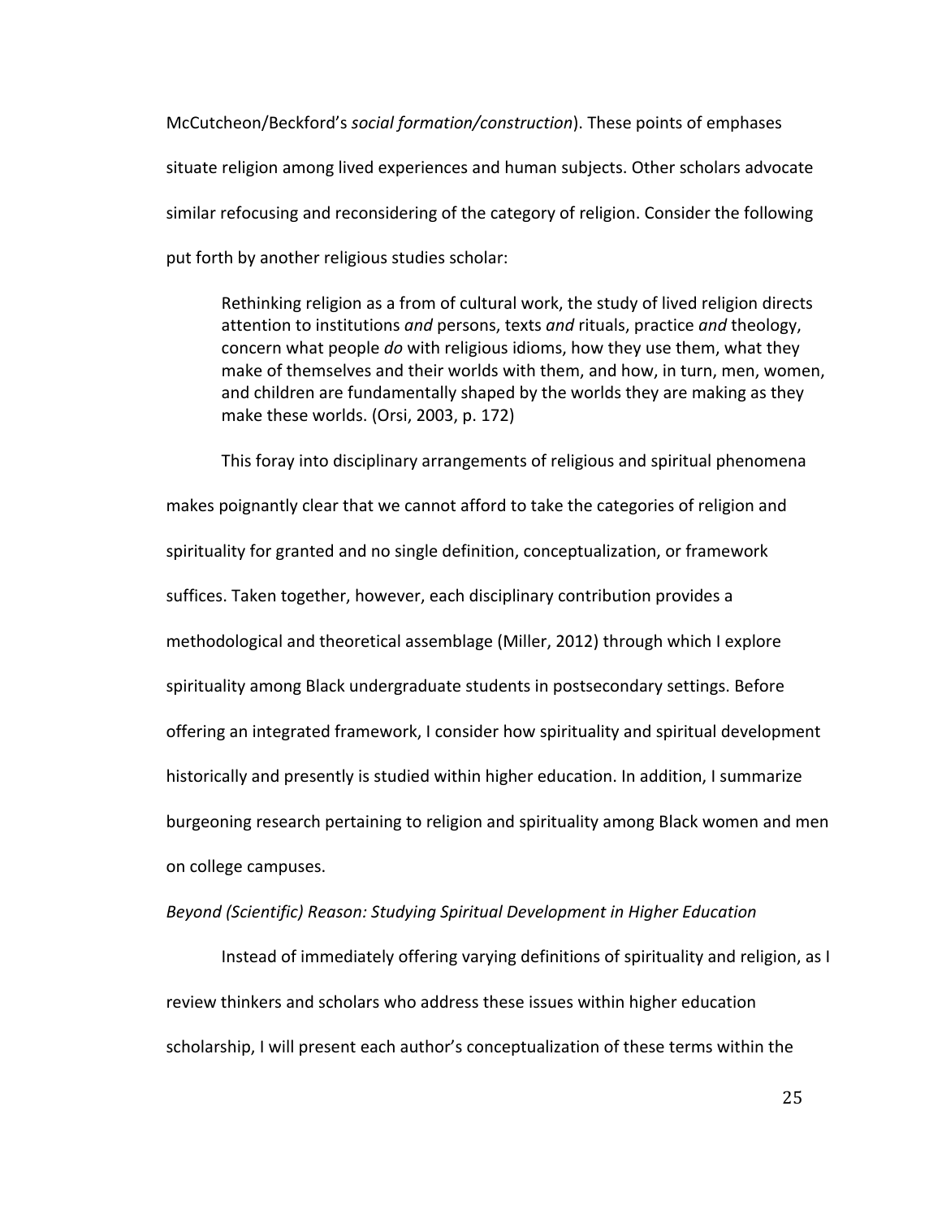McCutcheon/Beckford's *social formation/construction*). These points of emphases situate religion among lived experiences and human subjects. Other scholars advocate similar refocusing and reconsidering of the category of religion. Consider the following put forth by another religious studies scholar:

> Rethinking religion as a from of cultural work, the study of lived religion directs attention to institutions *and* persons, texts *and* rituals, practice *and* theology, concern what people *do* with religious idioms, how they use them, what they make of themselves and their worlds with them, and how, in turn, men, women, and children are fundamentally shaped by the worlds they are making as they make these worlds. (Orsi, 2003, p. 172)

This foray into disciplinary arrangements of religious and spiritual phenomena makes poignantly clear that we cannot afford to take the categories of religion and spirituality for granted and no single definition, conceptualization, or framework suffices. Taken together, however, each disciplinary contribution provides a methodological and theoretical assemblage (Miller, 2012) through which I explore spirituality among Black undergraduate students in postsecondary settings. Before offering an integrated framework, I consider how spirituality and spiritual development historically and presently is studied within higher education. In addition, I summarize burgeoning research pertaining to religion and spirituality among Black women and men on college campuses.

*Beyond (Scientific) Reason: Studying Spiritual Development in Higher Education*

Instead of immediately offering varying definitions of spirituality and religion, as I review thinkers and scholars who address these issues within higher education scholarship, I will present each author's conceptualization of these terms within the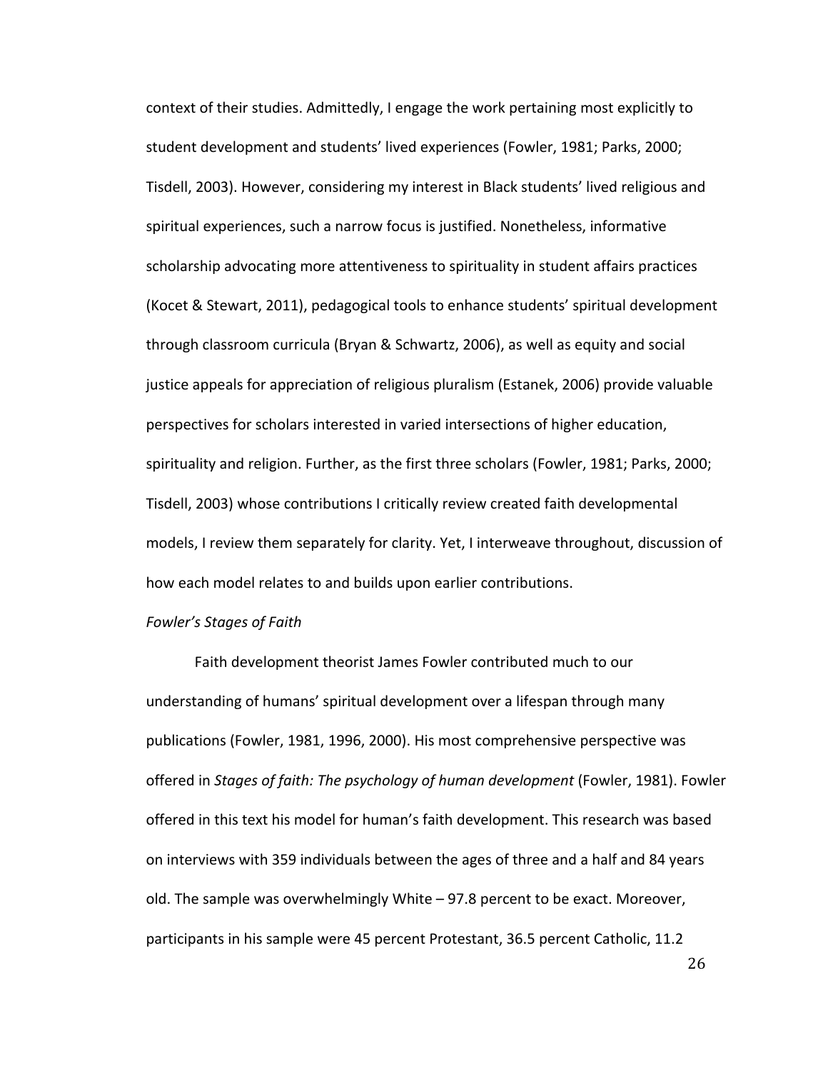context of their studies. Admittedly, I engage the work pertaining most explicitly to student development and students' lived experiences (Fowler, 1981; Parks, 2000; Tisdell, 2003). However, considering my interest in Black students' lived religious and spiritual experiences, such a narrow focus is justified. Nonetheless, informative scholarship advocating more attentiveness to spirituality in student affairs practices (Kocet & Stewart, 2011), pedagogical tools to enhance students' spiritual development through classroom curricula (Bryan & Schwartz, 2006), as well as equity and social justice appeals for appreciation of religious pluralism (Estanek, 2006) provide valuable perspectives for scholars interested in varied intersections of higher education, spirituality and religion. Further, as the first three scholars (Fowler, 1981; Parks, 2000; Tisdell, 2003) whose contributions I critically review created faith developmental models, I review them separately for clarity. Yet, I interweave throughout, discussion of how each model relates to and builds upon earlier contributions.

*Fowler's Stages of Faith*

Faith development theorist James Fowler contributed much to our understanding of humans' spiritual development over a lifespan through many publications (Fowler, 1981, 1996, 2000). His most comprehensive perspective was offered in *Stages of faith: The psychology of human development* (Fowler, 1981). Fowler offered in this text his model for human's faith development. This research was based on interviews with 359 individuals between the ages of three and a half and 84 years old. The sample was overwhelmingly White – 97.8 percent to be exact. Moreover, participants in his sample were 45 percent Protestant, 36.5 percent Catholic, 11.2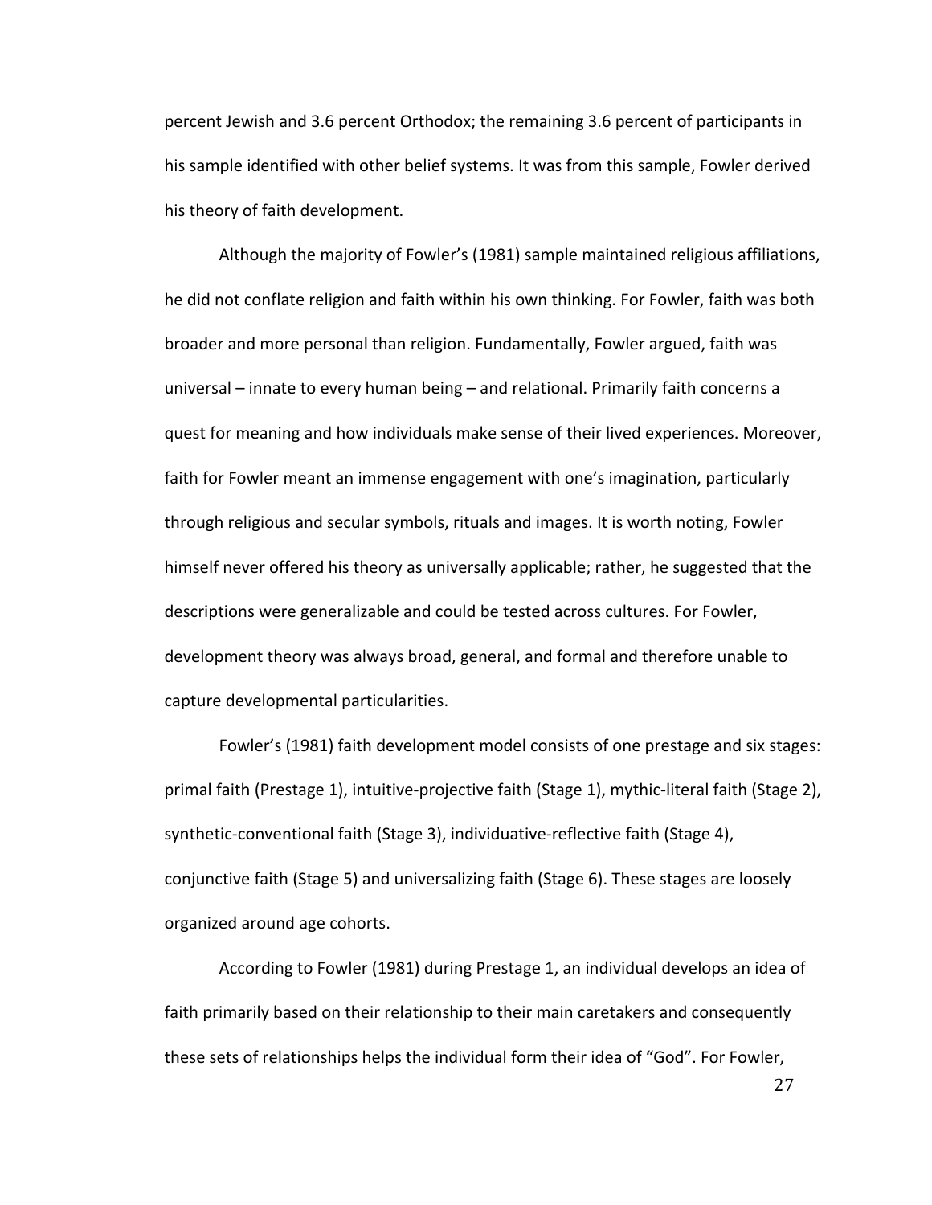percent Jewish and 3.6 percent Orthodox; the remaining 3.6 percent of participants in his sample identified with other belief systems. It was from this sample, Fowler derived his theory of faith development.

Although the majority of Fowler's (1981) sample maintained religious affiliations, he did not conflate religion and faith within his own thinking. For Fowler, faith was both broader and more personal than religion. Fundamentally, Fowler argued, faith was universal – innate to every human being – and relational. Primarily faith concerns a quest for meaning and how individuals make sense of their lived experiences. Moreover, faith for Fowler meant an immense engagement with one's imagination, particularly through religious and secular symbols, rituals and images. It is worth noting, Fowler himself never offered his theory as universally applicable; rather, he suggested that the descriptions were generalizable and could be tested across cultures. For Fowler, development theory was always broad, general, and formal and therefore unable to capture developmental particularities.

Fowler's (1981) faith development model consists of one prestage and six stages: primal faith (Prestage 1), intuitive-projective faith (Stage 1), mythic-literal faith (Stage 2), synthetic-conventional faith (Stage 3), individuative-reflective faith (Stage 4), conjunctive faith (Stage 5) and universalizing faith (Stage 6). These stages are loosely organized around age cohorts.

According to Fowler (1981) during Prestage 1, an individual develops an idea of faith primarily based on their relationship to their main caretakers and consequently these sets of relationships helps the individual form their idea of "God". For Fowler,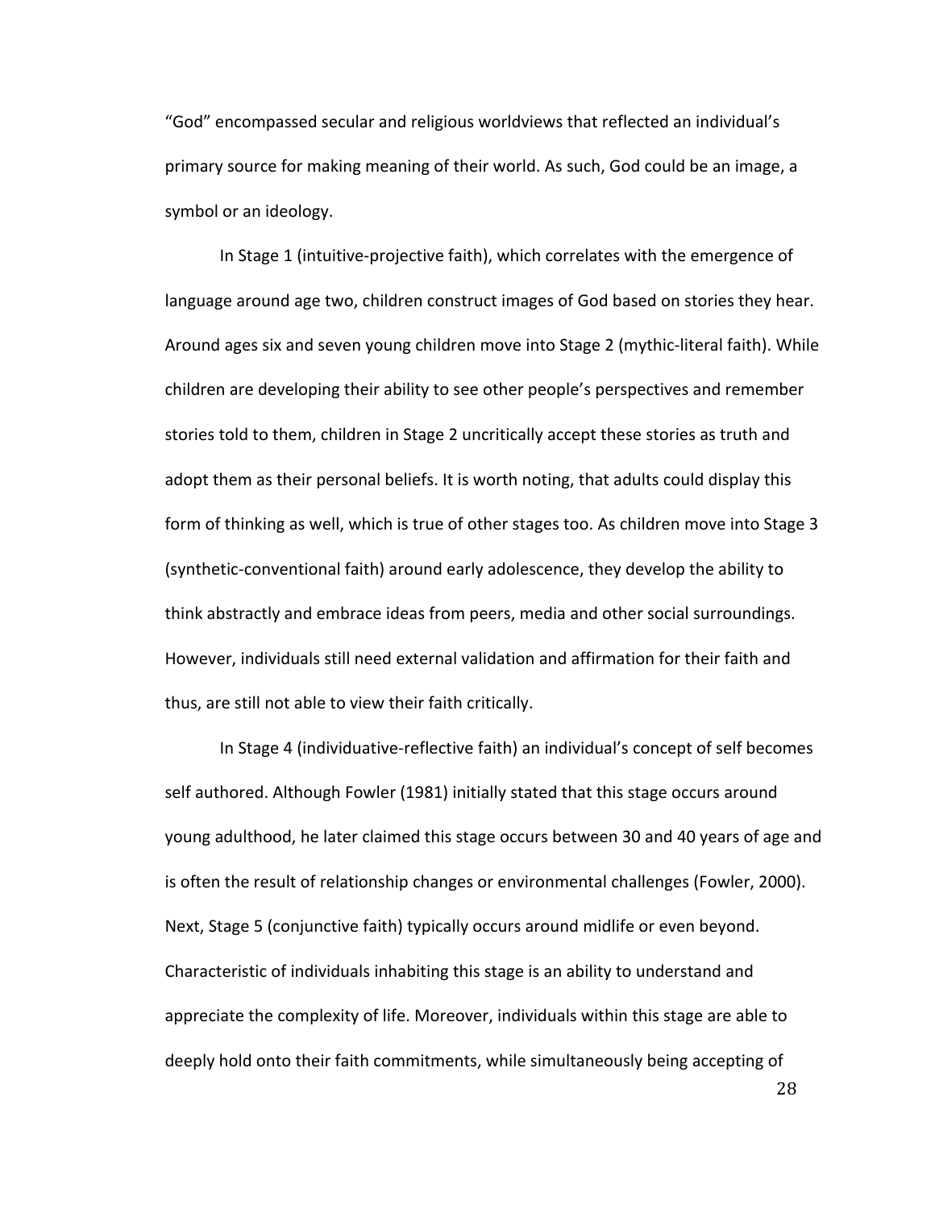"God" encompassed secular and religious worldviews that reflected an individual's primary source for making meaning of their world. As such, God could be an image, a symbol or an ideology.

In Stage 1 (intuitive-projective faith), which correlates with the emergence of language around age two, children construct images of God based on stories they hear. Around ages six and seven young children move into Stage 2 (mythic-literal faith). While children are developing their ability to see other people's perspectives and remember stories told to them, children in Stage 2 uncritically accept these stories as truth and adopt them as their personal beliefs. It is worth noting, that adults could display this form of thinking as well, which is true of other stages too. As children move into Stage 3 (synthetic-conventional faith) around early adolescence, they develop the ability to think abstractly and embrace ideas from peers, media and other social surroundings. However, individuals still need external validation and affirmation for their faith and thus, are still not able to view their faith critically.

In Stage 4 (individuative-reflective faith) an individual's concept of self becomes self authored. Although Fowler (1981) initially stated that this stage occurs around young adulthood, he later claimed this stage occurs between 30 and 40 years of age and is often the result of relationship changes or environmental challenges (Fowler, 2000). Next, Stage 5 (conjunctive faith) typically occurs around midlife or even beyond. Characteristic of individuals inhabiting this stage is an ability to understand and appreciate the complexity of life. Moreover, individuals within this stage are able to deeply hold onto their faith commitments, while simultaneously being accepting of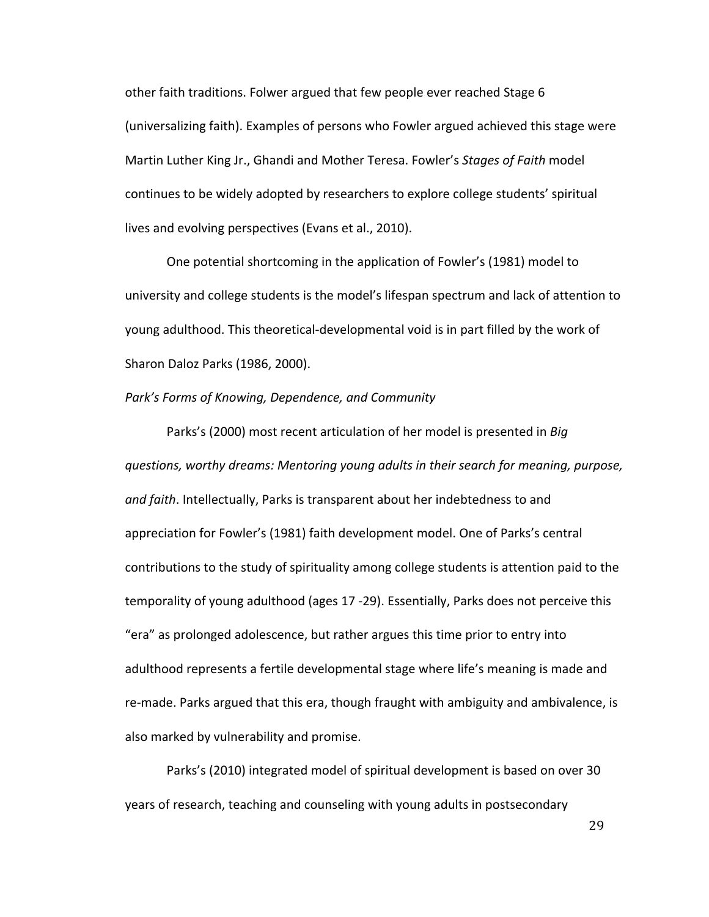other faith traditions. Folwer argued that few people ever reached Stage 6 (universalizing faith). Examples of persons who Fowler argued achieved this stage were Martin Luther King Jr., Ghandi and Mother Teresa. Fowler's *Stages of Faith* model continues to be widely adopted by researchers to explore college students' spiritual lives and evolving perspectives (Evans et al., 2010).

One potential shortcoming in the application of Fowler's (1981) model to university and college students is the model's lifespan spectrum and lack of attention to young adulthood. This theoretical-developmental void is in part filled by the work of Sharon Daloz Parks (1986, 2000).

*Park's Forms of Knowing, Dependence, and Community*

Parks's (2000) most recent articulation of her model is presented in *Big questions, worthy dreams: Mentoring young adults in their search for meaning, purpose, and faith*. Intellectually, Parks is transparent about her indebtedness to and appreciation for Fowler's (1981) faith development model. One of Parks's central contributions to the study of spirituality among college students is attention paid to the temporality of young adulthood (ages 17 -29). Essentially, Parks does not perceive this "era" as prolonged adolescence, but rather argues this time prior to entry into adulthood represents a fertile developmental stage where life's meaning is made and re-made. Parks argued that this era, though fraught with ambiguity and ambivalence, is also marked by vulnerability and promise.

Parks's (2010) integrated model of spiritual development is based on over 30 years of research, teaching and counseling with young adults in postsecondary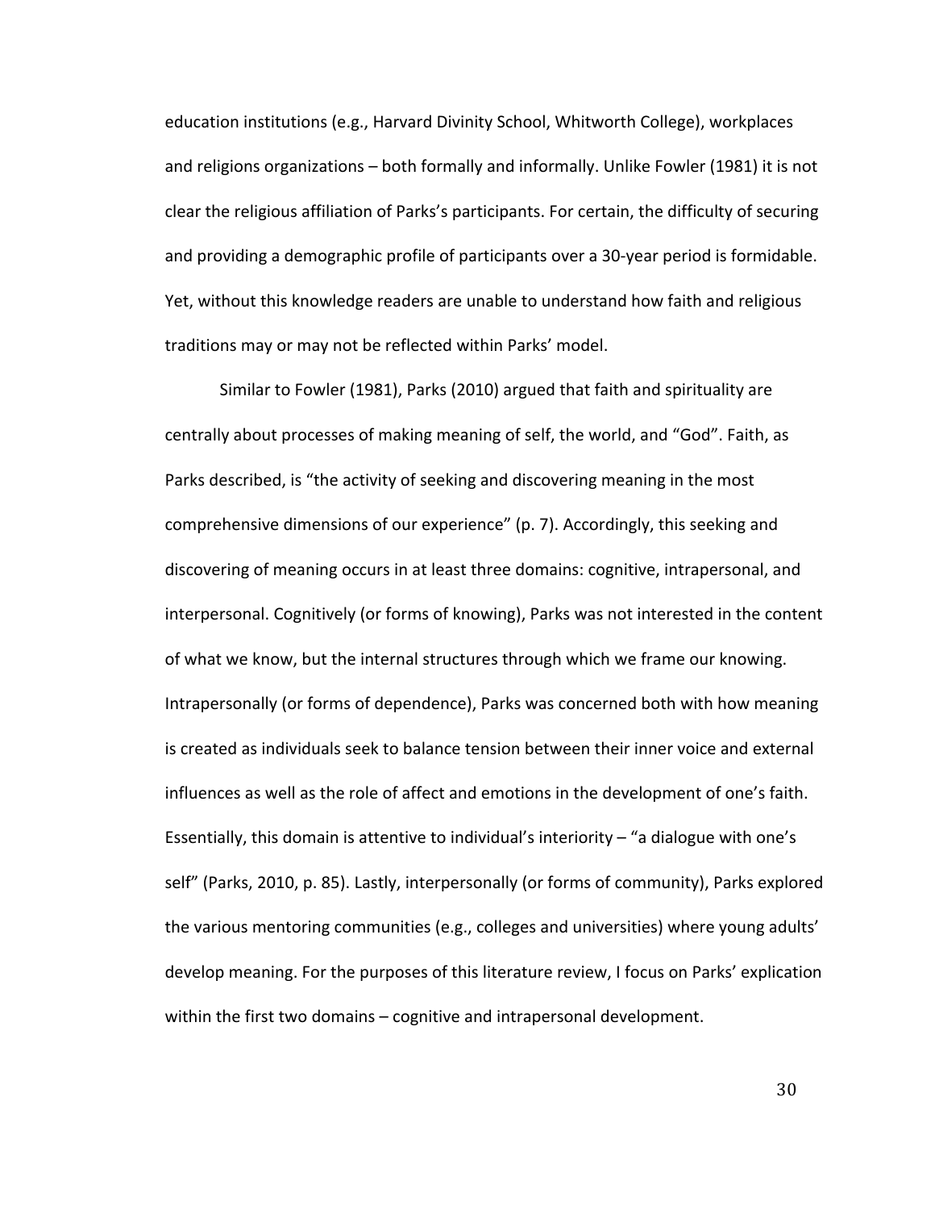education institutions (e.g., Harvard Divinity School, Whitworth College), workplaces and religions organizations – both formally and informally. Unlike Fowler (1981) it is not clear the religious affiliation of Parks's participants. For certain, the difficulty of securing and providing a demographic profile of participants over a 30-year period is formidable. Yet, without this knowledge readers are unable to understand how faith and religious traditions may or may not be reflected within Parks' model.

Similar to Fowler (1981), Parks (2010) argued that faith and spirituality are centrally about processes of making meaning of self, the world, and "God". Faith, as Parks described, is "the activity of seeking and discovering meaning in the most comprehensive dimensions of our experience" (p. 7). Accordingly, this seeking and discovering of meaning occurs in at least three domains: cognitive, intrapersonal, and interpersonal. Cognitively (or forms of knowing), Parks was not interested in the content of what we know, but the internal structures through which we frame our knowing. Intrapersonally (or forms of dependence), Parks was concerned both with how meaning is created as individuals seek to balance tension between their inner voice and external influences as well as the role of affect and emotions in the development of one's faith. Essentially, this domain is attentive to individual's interiority – "a dialogue with one's self" (Parks, 2010, p. 85). Lastly, interpersonally (or forms of community), Parks explored the various mentoring communities (e.g., colleges and universities) where young adults' develop meaning. For the purposes of this literature review, I focus on Parks' explication within the first two domains – cognitive and intrapersonal development.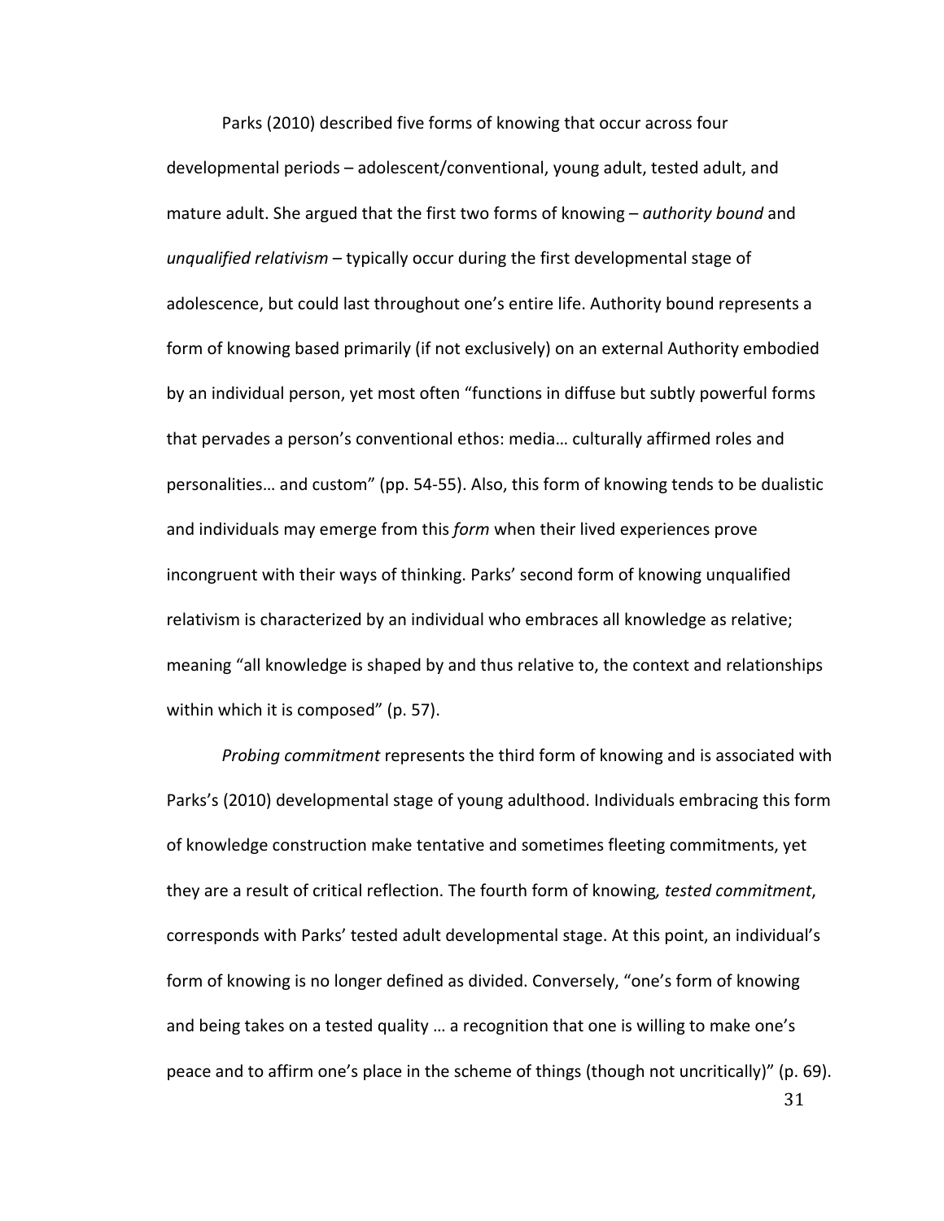Parks (2010) described five forms of knowing that occur across four developmental periods – adolescent/conventional, young adult, tested adult, and mature adult. She argued that the first two forms of knowing – *authority bound* and *unqualified relativism* – typically occur during the first developmental stage of adolescence, but could last throughout one's entire life. Authority bound represents a form of knowing based primarily (if not exclusively) on an external Authority embodied by an individual person, yet most often "functions in diffuse but subtly powerful forms that pervades a person's conventional ethos: media… culturally affirmed roles and personalities… and custom" (pp. 54-55). Also, this form of knowing tends to be dualistic and individuals may emerge from this *form* when their lived experiences prove incongruent with their ways of thinking. Parks' second form of knowing unqualified relativism is characterized by an individual who embraces all knowledge as relative; meaning "all knowledge is shaped by and thus relative to, the context and relationships within which it is composed" (p. 57).

*Probing commitment* represents the third form of knowing and is associated with Parks's (2010) developmental stage of young adulthood. Individuals embracing this form of knowledge construction make tentative and sometimes fleeting commitments, yet they are a result of critical reflection. The fourth form of knowing, *tested commitment*, corresponds with Parks' tested adult developmental stage. At this point, an individual's form of knowing is no longer defined as divided. Conversely, "one's form of knowing and being takes on a tested quality … a recognition that one is willing to make one's peace and to affirm one's place in the scheme of things (though not uncritically)" (p. 69).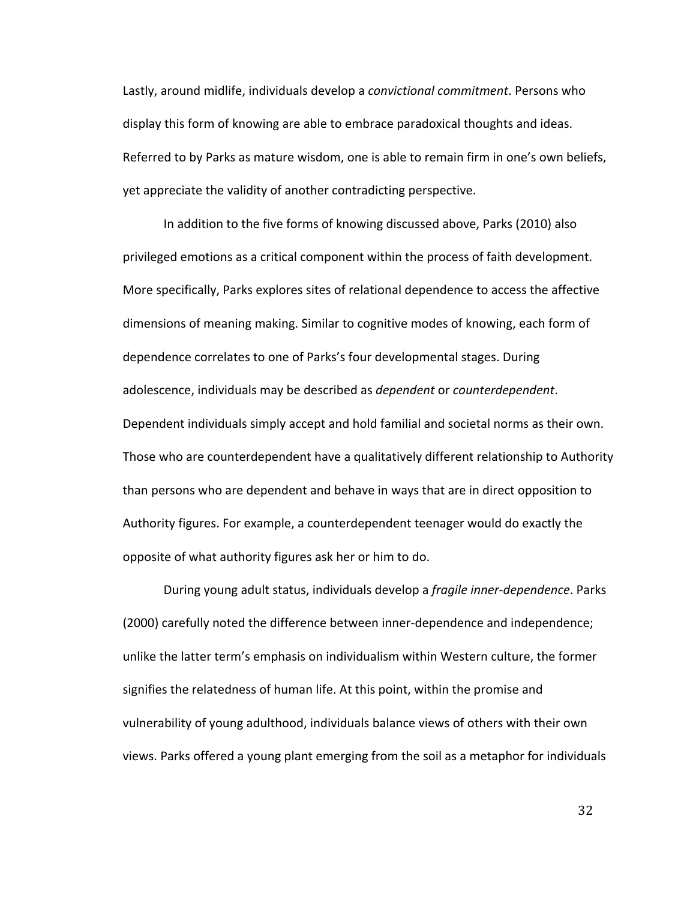Lastly, around midlife, individuals develop a *convictional commitment*. Persons who display this form of knowing are able to embrace paradoxical thoughts and ideas. Referred to by Parks as mature wisdom, one is able to remain firm in one's own beliefs, yet appreciate the validity of another contradicting perspective.

In addition to the five forms of knowing discussed above, Parks (2010) also privileged emotions as a critical component within the process of faith development. More specifically, Parks explores sites of relational dependence to access the affective dimensions of meaning making. Similar to cognitive modes of knowing, each form of dependence correlates to one of Parks's four developmental stages. During adolescence, individuals may be described as *dependent* or *counterdependent*. Dependent individuals simply accept and hold familial and societal norms as their own. Those who are counterdependent have a qualitatively different relationship to Authority than persons who are dependent and behave in ways that are in direct opposition to Authority figures. For example, a counterdependent teenager would do exactly the opposite of what authority figures ask her or him to do.

During young adult status, individuals develop a *fragile inner-dependence*. Parks (2000) carefully noted the difference between inner-dependence and independence; unlike the latter term's emphasis on individualism within Western culture, the former signifies the relatedness of human life. At this point, within the promise and vulnerability of young adulthood, individuals balance views of others with their own views. Parks offered a young plant emerging from the soil as a metaphor for individuals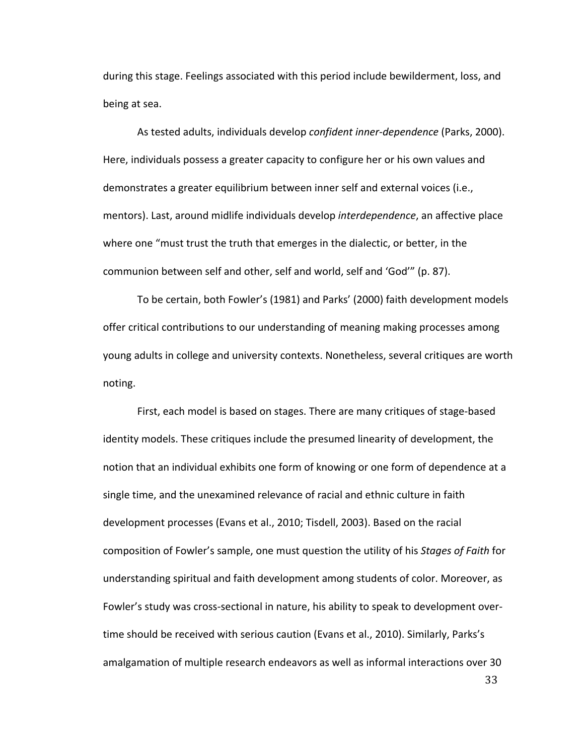during this stage. Feelings associated with this period include bewilderment, loss, and being at sea.

As tested adults, individuals develop *confident inner-dependence* (Parks, 2000). Here, individuals possess a greater capacity to configure her or his own values and demonstrates a greater equilibrium between inner self and external voices (i.e., mentors). Last, around midlife individuals develop *interdependence*, an affective place where one "must trust the truth that emerges in the dialectic, or better, in the communion between self and other, self and world, self and 'God'" (p. 87).

To be certain, both Fowler's (1981) and Parks' (2000) faith development models offer critical contributions to our understanding of meaning making processes among young adults in college and university contexts. Nonetheless, several critiques are worth noting.

First, each model is based on stages. There are many critiques of stage-based identity models. These critiques include the presumed linearity of development, the notion that an individual exhibits one form of knowing or one form of dependence at a single time, and the unexamined relevance of racial and ethnic culture in faith development processes (Evans et al., 2010; Tisdell, 2003). Based on the racial composition of Fowler's sample, one must question the utility of his *Stages of Faith* for understanding spiritual and faith development among students of color. Moreover, as Fowler's study was cross-sectional in nature, his ability to speak to development over-time should be received with serious caution (Evans et al., 2010). Similarly, Parks's amalgamation of multiple research endeavors as well as informal interactions over 30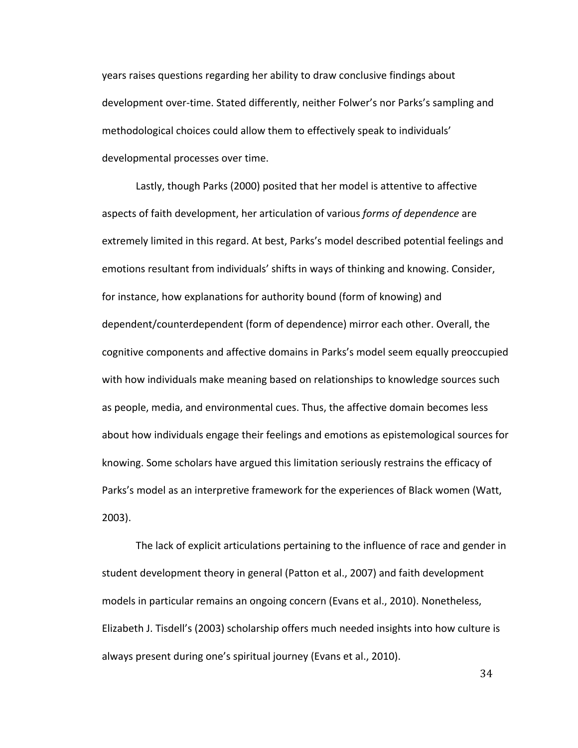years raises questions regarding her ability to draw conclusive findings about development over-time. Stated differently, neither Folwer's nor Parks's sampling and methodological choices could allow them to effectively speak to individuals' developmental processes over time.

Lastly, though Parks (2000) posited that her model is attentive to affective aspects of faith development, her articulation of various *forms of dependence* are extremely limited in this regard. At best, Parks's model described potential feelings and emotions resultant from individuals' shifts in ways of thinking and knowing. Consider, for instance, how explanations for authority bound (form of knowing) and dependent/counterdependent (form of dependence) mirror each other. Overall, the cognitive components and affective domains in Parks's model seem equally preoccupied with how individuals make meaning based on relationships to knowledge sources such as people, media, and environmental cues. Thus, the affective domain becomes less about how individuals engage their feelings and emotions as epistemological sources for knowing. Some scholars have argued this limitation seriously restrains the efficacy of Parks's model as an interpretive framework for the experiences of Black women (Watt, 2003).

The lack of explicit articulations pertaining to the influence of race and gender in student development theory in general (Patton et al., 2007) and faith development models in particular remains an ongoing concern (Evans et al., 2010). Nonetheless, Elizabeth J. Tisdell's (2003) scholarship offers much needed insights into how culture is always present during one's spiritual journey (Evans et al., 2010).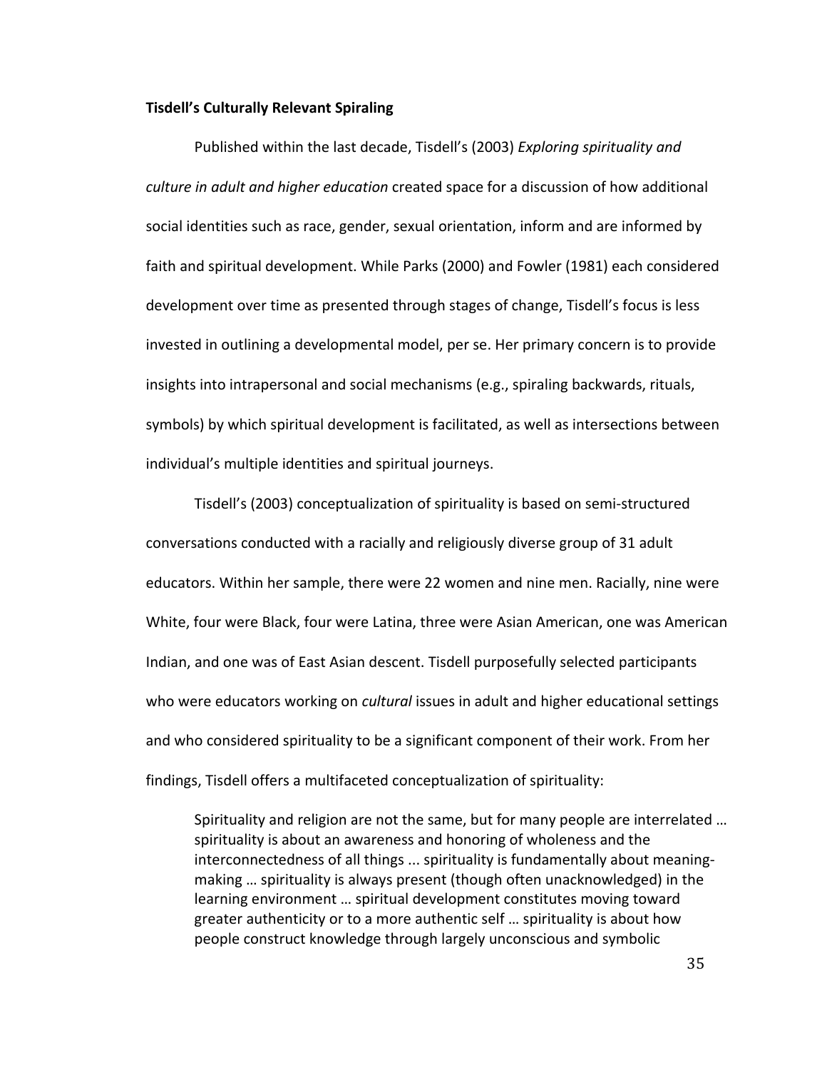**Tisdell's Culturally Relevant Spiraling**

Published within the last decade, Tisdell's (2003) *Exploring spirituality and culture in adult and higher education* created space for a discussion of how additional social identities such as race, gender, sexual orientation, inform and are informed by faith and spiritual development. While Parks (2000) and Fowler (1981) each considered development over time as presented through stages of change, Tisdell's focus is less invested in outlining a developmental model, per se. Her primary concern is to provide insights into intrapersonal and social mechanisms (e.g., spiraling backwards, rituals, symbols) by which spiritual development is facilitated, as well as intersections between individual's multiple identities and spiritual journeys.

Tisdell's (2003) conceptualization of spirituality is based on semi-structured conversations conducted with a racially and religiously diverse group of 31 adult educators. Within her sample, there were 22 women and nine men. Racially, nine were White, four were Black, four were Latina, three were Asian American, one was American Indian, and one was of East Asian descent. Tisdell purposefully selected participants who were educators working on *cultural* issues in adult and higher educational settings and who considered spirituality to be a significant component of their work. From her findings, Tisdell offers a multifaceted conceptualization of spirituality:

> Spirituality and religion are not the same, but for many people are interrelated … spirituality is about an awareness and honoring of wholeness and the interconnectedness of all things ... spirituality is fundamentally about meaning-making … spirituality is always present (though often unacknowledged) in the learning environment … spiritual development constitutes moving toward greater authenticity or to a more authentic self … spirituality is about how people construct knowledge through largely unconscious and symbolic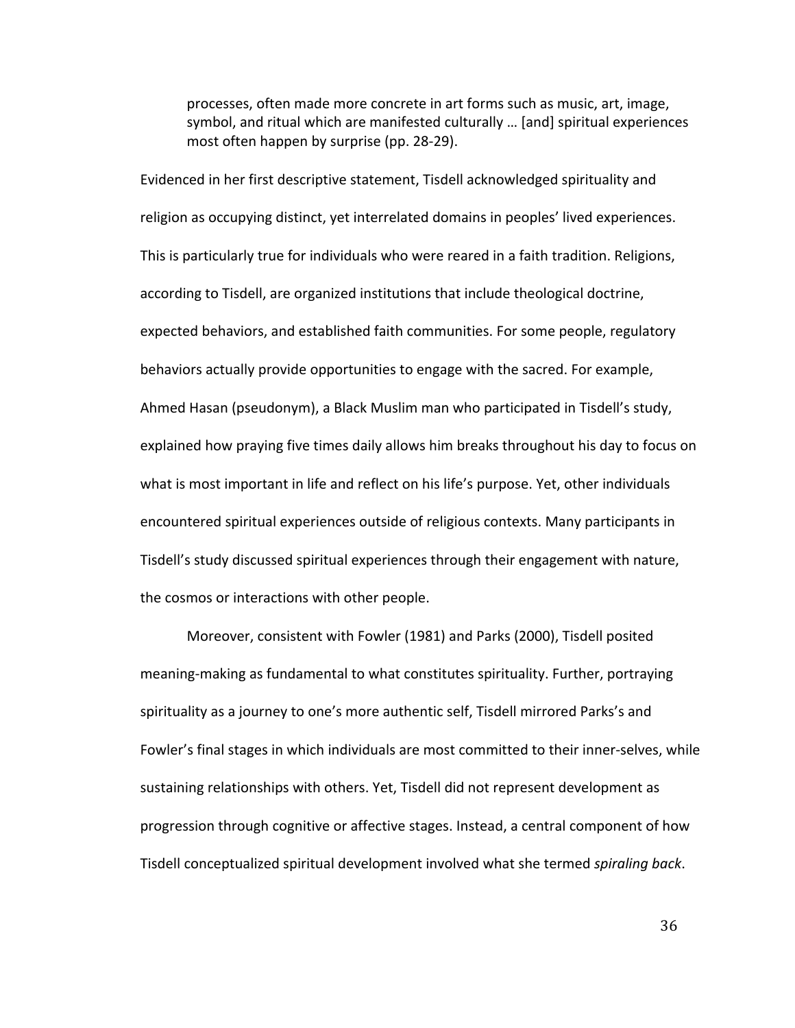> processes, often made more concrete in art forms such as music, art, image, symbol, and ritual which are manifested culturally … [and] spiritual experiences most often happen by surprise (pp. 28-29).

Evidenced in her first descriptive statement, Tisdell acknowledged spirituality and religion as occupying distinct, yet interrelated domains in peoples' lived experiences. This is particularly true for individuals who were reared in a faith tradition. Religions, according to Tisdell, are organized institutions that include theological doctrine, expected behaviors, and established faith communities. For some people, regulatory behaviors actually provide opportunities to engage with the sacred. For example, Ahmed Hasan (pseudonym), a Black Muslim man who participated in Tisdell's study, explained how praying five times daily allows him breaks throughout his day to focus on what is most important in life and reflect on his life's purpose. Yet, other individuals encountered spiritual experiences outside of religious contexts. Many participants in Tisdell's study discussed spiritual experiences through their engagement with nature, the cosmos or interactions with other people.

Moreover, consistent with Fowler (1981) and Parks (2000), Tisdell posited meaning-making as fundamental to what constitutes spirituality. Further, portraying spirituality as a journey to one's more authentic self, Tisdell mirrored Parks's and Fowler's final stages in which individuals are most committed to their inner-selves, while sustaining relationships with others. Yet, Tisdell did not represent development as progression through cognitive or affective stages. Instead, a central component of how Tisdell conceptualized spiritual development involved what she termed *spiraling back*.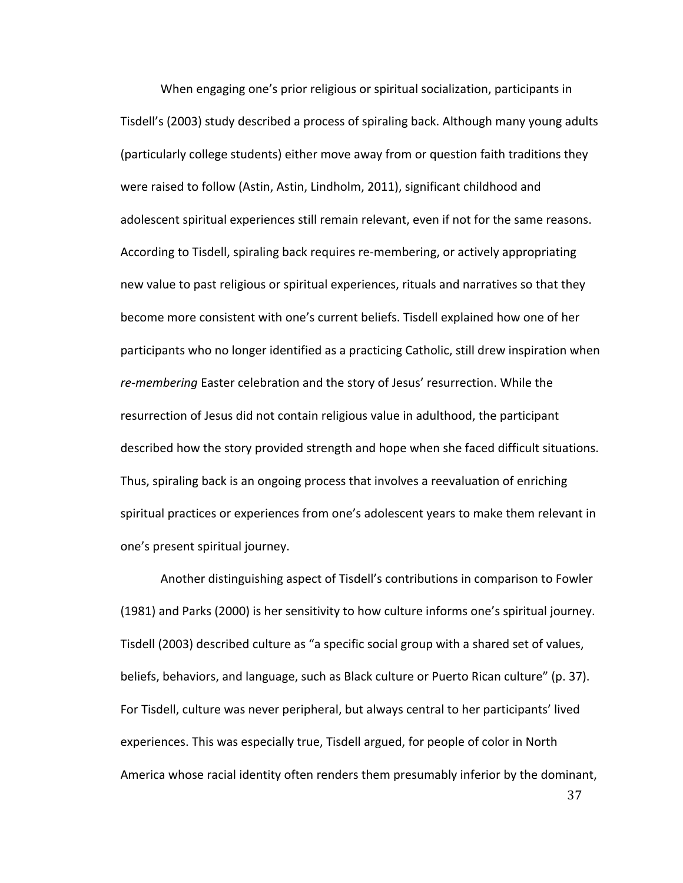When engaging one's prior religious or spiritual socialization, participants in Tisdell's (2003) study described a process of spiraling back. Although many young adults (particularly college students) either move away from or question faith traditions they were raised to follow (Astin, Astin, Lindholm, 2011), significant childhood and adolescent spiritual experiences still remain relevant, even if not for the same reasons. According to Tisdell, spiraling back requires re-membering, or actively appropriating new value to past religious or spiritual experiences, rituals and narratives so that they become more consistent with one's current beliefs. Tisdell explained how one of her participants who no longer identified as a practicing Catholic, still drew inspiration when *re-membering* Easter celebration and the story of Jesus' resurrection. While the resurrection of Jesus did not contain religious value in adulthood, the participant described how the story provided strength and hope when she faced difficult situations. Thus, spiraling back is an ongoing process that involves a reevaluation of enriching spiritual practices or experiences from one's adolescent years to make them relevant in one's present spiritual journey.

Another distinguishing aspect of Tisdell's contributions in comparison to Fowler (1981) and Parks (2000) is her sensitivity to how culture informs one's spiritual journey. Tisdell (2003) described culture as "a specific social group with a shared set of values, beliefs, behaviors, and language, such as Black culture or Puerto Rican culture" (p. 37). For Tisdell, culture was never peripheral, but always central to her participants' lived experiences. This was especially true, Tisdell argued, for people of color in North America whose racial identity often renders them presumably inferior by the dominant,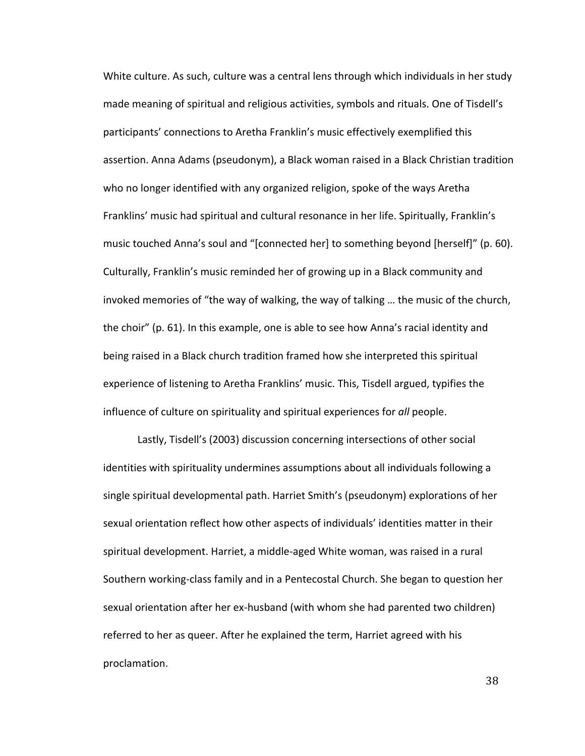White culture. As such, culture was a central lens through which individuals in her study made meaning of spiritual and religious activities, symbols and rituals. One of Tisdell's participants' connections to Aretha Franklin's music effectively exemplified this assertion. Anna Adams (pseudonym), a Black woman raised in a Black Christian tradition who no longer identified with any organized religion, spoke of the ways Aretha Franklins' music had spiritual and cultural resonance in her life. Spiritually, Franklin's music touched Anna's soul and "[connected her] to something beyond [herself]" (p. 60). Culturally, Franklin's music reminded her of growing up in a Black community and invoked memories of "the way of walking, the way of talking … the music of the church, the choir" (p. 61). In this example, one is able to see how Anna's racial identity and being raised in a Black church tradition framed how she interpreted this spiritual experience of listening to Aretha Franklins' music. This, Tisdell argued, typifies the influence of culture on spirituality and spiritual experiences for *all* people.

Lastly, Tisdell's (2003) discussion concerning intersections of other social identities with spirituality undermines assumptions about all individuals following a single spiritual developmental path. Harriet Smith's (pseudonym) explorations of her sexual orientation reflect how other aspects of individuals' identities matter in their spiritual development. Harriet, a middle-aged White woman, was raised in a rural Southern working-class family and in a Pentecostal Church. She began to question her sexual orientation after her ex-husband (with whom she had parented two children) referred to her as queer. After he explained the term, Harriet agreed with his proclamation.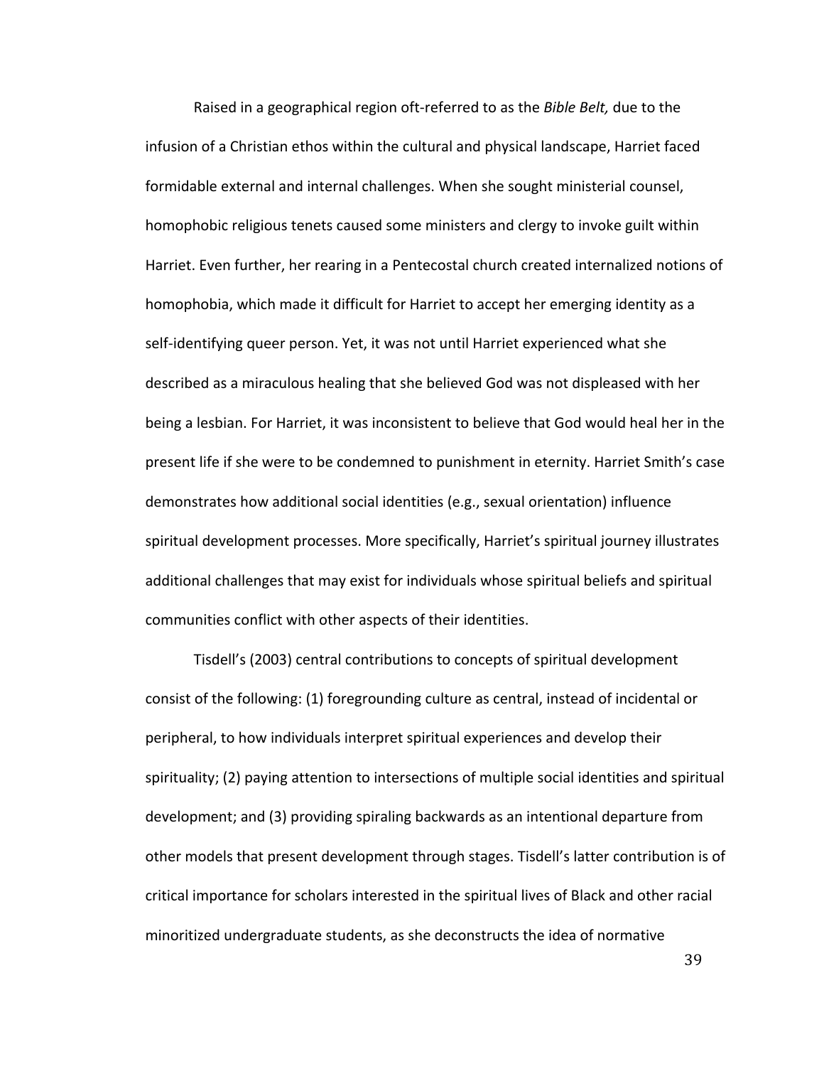Raised in a geographical region oft-referred to as the *Bible Belt,* due to the infusion of a Christian ethos within the cultural and physical landscape, Harriet faced formidable external and internal challenges. When she sought ministerial counsel, homophobic religious tenets caused some ministers and clergy to invoke guilt within Harriet. Even further, her rearing in a Pentecostal church created internalized notions of homophobia, which made it difficult for Harriet to accept her emerging identity as a self-identifying queer person. Yet, it was not until Harriet experienced what she described as a miraculous healing that she believed God was not displeased with her being a lesbian. For Harriet, it was inconsistent to believe that God would heal her in the present life if she were to be condemned to punishment in eternity. Harriet Smith's case demonstrates how additional social identities (e.g., sexual orientation) influence spiritual development processes. More specifically, Harriet's spiritual journey illustrates additional challenges that may exist for individuals whose spiritual beliefs and spiritual communities conflict with other aspects of their identities.

Tisdell's (2003) central contributions to concepts of spiritual development consist of the following: (1) foregrounding culture as central, instead of incidental or peripheral, to how individuals interpret spiritual experiences and develop their spirituality; (2) paying attention to intersections of multiple social identities and spiritual development; and (3) providing spiraling backwards as an intentional departure from other models that present development through stages. Tisdell's latter contribution is of critical importance for scholars interested in the spiritual lives of Black and other racial minoritized undergraduate students, as she deconstructs the idea of normative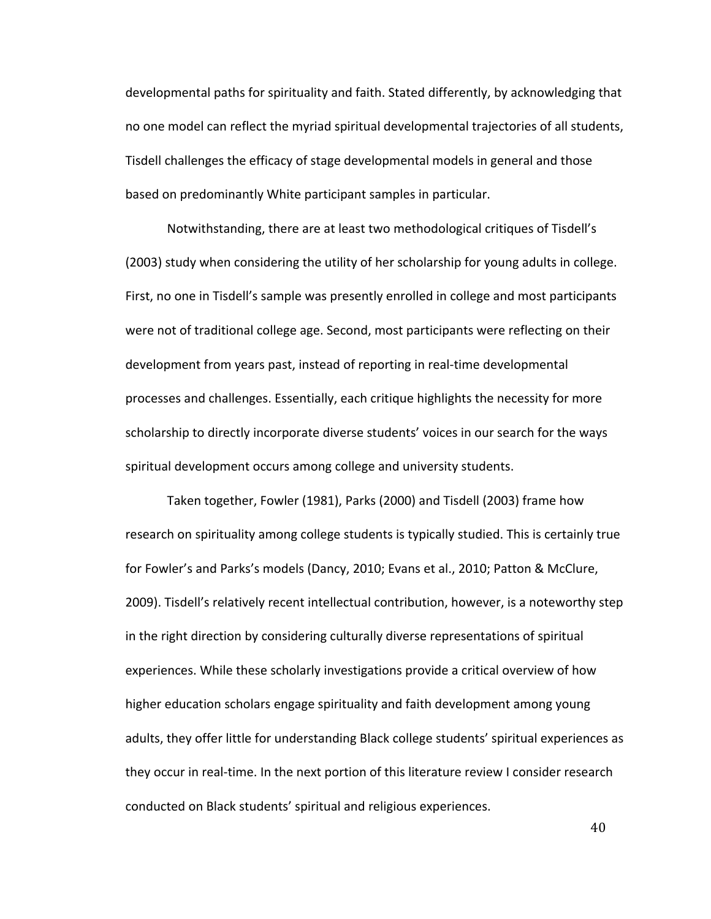developmental paths for spirituality and faith. Stated differently, by acknowledging that no one model can reflect the myriad spiritual developmental trajectories of all students, Tisdell challenges the efficacy of stage developmental models in general and those based on predominantly White participant samples in particular.

Notwithstanding, there are at least two methodological critiques of Tisdell's (2003) study when considering the utility of her scholarship for young adults in college. First, no one in Tisdell's sample was presently enrolled in college and most participants were not of traditional college age. Second, most participants were reflecting on their development from years past, instead of reporting in real-time developmental processes and challenges. Essentially, each critique highlights the necessity for more scholarship to directly incorporate diverse students' voices in our search for the ways spiritual development occurs among college and university students.

Taken together, Fowler (1981), Parks (2000) and Tisdell (2003) frame how research on spirituality among college students is typically studied. This is certainly true for Fowler's and Parks's models (Dancy, 2010; Evans et al., 2010; Patton & McClure, 2009). Tisdell's relatively recent intellectual contribution, however, is a noteworthy step in the right direction by considering culturally diverse representations of spiritual experiences. While these scholarly investigations provide a critical overview of how higher education scholars engage spirituality and faith development among young adults, they offer little for understanding Black college students' spiritual experiences as they occur in real-time. In the next portion of this literature review I consider research conducted on Black students' spiritual and religious experiences.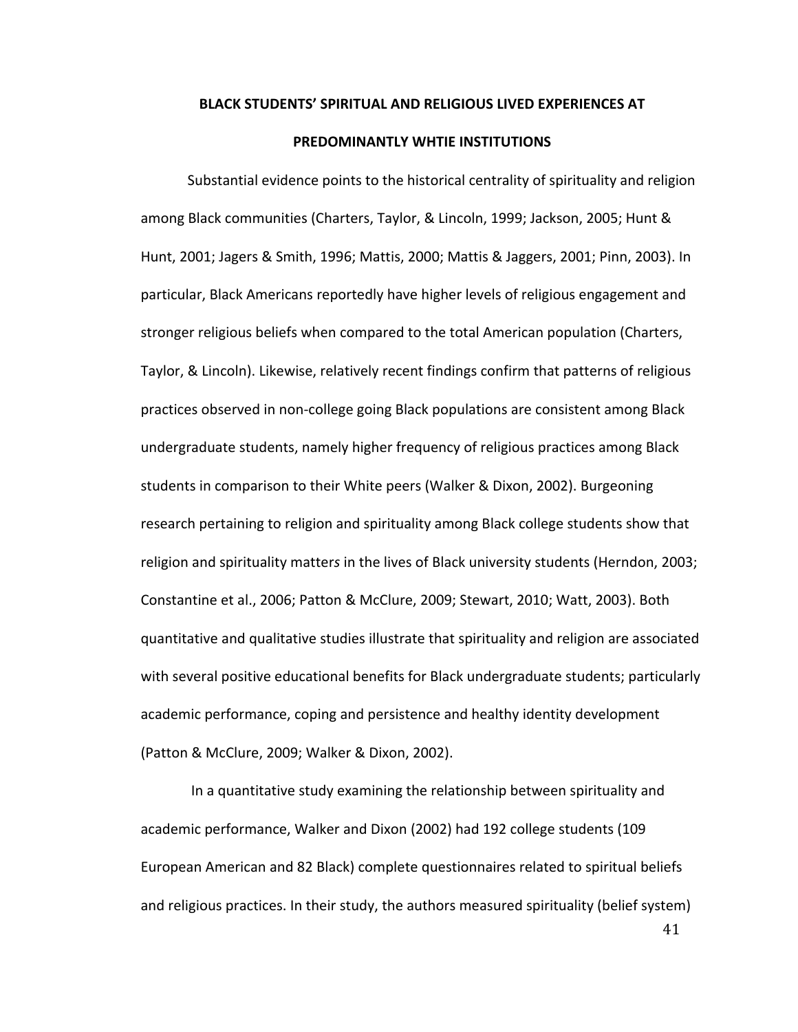## BLACK STUDENTS' SPIRITUAL AND RELIGIOUS LIVED EXPERIENCES AT PREDOMINANTLY WHTIE INSTITUTIONS

Substantial evidence points to the historical centrality of spirituality and religion among Black communities (Charters, Taylor, & Lincoln, 1999; Jackson, 2005; Hunt & Hunt, 2001; Jagers & Smith, 1996; Mattis, 2000; Mattis & Jaggers, 2001; Pinn, 2003). In particular, Black Americans reportedly have higher levels of religious engagement and stronger religious beliefs when compared to the total American population (Charters, Taylor, & Lincoln). Likewise, relatively recent findings confirm that patterns of religious practices observed in non-college going Black populations are consistent among Black undergraduate students, namely higher frequency of religious practices among Black students in comparison to their White peers (Walker & Dixon, 2002). Burgeoning research pertaining to religion and spirituality among Black college students show that religion and spirituality matter*s* in the lives of Black university students (Herndon, 2003; Constantine et al., 2006; Patton & McClure, 2009; Stewart, 2010; Watt, 2003). Both quantitative and qualitative studies illustrate that spirituality and religion are associated with several positive educational benefits for Black undergraduate students; particularly academic performance, coping and persistence and healthy identity development (Patton & McClure, 2009; Walker & Dixon, 2002).

In a quantitative study examining the relationship between spirituality and academic performance, Walker and Dixon (2002) had 192 college students (109 European American and 82 Black) complete questionnaires related to spiritual beliefs and religious practices. In their study, the authors measured spirituality (belief system)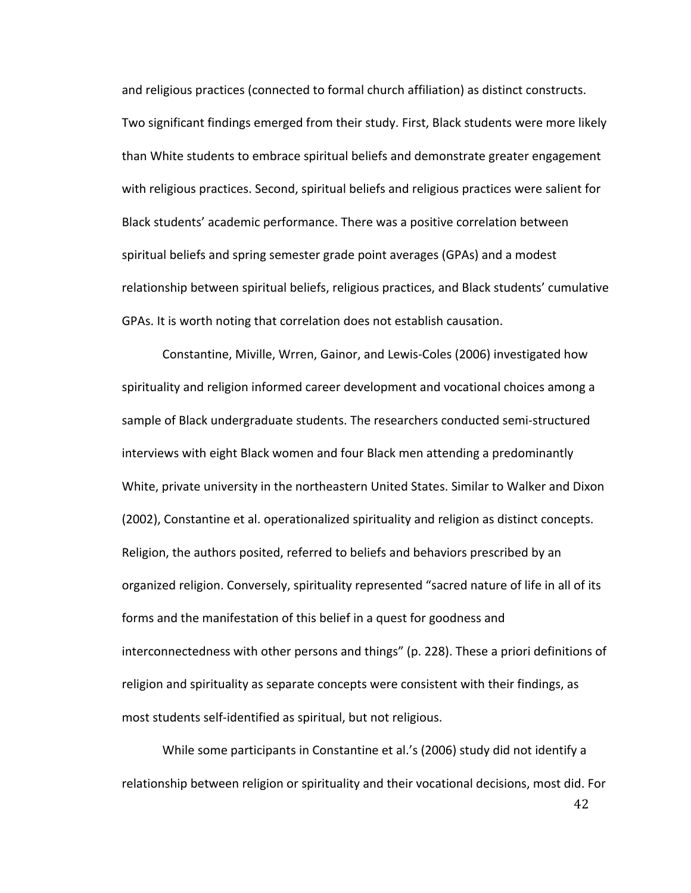and religious practices (connected to formal church affiliation) as distinct constructs. Two significant findings emerged from their study. First, Black students were more likely than White students to embrace spiritual beliefs and demonstrate greater engagement with religious practices. Second, spiritual beliefs and religious practices were salient for Black students' academic performance. There was a positive correlation between spiritual beliefs and spring semester grade point averages (GPAs) and a modest relationship between spiritual beliefs, religious practices, and Black students' cumulative GPAs. It is worth noting that correlation does not establish causation.

Constantine, Miville, Wrren, Gainor, and Lewis-Coles (2006) investigated how spirituality and religion informed career development and vocational choices among a sample of Black undergraduate students. The researchers conducted semi-structured interviews with eight Black women and four Black men attending a predominantly White, private university in the northeastern United States. Similar to Walker and Dixon (2002), Constantine et al. operationalized spirituality and religion as distinct concepts. Religion, the authors posited, referred to beliefs and behaviors prescribed by an organized religion. Conversely, spirituality represented "sacred nature of life in all of its forms and the manifestation of this belief in a quest for goodness and interconnectedness with other persons and things" (p. 228). These a priori definitions of religion and spirituality as separate concepts were consistent with their findings, as most students self-identified as spiritual, but not religious.

While some participants in Constantine et al.'s (2006) study did not identify a relationship between religion or spirituality and their vocational decisions, most did. For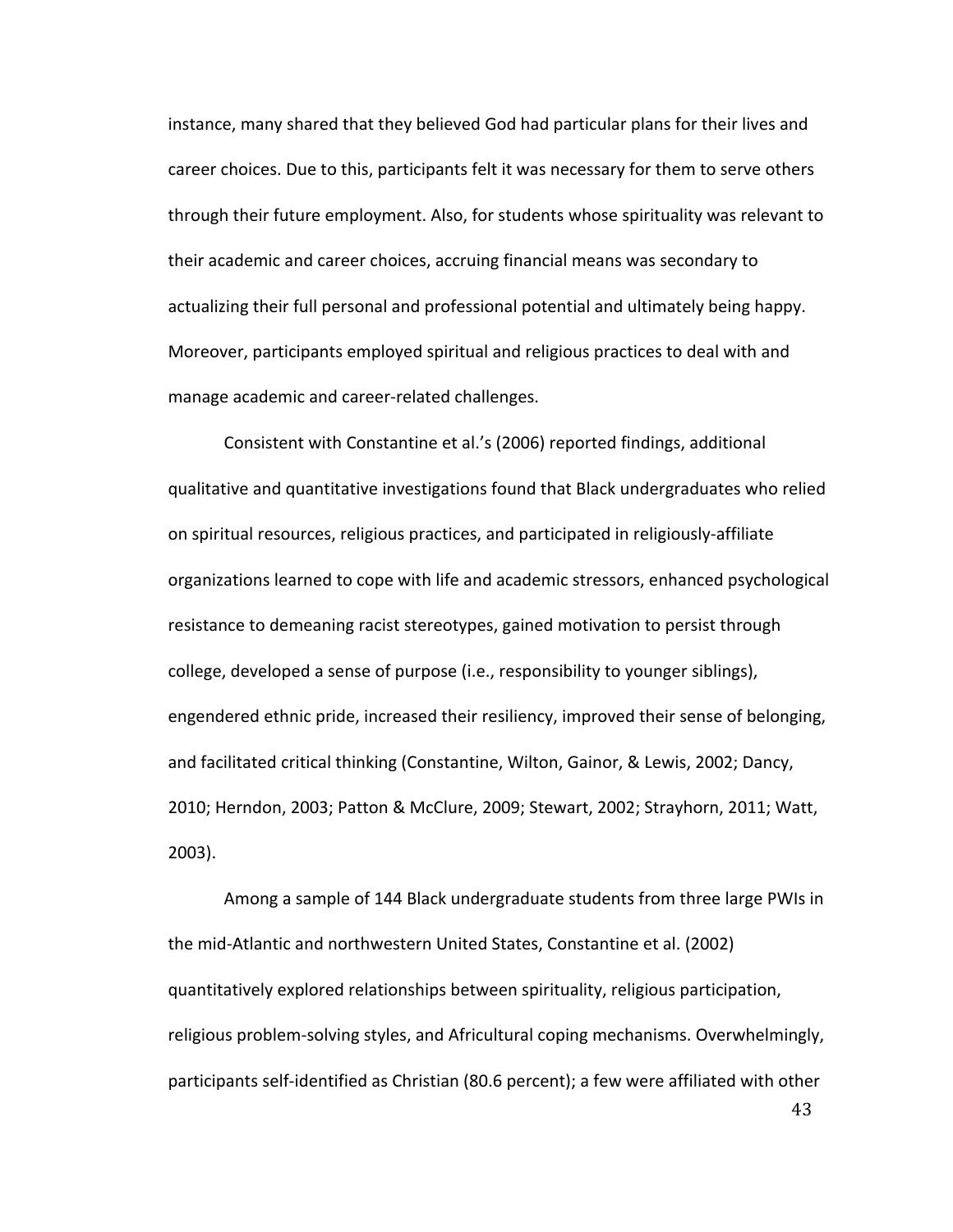instance, many shared that they believed God had particular plans for their lives and career choices. Due to this, participants felt it was necessary for them to serve others through their future employment. Also, for students whose spirituality was relevant to their academic and career choices, accruing financial means was secondary to actualizing their full personal and professional potential and ultimately being happy. Moreover, participants employed spiritual and religious practices to deal with and manage academic and career-related challenges.

Consistent with Constantine et al.'s (2006) reported findings, additional qualitative and quantitative investigations found that Black undergraduates who relied on spiritual resources, religious practices, and participated in religiously-affiliate organizations learned to cope with life and academic stressors, enhanced psychological resistance to demeaning racist stereotypes, gained motivation to persist through college, developed a sense of purpose (i.e., responsibility to younger siblings), engendered ethnic pride, increased their resiliency, improved their sense of belonging, and facilitated critical thinking (Constantine, Wilton, Gainor, & Lewis, 2002; Dancy, 2010; Herndon, 2003; Patton & McClure, 2009; Stewart, 2002; Strayhorn, 2011; Watt, 2003).

Among a sample of 144 Black undergraduate students from three large PWIs in the mid-Atlantic and northwestern United States, Constantine et al. (2002) quantitatively explored relationships between spirituality, religious participation, religious problem-solving styles, and Africultural coping mechanisms. Overwhelmingly, participants self-identified as Christian (80.6 percent); a few were affiliated with other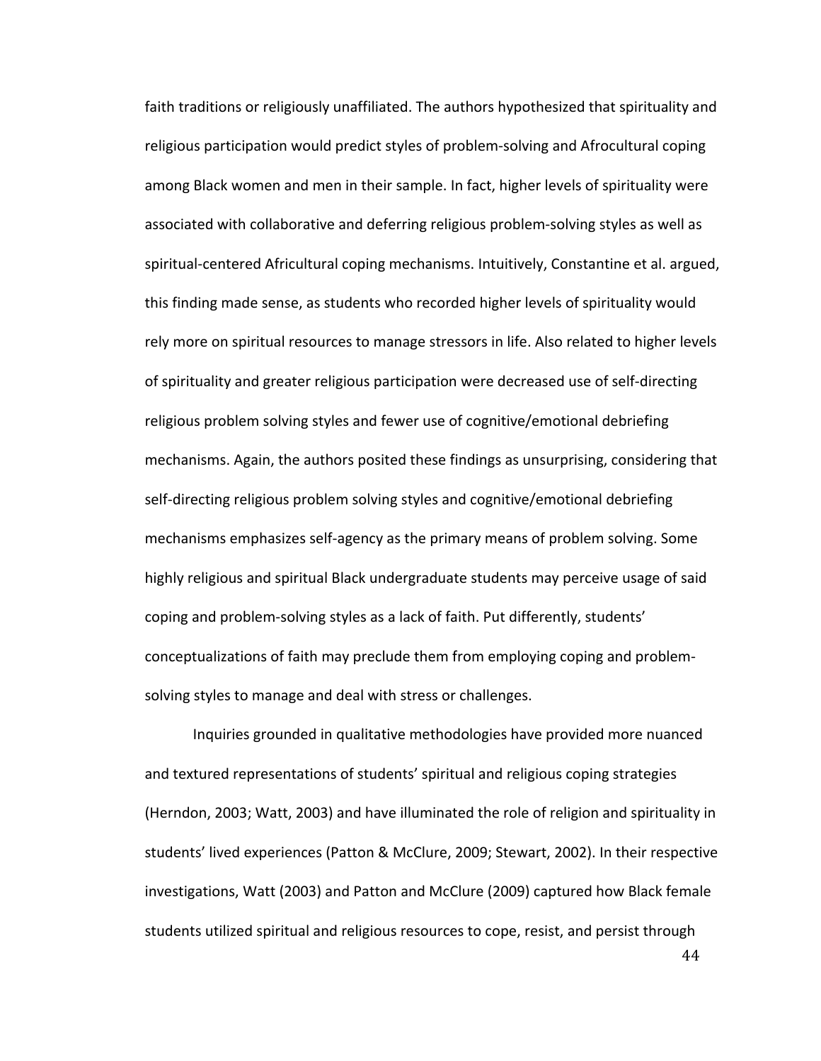faith traditions or religiously unaffiliated. The authors hypothesized that spirituality and religious participation would predict styles of problem-solving and Afrocultural coping among Black women and men in their sample. In fact, higher levels of spirituality were associated with collaborative and deferring religious problem-solving styles as well as spiritual-centered Africultural coping mechanisms. Intuitively, Constantine et al. argued, this finding made sense, as students who recorded higher levels of spirituality would rely more on spiritual resources to manage stressors in life. Also related to higher levels of spirituality and greater religious participation were decreased use of self-directing religious problem solving styles and fewer use of cognitive/emotional debriefing mechanisms. Again, the authors posited these findings as unsurprising, considering that self-directing religious problem solving styles and cognitive/emotional debriefing mechanisms emphasizes self-agency as the primary means of problem solving. Some highly religious and spiritual Black undergraduate students may perceive usage of said coping and problem-solving styles as a lack of faith. Put differently, students' conceptualizations of faith may preclude them from employing coping and problem-solving styles to manage and deal with stress or challenges.

Inquiries grounded in qualitative methodologies have provided more nuanced and textured representations of students' spiritual and religious coping strategies (Herndon, 2003; Watt, 2003) and have illuminated the role of religion and spirituality in students' lived experiences (Patton & McClure, 2009; Stewart, 2002). In their respective investigations, Watt (2003) and Patton and McClure (2009) captured how Black female students utilized spiritual and religious resources to cope, resist, and persist through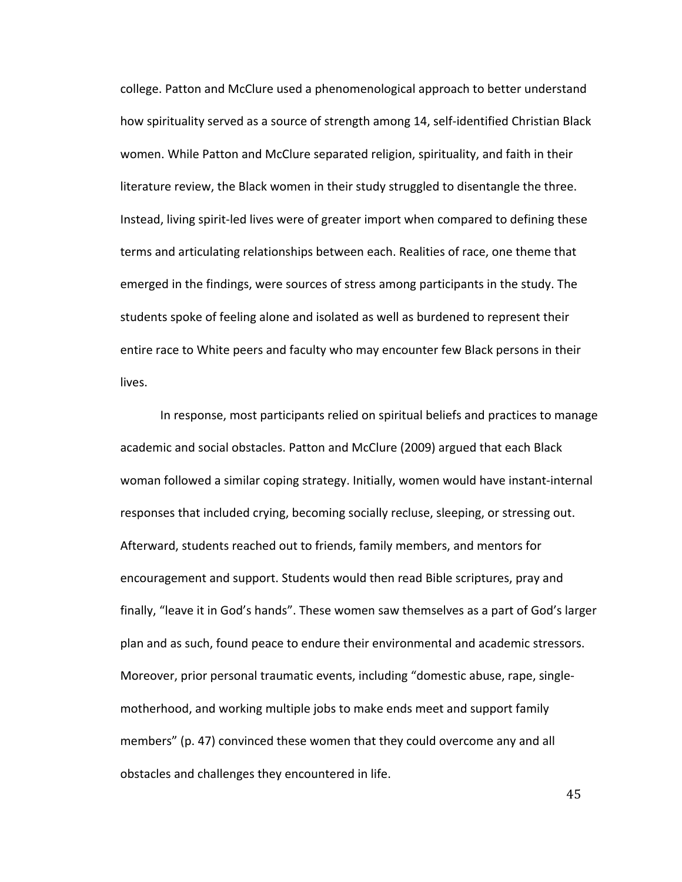college. Patton and McClure used a phenomenological approach to better understand how spirituality served as a source of strength among 14, self-identified Christian Black women. While Patton and McClure separated religion, spirituality, and faith in their literature review, the Black women in their study struggled to disentangle the three. Instead, living spirit-led lives were of greater import when compared to defining these terms and articulating relationships between each. Realities of race, one theme that emerged in the findings, were sources of stress among participants in the study. The students spoke of feeling alone and isolated as well as burdened to represent their entire race to White peers and faculty who may encounter few Black persons in their lives.

In response, most participants relied on spiritual beliefs and practices to manage academic and social obstacles. Patton and McClure (2009) argued that each Black woman followed a similar coping strategy. Initially, women would have instant-internal responses that included crying, becoming socially recluse, sleeping, or stressing out. Afterward, students reached out to friends, family members, and mentors for encouragement and support. Students would then read Bible scriptures, pray and finally, "leave it in God's hands". These women saw themselves as a part of God's larger plan and as such, found peace to endure their environmental and academic stressors. Moreover, prior personal traumatic events, including "domestic abuse, rape, single-motherhood, and working multiple jobs to make ends meet and support family members" (p. 47) convinced these women that they could overcome any and all obstacles and challenges they encountered in life.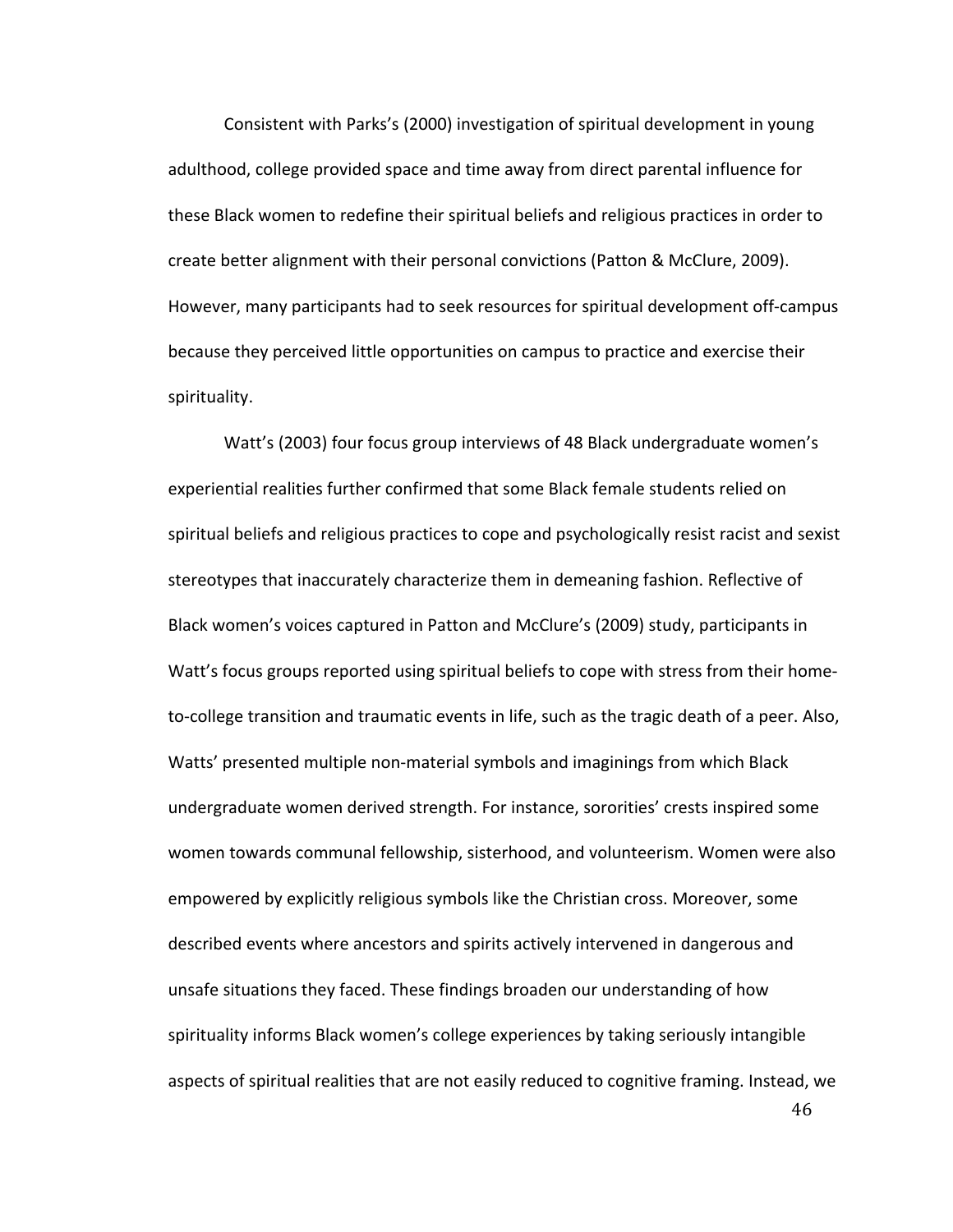Consistent with Parks's (2000) investigation of spiritual development in young adulthood, college provided space and time away from direct parental influence for these Black women to redefine their spiritual beliefs and religious practices in order to create better alignment with their personal convictions (Patton & McClure, 2009). However, many participants had to seek resources for spiritual development off-campus because they perceived little opportunities on campus to practice and exercise their spirituality.

Watt's (2003) four focus group interviews of 48 Black undergraduate women's experiential realities further confirmed that some Black female students relied on spiritual beliefs and religious practices to cope and psychologically resist racist and sexist stereotypes that inaccurately characterize them in demeaning fashion. Reflective of Black women's voices captured in Patton and McClure's (2009) study, participants in Watt's focus groups reported using spiritual beliefs to cope with stress from their home-to-college transition and traumatic events in life, such as the tragic death of a peer. Also, Watts' presented multiple non-material symbols and imaginings from which Black undergraduate women derived strength. For instance, sororities' crests inspired some women towards communal fellowship, sisterhood, and volunteerism. Women were also empowered by explicitly religious symbols like the Christian cross. Moreover, some described events where ancestors and spirits actively intervened in dangerous and unsafe situations they faced. These findings broaden our understanding of how spirituality informs Black women's college experiences by taking seriously intangible aspects of spiritual realities that are not easily reduced to cognitive framing. Instead, we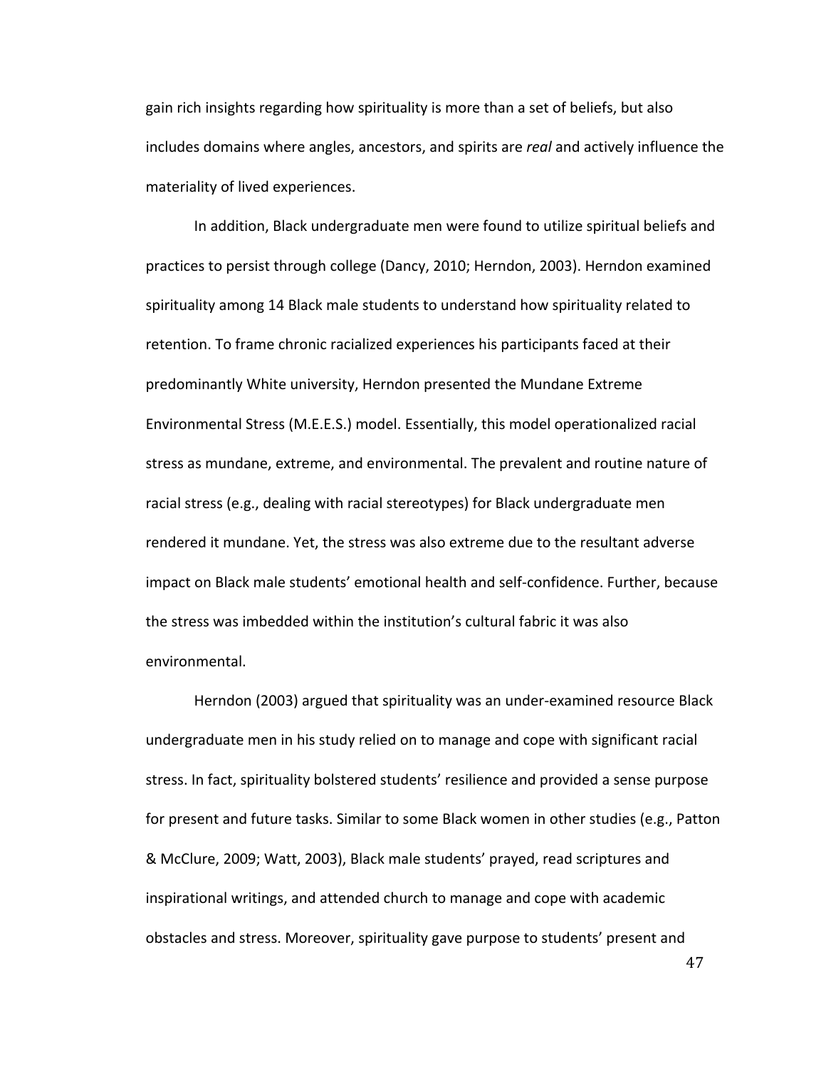gain rich insights regarding how spirituality is more than a set of beliefs, but also includes domains where angles, ancestors, and spirits are *real* and actively influence the materiality of lived experiences.

In addition, Black undergraduate men were found to utilize spiritual beliefs and practices to persist through college (Dancy, 2010; Herndon, 2003). Herndon examined spirituality among 14 Black male students to understand how spirituality related to retention. To frame chronic racialized experiences his participants faced at their predominantly White university, Herndon presented the Mundane Extreme Environmental Stress (M.E.E.S.) model. Essentially, this model operationalized racial stress as mundane, extreme, and environmental. The prevalent and routine nature of racial stress (e.g., dealing with racial stereotypes) for Black undergraduate men rendered it mundane. Yet, the stress was also extreme due to the resultant adverse impact on Black male students' emotional health and self-confidence. Further, because the stress was imbedded within the institution's cultural fabric it was also environmental.

Herndon (2003) argued that spirituality was an under-examined resource Black undergraduate men in his study relied on to manage and cope with significant racial stress. In fact, spirituality bolstered students' resilience and provided a sense purpose for present and future tasks. Similar to some Black women in other studies (e.g., Patton & McClure, 2009; Watt, 2003), Black male students' prayed, read scriptures and inspirational writings, and attended church to manage and cope with academic obstacles and stress. Moreover, spirituality gave purpose to students' present and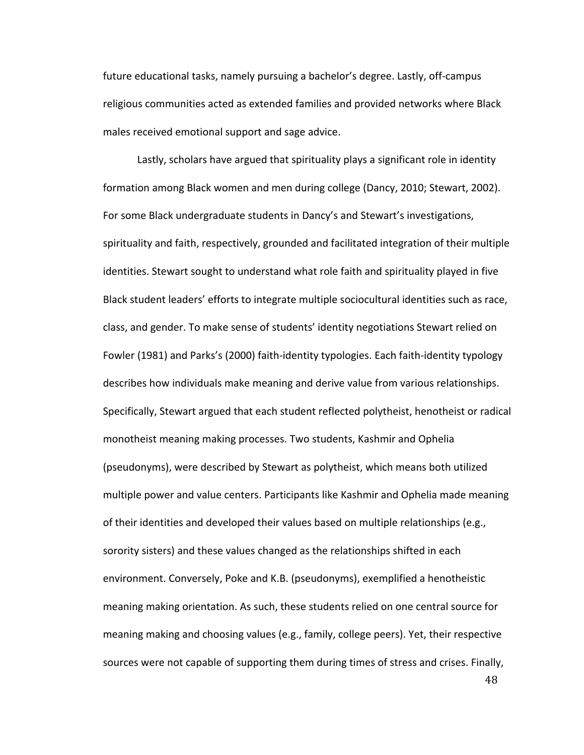future educational tasks, namely pursuing a bachelor's degree. Lastly, off-campus religious communities acted as extended families and provided networks where Black males received emotional support and sage advice.

Lastly, scholars have argued that spirituality plays a significant role in identity formation among Black women and men during college (Dancy, 2010; Stewart, 2002). For some Black undergraduate students in Dancy's and Stewart's investigations, spirituality and faith, respectively, grounded and facilitated integration of their multiple identities. Stewart sought to understand what role faith and spirituality played in five Black student leaders' efforts to integrate multiple sociocultural identities such as race, class, and gender. To make sense of students' identity negotiations Stewart relied on Fowler (1981) and Parks's (2000) faith-identity typologies. Each faith-identity typology describes how individuals make meaning and derive value from various relationships. Specifically, Stewart argued that each student reflected polytheist, henotheist or radical monotheist meaning making processes. Two students, Kashmir and Ophelia (pseudonyms), were described by Stewart as polytheist, which means both utilized multiple power and value centers. Participants like Kashmir and Ophelia made meaning of their identities and developed their values based on multiple relationships (e.g., sorority sisters) and these values changed as the relationships shifted in each environment. Conversely, Poke and K.B. (pseudonyms), exemplified a henotheistic meaning making orientation. As such, these students relied on one central source for meaning making and choosing values (e.g., family, college peers). Yet, their respective sources were not capable of supporting them during times of stress and crises. Finally,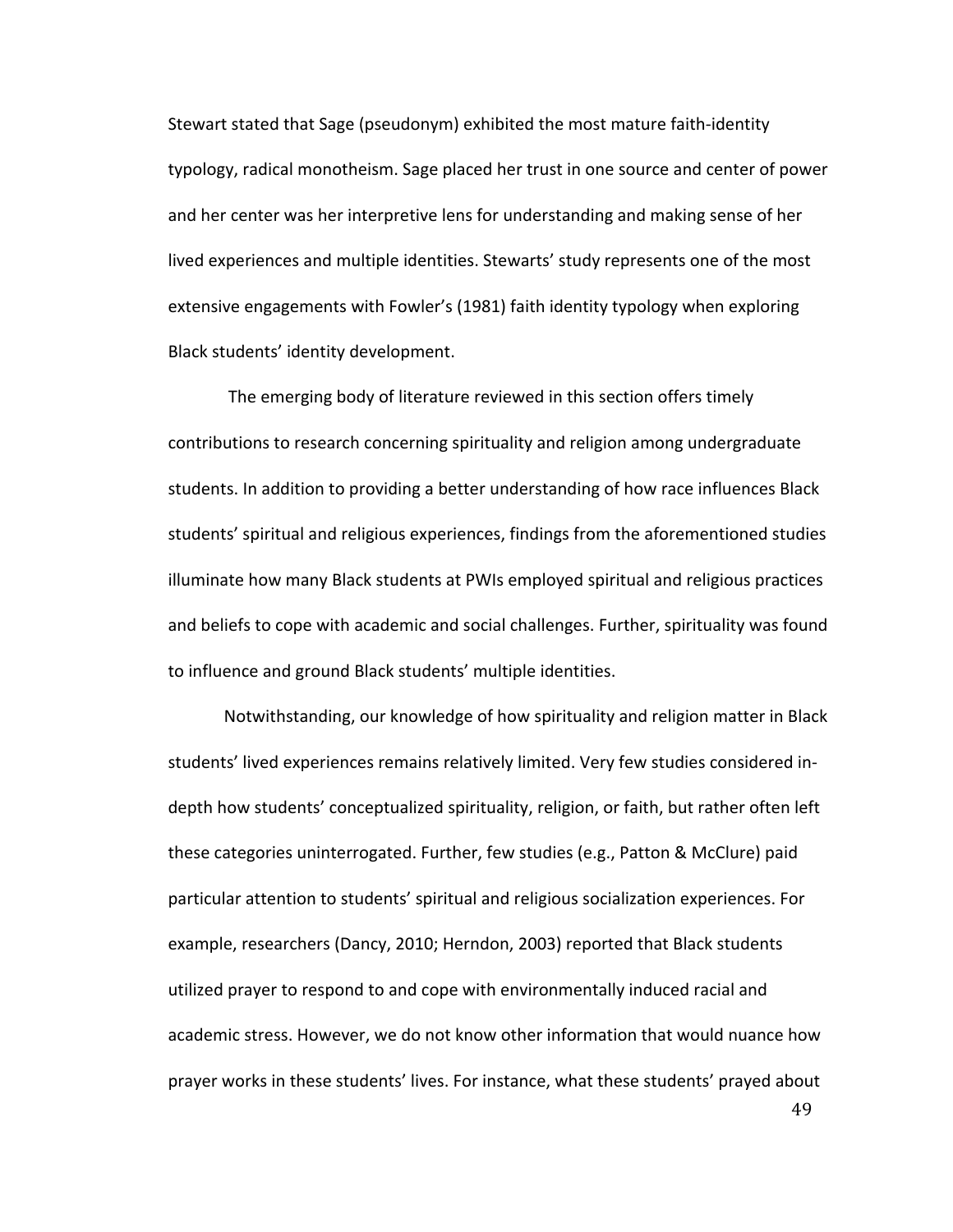Stewart stated that Sage (pseudonym) exhibited the most mature faith-identity typology, radical monotheism. Sage placed her trust in one source and center of power and her center was her interpretive lens for understanding and making sense of her lived experiences and multiple identities. Stewarts' study represents one of the most extensive engagements with Fowler's (1981) faith identity typology when exploring Black students' identity development.

The emerging body of literature reviewed in this section offers timely contributions to research concerning spirituality and religion among undergraduate students. In addition to providing a better understanding of how race influences Black students' spiritual and religious experiences, findings from the aforementioned studies illuminate how many Black students at PWIs employed spiritual and religious practices and beliefs to cope with academic and social challenges. Further, spirituality was found to influence and ground Black students' multiple identities.

Notwithstanding, our knowledge of how spirituality and religion matter in Black students' lived experiences remains relatively limited. Very few studies considered in-depth how students' conceptualized spirituality, religion, or faith, but rather often left these categories uninterrogated. Further, few studies (e.g., Patton & McClure) paid particular attention to students' spiritual and religious socialization experiences. For example, researchers (Dancy, 2010; Herndon, 2003) reported that Black students utilized prayer to respond to and cope with environmentally induced racial and academic stress. However, we do not know other information that would nuance how prayer works in these students' lives. For instance, what these students' prayed about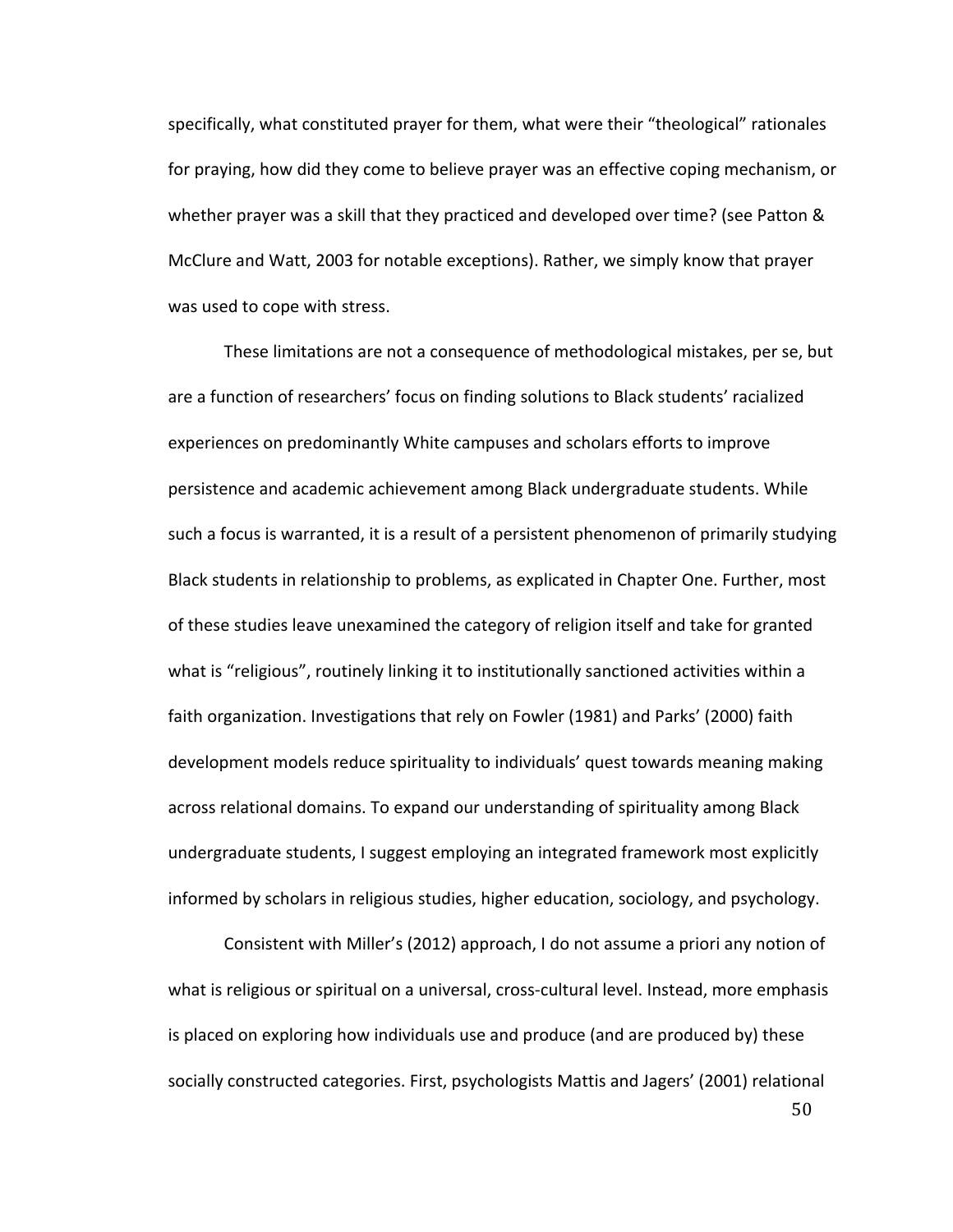specifically, what constituted prayer for them, what were their "theological" rationales for praying, how did they come to believe prayer was an effective coping mechanism, or whether prayer was a skill that they practiced and developed over time? (see Patton & McClure and Watt, 2003 for notable exceptions). Rather, we simply know that prayer was used to cope with stress.

These limitations are not a consequence of methodological mistakes, per se, but are a function of researchers' focus on finding solutions to Black students' racialized experiences on predominantly White campuses and scholars efforts to improve persistence and academic achievement among Black undergraduate students. While such a focus is warranted, it is a result of a persistent phenomenon of primarily studying Black students in relationship to problems, as explicated in Chapter One. Further, most of these studies leave unexamined the category of religion itself and take for granted what is "religious", routinely linking it to institutionally sanctioned activities within a faith organization. Investigations that rely on Fowler (1981) and Parks' (2000) faith development models reduce spirituality to individuals' quest towards meaning making across relational domains. To expand our understanding of spirituality among Black undergraduate students, I suggest employing an integrated framework most explicitly informed by scholars in religious studies, higher education, sociology, and psychology.

Consistent with Miller's (2012) approach, I do not assume a priori any notion of what is religious or spiritual on a universal, cross-cultural level. Instead, more emphasis is placed on exploring how individuals use and produce (and are produced by) these socially constructed categories. First, psychologists Mattis and Jagers' (2001) relational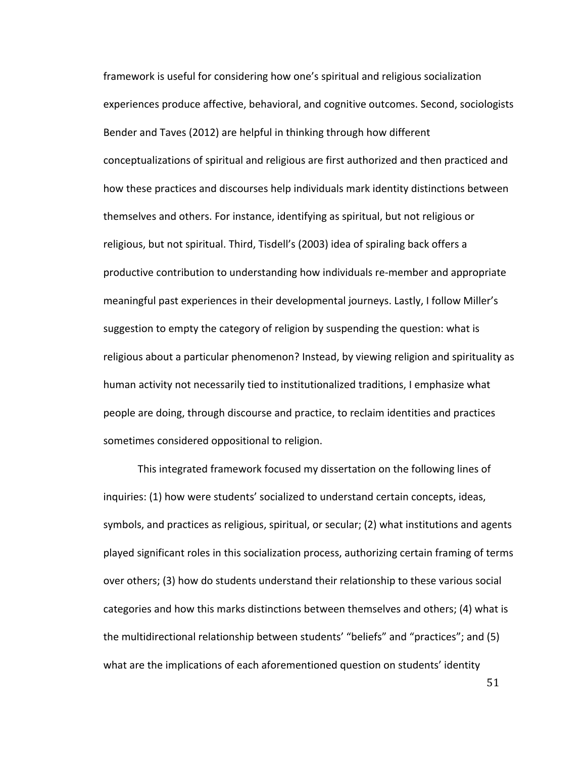framework is useful for considering how one's spiritual and religious socialization experiences produce affective, behavioral, and cognitive outcomes. Second, sociologists Bender and Taves (2012) are helpful in thinking through how different conceptualizations of spiritual and religious are first authorized and then practiced and how these practices and discourses help individuals mark identity distinctions between themselves and others. For instance, identifying as spiritual, but not religious or religious, but not spiritual. Third, Tisdell's (2003) idea of spiraling back offers a productive contribution to understanding how individuals re-member and appropriate meaningful past experiences in their developmental journeys. Lastly, I follow Miller's suggestion to empty the category of religion by suspending the question: what is religious about a particular phenomenon? Instead, by viewing religion and spirituality as human activity not necessarily tied to institutionalized traditions, I emphasize what people are doing, through discourse and practice, to reclaim identities and practices sometimes considered oppositional to religion.

This integrated framework focused my dissertation on the following lines of inquiries: (1) how were students' socialized to understand certain concepts, ideas, symbols, and practices as religious, spiritual, or secular; (2) what institutions and agents played significant roles in this socialization process, authorizing certain framing of terms over others; (3) how do students understand their relationship to these various social categories and how this marks distinctions between themselves and others; (4) what is the multidirectional relationship between students' "beliefs" and "practices"; and (5) what are the implications of each aforementioned question on students' identity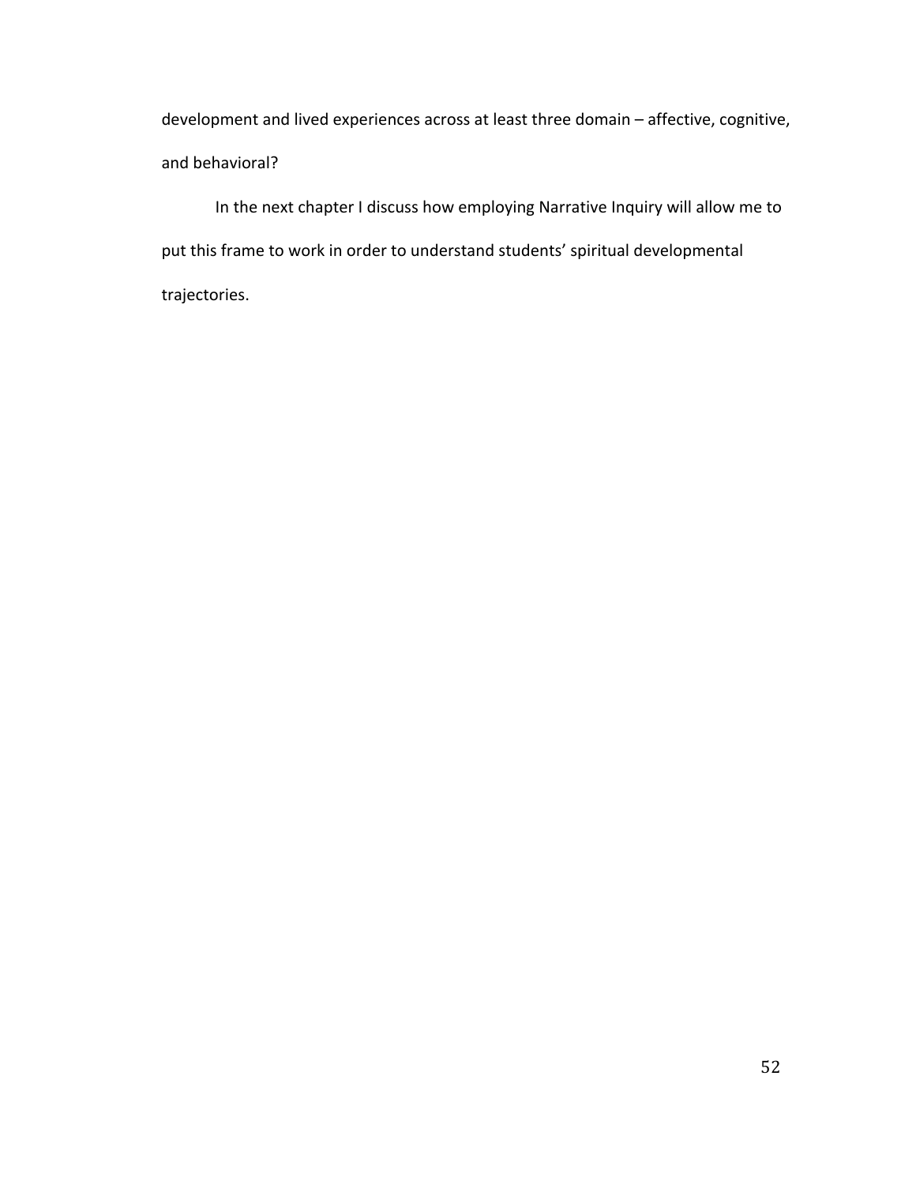development and lived experiences across at least three domain – affective, cognitive, and behavioral?

In the next chapter I discuss how employing Narrative Inquiry will allow me to put this frame to work in order to understand students' spiritual developmental trajectories.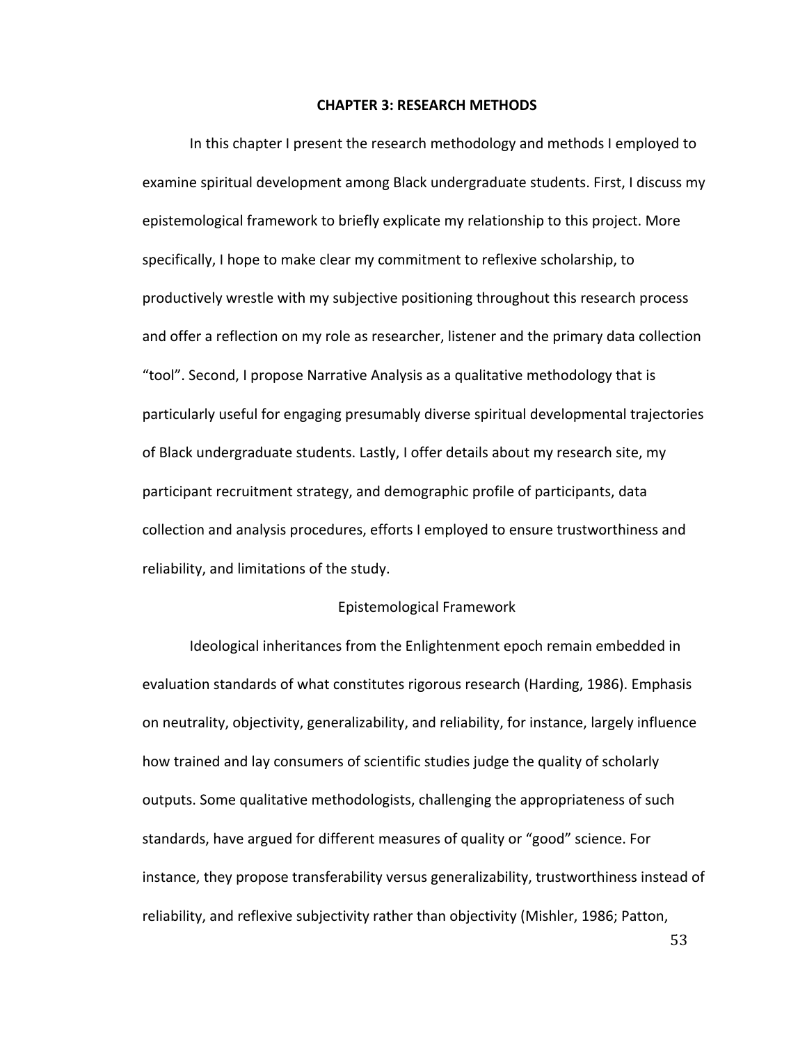# CHAPTER 3: RESEARCH METHODS

In this chapter I present the research methodology and methods I employed to examine spiritual development among Black undergraduate students. First, I discuss my epistemological framework to briefly explicate my relationship to this project. More specifically, I hope to make clear my commitment to reflexive scholarship, to productively wrestle with my subjective positioning throughout this research process and offer a reflection on my role as researcher, listener and the primary data collection "tool". Second, I propose Narrative Analysis as a qualitative methodology that is particularly useful for engaging presumably diverse spiritual developmental trajectories of Black undergraduate students. Lastly, I offer details about my research site, my participant recruitment strategy, and demographic profile of participants, data collection and analysis procedures, efforts I employed to ensure trustworthiness and reliability, and limitations of the study.

## Epistemological Framework

Ideological inheritances from the Enlightenment epoch remain embedded in evaluation standards of what constitutes rigorous research (Harding, 1986). Emphasis on neutrality, objectivity, generalizability, and reliability, for instance, largely influence how trained and lay consumers of scientific studies judge the quality of scholarly outputs. Some qualitative methodologists, challenging the appropriateness of such standards, have argued for different measures of quality or "good" science. For instance, they propose transferability versus generalizability, trustworthiness instead of reliability, and reflexive subjectivity rather than objectivity (Mishler, 1986; Patton,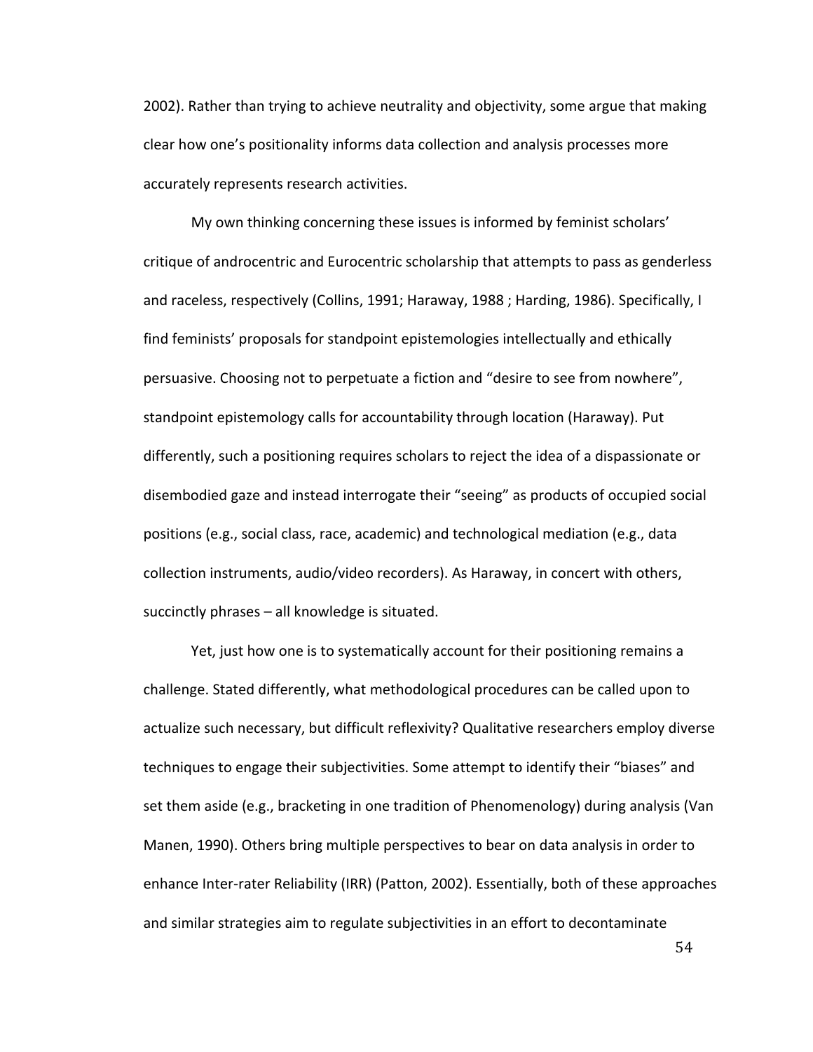2002). Rather than trying to achieve neutrality and objectivity, some argue that making clear how one's positionality informs data collection and analysis processes more accurately represents research activities.

My own thinking concerning these issues is informed by feminist scholars' critique of androcentric and Eurocentric scholarship that attempts to pass as genderless and raceless, respectively (Collins, 1991; Haraway, 1988 ; Harding, 1986). Specifically, I find feminists' proposals for standpoint epistemologies intellectually and ethically persuasive. Choosing not to perpetuate a fiction and "desire to see from nowhere", standpoint epistemology calls for accountability through location (Haraway). Put differently, such a positioning requires scholars to reject the idea of a dispassionate or disembodied gaze and instead interrogate their "seeing" as products of occupied social positions (e.g., social class, race, academic) and technological mediation (e.g., data collection instruments, audio/video recorders). As Haraway, in concert with others, succinctly phrases – all knowledge is situated.

Yet, just how one is to systematically account for their positioning remains a challenge. Stated differently, what methodological procedures can be called upon to actualize such necessary, but difficult reflexivity? Qualitative researchers employ diverse techniques to engage their subjectivities. Some attempt to identify their "biases" and set them aside (e.g., bracketing in one tradition of Phenomenology) during analysis (Van Manen, 1990). Others bring multiple perspectives to bear on data analysis in order to enhance Inter-rater Reliability (IRR) (Patton, 2002). Essentially, both of these approaches and similar strategies aim to regulate subjectivities in an effort to decontaminate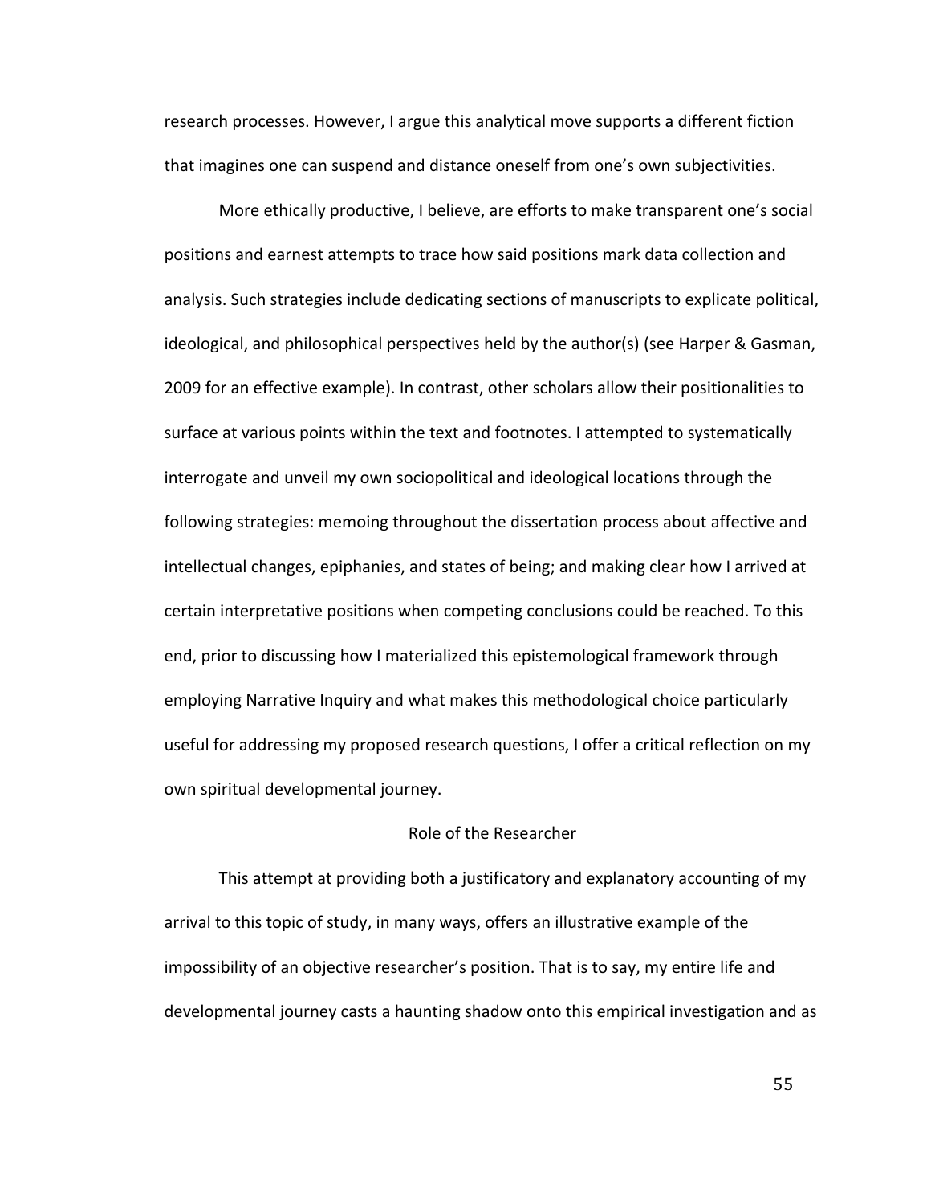research processes. However, I argue this analytical move supports a different fiction that imagines one can suspend and distance oneself from one's own subjectivities.

More ethically productive, I believe, are efforts to make transparent one's social positions and earnest attempts to trace how said positions mark data collection and analysis. Such strategies include dedicating sections of manuscripts to explicate political, ideological, and philosophical perspectives held by the author(s) (see Harper & Gasman, 2009 for an effective example). In contrast, other scholars allow their positionalities to surface at various points within the text and footnotes. I attempted to systematically interrogate and unveil my own sociopolitical and ideological locations through the following strategies: memoing throughout the dissertation process about affective and intellectual changes, epiphanies, and states of being; and making clear how I arrived at certain interpretative positions when competing conclusions could be reached. To this end, prior to discussing how I materialized this epistemological framework through employing Narrative Inquiry and what makes this methodological choice particularly useful for addressing my proposed research questions, I offer a critical reflection on my own spiritual developmental journey.

## Role of the Researcher

This attempt at providing both a justificatory and explanatory accounting of my arrival to this topic of study, in many ways, offers an illustrative example of the impossibility of an objective researcher's position. That is to say, my entire life and developmental journey casts a haunting shadow onto this empirical investigation and as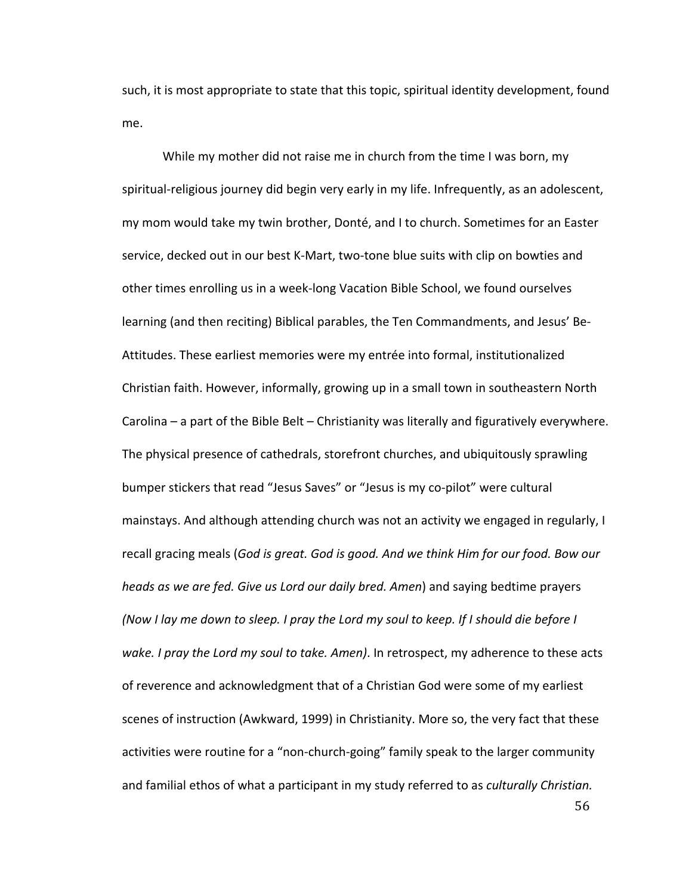such, it is most appropriate to state that this topic, spiritual identity development, found me.

While my mother did not raise me in church from the time I was born, my spiritual-religious journey did begin very early in my life. Infrequently, as an adolescent, my mom would take my twin brother, Donté, and I to church. Sometimes for an Easter service, decked out in our best K-Mart, two-tone blue suits with clip on bowties and other times enrolling us in a week-long Vacation Bible School, we found ourselves learning (and then reciting) Biblical parables, the Ten Commandments, and Jesus' Be-Attitudes. These earliest memories were my entrée into formal, institutionalized Christian faith. However, informally, growing up in a small town in southeastern North Carolina – a part of the Bible Belt – Christianity was literally and figuratively everywhere. The physical presence of cathedrals, storefront churches, and ubiquitously sprawling bumper stickers that read "Jesus Saves" or "Jesus is my co-pilot" were cultural mainstays. And although attending church was not an activity we engaged in regularly, I recall gracing meals (*God is great. God is good. And we think Him for our food. Bow our heads as we are fed. Give us Lord our daily bred. Amen*) and saying bedtime prayers *(Now I lay me down to sleep. I pray the Lord my soul to keep. If I should die before I wake. I pray the Lord my soul to take. Amen)*. In retrospect, my adherence to these acts of reverence and acknowledgment that of a Christian God were some of my earliest scenes of instruction (Awkward, 1999) in Christianity. More so, the very fact that these activities were routine for a "non-church-going" family speak to the larger community and familial ethos of what a participant in my study referred to as *culturally Christian.*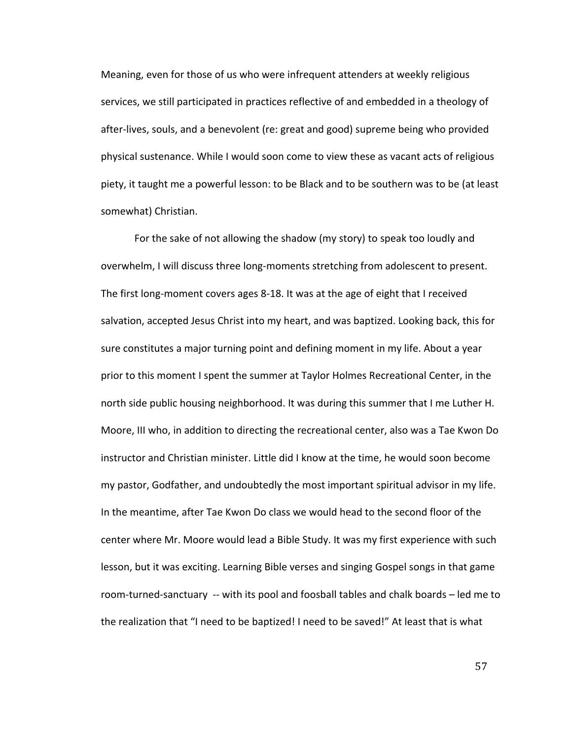Meaning, even for those of us who were infrequent attenders at weekly religious services, we still participated in practices reflective of and embedded in a theology of after-lives, souls, and a benevolent (re: great and good) supreme being who provided physical sustenance. While I would soon come to view these as vacant acts of religious piety, it taught me a powerful lesson: to be Black and to be southern was to be (at least somewhat) Christian.

For the sake of not allowing the shadow (my story) to speak too loudly and overwhelm, I will discuss three long-moments stretching from adolescent to present. The first long-moment covers ages 8-18. It was at the age of eight that I received salvation, accepted Jesus Christ into my heart, and was baptized. Looking back, this for sure constitutes a major turning point and defining moment in my life. About a year prior to this moment I spent the summer at Taylor Holmes Recreational Center, in the north side public housing neighborhood. It was during this summer that I me Luther H. Moore, III who, in addition to directing the recreational center, also was a Tae Kwon Do instructor and Christian minister. Little did I know at the time, he would soon become my pastor, Godfather, and undoubtedly the most important spiritual advisor in my life. In the meantime, after Tae Kwon Do class we would head to the second floor of the center where Mr. Moore would lead a Bible Study. It was my first experience with such lesson, but it was exciting. Learning Bible verses and singing Gospel songs in that game room-turned-sanctuary -- with its pool and foosball tables and chalk boards – led me to the realization that "I need to be baptized! I need to be saved!" At least that is what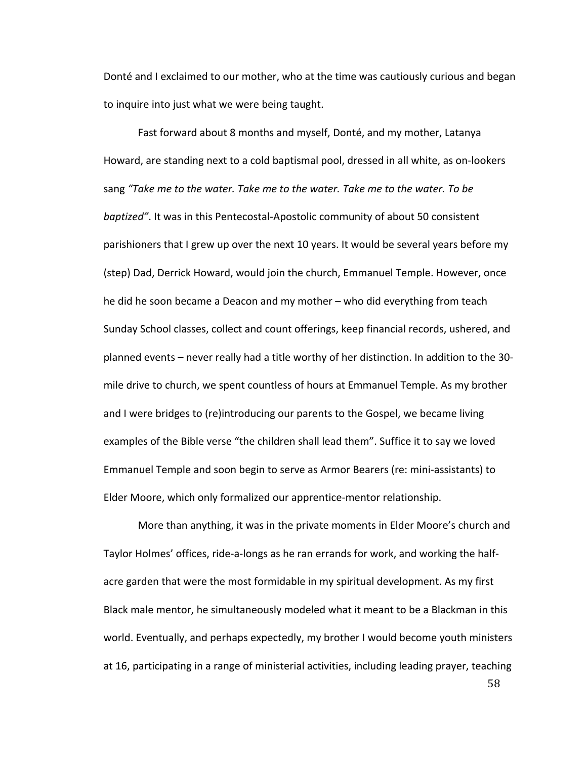Donté and I exclaimed to our mother, who at the time was cautiously curious and began to inquire into just what we were being taught.

Fast forward about 8 months and myself, Donté, and my mother, Latanya Howard, are standing next to a cold baptismal pool, dressed in all white, as on-lookers sang *"Take me to the water. Take me to the water. Take me to the water. To be baptized"*. It was in this Pentecostal-Apostolic community of about 50 consistent parishioners that I grew up over the next 10 years. It would be several years before my (step) Dad, Derrick Howard, would join the church, Emmanuel Temple. However, once he did he soon became a Deacon and my mother – who did everything from teach Sunday School classes, collect and count offerings, keep financial records, ushered, and planned events – never really had a title worthy of her distinction. In addition to the 30-mile drive to church, we spent countless of hours at Emmanuel Temple. As my brother and I were bridges to (re)introducing our parents to the Gospel, we became living examples of the Bible verse "the children shall lead them". Suffice it to say we loved Emmanuel Temple and soon begin to serve as Armor Bearers (re: mini-assistants) to Elder Moore, which only formalized our apprentice-mentor relationship.

More than anything, it was in the private moments in Elder Moore's church and Taylor Holmes' offices, ride-a-longs as he ran errands for work, and working the half-acre garden that were the most formidable in my spiritual development. As my first Black male mentor, he simultaneously modeled what it meant to be a Blackman in this world. Eventually, and perhaps expectedly, my brother I would become youth ministers at 16, participating in a range of ministerial activities, including leading prayer, teaching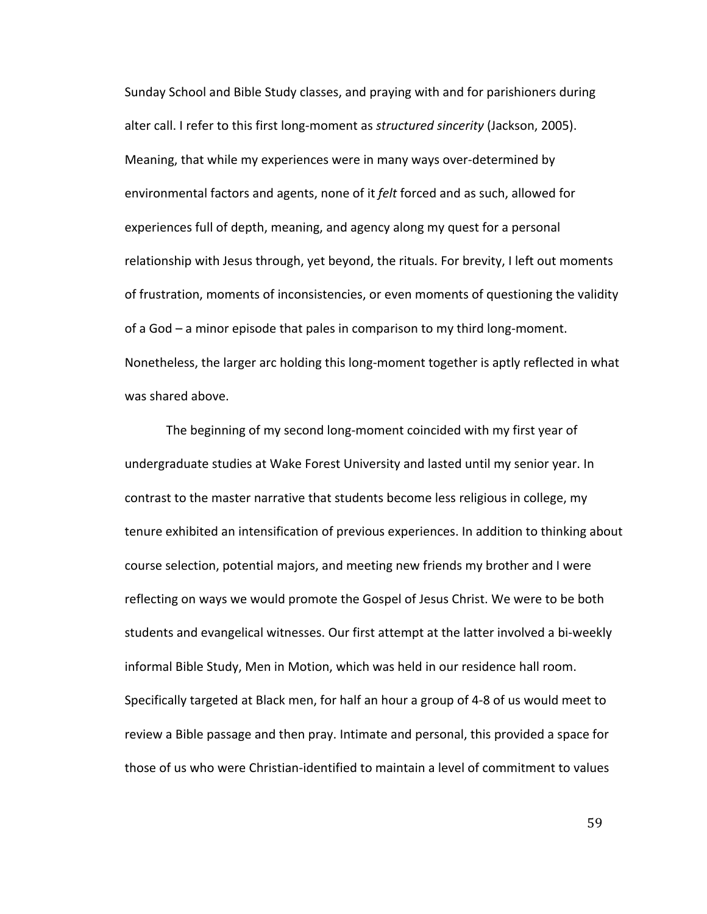Sunday School and Bible Study classes, and praying with and for parishioners during alter call. I refer to this first long-moment as *structured sincerity* (Jackson, 2005). Meaning, that while my experiences were in many ways over-determined by environmental factors and agents, none of it *felt* forced and as such, allowed for experiences full of depth, meaning, and agency along my quest for a personal relationship with Jesus through, yet beyond, the rituals. For brevity, I left out moments of frustration, moments of inconsistencies, or even moments of questioning the validity of a God – a minor episode that pales in comparison to my third long-moment. Nonetheless, the larger arc holding this long-moment together is aptly reflected in what was shared above.

The beginning of my second long-moment coincided with my first year of undergraduate studies at Wake Forest University and lasted until my senior year. In contrast to the master narrative that students become less religious in college, my tenure exhibited an intensification of previous experiences. In addition to thinking about course selection, potential majors, and meeting new friends my brother and I were reflecting on ways we would promote the Gospel of Jesus Christ. We were to be both students and evangelical witnesses. Our first attempt at the latter involved a bi-weekly informal Bible Study, Men in Motion, which was held in our residence hall room. Specifically targeted at Black men, for half an hour a group of 4-8 of us would meet to review a Bible passage and then pray. Intimate and personal, this provided a space for those of us who were Christian-identified to maintain a level of commitment to values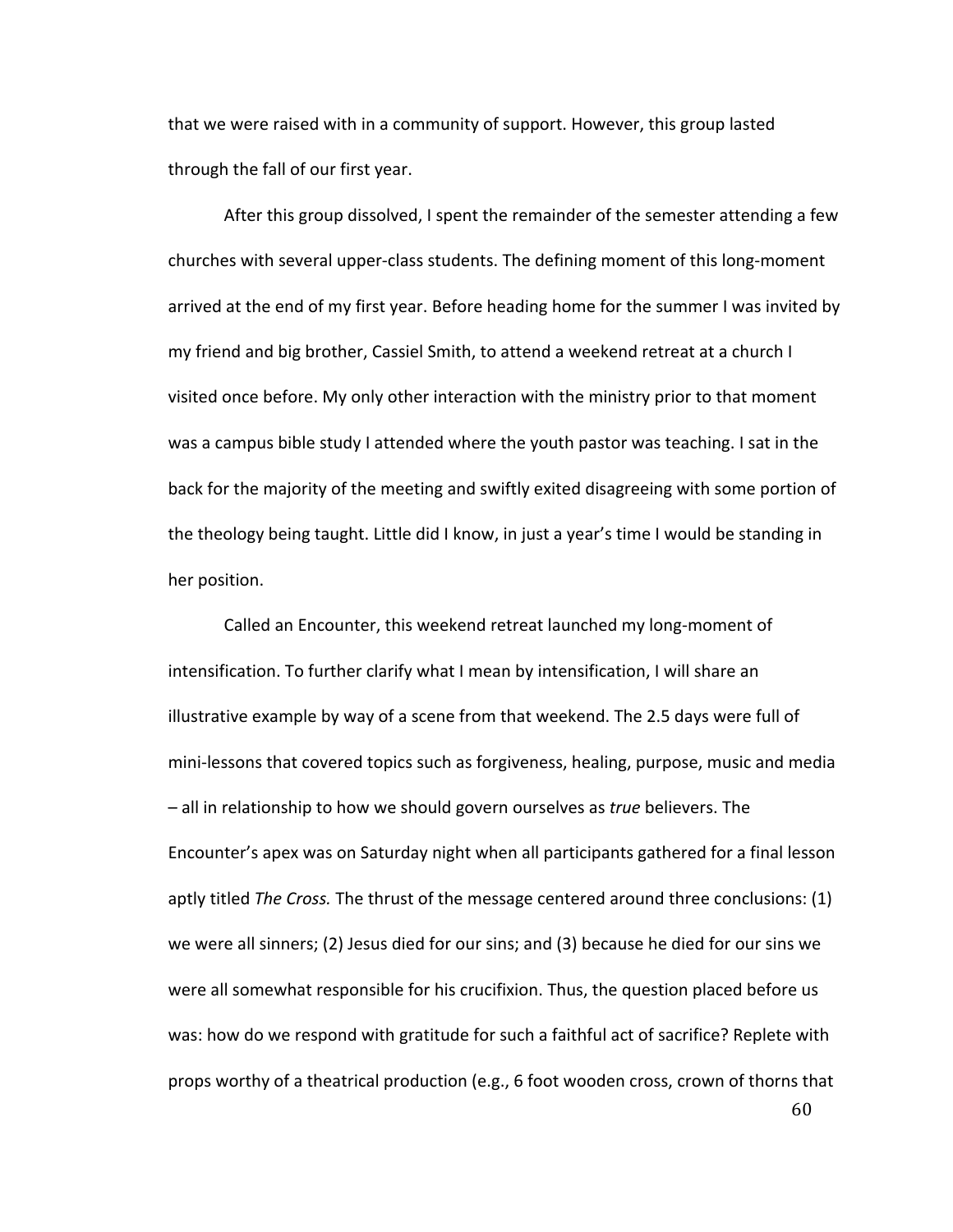that we were raised with in a community of support. However, this group lasted through the fall of our first year.

After this group dissolved, I spent the remainder of the semester attending a few churches with several upper-class students. The defining moment of this long-moment arrived at the end of my first year. Before heading home for the summer I was invited by my friend and big brother, Cassiel Smith, to attend a weekend retreat at a church I visited once before. My only other interaction with the ministry prior to that moment was a campus bible study I attended where the youth pastor was teaching. I sat in the back for the majority of the meeting and swiftly exited disagreeing with some portion of the theology being taught. Little did I know, in just a year's time I would be standing in her position.

Called an Encounter, this weekend retreat launched my long-moment of intensification. To further clarify what I mean by intensification, I will share an illustrative example by way of a scene from that weekend. The 2.5 days were full of mini-lessons that covered topics such as forgiveness, healing, purpose, music and media – all in relationship to how we should govern ourselves as *true* believers. The Encounter's apex was on Saturday night when all participants gathered for a final lesson aptly titled *The Cross.* The thrust of the message centered around three conclusions: (1) we were all sinners; (2) Jesus died for our sins; and (3) because he died for our sins we were all somewhat responsible for his crucifixion. Thus, the question placed before us was: how do we respond with gratitude for such a faithful act of sacrifice? Replete with props worthy of a theatrical production (e.g., 6 foot wooden cross, crown of thorns that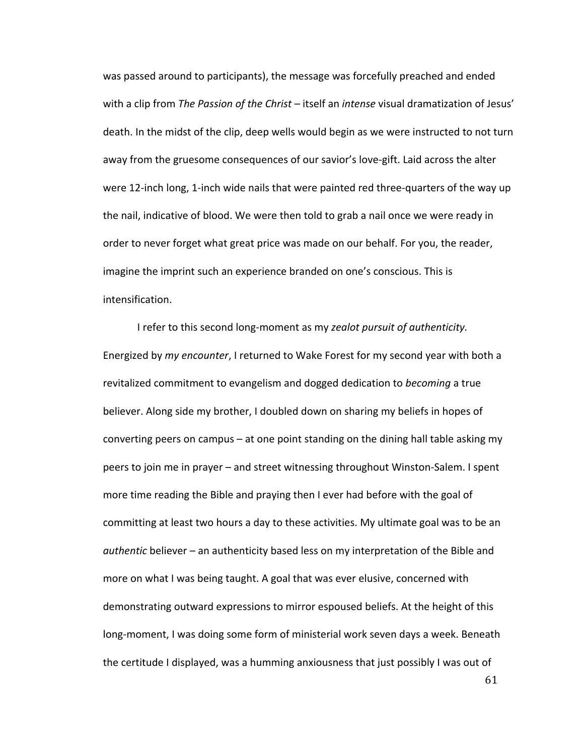was passed around to participants), the message was forcefully preached and ended with a clip from *The Passion of the Christ* – itself an *intense* visual dramatization of Jesus' death. In the midst of the clip, deep wells would begin as we were instructed to not turn away from the gruesome consequences of our savior's love-gift. Laid across the alter were 12-inch long, 1-inch wide nails that were painted red three-quarters of the way up the nail, indicative of blood. We were then told to grab a nail once we were ready in order to never forget what great price was made on our behalf. For you, the reader, imagine the imprint such an experience branded on one's conscious. This is intensification.

I refer to this second long-moment as my *zealot pursuit of authenticity.* Energized by *my encounter*, I returned to Wake Forest for my second year with both a revitalized commitment to evangelism and dogged dedication to *becoming* a true believer. Along side my brother, I doubled down on sharing my beliefs in hopes of converting peers on campus – at one point standing on the dining hall table asking my peers to join me in prayer – and street witnessing throughout Winston-Salem. I spent more time reading the Bible and praying then I ever had before with the goal of committing at least two hours a day to these activities. My ultimate goal was to be an *authentic* believer – an authenticity based less on my interpretation of the Bible and more on what I was being taught. A goal that was ever elusive, concerned with demonstrating outward expressions to mirror espoused beliefs. At the height of this long-moment, I was doing some form of ministerial work seven days a week. Beneath the certitude I displayed, was a humming anxiousness that just possibly I was out of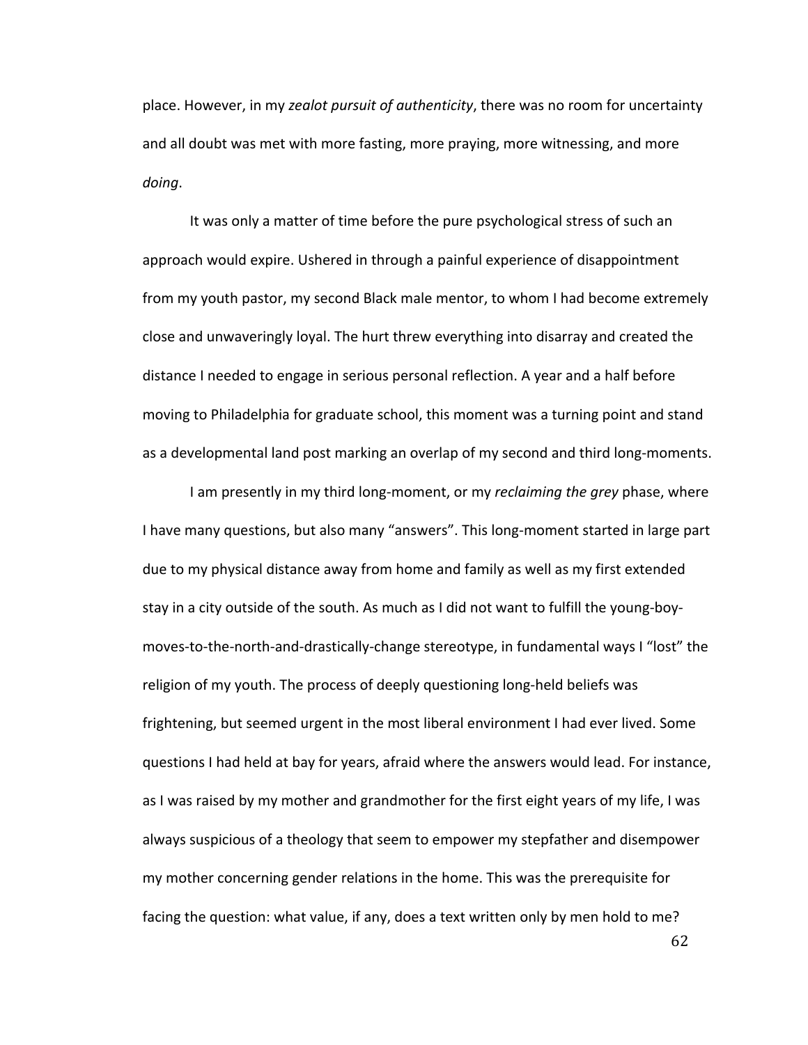place. However, in my *zealot pursuit of authenticity*, there was no room for uncertainty and all doubt was met with more fasting, more praying, more witnessing, and more *doing*.

It was only a matter of time before the pure psychological stress of such an approach would expire. Ushered in through a painful experience of disappointment from my youth pastor, my second Black male mentor, to whom I had become extremely close and unwaveringly loyal. The hurt threw everything into disarray and created the distance I needed to engage in serious personal reflection. A year and a half before moving to Philadelphia for graduate school, this moment was a turning point and stand as a developmental land post marking an overlap of my second and third long-moments.

I am presently in my third long-moment, or my *reclaiming the grey* phase, where I have many questions, but also many "answers". This long-moment started in large part due to my physical distance away from home and family as well as my first extended stay in a city outside of the south. As much as I did not want to fulfill the young-boy-moves-to-the-north-and-drastically-change stereotype, in fundamental ways I "lost" the religion of my youth. The process of deeply questioning long-held beliefs was frightening, but seemed urgent in the most liberal environment I had ever lived. Some questions I had held at bay for years, afraid where the answers would lead. For instance, as I was raised by my mother and grandmother for the first eight years of my life, I was always suspicious of a theology that seem to empower my stepfather and disempower my mother concerning gender relations in the home. This was the prerequisite for facing the question: what value, if any, does a text written only by men hold to me?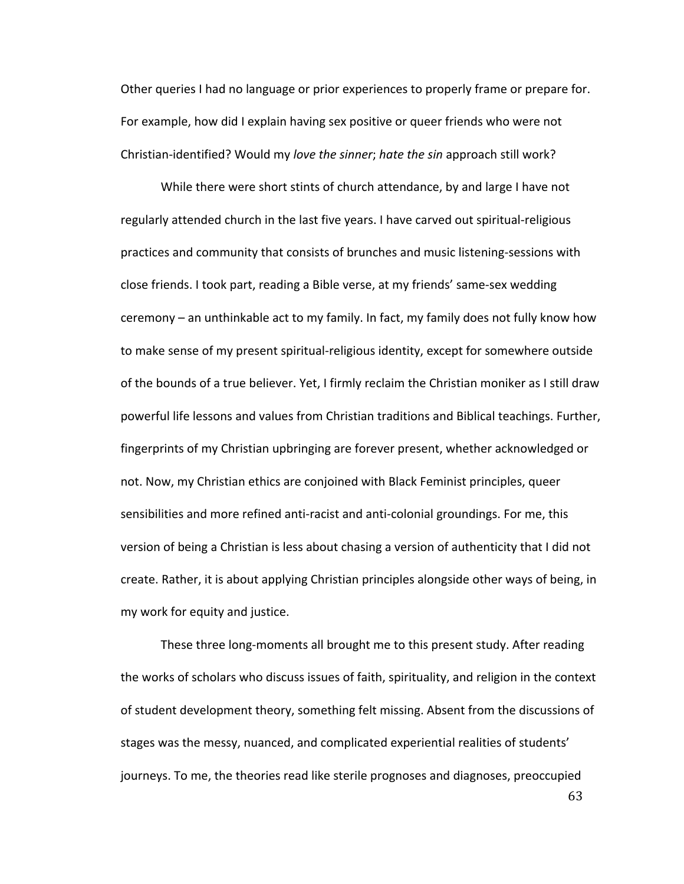Other queries I had no language or prior experiences to properly frame or prepare for. For example, how did I explain having sex positive or queer friends who were not Christian-identified? Would my *love the sinner*; *hate the sin* approach still work?

While there were short stints of church attendance, by and large I have not regularly attended church in the last five years. I have carved out spiritual-religious practices and community that consists of brunches and music listening-sessions with close friends. I took part, reading a Bible verse, at my friends' same-sex wedding ceremony – an unthinkable act to my family. In fact, my family does not fully know how to make sense of my present spiritual-religious identity, except for somewhere outside of the bounds of a true believer. Yet, I firmly reclaim the Christian moniker as I still draw powerful life lessons and values from Christian traditions and Biblical teachings. Further, fingerprints of my Christian upbringing are forever present, whether acknowledged or not. Now, my Christian ethics are conjoined with Black Feminist principles, queer sensibilities and more refined anti-racist and anti-colonial groundings. For me, this version of being a Christian is less about chasing a version of authenticity that I did not create. Rather, it is about applying Christian principles alongside other ways of being, in my work for equity and justice.

These three long-moments all brought me to this present study. After reading the works of scholars who discuss issues of faith, spirituality, and religion in the context of student development theory, something felt missing. Absent from the discussions of stages was the messy, nuanced, and complicated experiential realities of students' journeys. To me, the theories read like sterile prognoses and diagnoses, preoccupied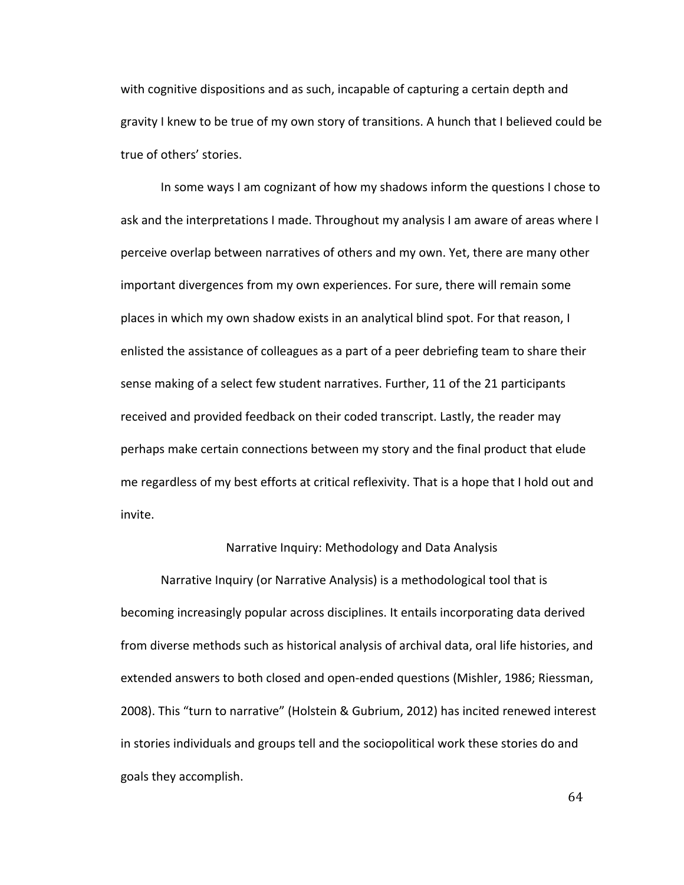with cognitive dispositions and as such, incapable of capturing a certain depth and gravity I knew to be true of my own story of transitions. A hunch that I believed could be true of others' stories.

In some ways I am cognizant of how my shadows inform the questions I chose to ask and the interpretations I made. Throughout my analysis I am aware of areas where I perceive overlap between narratives of others and my own. Yet, there are many other important divergences from my own experiences. For sure, there will remain some places in which my own shadow exists in an analytical blind spot. For that reason, I enlisted the assistance of colleagues as a part of a peer debriefing team to share their sense making of a select few student narratives. Further, 11 of the 21 participants received and provided feedback on their coded transcript. Lastly, the reader may perhaps make certain connections between my story and the final product that elude me regardless of my best efforts at critical reflexivity. That is a hope that I hold out and invite.

## Narrative Inquiry: Methodology and Data Analysis

Narrative Inquiry (or Narrative Analysis) is a methodological tool that is becoming increasingly popular across disciplines. It entails incorporating data derived from diverse methods such as historical analysis of archival data, oral life histories, and extended answers to both closed and open-ended questions (Mishler, 1986; Riessman, 2008). This "turn to narrative" (Holstein & Gubrium, 2012) has incited renewed interest in stories individuals and groups tell and the sociopolitical work these stories do and goals they accomplish.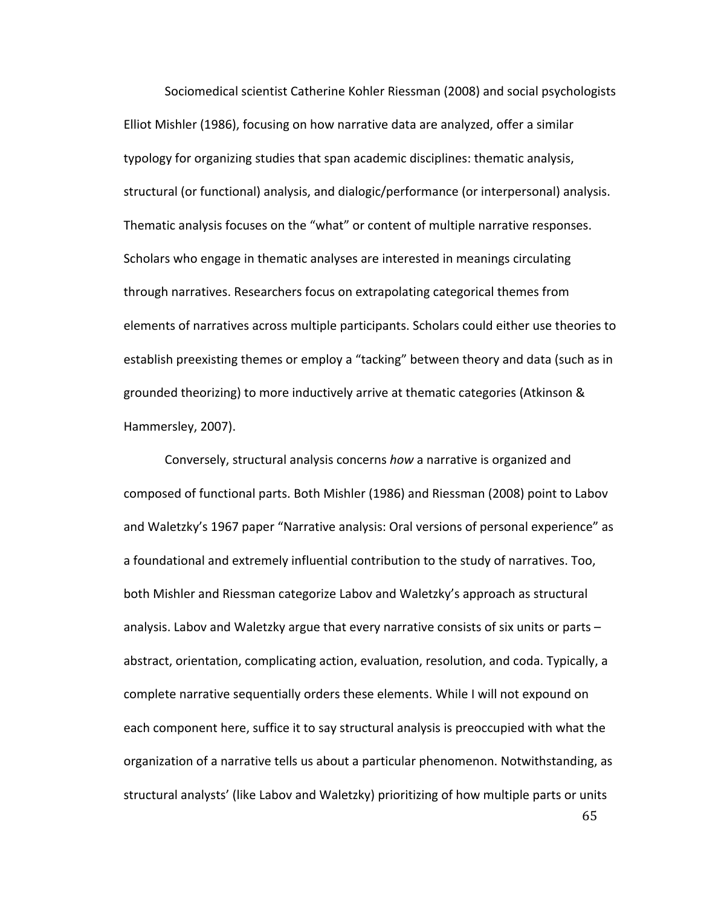Sociomedical scientist Catherine Kohler Riessman (2008) and social psychologists Elliot Mishler (1986), focusing on how narrative data are analyzed, offer a similar typology for organizing studies that span academic disciplines: thematic analysis, structural (or functional) analysis, and dialogic/performance (or interpersonal) analysis. Thematic analysis focuses on the "what" or content of multiple narrative responses. Scholars who engage in thematic analyses are interested in meanings circulating through narratives. Researchers focus on extrapolating categorical themes from elements of narratives across multiple participants. Scholars could either use theories to establish preexisting themes or employ a "tacking" between theory and data (such as in grounded theorizing) to more inductively arrive at thematic categories (Atkinson & Hammersley, 2007).

Conversely, structural analysis concerns *how* a narrative is organized and composed of functional parts. Both Mishler (1986) and Riessman (2008) point to Labov and Waletzky's 1967 paper "Narrative analysis: Oral versions of personal experience" as a foundational and extremely influential contribution to the study of narratives. Too, both Mishler and Riessman categorize Labov and Waletzky's approach as structural analysis. Labov and Waletzky argue that every narrative consists of six units or parts – abstract, orientation, complicating action, evaluation, resolution, and coda. Typically, a complete narrative sequentially orders these elements. While I will not expound on each component here, suffice it to say structural analysis is preoccupied with what the organization of a narrative tells us about a particular phenomenon. Notwithstanding, as structural analysts' (like Labov and Waletzky) prioritizing of how multiple parts or units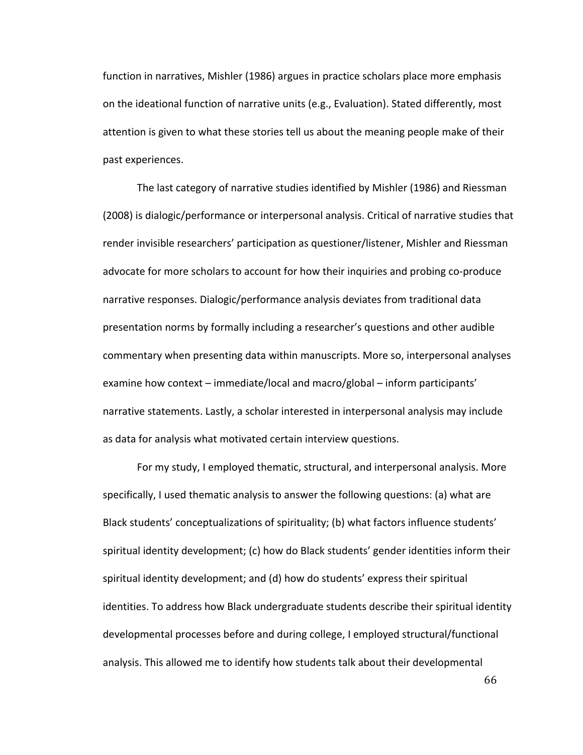function in narratives, Mishler (1986) argues in practice scholars place more emphasis on the ideational function of narrative units (e.g., Evaluation). Stated differently, most attention is given to what these stories tell us about the meaning people make of their past experiences.

The last category of narrative studies identified by Mishler (1986) and Riessman (2008) is dialogic/performance or interpersonal analysis. Critical of narrative studies that render invisible researchers' participation as questioner/listener, Mishler and Riessman advocate for more scholars to account for how their inquiries and probing co-produce narrative responses. Dialogic/performance analysis deviates from traditional data presentation norms by formally including a researcher's questions and other audible commentary when presenting data within manuscripts. More so, interpersonal analyses examine how context – immediate/local and macro/global – inform participants' narrative statements. Lastly, a scholar interested in interpersonal analysis may include as data for analysis what motivated certain interview questions.

For my study, I employed thematic, structural, and interpersonal analysis. More specifically, I used thematic analysis to answer the following questions: (a) what are Black students' conceptualizations of spirituality; (b) what factors influence students' spiritual identity development; (c) how do Black students' gender identities inform their spiritual identity development; and (d) how do students' express their spiritual identities. To address how Black undergraduate students describe their spiritual identity developmental processes before and during college, I employed structural/functional analysis. This allowed me to identify how students talk about their developmental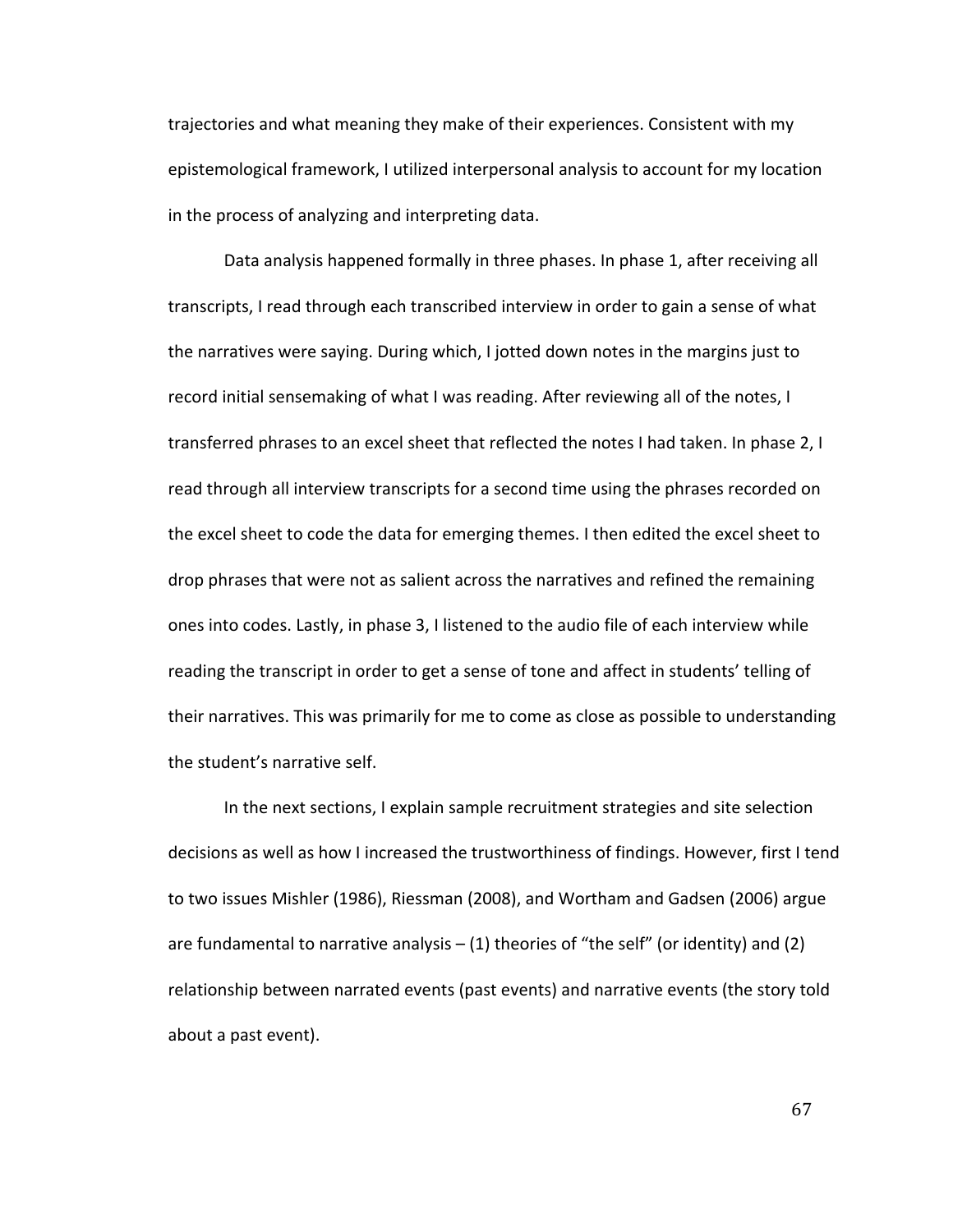trajectories and what meaning they make of their experiences. Consistent with my epistemological framework, I utilized interpersonal analysis to account for my location in the process of analyzing and interpreting data.

Data analysis happened formally in three phases. In phase 1, after receiving all transcripts, I read through each transcribed interview in order to gain a sense of what the narratives were saying. During which, I jotted down notes in the margins just to record initial sensemaking of what I was reading. After reviewing all of the notes, I transferred phrases to an excel sheet that reflected the notes I had taken. In phase 2, I read through all interview transcripts for a second time using the phrases recorded on the excel sheet to code the data for emerging themes. I then edited the excel sheet to drop phrases that were not as salient across the narratives and refined the remaining ones into codes. Lastly, in phase 3, I listened to the audio file of each interview while reading the transcript in order to get a sense of tone and affect in students' telling of their narratives. This was primarily for me to come as close as possible to understanding the student's narrative self.

In the next sections, I explain sample recruitment strategies and site selection decisions as well as how I increased the trustworthiness of findings. However, first I tend to two issues Mishler (1986), Riessman (2008), and Wortham and Gadsen (2006) argue are fundamental to narrative analysis – (1) theories of "the self" (or identity) and (2) relationship between narrated events (past events) and narrative events (the story told about a past event).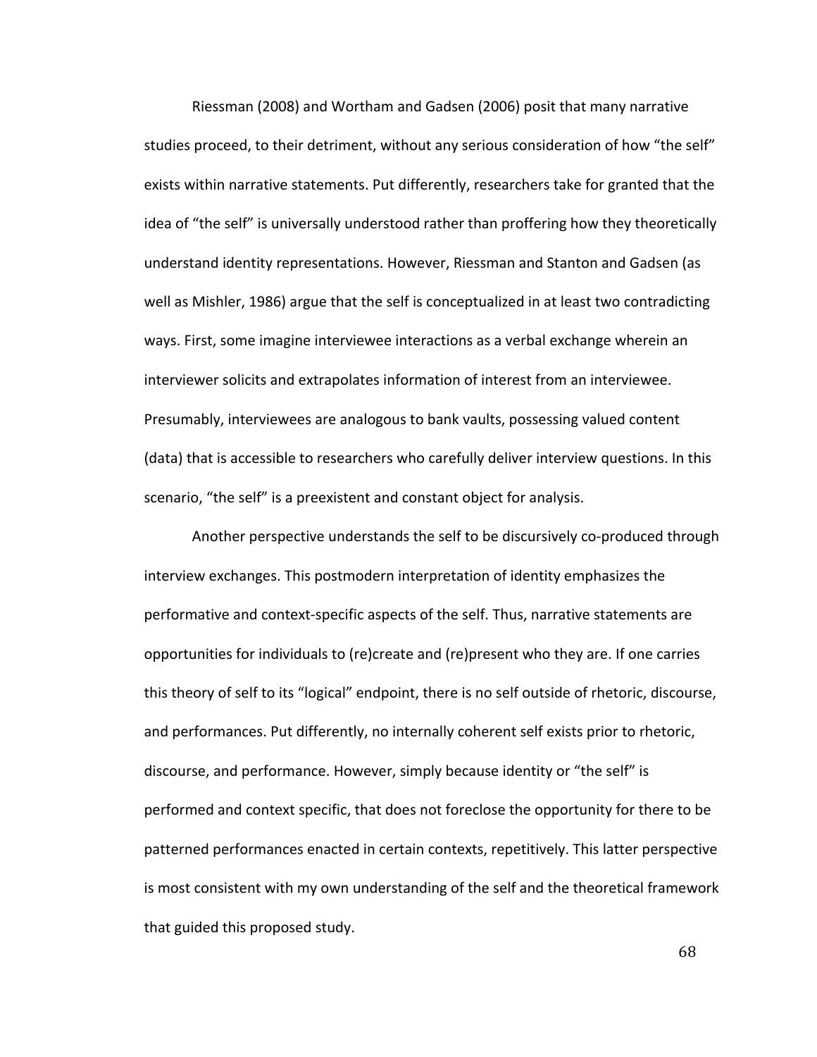Riessman (2008) and Wortham and Gadsen (2006) posit that many narrative studies proceed, to their detriment, without any serious consideration of how “the self” exists within narrative statements. Put differently, researchers take for granted that the idea of “the self” is universally understood rather than proffering how they theoretically understand identity representations. However, Riessman and Stanton and Gadsen (as well as Mishler, 1986) argue that the self is conceptualized in at least two contradicting ways. First, some imagine interviewee interactions as a verbal exchange wherein an interviewer solicits and extrapolates information of interest from an interviewee. Presumably, interviewees are analogous to bank vaults, possessing valued content (data) that is accessible to researchers who carefully deliver interview questions. In this scenario, “the self” is a preexistent and constant object for analysis.

Another perspective understands the self to be discursively co-produced through interview exchanges. This postmodern interpretation of identity emphasizes the performative and context-specific aspects of the self. Thus, narrative statements are opportunities for individuals to (re)create and (re)present who they are. If one carries this theory of self to its “logical” endpoint, there is no self outside of rhetoric, discourse, and performances. Put differently, no internally coherent self exists prior to rhetoric, discourse, and performance. However, simply because identity or “the self” is performed and context specific, that does not foreclose the opportunity for there to be patterned performances enacted in certain contexts, repetitively. This latter perspective is most consistent with my own understanding of the self and the theoretical framework that guided this proposed study.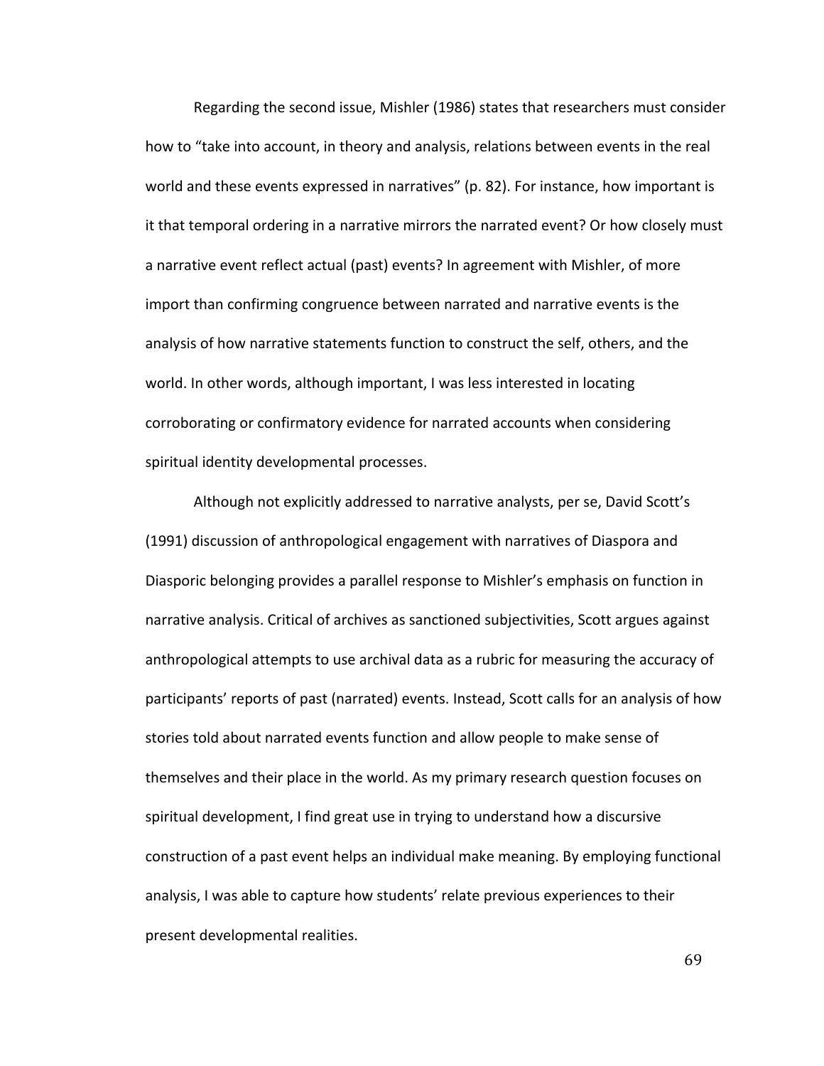Regarding the second issue, Mishler (1986) states that researchers must consider how to "take into account, in theory and analysis, relations between events in the real world and these events expressed in narratives" (p. 82). For instance, how important is it that temporal ordering in a narrative mirrors the narrated event? Or how closely must a narrative event reflect actual (past) events? In agreement with Mishler, of more import than confirming congruence between narrated and narrative events is the analysis of how narrative statements function to construct the self, others, and the world. In other words, although important, I was less interested in locating corroborating or confirmatory evidence for narrated accounts when considering spiritual identity developmental processes.

Although not explicitly addressed to narrative analysts, per se, David Scott's (1991) discussion of anthropological engagement with narratives of Diaspora and Diasporic belonging provides a parallel response to Mishler's emphasis on function in narrative analysis. Critical of archives as sanctioned subjectivities, Scott argues against anthropological attempts to use archival data as a rubric for measuring the accuracy of participants' reports of past (narrated) events. Instead, Scott calls for an analysis of how stories told about narrated events function and allow people to make sense of themselves and their place in the world. As my primary research question focuses on spiritual development, I find great use in trying to understand how a discursive construction of a past event helps an individual make meaning. By employing functional analysis, I was able to capture how students' relate previous experiences to their present developmental realities.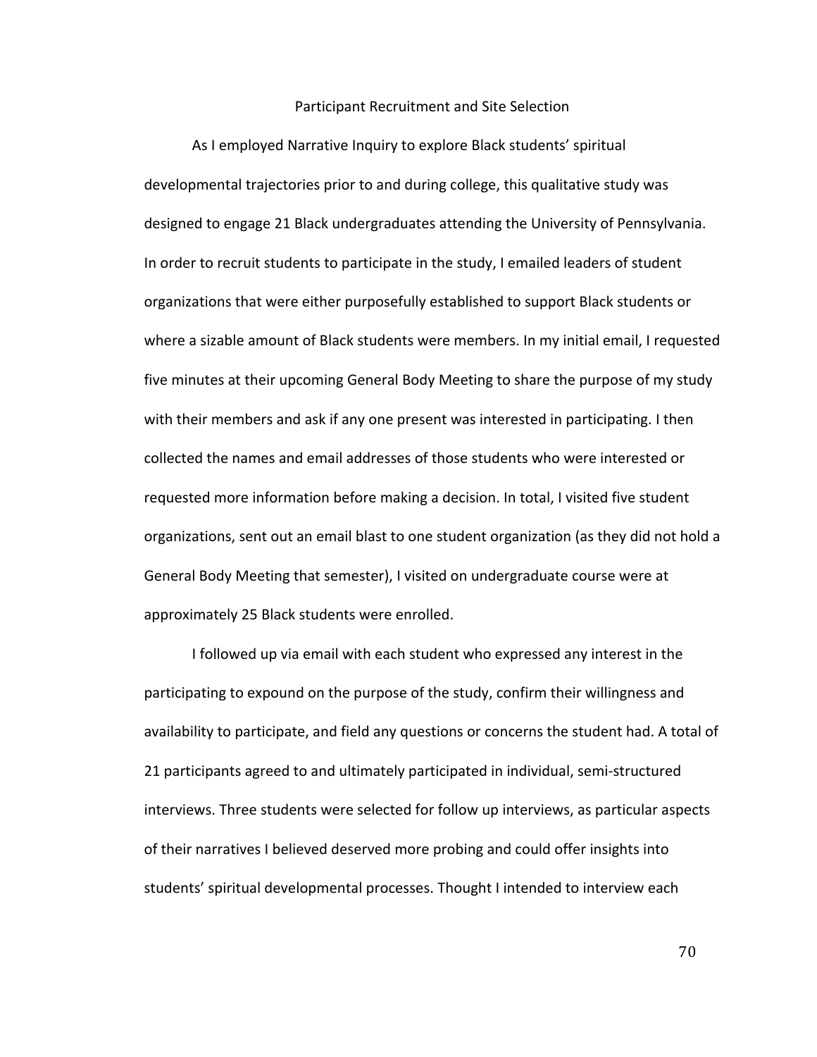## Participant Recruitment and Site Selection

As I employed Narrative Inquiry to explore Black students' spiritual developmental trajectories prior to and during college, this qualitative study was designed to engage 21 Black undergraduates attending the University of Pennsylvania. In order to recruit students to participate in the study, I emailed leaders of student organizations that were either purposefully established to support Black students or where a sizable amount of Black students were members. In my initial email, I requested five minutes at their upcoming General Body Meeting to share the purpose of my study with their members and ask if any one present was interested in participating. I then collected the names and email addresses of those students who were interested or requested more information before making a decision. In total, I visited five student organizations, sent out an email blast to one student organization (as they did not hold a General Body Meeting that semester), I visited on undergraduate course were at approximately 25 Black students were enrolled.

I followed up via email with each student who expressed any interest in the participating to expound on the purpose of the study, confirm their willingness and availability to participate, and field any questions or concerns the student had. A total of 21 participants agreed to and ultimately participated in individual, semi-structured interviews. Three students were selected for follow up interviews, as particular aspects of their narratives I believed deserved more probing and could offer insights into students' spiritual developmental processes. Thought I intended to interview each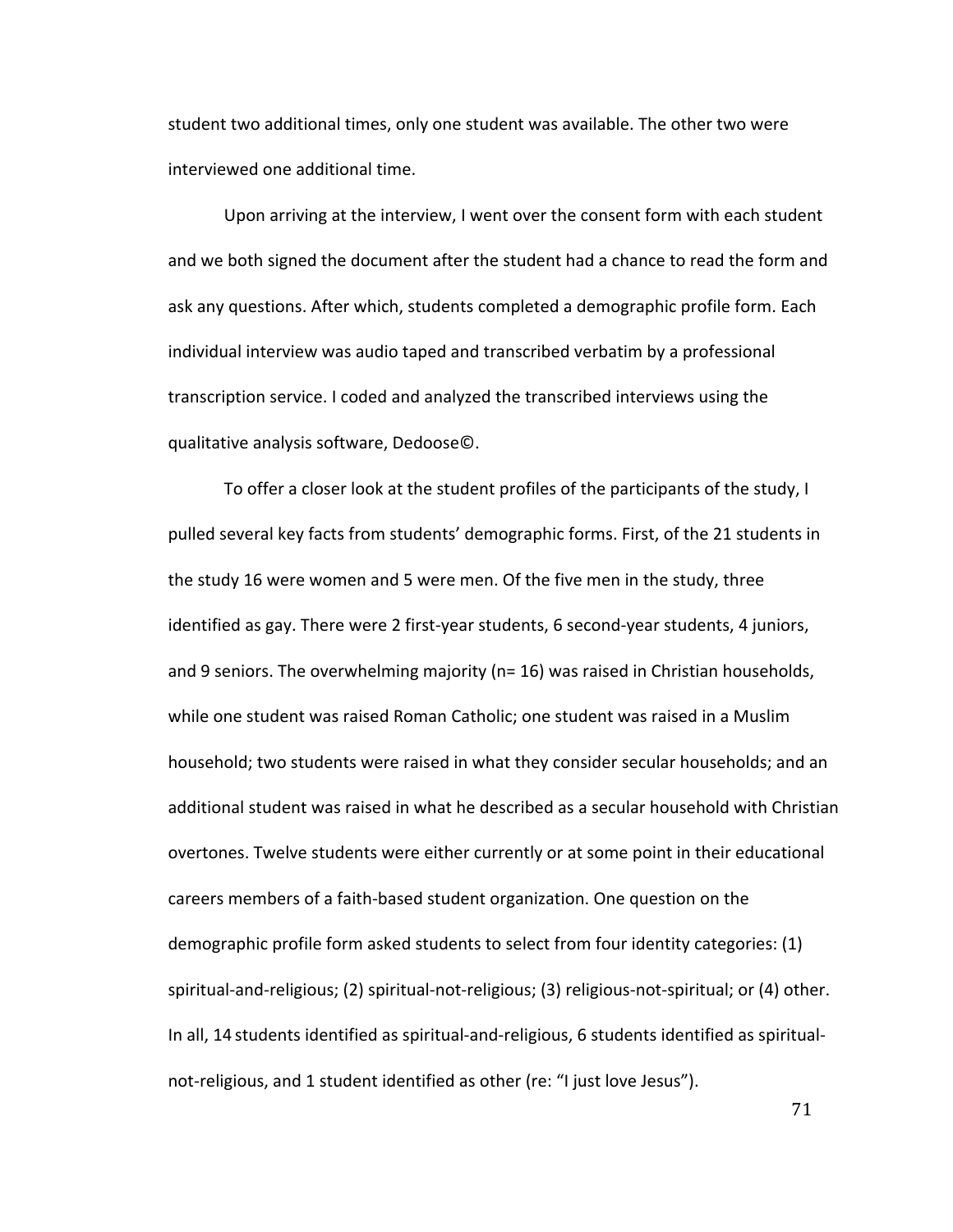student two additional times, only one student was available. The other two were interviewed one additional time.

Upon arriving at the interview, I went over the consent form with each student and we both signed the document after the student had a chance to read the form and ask any questions. After which, students completed a demographic profile form. Each individual interview was audio taped and transcribed verbatim by a professional transcription service. I coded and analyzed the transcribed interviews using the qualitative analysis software, Dedoose©.

To offer a closer look at the student profiles of the participants of the study, I pulled several key facts from students' demographic forms. First, of the 21 students in the study 16 were women and 5 were men. Of the five men in the study, three identified as gay. There were 2 first-year students, 6 second-year students, 4 juniors, and 9 seniors. The overwhelming majority (n= 16) was raised in Christian households, while one student was raised Roman Catholic; one student was raised in a Muslim household; two students were raised in what they consider secular households; and an additional student was raised in what he described as a secular household with Christian overtones. Twelve students were either currently or at some point in their educational careers members of a faith-based student organization. One question on the demographic profile form asked students to select from four identity categories: (1) spiritual-and-religious; (2) spiritual-not-religious; (3) religious-not-spiritual; or (4) other. In all, 14 students identified as spiritual-and-religious, 6 students identified as spiritual-not-religious, and 1 student identified as other (re: "I just love Jesus").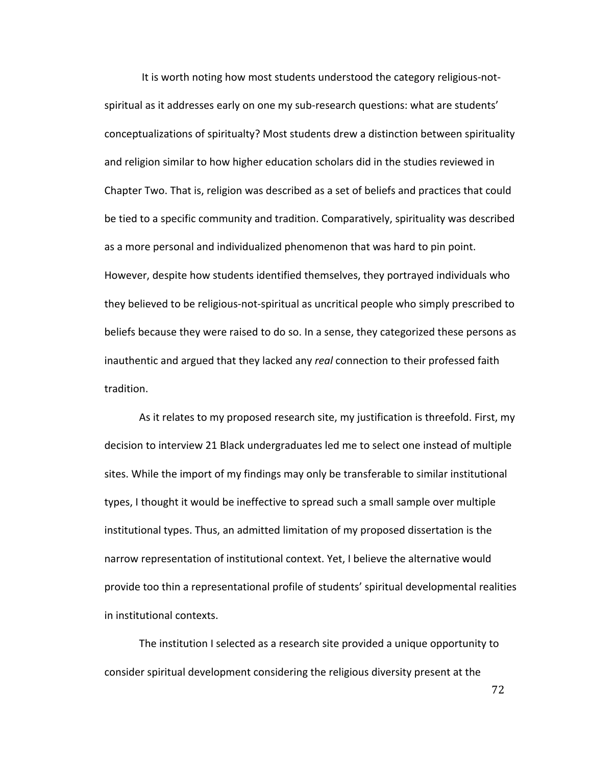It is worth noting how most students understood the category religious-not-spiritual as it addresses early on one my sub-research questions: what are students' conceptualizations of spiritualty? Most students drew a distinction between spirituality and religion similar to how higher education scholars did in the studies reviewed in Chapter Two. That is, religion was described as a set of beliefs and practices that could be tied to a specific community and tradition. Comparatively, spirituality was described as a more personal and individualized phenomenon that was hard to pin point. However, despite how students identified themselves, they portrayed individuals who they believed to be religious-not-spiritual as uncritical people who simply prescribed to beliefs because they were raised to do so. In a sense, they categorized these persons as inauthentic and argued that they lacked any *real* connection to their professed faith tradition.

As it relates to my proposed research site, my justification is threefold. First, my decision to interview 21 Black undergraduates led me to select one instead of multiple sites. While the import of my findings may only be transferable to similar institutional types, I thought it would be ineffective to spread such a small sample over multiple institutional types. Thus, an admitted limitation of my proposed dissertation is the narrow representation of institutional context. Yet, I believe the alternative would provide too thin a representational profile of students' spiritual developmental realities in institutional contexts.

The institution I selected as a research site provided a unique opportunity to consider spiritual development considering the religious diversity present at the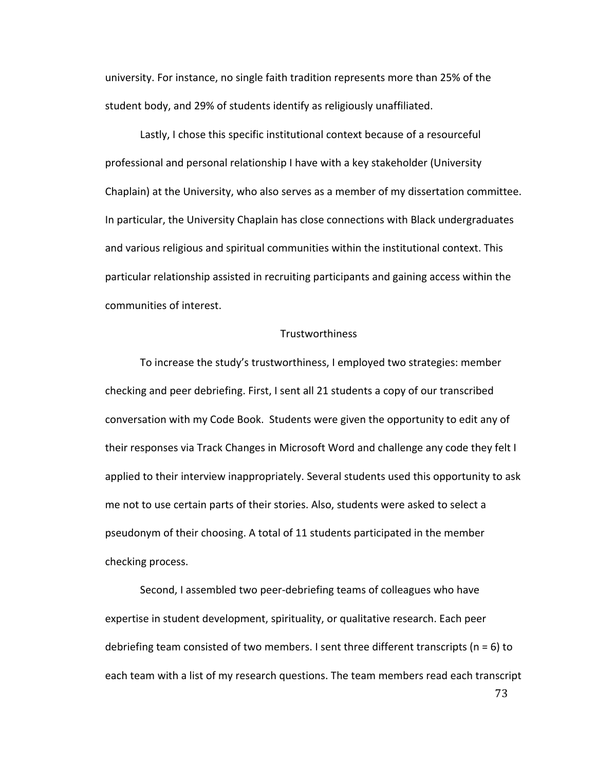university. For instance, no single faith tradition represents more than 25% of the student body, and 29% of students identify as religiously unaffiliated.

Lastly, I chose this specific institutional context because of a resourceful professional and personal relationship I have with a key stakeholder (University Chaplain) at the University, who also serves as a member of my dissertation committee. In particular, the University Chaplain has close connections with Black undergraduates and various religious and spiritual communities within the institutional context. This particular relationship assisted in recruiting participants and gaining access within the communities of interest.

## Trustworthiness

To increase the study's trustworthiness, I employed two strategies: member checking and peer debriefing. First, I sent all 21 students a copy of our transcribed conversation with my Code Book. Students were given the opportunity to edit any of their responses via Track Changes in Microsoft Word and challenge any code they felt I applied to their interview inappropriately. Several students used this opportunity to ask me not to use certain parts of their stories. Also, students were asked to select a pseudonym of their choosing. A total of 11 students participated in the member checking process.

Second, I assembled two peer-debriefing teams of colleagues who have expertise in student development, spirituality, or qualitative research. Each peer debriefing team consisted of two members. I sent three different transcripts (n = 6) to each team with a list of my research questions. The team members read each transcript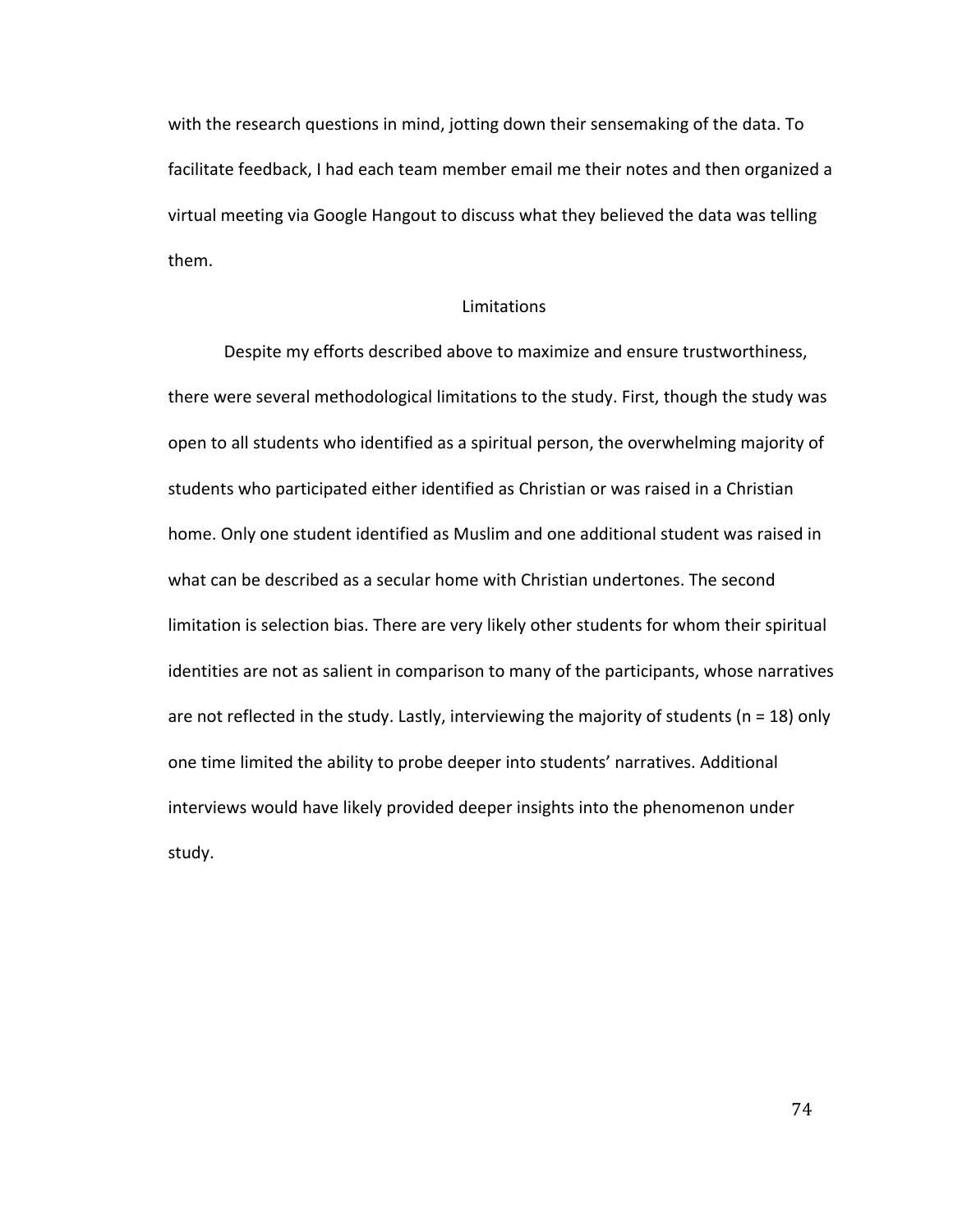with the research questions in mind, jotting down their sensemaking of the data. To facilitate feedback, I had each team member email me their notes and then organized a virtual meeting via Google Hangout to discuss what they believed the data was telling them.

## Limitations

Despite my efforts described above to maximize and ensure trustworthiness, there were several methodological limitations to the study. First, though the study was open to all students who identified as a spiritual person, the overwhelming majority of students who participated either identified as Christian or was raised in a Christian home. Only one student identified as Muslim and one additional student was raised in what can be described as a secular home with Christian undertones. The second limitation is selection bias. There are very likely other students for whom their spiritual identities are not as salient in comparison to many of the participants, whose narratives are not reflected in the study. Lastly, interviewing the majority of students ($n = 18$) only one time limited the ability to probe deeper into students' narratives. Additional interviews would have likely provided deeper insights into the phenomenon under study.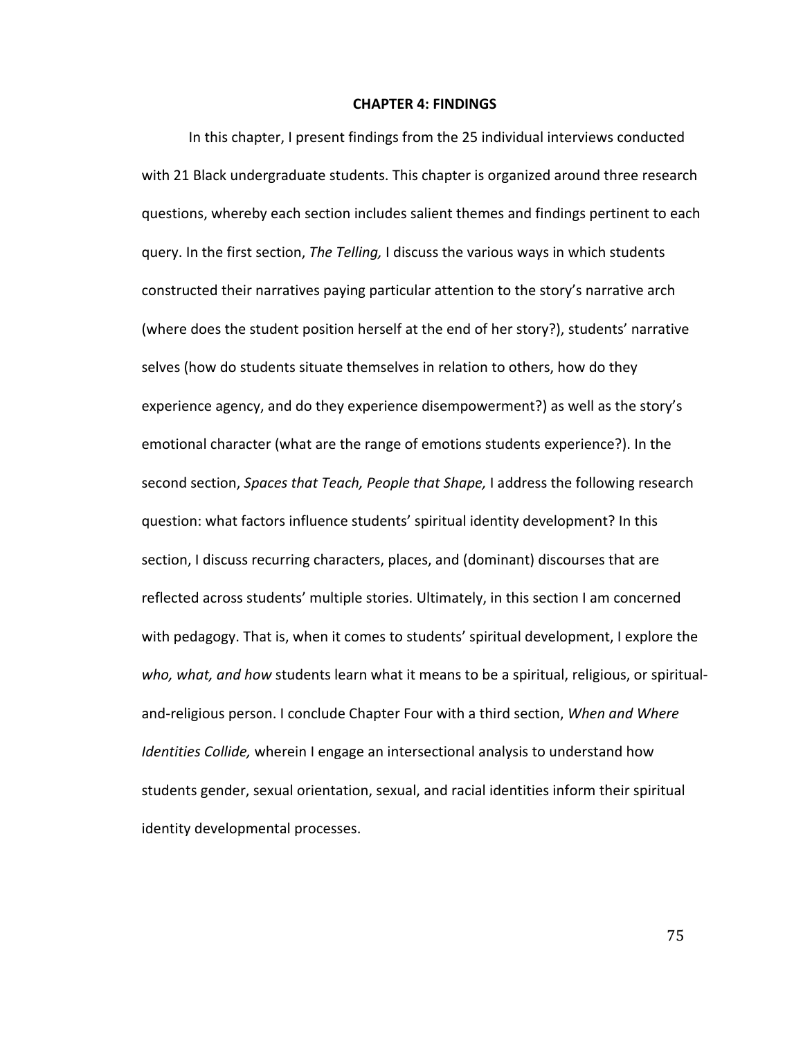# CHAPTER 4: FINDINGS

In this chapter, I present findings from the 25 individual interviews conducted with 21 Black undergraduate students. This chapter is organized around three research questions, whereby each section includes salient themes and findings pertinent to each query. In the first section, *The Telling,* I discuss the various ways in which students constructed their narratives paying particular attention to the story's narrative arch (where does the student position herself at the end of her story?), students' narrative selves (how do students situate themselves in relation to others, how do they experience agency, and do they experience disempowerment?) as well as the story's emotional character (what are the range of emotions students experience?). In the second section, *Spaces that Teach, People that Shape,* I address the following research question: what factors influence students' spiritual identity development? In this section, I discuss recurring characters, places, and (dominant) discourses that are reflected across students' multiple stories. Ultimately, in this section I am concerned with pedagogy. That is, when it comes to students' spiritual development, I explore the *who, what, and how* students learn what it means to be a spiritual, religious, or spiritual-and-religious person. I conclude Chapter Four with a third section, *When and Where Identities Collide,* wherein I engage an intersectional analysis to understand how students gender, sexual orientation, sexual, and racial identities inform their spiritual identity developmental processes.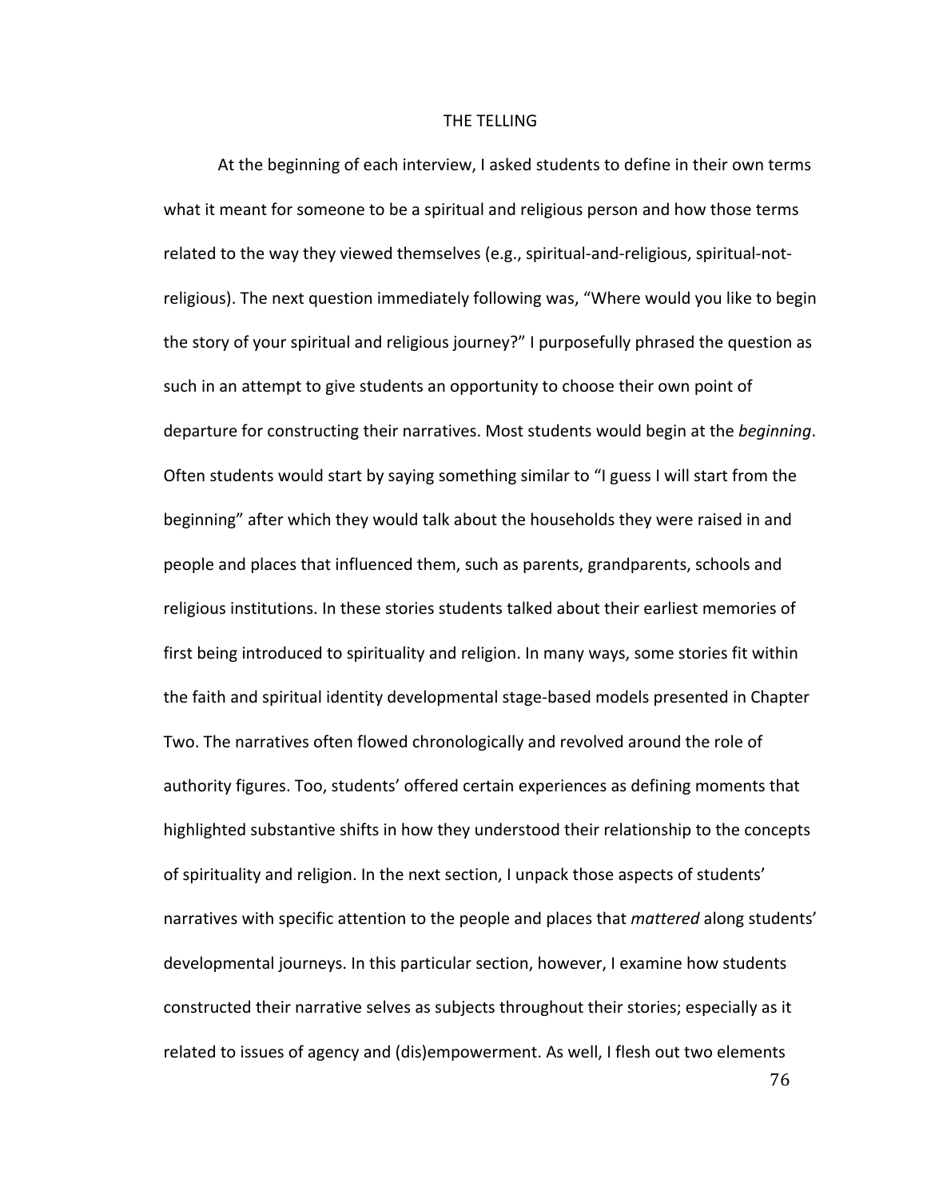## THE TELLING

At the beginning of each interview, I asked students to define in their own terms what it meant for someone to be a spiritual and religious person and how those terms related to the way they viewed themselves (e.g., spiritual-and-religious, spiritual-not-religious). The next question immediately following was, "Where would you like to begin the story of your spiritual and religious journey?" I purposefully phrased the question as such in an attempt to give students an opportunity to choose their own point of departure for constructing their narratives. Most students would begin at the *beginning*. Often students would start by saying something similar to "I guess I will start from the beginning" after which they would talk about the households they were raised in and people and places that influenced them, such as parents, grandparents, schools and religious institutions. In these stories students talked about their earliest memories of first being introduced to spirituality and religion. In many ways, some stories fit within the faith and spiritual identity developmental stage-based models presented in Chapter Two. The narratives often flowed chronologically and revolved around the role of authority figures. Too, students' offered certain experiences as defining moments that highlighted substantive shifts in how they understood their relationship to the concepts of spirituality and religion. In the next section, I unpack those aspects of students' narratives with specific attention to the people and places that *mattered* along students' developmental journeys. In this particular section, however, I examine how students constructed their narrative selves as subjects throughout their stories; especially as it related to issues of agency and (dis)empowerment. As well, I flesh out two elements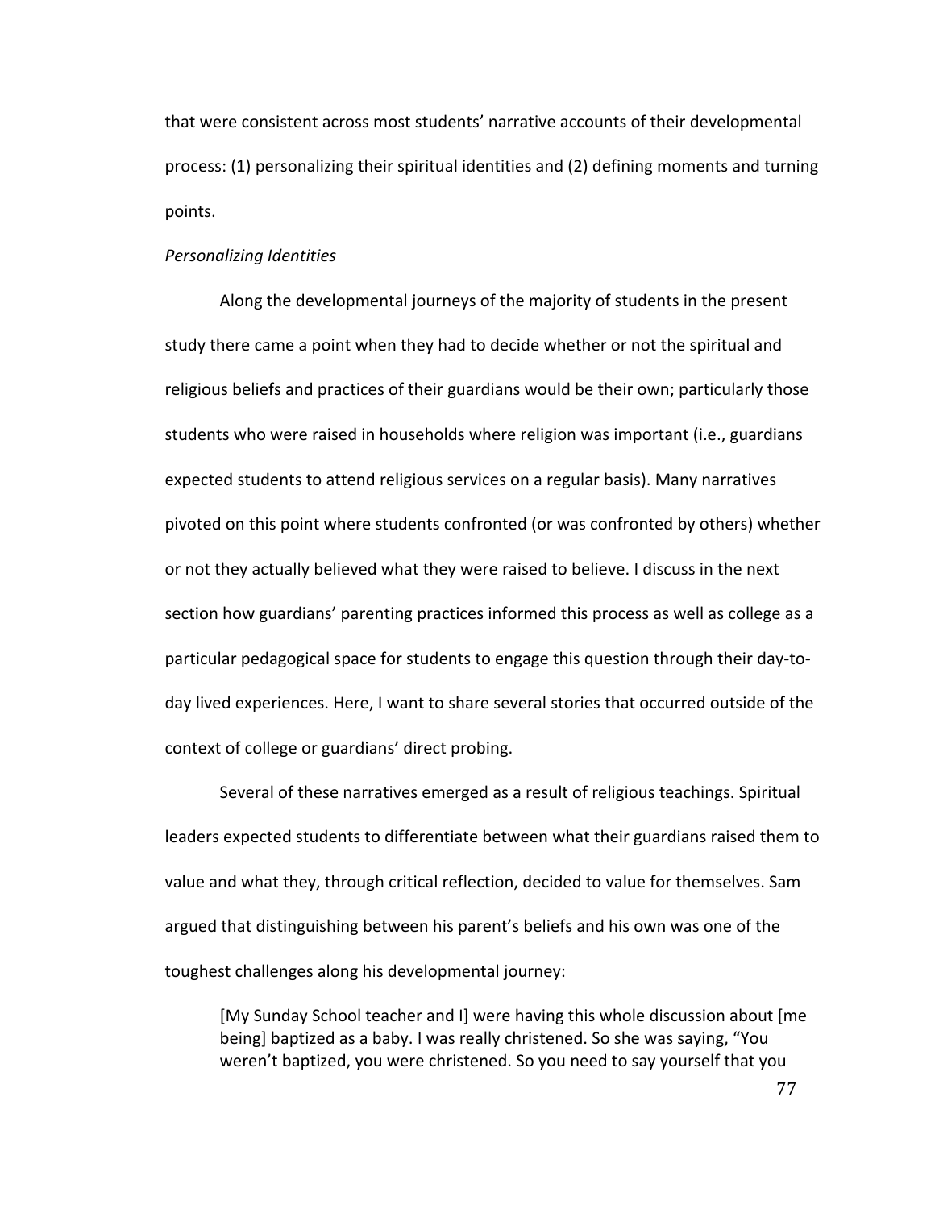that were consistent across most students' narrative accounts of their developmental process: (1) personalizing their spiritual identities and (2) defining moments and turning points.

*Personalizing Identities*

Along the developmental journeys of the majority of students in the present study there came a point when they had to decide whether or not the spiritual and religious beliefs and practices of their guardians would be their own; particularly those students who were raised in households where religion was important (i.e., guardians expected students to attend religious services on a regular basis). Many narratives pivoted on this point where students confronted (or was confronted by others) whether or not they actually believed what they were raised to believe. I discuss in the next section how guardians' parenting practices informed this process as well as college as a particular pedagogical space for students to engage this question through their day-to-day lived experiences. Here, I want to share several stories that occurred outside of the context of college or guardians' direct probing.

Several of these narratives emerged as a result of religious teachings. Spiritual leaders expected students to differentiate between what their guardians raised them to value and what they, through critical reflection, decided to value for themselves. Sam argued that distinguishing between his parent's beliefs and his own was one of the toughest challenges along his developmental journey:

> [My Sunday School teacher and I] were having this whole discussion about [me being] baptized as a baby. I was really christened. So she was saying, "You weren't baptized, you were christened. So you need to say yourself that you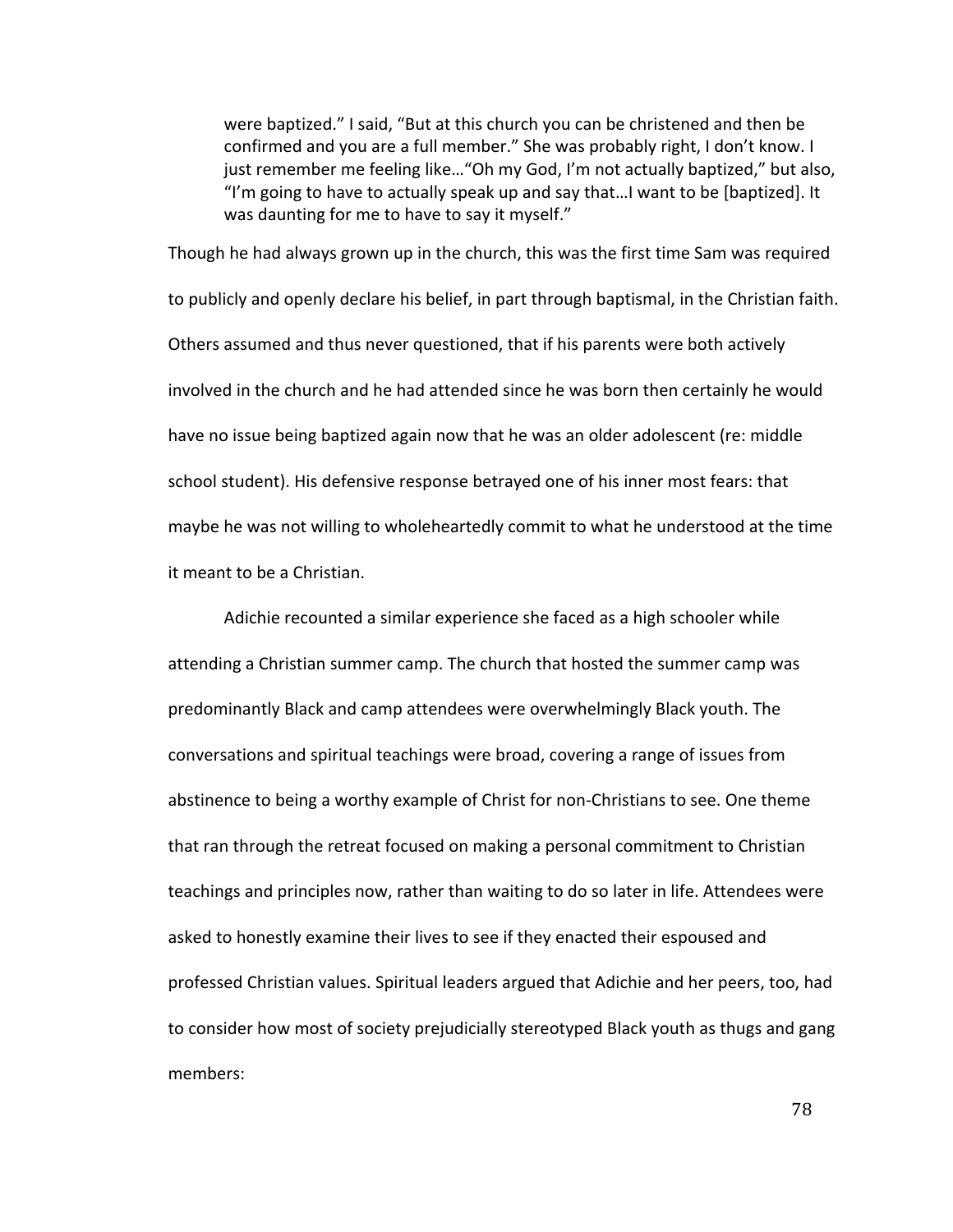> were baptized." I said, "But at this church you can be christened and then be confirmed and you are a full member." She was probably right, I don't know. I just remember me feeling like…"Oh my God, I'm not actually baptized," but also, "I'm going to have to actually speak up and say that…I want to be [baptized]. It was daunting for me to have to say it myself."

Though he had always grown up in the church, this was the first time Sam was required to publicly and openly declare his belief, in part through baptismal, in the Christian faith. Others assumed and thus never questioned, that if his parents were both actively involved in the church and he had attended since he was born then certainly he would have no issue being baptized again now that he was an older adolescent (re: middle school student). His defensive response betrayed one of his inner most fears: that maybe he was not willing to wholeheartedly commit to what he understood at the time it meant to be a Christian.

Adichie recounted a similar experience she faced as a high schooler while attending a Christian summer camp. The church that hosted the summer camp was predominantly Black and camp attendees were overwhelmingly Black youth. The conversations and spiritual teachings were broad, covering a range of issues from abstinence to being a worthy example of Christ for non-Christians to see. One theme that ran through the retreat focused on making a personal commitment to Christian teachings and principles now, rather than waiting to do so later in life. Attendees were asked to honestly examine their lives to see if they enacted their espoused and professed Christian values. Spiritual leaders argued that Adichie and her peers, too, had to consider how most of society prejudicially stereotyped Black youth as thugs and gang members: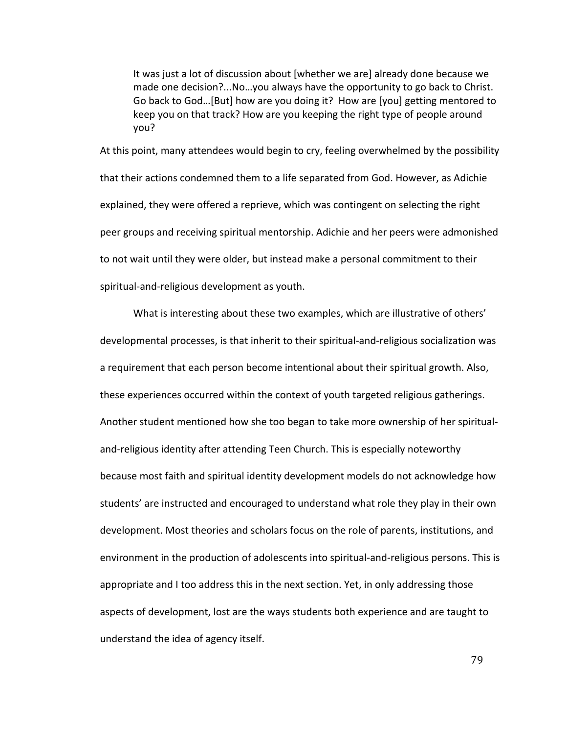> It was just a lot of discussion about [whether we are] already done because we made one decision?...No…you always have the opportunity to go back to Christ. Go back to God…[But] how are you doing it? How are [you] getting mentored to keep you on that track? How are you keeping the right type of people around you?

At this point, many attendees would begin to cry, feeling overwhelmed by the possibility that their actions condemned them to a life separated from God. However, as Adichie explained, they were offered a reprieve, which was contingent on selecting the right peer groups and receiving spiritual mentorship. Adichie and her peers were admonished to not wait until they were older, but instead make a personal commitment to their spiritual-and-religious development as youth.

What is interesting about these two examples, which are illustrative of others' developmental processes, is that inherit to their spiritual-and-religious socialization was a requirement that each person become intentional about their spiritual growth. Also, these experiences occurred within the context of youth targeted religious gatherings. Another student mentioned how she too began to take more ownership of her spiritual-and-religious identity after attending Teen Church. This is especially noteworthy because most faith and spiritual identity development models do not acknowledge how students' are instructed and encouraged to understand what role they play in their own development. Most theories and scholars focus on the role of parents, institutions, and environment in the production of adolescents into spiritual-and-religious persons. This is appropriate and I too address this in the next section. Yet, in only addressing those aspects of development, lost are the ways students both experience and are taught to understand the idea of agency itself.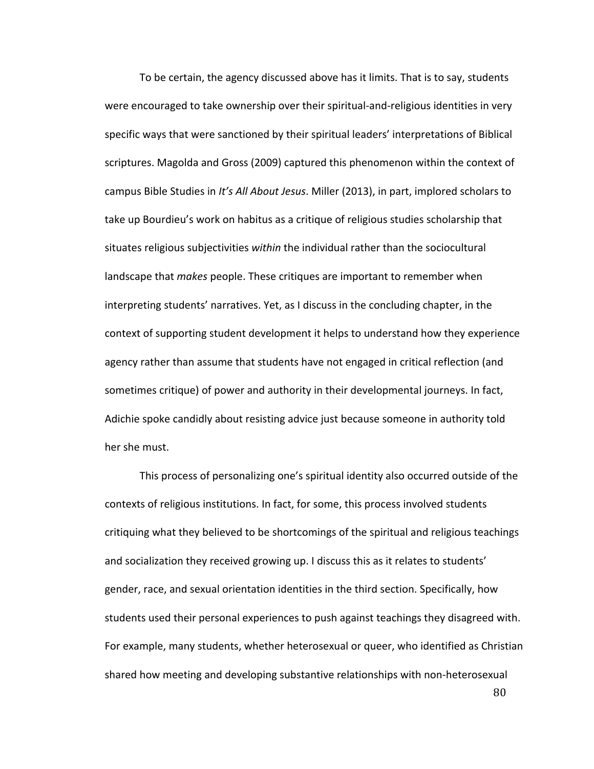To be certain, the agency discussed above has it limits. That is to say, students were encouraged to take ownership over their spiritual-and-religious identities in very specific ways that were sanctioned by their spiritual leaders' interpretations of Biblical scriptures. Magolda and Gross (2009) captured this phenomenon within the context of campus Bible Studies in *It's All About Jesus*. Miller (2013), in part, implored scholars to take up Bourdieu's work on habitus as a critique of religious studies scholarship that situates religious subjectivities *within* the individual rather than the sociocultural landscape that *makes* people. These critiques are important to remember when interpreting students' narratives. Yet, as I discuss in the concluding chapter, in the context of supporting student development it helps to understand how they experience agency rather than assume that students have not engaged in critical reflection (and sometimes critique) of power and authority in their developmental journeys. In fact, Adichie spoke candidly about resisting advice just because someone in authority told her she must.

This process of personalizing one's spiritual identity also occurred outside of the contexts of religious institutions. In fact, for some, this process involved students critiquing what they believed to be shortcomings of the spiritual and religious teachings and socialization they received growing up. I discuss this as it relates to students' gender, race, and sexual orientation identities in the third section. Specifically, how students used their personal experiences to push against teachings they disagreed with. For example, many students, whether heterosexual or queer, who identified as Christian shared how meeting and developing substantive relationships with non-heterosexual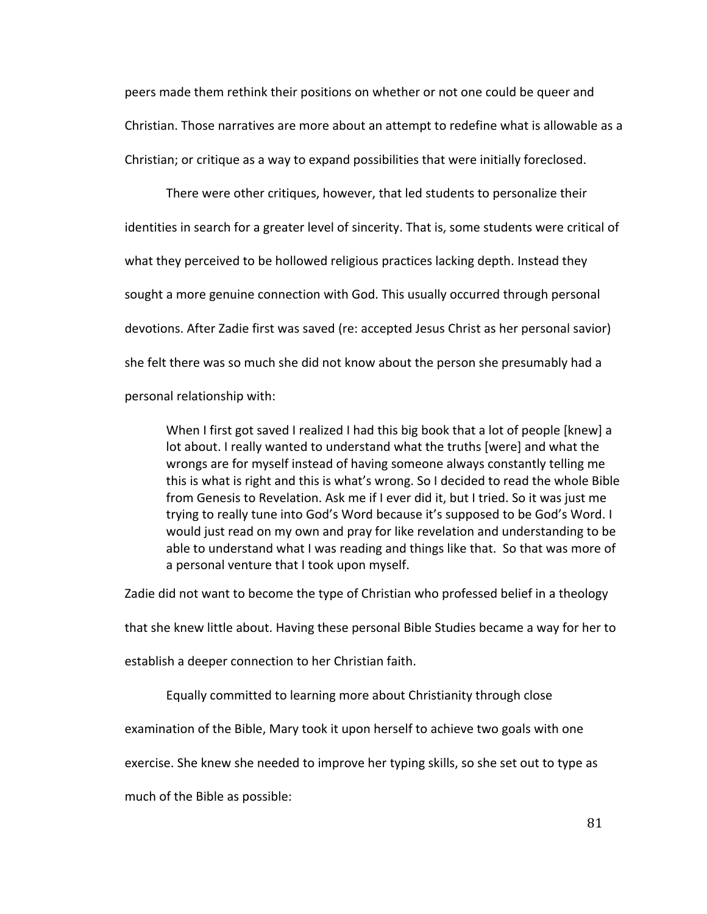peers made them rethink their positions on whether or not one could be queer and Christian. Those narratives are more about an attempt to redefine what is allowable as a Christian; or critique as a way to expand possibilities that were initially foreclosed.

There were other critiques, however, that led students to personalize their identities in search for a greater level of sincerity. That is, some students were critical of what they perceived to be hollowed religious practices lacking depth. Instead they sought a more genuine connection with God. This usually occurred through personal devotions. After Zadie first was saved (re: accepted Jesus Christ as her personal savior) she felt there was so much she did not know about the person she presumably had a personal relationship with:

> When I first got saved I realized I had this big book that a lot of people [knew] a lot about. I really wanted to understand what the truths [were] and what the wrongs are for myself instead of having someone always constantly telling me this is what is right and this is what's wrong. So I decided to read the whole Bible from Genesis to Revelation. Ask me if I ever did it, but I tried. So it was just me trying to really tune into God's Word because it's supposed to be God's Word. I would just read on my own and pray for like revelation and understanding to be able to understand what I was reading and things like that. So that was more of a personal venture that I took upon myself.

Zadie did not want to become the type of Christian who professed belief in a theology that she knew little about. Having these personal Bible Studies became a way for her to establish a deeper connection to her Christian faith.

Equally committed to learning more about Christianity through close examination of the Bible, Mary took it upon herself to achieve two goals with one exercise. She knew she needed to improve her typing skills, so she set out to type as much of the Bible as possible: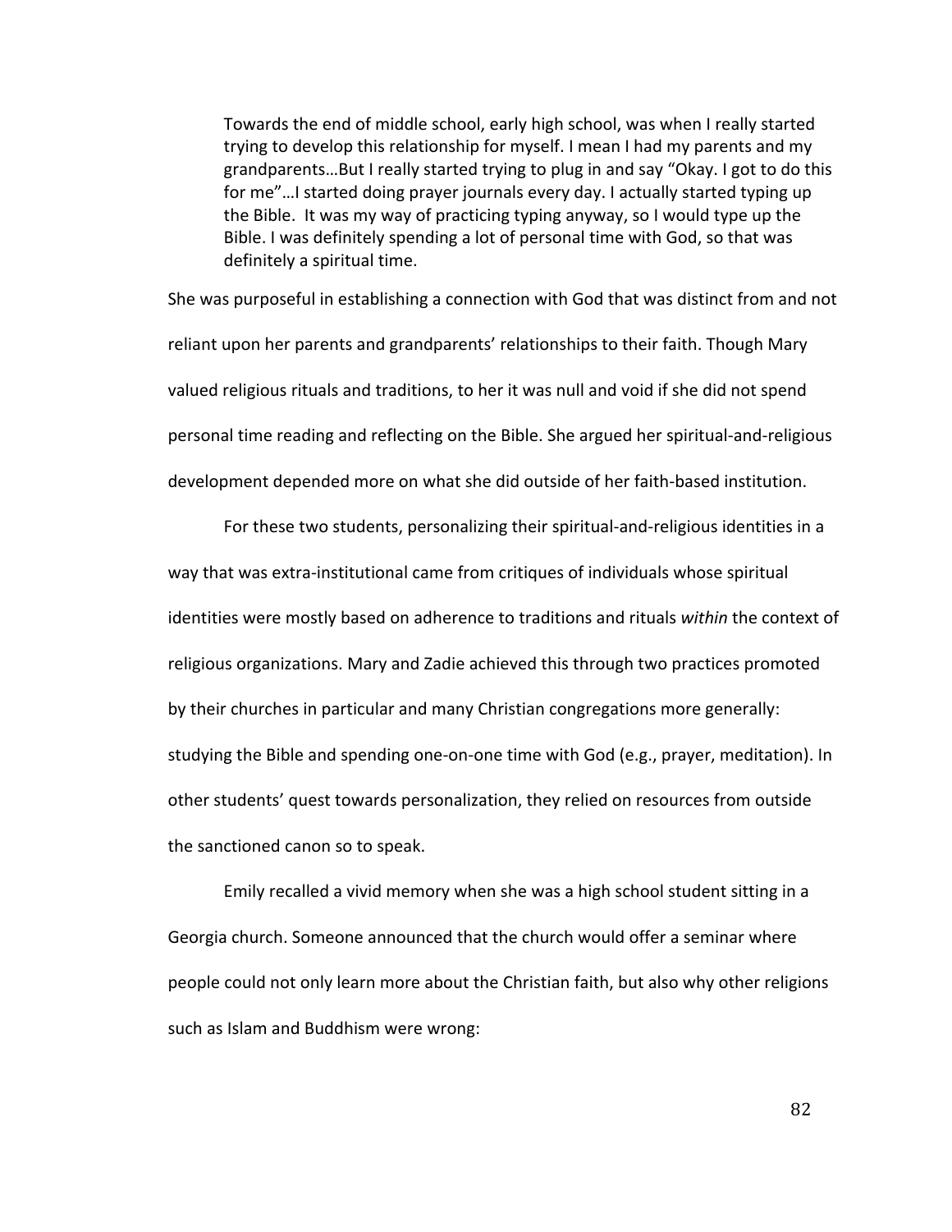> Towards the end of middle school, early high school, was when I really started trying to develop this relationship for myself. I mean I had my parents and my grandparents…But I really started trying to plug in and say "Okay. I got to do this for me"…I started doing prayer journals every day. I actually started typing up the Bible. It was my way of practicing typing anyway, so I would type up the Bible. I was definitely spending a lot of personal time with God, so that was definitely a spiritual time.

She was purposeful in establishing a connection with God that was distinct from and not reliant upon her parents and grandparents' relationships to their faith. Though Mary valued religious rituals and traditions, to her it was null and void if she did not spend personal time reading and reflecting on the Bible. She argued her spiritual-and-religious development depended more on what she did outside of her faith-based institution.

For these two students, personalizing their spiritual-and-religious identities in a way that was extra-institutional came from critiques of individuals whose spiritual identities were mostly based on adherence to traditions and rituals *within* the context of religious organizations. Mary and Zadie achieved this through two practices promoted by their churches in particular and many Christian congregations more generally: studying the Bible and spending one-on-one time with God (e.g., prayer, meditation). In other students' quest towards personalization, they relied on resources from outside the sanctioned canon so to speak.

Emily recalled a vivid memory when she was a high school student sitting in a Georgia church. Someone announced that the church would offer a seminar where people could not only learn more about the Christian faith, but also why other religions such as Islam and Buddhism were wrong: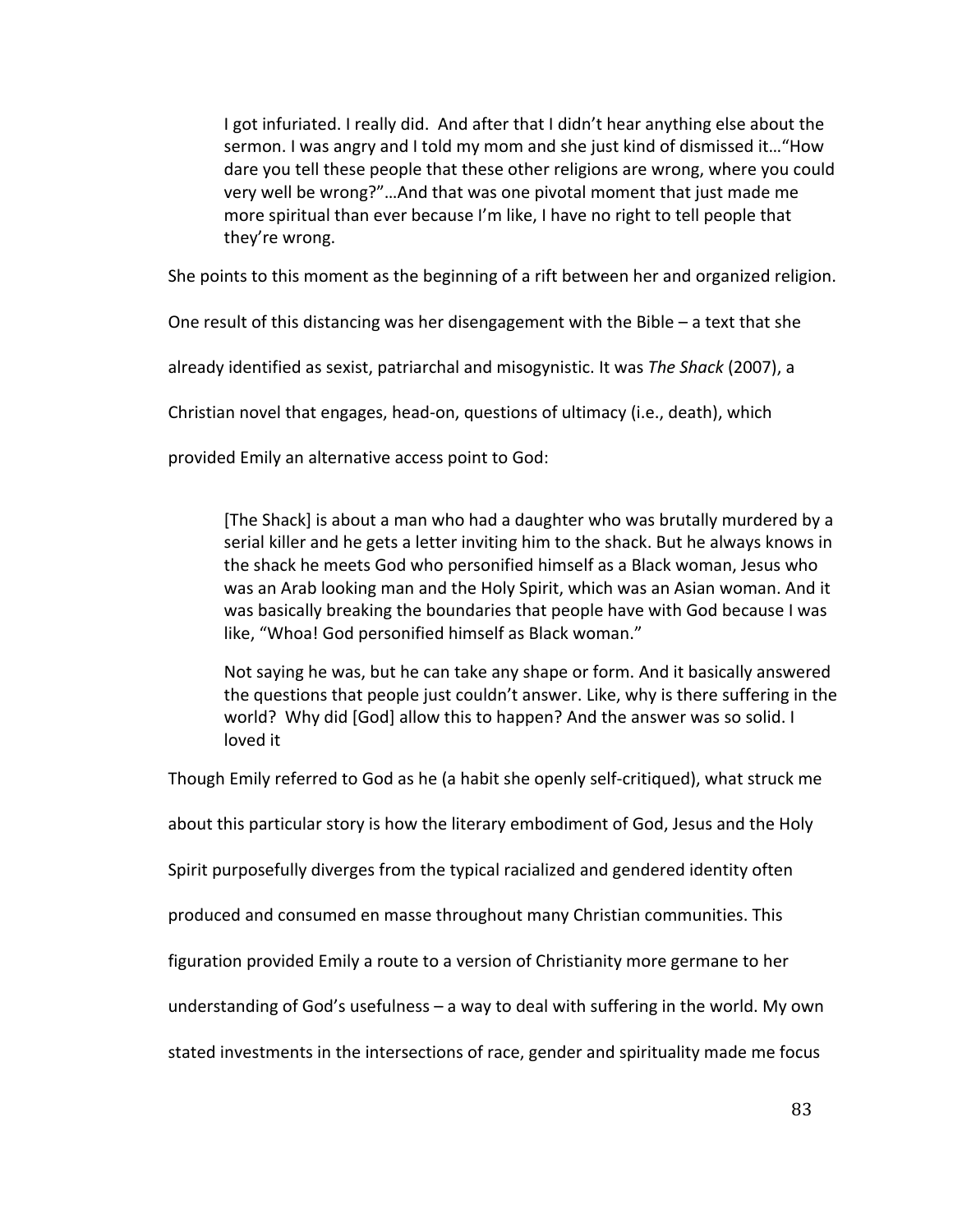> I got infuriated. I really did. And after that I didn't hear anything else about the sermon. I was angry and I told my mom and she just kind of dismissed it…"How dare you tell these people that these other religions are wrong, where you could very well be wrong?"…And that was one pivotal moment that just made me more spiritual than ever because I'm like, I have no right to tell people that they're wrong.

She points to this moment as the beginning of a rift between her and organized religion. One result of this distancing was her disengagement with the Bible – a text that she already identified as sexist, patriarchal and misogynistic. It was *The Shack* (2007), a Christian novel that engages, head-on, questions of ultimacy (i.e., death), which provided Emily an alternative access point to God:

> [The Shack] is about a man who had a daughter who was brutally murdered by a serial killer and he gets a letter inviting him to the shack. But he always knows in the shack he meets God who personified himself as a Black woman, Jesus who was an Arab looking man and the Holy Spirit, which was an Asian woman. And it was basically breaking the boundaries that people have with God because I was like, "Whoa! God personified himself as Black woman."
>
> Not saying he was, but he can take any shape or form. And it basically answered the questions that people just couldn't answer. Like, why is there suffering in the world? Why did [God] allow this to happen? And the answer was so solid. I loved it

Though Emily referred to God as he (a habit she openly self-critiqued), what struck me about this particular story is how the literary embodiment of God, Jesus and the Holy Spirit purposefully diverges from the typical racialized and gendered identity often produced and consumed en masse throughout many Christian communities. This figuration provided Emily a route to a version of Christianity more germane to her understanding of God's usefulness – a way to deal with suffering in the world. My own stated investments in the intersections of race, gender and spirituality made me focus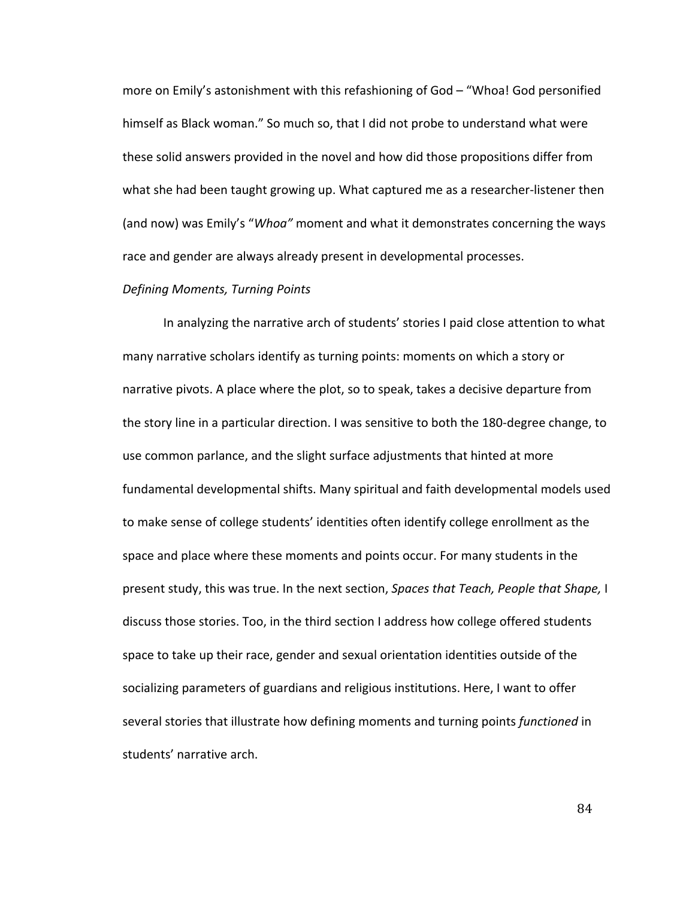more on Emily's astonishment with this refashioning of God – "Whoa! God personified himself as Black woman." So much so, that I did not probe to understand what were these solid answers provided in the novel and how did those propositions differ from what she had been taught growing up. What captured me as a researcher-listener then (and now) was Emily's "*Whoa"* moment and what it demonstrates concerning the ways race and gender are always already present in developmental processes.

*Defining Moments, Turning Points*

In analyzing the narrative arch of students' stories I paid close attention to what many narrative scholars identify as turning points: moments on which a story or narrative pivots. A place where the plot, so to speak, takes a decisive departure from the story line in a particular direction. I was sensitive to both the 180-degree change, to use common parlance, and the slight surface adjustments that hinted at more fundamental developmental shifts. Many spiritual and faith developmental models used to make sense of college students' identities often identify college enrollment as the space and place where these moments and points occur. For many students in the present study, this was true. In the next section, *Spaces that Teach, People that Shape,* I discuss those stories. Too, in the third section I address how college offered students space to take up their race, gender and sexual orientation identities outside of the socializing parameters of guardians and religious institutions. Here, I want to offer several stories that illustrate how defining moments and turning points *functioned* in students' narrative arch.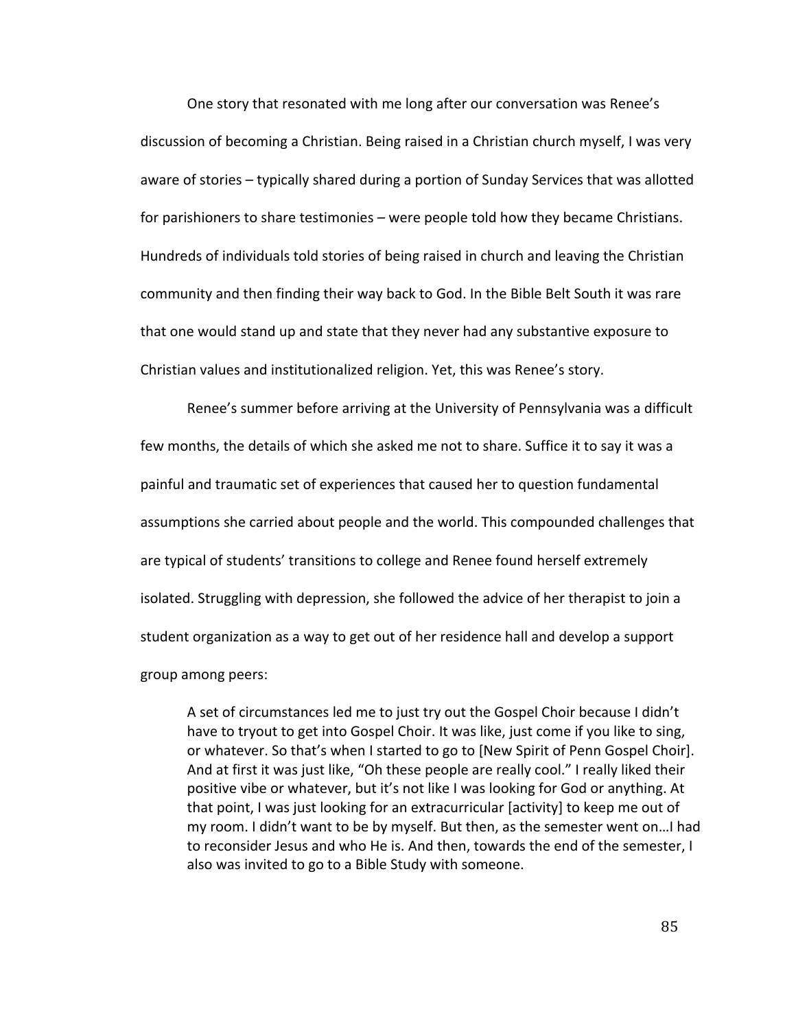One story that resonated with me long after our conversation was Renee's discussion of becoming a Christian. Being raised in a Christian church myself, I was very aware of stories – typically shared during a portion of Sunday Services that was allotted for parishioners to share testimonies – were people told how they became Christians. Hundreds of individuals told stories of being raised in church and leaving the Christian community and then finding their way back to God. In the Bible Belt South it was rare that one would stand up and state that they never had any substantive exposure to Christian values and institutionalized religion. Yet, this was Renee's story.

Renee's summer before arriving at the University of Pennsylvania was a difficult few months, the details of which she asked me not to share. Suffice it to say it was a painful and traumatic set of experiences that caused her to question fundamental assumptions she carried about people and the world. This compounded challenges that are typical of students' transitions to college and Renee found herself extremely isolated. Struggling with depression, she followed the advice of her therapist to join a student organization as a way to get out of her residence hall and develop a support group among peers:

> A set of circumstances led me to just try out the Gospel Choir because I didn't have to tryout to get into Gospel Choir. It was like, just come if you like to sing, or whatever. So that's when I started to go to [New Spirit of Penn Gospel Choir]. And at first it was just like, "Oh these people are really cool." I really liked their positive vibe or whatever, but it's not like I was looking for God or anything. At that point, I was just looking for an extracurricular [activity] to keep me out of my room. I didn't want to be by myself. But then, as the semester went on…I had to reconsider Jesus and who He is. And then, towards the end of the semester, I also was invited to go to a Bible Study with someone.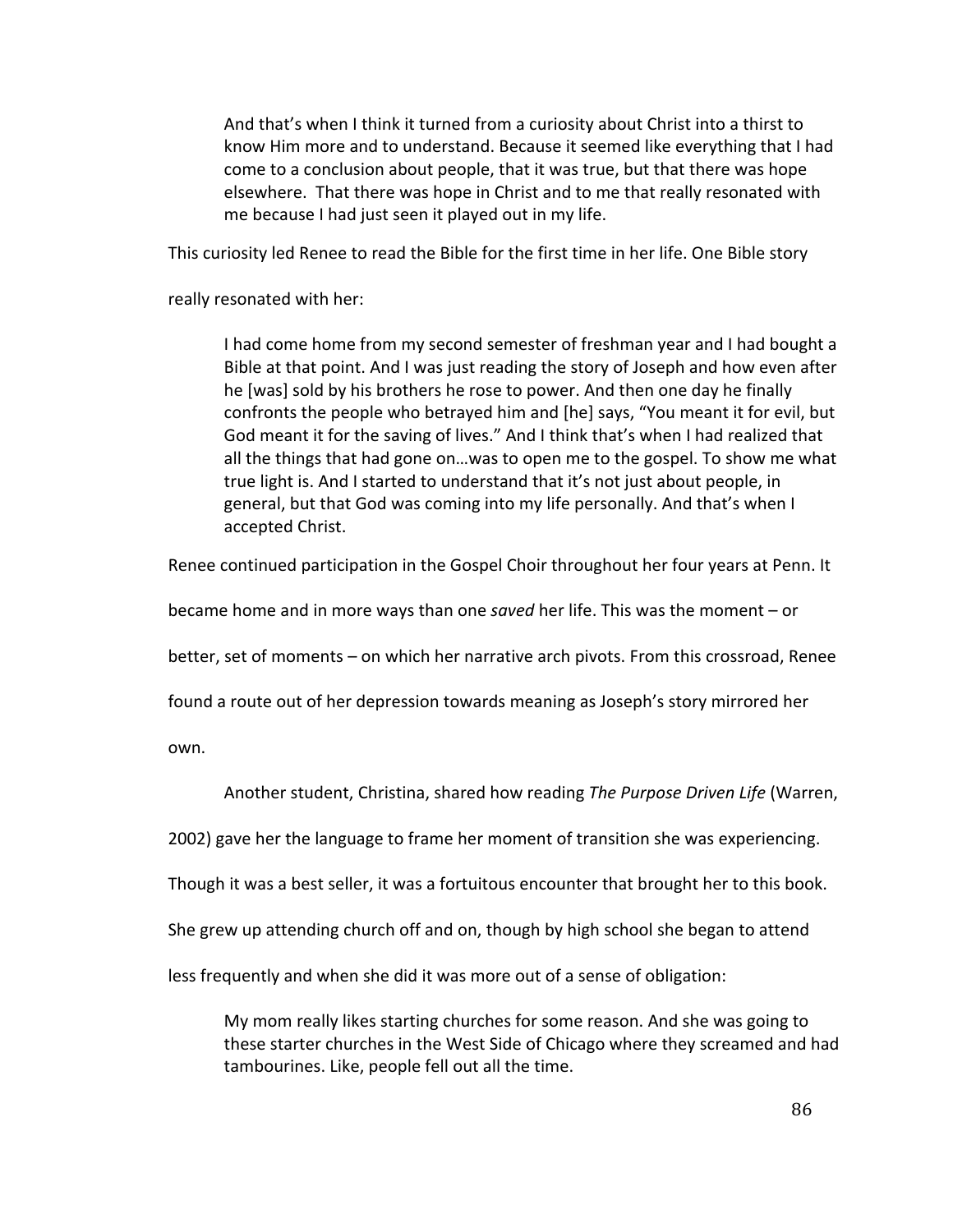> And that's when I think it turned from a curiosity about Christ into a thirst to know Him more and to understand. Because it seemed like everything that I had come to a conclusion about people, that it was true, but that there was hope elsewhere. That there was hope in Christ and to me that really resonated with me because I had just seen it played out in my life.

This curiosity led Renee to read the Bible for the first time in her life. One Bible story really resonated with her:

> I had come home from my second semester of freshman year and I had bought a Bible at that point. And I was just reading the story of Joseph and how even after he [was] sold by his brothers he rose to power. And then one day he finally confronts the people who betrayed him and [he] says, "You meant it for evil, but God meant it for the saving of lives." And I think that's when I had realized that all the things that had gone on…was to open me to the gospel. To show me what true light is. And I started to understand that it's not just about people, in general, but that God was coming into my life personally. And that's when I accepted Christ.

Renee continued participation in the Gospel Choir throughout her four years at Penn. It became home and in more ways than one *saved* her life. This was the moment – or better, set of moments – on which her narrative arch pivots. From this crossroad, Renee found a route out of her depression towards meaning as Joseph's story mirrored her own.

Another student, Christina, shared how reading *The Purpose Driven Life* (Warren, 2002) gave her the language to frame her moment of transition she was experiencing. Though it was a best seller, it was a fortuitous encounter that brought her to this book. She grew up attending church off and on, though by high school she began to attend less frequently and when she did it was more out of a sense of obligation:

> My mom really likes starting churches for some reason. And she was going to these starter churches in the West Side of Chicago where they screamed and had tambourines. Like, people fell out all the time.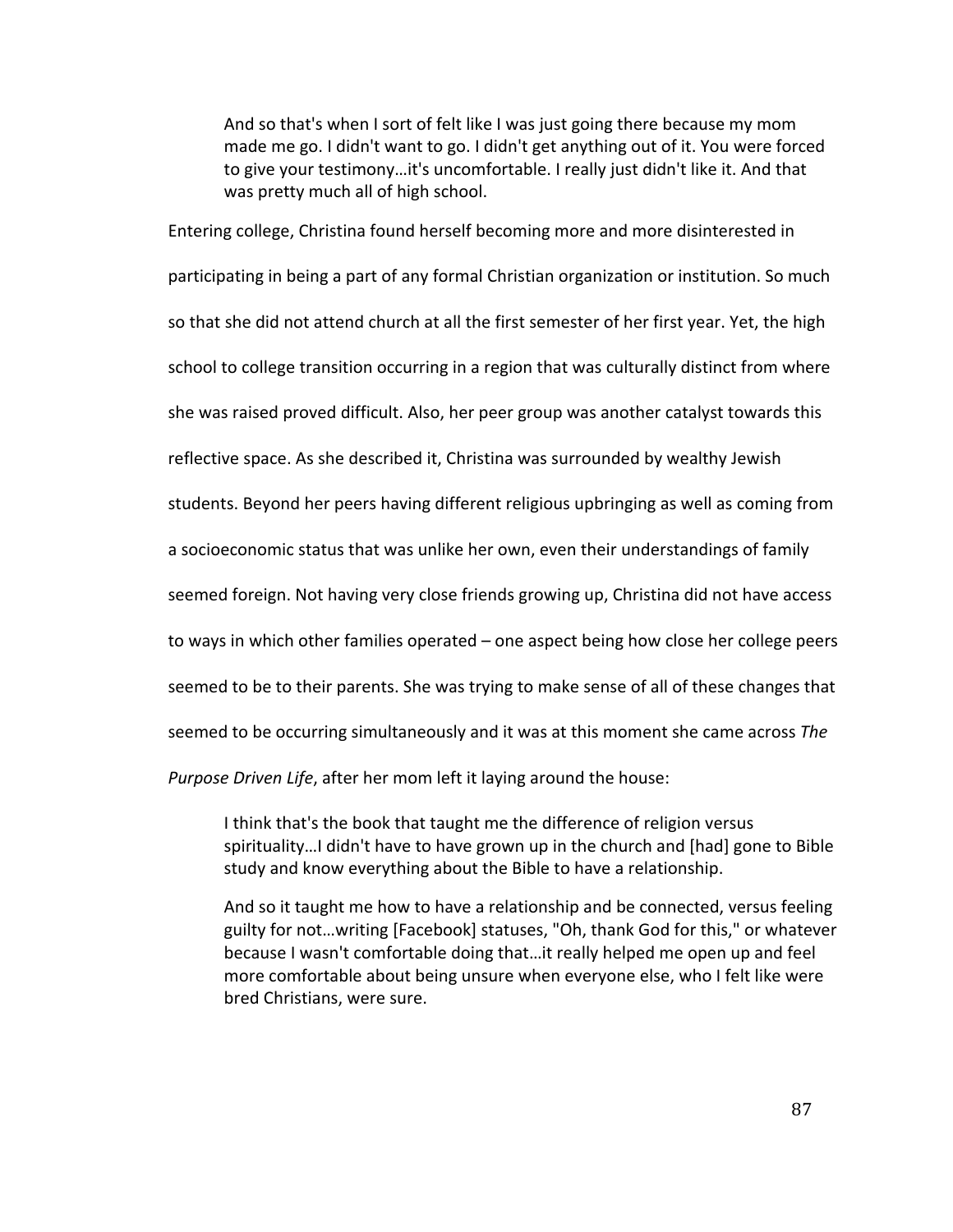> And so that's when I sort of felt like I was just going there because my mom made me go. I didn't want to go. I didn't get anything out of it. You were forced to give your testimony…it's uncomfortable. I really just didn't like it. And that was pretty much all of high school.

Entering college, Christina found herself becoming more and more disinterested in participating in being a part of any formal Christian organization or institution. So much so that she did not attend church at all the first semester of her first year. Yet, the high school to college transition occurring in a region that was culturally distinct from where she was raised proved difficult. Also, her peer group was another catalyst towards this reflective space. As she described it, Christina was surrounded by wealthy Jewish students. Beyond her peers having different religious upbringing as well as coming from a socioeconomic status that was unlike her own, even their understandings of family seemed foreign. Not having very close friends growing up, Christina did not have access to ways in which other families operated – one aspect being how close her college peers seemed to be to their parents. She was trying to make sense of all of these changes that seemed to be occurring simultaneously and it was at this moment she came across *The Purpose Driven Life*, after her mom left it laying around the house:

> I think that's the book that taught me the difference of religion versus spirituality…I didn't have to have grown up in the church and [had] gone to Bible study and know everything about the Bible to have a relationship.
>
> And so it taught me how to have a relationship and be connected, versus feeling guilty for not…writing [Facebook] statuses, "Oh, thank God for this," or whatever because I wasn't comfortable doing that…it really helped me open up and feel more comfortable about being unsure when everyone else, who I felt like were bred Christians, were sure.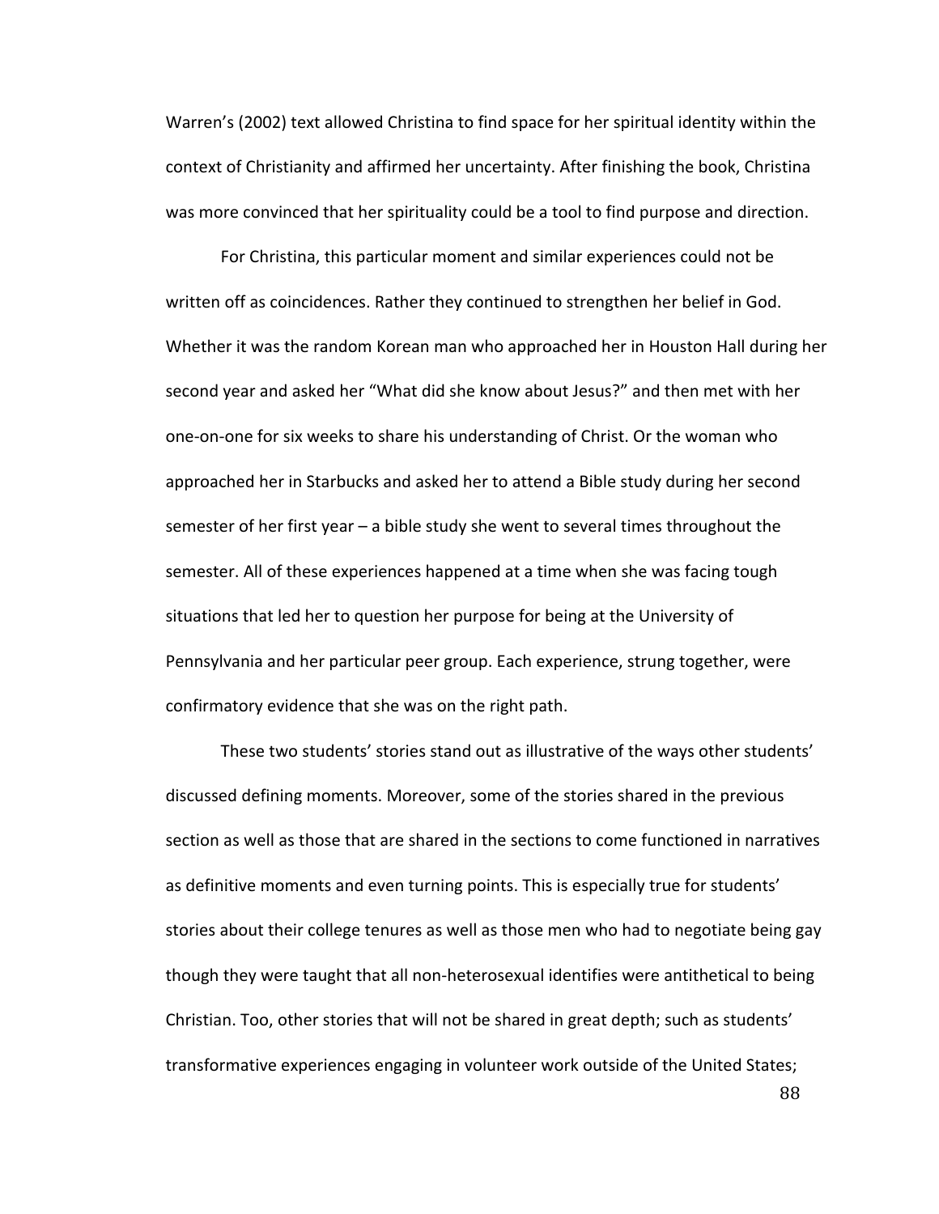Warren's (2002) text allowed Christina to find space for her spiritual identity within the context of Christianity and affirmed her uncertainty. After finishing the book, Christina was more convinced that her spirituality could be a tool to find purpose and direction.

For Christina, this particular moment and similar experiences could not be written off as coincidences. Rather they continued to strengthen her belief in God. Whether it was the random Korean man who approached her in Houston Hall during her second year and asked her "What did she know about Jesus?" and then met with her one-on-one for six weeks to share his understanding of Christ. Or the woman who approached her in Starbucks and asked her to attend a Bible study during her second semester of her first year – a bible study she went to several times throughout the semester. All of these experiences happened at a time when she was facing tough situations that led her to question her purpose for being at the University of Pennsylvania and her particular peer group. Each experience, strung together, were confirmatory evidence that she was on the right path.

These two students' stories stand out as illustrative of the ways other students' discussed defining moments. Moreover, some of the stories shared in the previous section as well as those that are shared in the sections to come functioned in narratives as definitive moments and even turning points. This is especially true for students' stories about their college tenures as well as those men who had to negotiate being gay though they were taught that all non-heterosexual identifies were antithetical to being Christian. Too, other stories that will not be shared in great depth; such as students' transformative experiences engaging in volunteer work outside of the United States;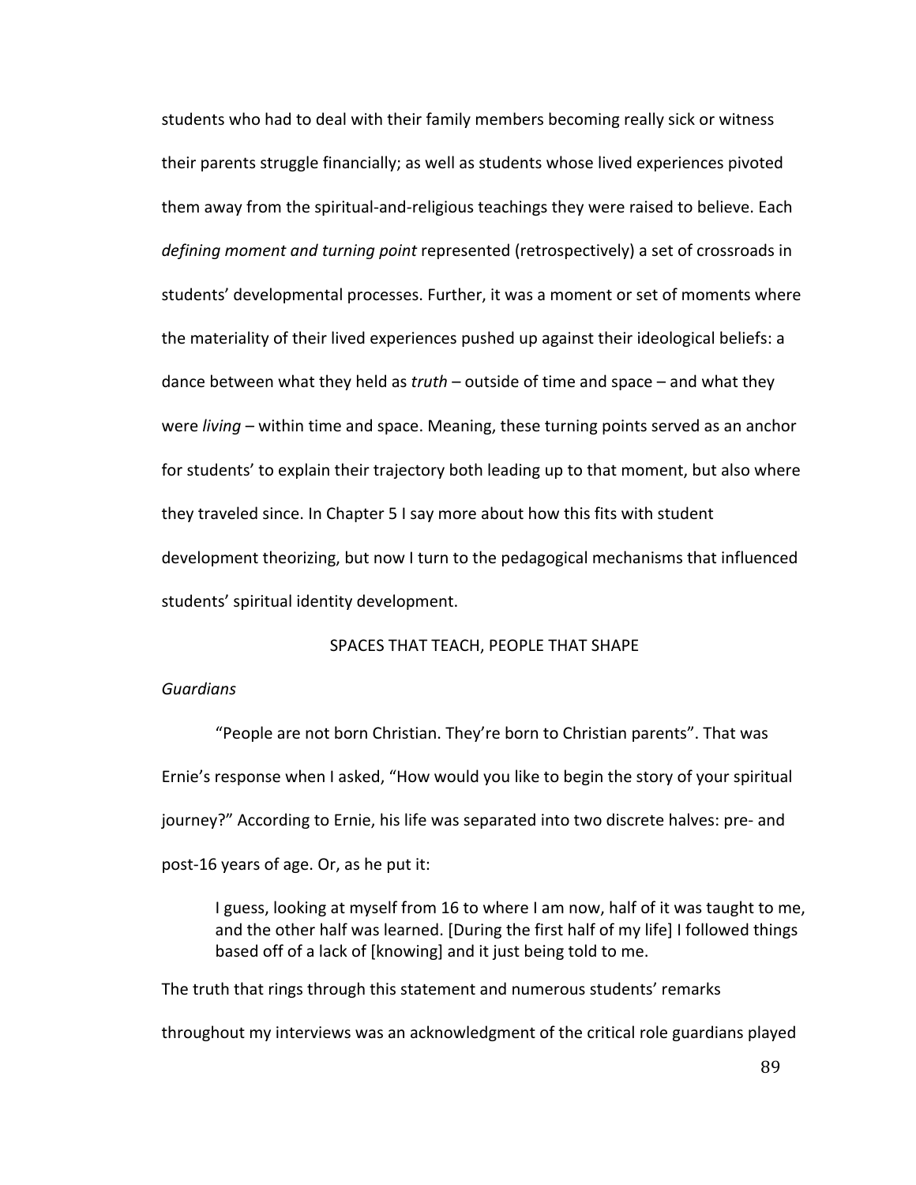students who had to deal with their family members becoming really sick or witness their parents struggle financially; as well as students whose lived experiences pivoted them away from the spiritual-and-religious teachings they were raised to believe. Each *defining moment and turning point* represented (retrospectively) a set of crossroads in students' developmental processes. Further, it was a moment or set of moments where the materiality of their lived experiences pushed up against their ideological beliefs: a dance between what they held as *truth* – outside of time and space – and what they were *living* – within time and space. Meaning, these turning points served as an anchor for students' to explain their trajectory both leading up to that moment, but also where they traveled since. In Chapter 5 I say more about how this fits with student development theorizing, but now I turn to the pedagogical mechanisms that influenced students' spiritual identity development.

## SPACES THAT TEACH, PEOPLE THAT SHAPE

### *Guardians*

"People are not born Christian. They're born to Christian parents". That was Ernie's response when I asked, "How would you like to begin the story of your spiritual journey?" According to Ernie, his life was separated into two discrete halves: pre- and post-16 years of age. Or, as he put it:

> I guess, looking at myself from 16 to where I am now, half of it was taught to me, and the other half was learned. [During the first half of my life] I followed things based off of a lack of [knowing] and it just being told to me.

The truth that rings through this statement and numerous students' remarks throughout my interviews was an acknowledgment of the critical role guardians played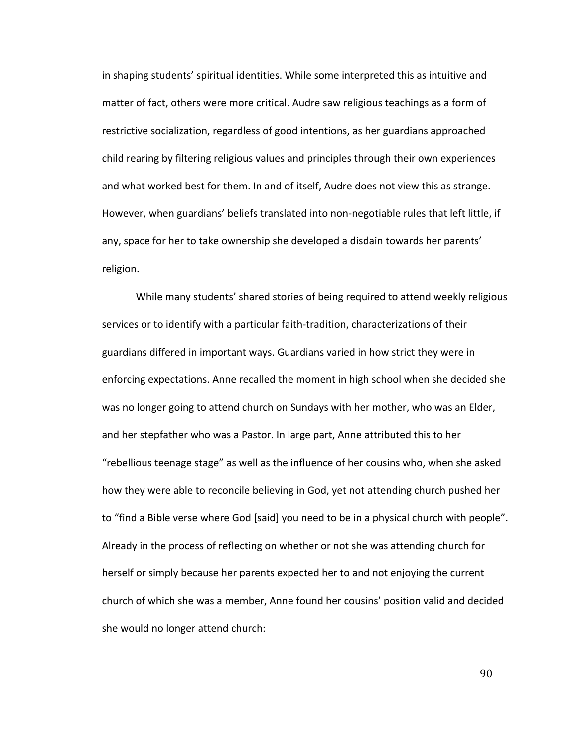in shaping students' spiritual identities. While some interpreted this as intuitive and matter of fact, others were more critical. Audre saw religious teachings as a form of restrictive socialization, regardless of good intentions, as her guardians approached child rearing by filtering religious values and principles through their own experiences and what worked best for them. In and of itself, Audre does not view this as strange. However, when guardians' beliefs translated into non-negotiable rules that left little, if any, space for her to take ownership she developed a disdain towards her parents' religion.

While many students' shared stories of being required to attend weekly religious services or to identify with a particular faith-tradition, characterizations of their guardians differed in important ways. Guardians varied in how strict they were in enforcing expectations. Anne recalled the moment in high school when she decided she was no longer going to attend church on Sundays with her mother, who was an Elder, and her stepfather who was a Pastor. In large part, Anne attributed this to her "rebellious teenage stage" as well as the influence of her cousins who, when she asked how they were able to reconcile believing in God, yet not attending church pushed her to "find a Bible verse where God [said] you need to be in a physical church with people". Already in the process of reflecting on whether or not she was attending church for herself or simply because her parents expected her to and not enjoying the current church of which she was a member, Anne found her cousins' position valid and decided she would no longer attend church: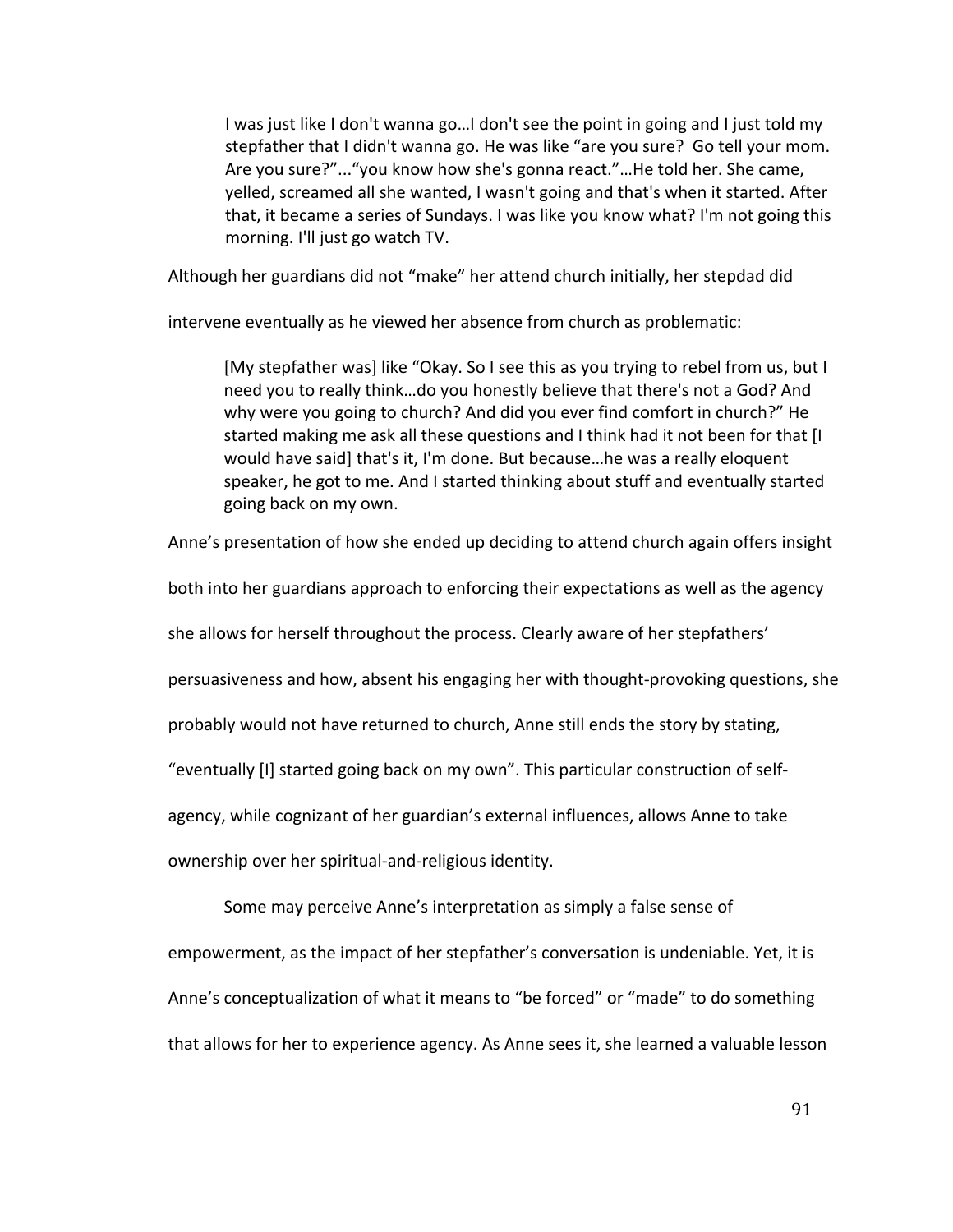> I was just like I don't wanna go…I don't see the point in going and I just told my stepfather that I didn't wanna go. He was like "are you sure? Go tell your mom. Are you sure?"..."you know how she's gonna react."…He told her. She came, yelled, screamed all she wanted, I wasn't going and that's when it started. After that, it became a series of Sundays. I was like you know what? I'm not going this morning. I'll just go watch TV.

Although her guardians did not "make" her attend church initially, her stepdad did intervene eventually as he viewed her absence from church as problematic:

> [My stepfather was] like "Okay. So I see this as you trying to rebel from us, but I need you to really think…do you honestly believe that there's not a God? And why were you going to church? And did you ever find comfort in church?" He started making me ask all these questions and I think had it not been for that [I would have said] that's it, I'm done. But because…he was a really eloquent speaker, he got to me. And I started thinking about stuff and eventually started going back on my own.

Anne's presentation of how she ended up deciding to attend church again offers insight both into her guardians approach to enforcing their expectations as well as the agency she allows for herself throughout the process. Clearly aware of her stepfathers' persuasiveness and how, absent his engaging her with thought-provoking questions, she probably would not have returned to church, Anne still ends the story by stating, "eventually [I] started going back on my own". This particular construction of self-agency, while cognizant of her guardian's external influences, allows Anne to take ownership over her spiritual-and-religious identity.

Some may perceive Anne's interpretation as simply a false sense of empowerment, as the impact of her stepfather's conversation is undeniable. Yet, it is Anne's conceptualization of what it means to "be forced" or "made" to do something that allows for her to experience agency. As Anne sees it, she learned a valuable lesson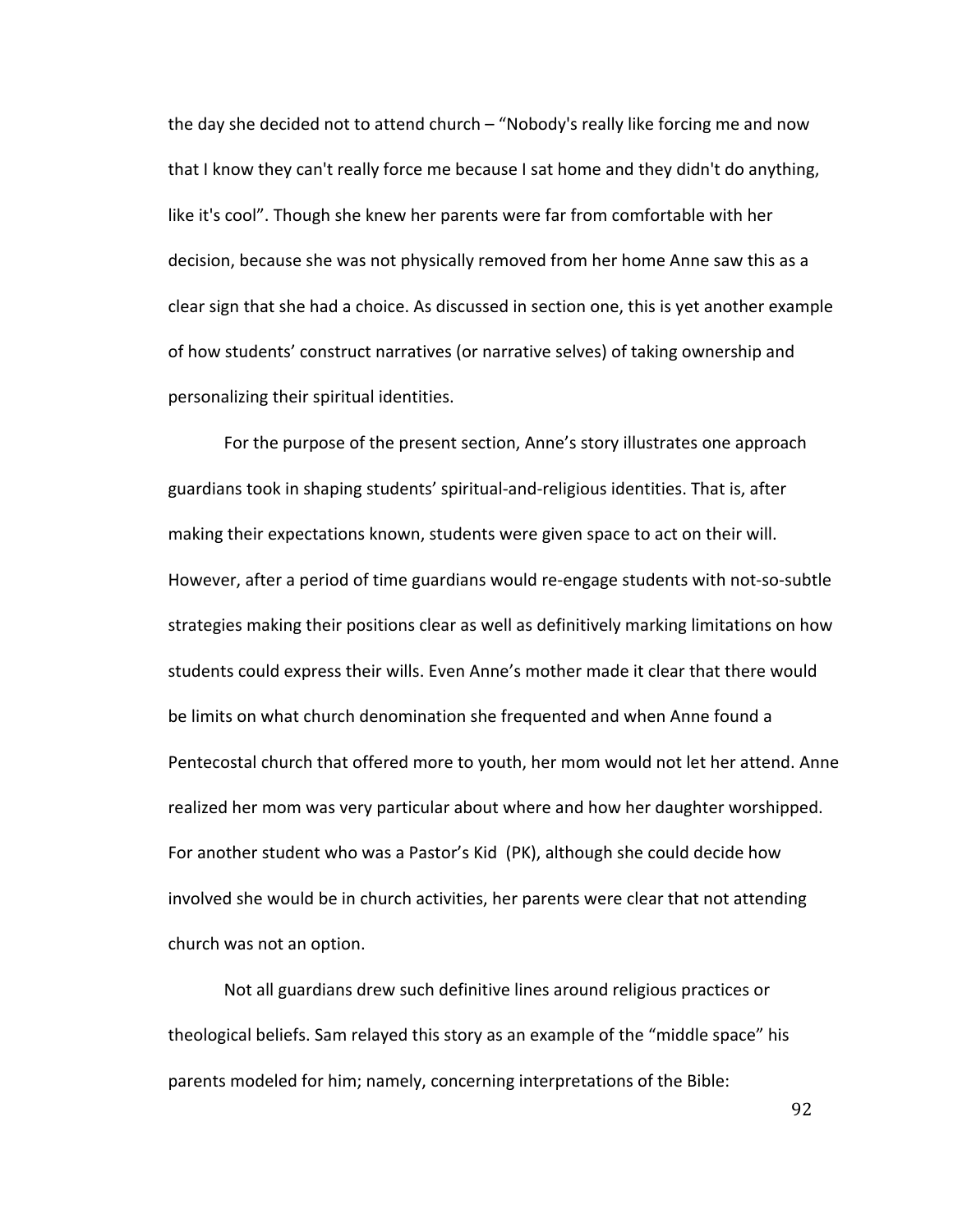the day she decided not to attend church – "Nobody's really like forcing me and now that I know they can't really force me because I sat home and they didn't do anything, like it's cool". Though she knew her parents were far from comfortable with her decision, because she was not physically removed from her home Anne saw this as a clear sign that she had a choice. As discussed in section one, this is yet another example of how students' construct narratives (or narrative selves) of taking ownership and personalizing their spiritual identities.

For the purpose of the present section, Anne's story illustrates one approach guardians took in shaping students' spiritual-and-religious identities. That is, after making their expectations known, students were given space to act on their will. However, after a period of time guardians would re-engage students with not-so-subtle strategies making their positions clear as well as definitively marking limitations on how students could express their wills. Even Anne's mother made it clear that there would be limits on what church denomination she frequented and when Anne found a Pentecostal church that offered more to youth, her mom would not let her attend. Anne realized her mom was very particular about where and how her daughter worshipped. For another student who was a Pastor's Kid (PK), although she could decide how involved she would be in church activities, her parents were clear that not attending church was not an option.

Not all guardians drew such definitive lines around religious practices or theological beliefs. Sam relayed this story as an example of the "middle space" his parents modeled for him; namely, concerning interpretations of the Bible: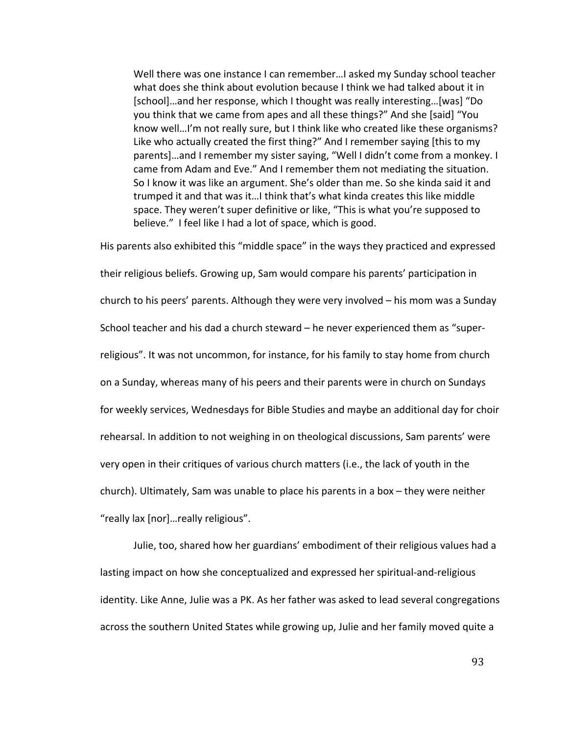> Well there was one instance I can remember…I asked my Sunday school teacher what does she think about evolution because I think we had talked about it in [school]…and her response, which I thought was really interesting…[was] "Do you think that we came from apes and all these things?" And she [said] "You know well…I'm not really sure, but I think like who created like these organisms? Like who actually created the first thing?" And I remember saying [this to my parents]…and I remember my sister saying, "Well I didn't come from a monkey. I came from Adam and Eve." And I remember them not mediating the situation. So I know it was like an argument. She's older than me. So she kinda said it and trumped it and that was it…I think that's what kinda creates this like middle space. They weren't super definitive or like, "This is what you're supposed to believe." I feel like I had a lot of space, which is good.

His parents also exhibited this "middle space" in the ways they practiced and expressed their religious beliefs. Growing up, Sam would compare his parents' participation in church to his peers' parents. Although they were very involved – his mom was a Sunday School teacher and his dad a church steward – he never experienced them as "super-religious". It was not uncommon, for instance, for his family to stay home from church on a Sunday, whereas many of his peers and their parents were in church on Sundays for weekly services, Wednesdays for Bible Studies and maybe an additional day for choir rehearsal. In addition to not weighing in on theological discussions, Sam parents' were very open in their critiques of various church matters (i.e., the lack of youth in the church). Ultimately, Sam was unable to place his parents in a box – they were neither "really lax [nor]…really religious".

Julie, too, shared how her guardians' embodiment of their religious values had a lasting impact on how she conceptualized and expressed her spiritual-and-religious identity. Like Anne, Julie was a PK. As her father was asked to lead several congregations across the southern United States while growing up, Julie and her family moved quite a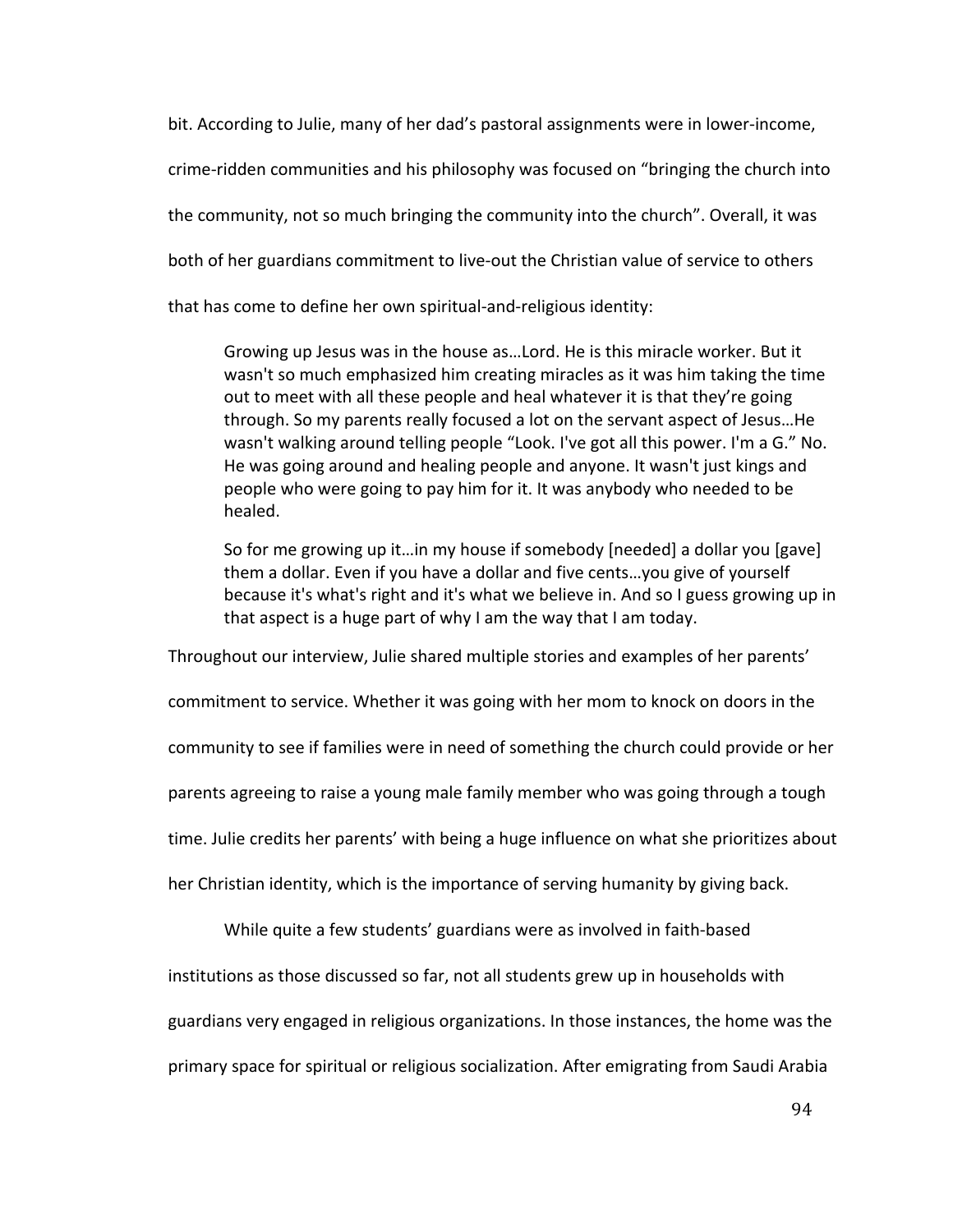bit. According to Julie, many of her dad's pastoral assignments were in lower-income, crime-ridden communities and his philosophy was focused on "bringing the church into the community, not so much bringing the community into the church". Overall, it was both of her guardians commitment to live-out the Christian value of service to others that has come to define her own spiritual-and-religious identity:

> Growing up Jesus was in the house as…Lord. He is this miracle worker. But it wasn't so much emphasized him creating miracles as it was him taking the time out to meet with all these people and heal whatever it is that they're going through. So my parents really focused a lot on the servant aspect of Jesus…He wasn't walking around telling people "Look. I've got all this power. I'm a G." No. He was going around and healing people and anyone. It wasn't just kings and people who were going to pay him for it. It was anybody who needed to be healed.
>
> So for me growing up it…in my house if somebody [needed] a dollar you [gave] them a dollar. Even if you have a dollar and five cents…you give of yourself because it's what's right and it's what we believe in. And so I guess growing up in that aspect is a huge part of why I am the way that I am today.

Throughout our interview, Julie shared multiple stories and examples of her parents' commitment to service. Whether it was going with her mom to knock on doors in the community to see if families were in need of something the church could provide or her parents agreeing to raise a young male family member who was going through a tough time. Julie credits her parents' with being a huge influence on what she prioritizes about her Christian identity, which is the importance of serving humanity by giving back.

While quite a few students' guardians were as involved in faith-based institutions as those discussed so far, not all students grew up in households with guardians very engaged in religious organizations. In those instances, the home was the primary space for spiritual or religious socialization. After emigrating from Saudi Arabia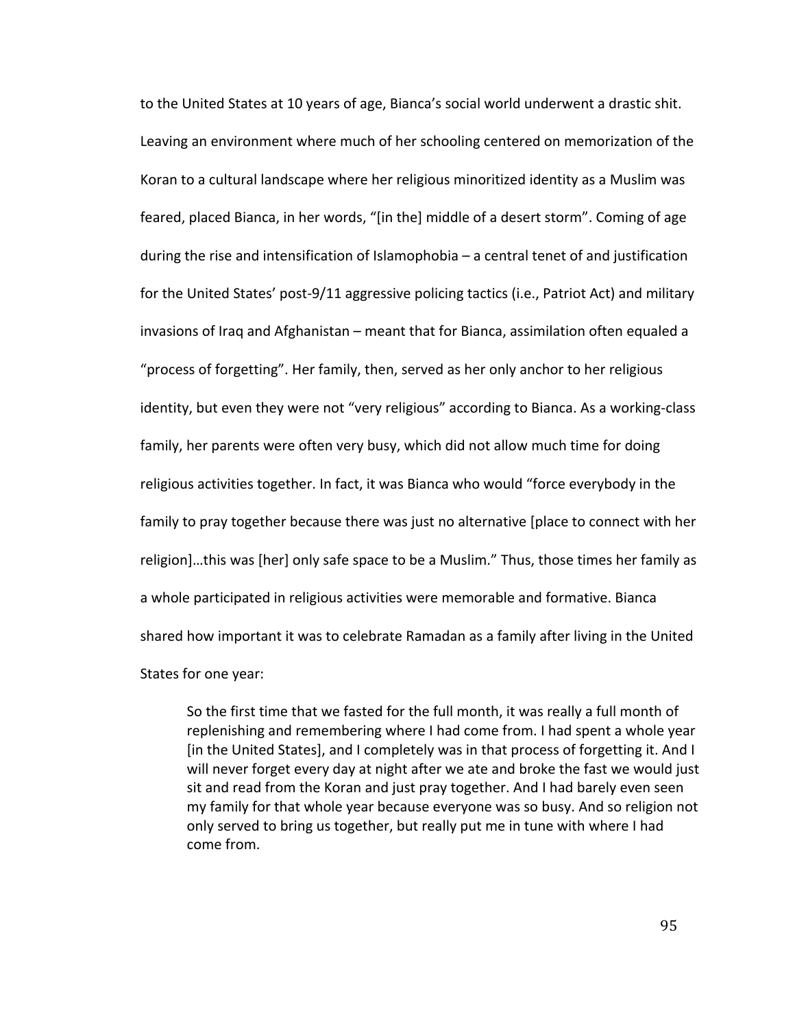to the United States at 10 years of age, Bianca's social world underwent a drastic shit. Leaving an environment where much of her schooling centered on memorization of the Koran to a cultural landscape where her religious minoritized identity as a Muslim was feared, placed Bianca, in her words, "[in the] middle of a desert storm". Coming of age during the rise and intensification of Islamophobia – a central tenet of and justification for the United States' post-9/11 aggressive policing tactics (i.e., Patriot Act) and military invasions of Iraq and Afghanistan – meant that for Bianca, assimilation often equaled a "process of forgetting". Her family, then, served as her only anchor to her religious identity, but even they were not "very religious" according to Bianca. As a working-class family, her parents were often very busy, which did not allow much time for doing religious activities together. In fact, it was Bianca who would "force everybody in the family to pray together because there was just no alternative [place to connect with her religion]…this was [her] only safe space to be a Muslim." Thus, those times her family as a whole participated in religious activities were memorable and formative. Bianca shared how important it was to celebrate Ramadan as a family after living in the United States for one year:

> So the first time that we fasted for the full month, it was really a full month of replenishing and remembering where I had come from. I had spent a whole year [in the United States], and I completely was in that process of forgetting it. And I will never forget every day at night after we ate and broke the fast we would just sit and read from the Koran and just pray together. And I had barely even seen my family for that whole year because everyone was so busy. And so religion not only served to bring us together, but really put me in tune with where I had come from.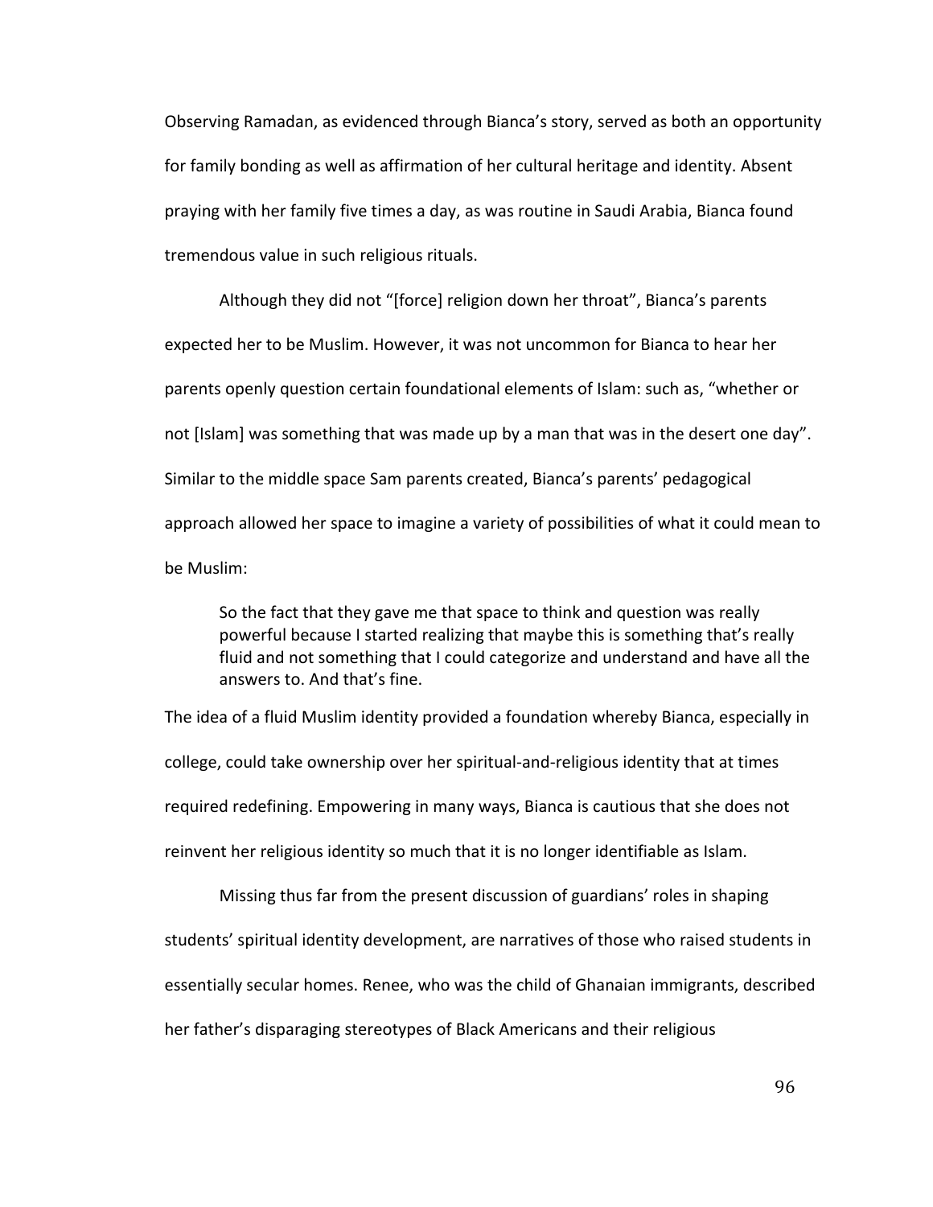Observing Ramadan, as evidenced through Bianca's story, served as both an opportunity for family bonding as well as affirmation of her cultural heritage and identity. Absent praying with her family five times a day, as was routine in Saudi Arabia, Bianca found tremendous value in such religious rituals.

Although they did not "[force] religion down her throat", Bianca's parents expected her to be Muslim. However, it was not uncommon for Bianca to hear her parents openly question certain foundational elements of Islam: such as, "whether or not [Islam] was something that was made up by a man that was in the desert one day". Similar to the middle space Sam parents created, Bianca's parents' pedagogical approach allowed her space to imagine a variety of possibilities of what it could mean to be Muslim:

> So the fact that they gave me that space to think and question was really powerful because I started realizing that maybe this is something that's really fluid and not something that I could categorize and understand and have all the answers to. And that's fine.

The idea of a fluid Muslim identity provided a foundation whereby Bianca, especially in college, could take ownership over her spiritual-and-religious identity that at times required redefining. Empowering in many ways, Bianca is cautious that she does not reinvent her religious identity so much that it is no longer identifiable as Islam.

Missing thus far from the present discussion of guardians' roles in shaping students' spiritual identity development, are narratives of those who raised students in essentially secular homes. Renee, who was the child of Ghanaian immigrants, described her father's disparaging stereotypes of Black Americans and their religious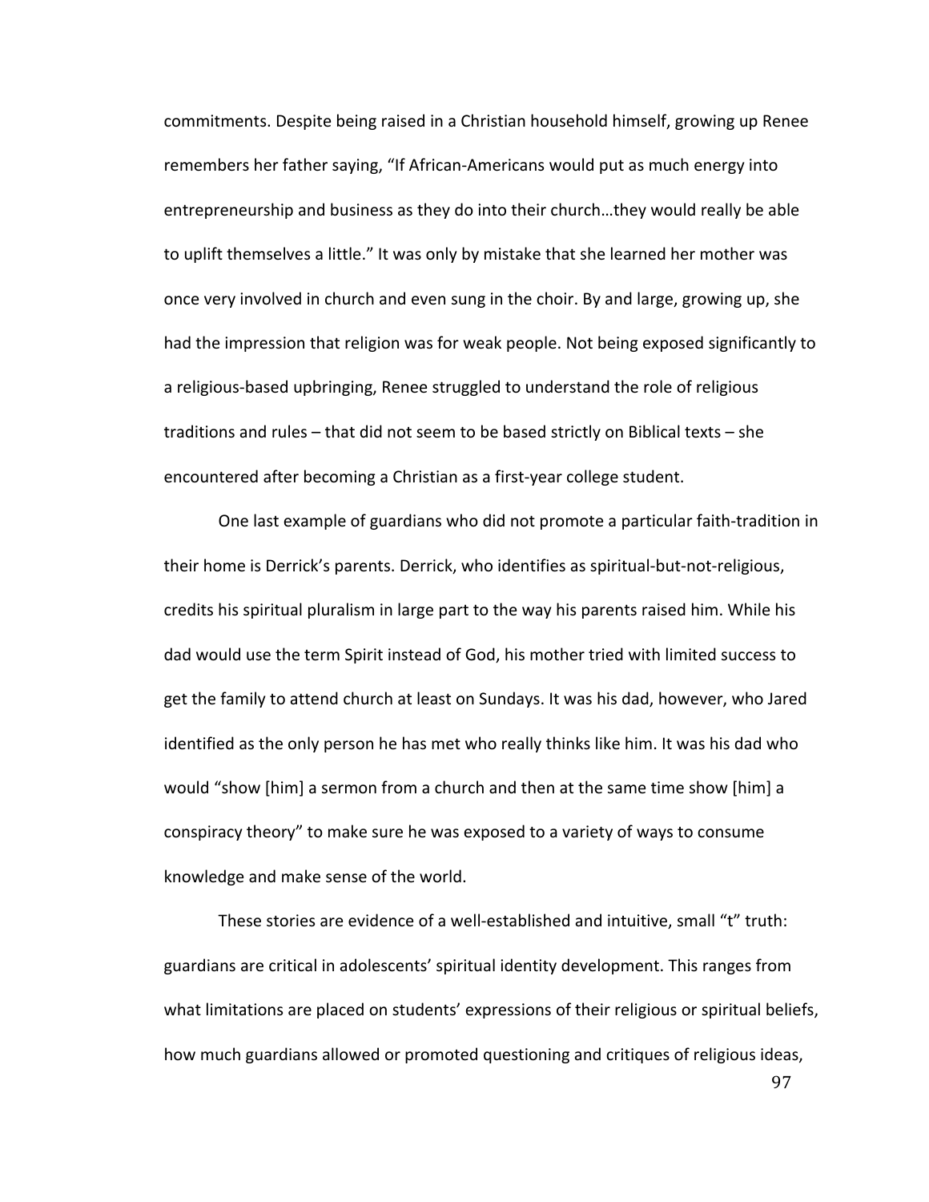commitments. Despite being raised in a Christian household himself, growing up Renee remembers her father saying, "If African-Americans would put as much energy into entrepreneurship and business as they do into their church…they would really be able to uplift themselves a little." It was only by mistake that she learned her mother was once very involved in church and even sung in the choir. By and large, growing up, she had the impression that religion was for weak people. Not being exposed significantly to a religious-based upbringing, Renee struggled to understand the role of religious traditions and rules – that did not seem to be based strictly on Biblical texts – she encountered after becoming a Christian as a first-year college student.

One last example of guardians who did not promote a particular faith-tradition in their home is Derrick's parents. Derrick, who identifies as spiritual-but-not-religious, credits his spiritual pluralism in large part to the way his parents raised him. While his dad would use the term Spirit instead of God, his mother tried with limited success to get the family to attend church at least on Sundays. It was his dad, however, who Jared identified as the only person he has met who really thinks like him. It was his dad who would "show [him] a sermon from a church and then at the same time show [him] a conspiracy theory" to make sure he was exposed to a variety of ways to consume knowledge and make sense of the world.

These stories are evidence of a well-established and intuitive, small "t" truth: guardians are critical in adolescents' spiritual identity development. This ranges from what limitations are placed on students' expressions of their religious or spiritual beliefs, how much guardians allowed or promoted questioning and critiques of religious ideas,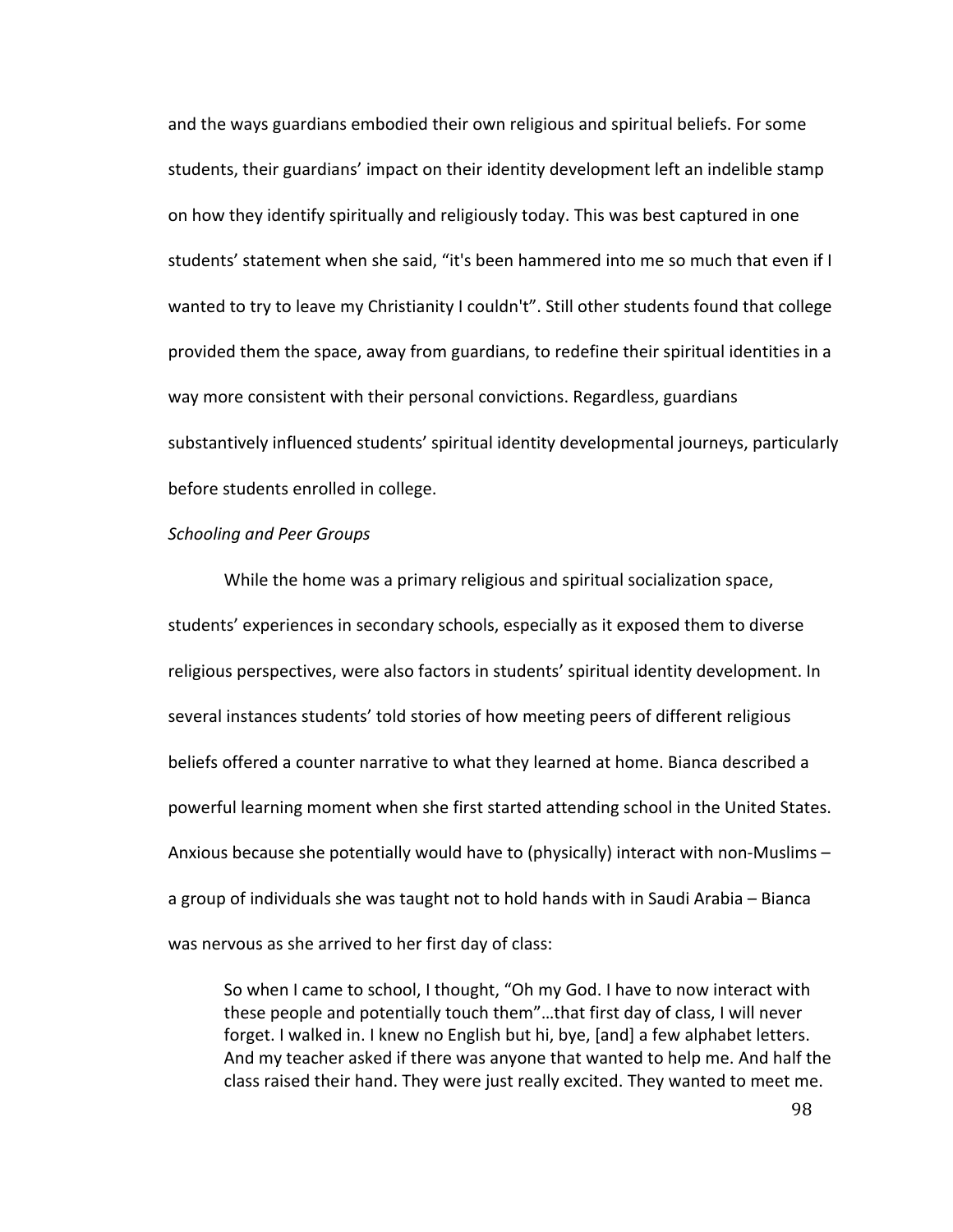and the ways guardians embodied their own religious and spiritual beliefs. For some students, their guardians' impact on their identity development left an indelible stamp on how they identify spiritually and religiously today. This was best captured in one students' statement when she said, "it's been hammered into me so much that even if I wanted to try to leave my Christianity I couldn't". Still other students found that college provided them the space, away from guardians, to redefine their spiritual identities in a way more consistent with their personal convictions. Regardless, guardians substantively influenced students' spiritual identity developmental journeys, particularly before students enrolled in college.

*Schooling and Peer Groups*

While the home was a primary religious and spiritual socialization space, students' experiences in secondary schools, especially as it exposed them to diverse religious perspectives, were also factors in students' spiritual identity development. In several instances students' told stories of how meeting peers of different religious beliefs offered a counter narrative to what they learned at home. Bianca described a powerful learning moment when she first started attending school in the United States. Anxious because she potentially would have to (physically) interact with non-Muslims – a group of individuals she was taught not to hold hands with in Saudi Arabia – Bianca was nervous as she arrived to her first day of class:

> So when I came to school, I thought, "Oh my God. I have to now interact with these people and potentially touch them"…that first day of class, I will never forget. I walked in. I knew no English but hi, bye, [and] a few alphabet letters. And my teacher asked if there was anyone that wanted to help me. And half the class raised their hand. They were just really excited. They wanted to meet me.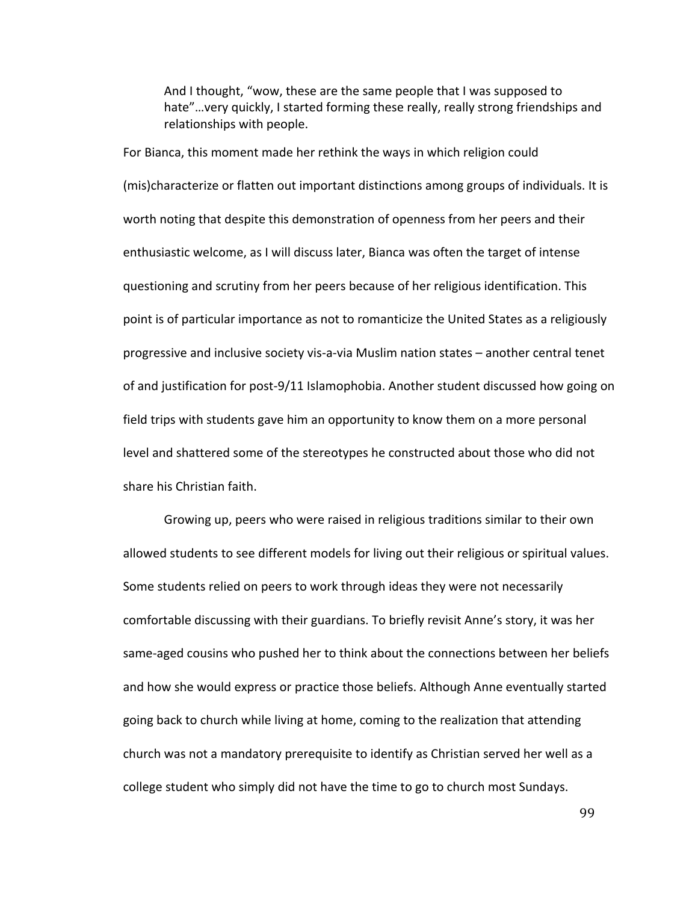> And I thought, "wow, these are the same people that I was supposed to hate"…very quickly, I started forming these really, really strong friendships and relationships with people.

For Bianca, this moment made her rethink the ways in which religion could (mis)characterize or flatten out important distinctions among groups of individuals. It is worth noting that despite this demonstration of openness from her peers and their enthusiastic welcome, as I will discuss later, Bianca was often the target of intense questioning and scrutiny from her peers because of her religious identification. This point is of particular importance as not to romanticize the United States as a religiously progressive and inclusive society vis-a-via Muslim nation states – another central tenet of and justification for post-9/11 Islamophobia. Another student discussed how going on field trips with students gave him an opportunity to know them on a more personal level and shattered some of the stereotypes he constructed about those who did not share his Christian faith.

Growing up, peers who were raised in religious traditions similar to their own allowed students to see different models for living out their religious or spiritual values. Some students relied on peers to work through ideas they were not necessarily comfortable discussing with their guardians. To briefly revisit Anne's story, it was her same-aged cousins who pushed her to think about the connections between her beliefs and how she would express or practice those beliefs. Although Anne eventually started going back to church while living at home, coming to the realization that attending church was not a mandatory prerequisite to identify as Christian served her well as a college student who simply did not have the time to go to church most Sundays.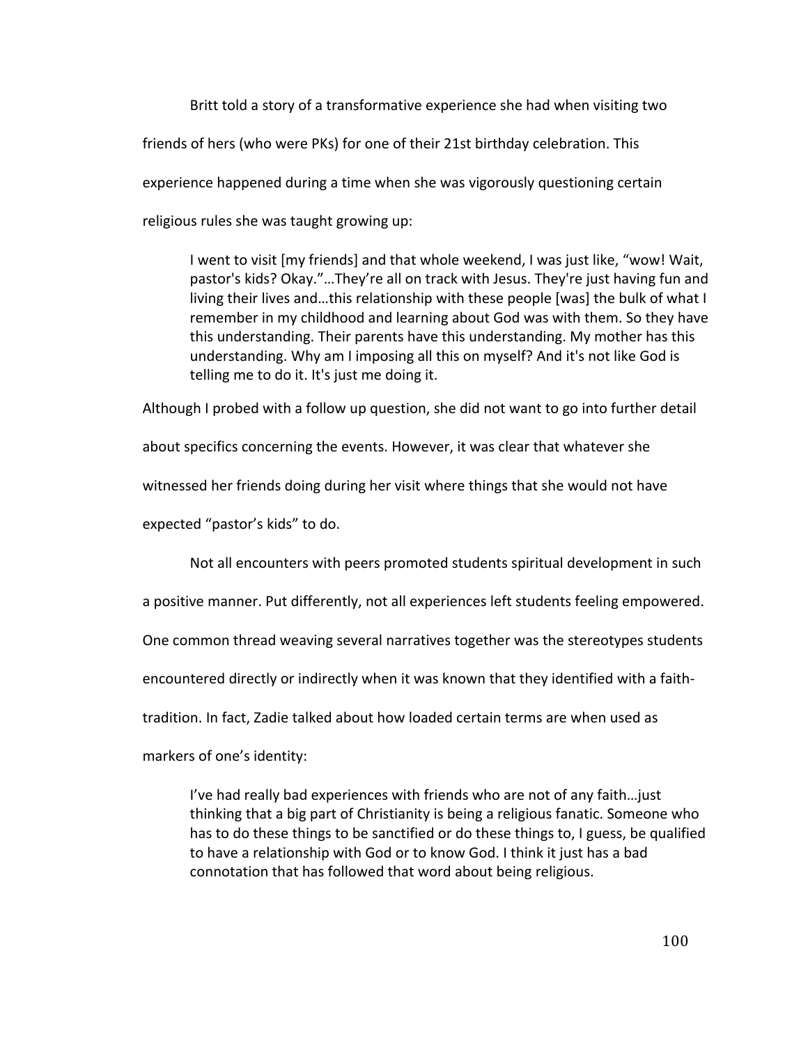Britt told a story of a transformative experience she had when visiting two friends of hers (who were PKs) for one of their 21st birthday celebration. This experience happened during a time when she was vigorously questioning certain religious rules she was taught growing up:

> I went to visit [my friends] and that whole weekend, I was just like, "wow! Wait, pastor's kids? Okay."…They're all on track with Jesus. They're just having fun and living their lives and…this relationship with these people [was] the bulk of what I remember in my childhood and learning about God was with them. So they have this understanding. Their parents have this understanding. My mother has this understanding. Why am I imposing all this on myself? And it's not like God is telling me to do it. It's just me doing it.

Although I probed with a follow up question, she did not want to go into further detail about specifics concerning the events. However, it was clear that whatever she witnessed her friends doing during her visit where things that she would not have expected "pastor's kids" to do.

Not all encounters with peers promoted students spiritual development in such a positive manner. Put differently, not all experiences left students feeling empowered. One common thread weaving several narratives together was the stereotypes students encountered directly or indirectly when it was known that they identified with a faith-tradition. In fact, Zadie talked about how loaded certain terms are when used as markers of one's identity:

> I've had really bad experiences with friends who are not of any faith…just thinking that a big part of Christianity is being a religious fanatic. Someone who has to do these things to be sanctified or do these things to, I guess, be qualified to have a relationship with God or to know God. I think it just has a bad connotation that has followed that word about being religious.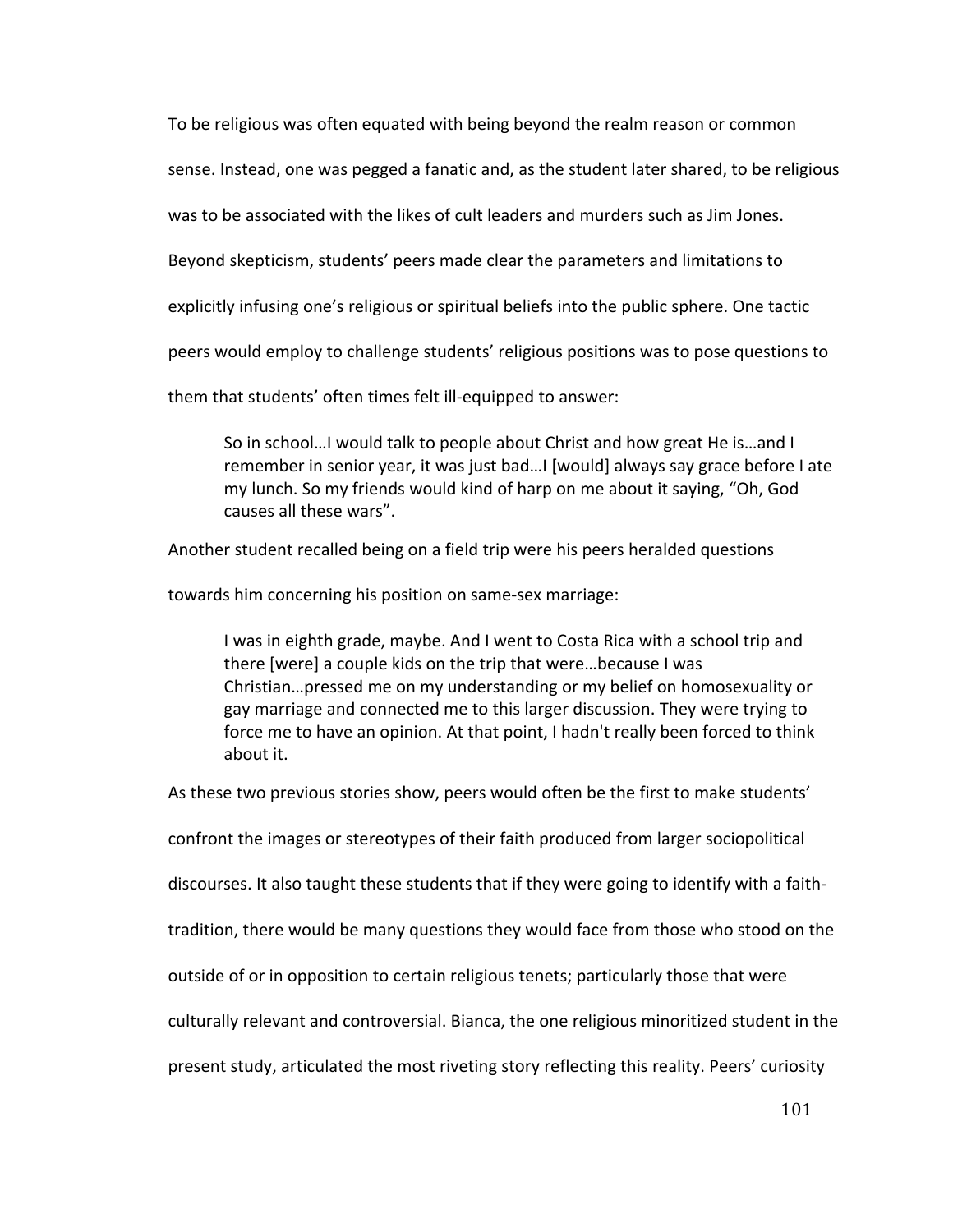To be religious was often equated with being beyond the realm reason or common sense. Instead, one was pegged a fanatic and, as the student later shared, to be religious was to be associated with the likes of cult leaders and murders such as Jim Jones. Beyond skepticism, students' peers made clear the parameters and limitations to explicitly infusing one's religious or spiritual beliefs into the public sphere. One tactic peers would employ to challenge students' religious positions was to pose questions to them that students' often times felt ill-equipped to answer:

> So in school…I would talk to people about Christ and how great He is…and I remember in senior year, it was just bad…I [would] always say grace before I ate my lunch. So my friends would kind of harp on me about it saying, "Oh, God causes all these wars".

Another student recalled being on a field trip were his peers heralded questions towards him concerning his position on same-sex marriage:

> I was in eighth grade, maybe. And I went to Costa Rica with a school trip and there [were] a couple kids on the trip that were…because I was Christian…pressed me on my understanding or my belief on homosexuality or gay marriage and connected me to this larger discussion. They were trying to force me to have an opinion. At that point, I hadn't really been forced to think about it.

As these two previous stories show, peers would often be the first to make students' confront the images or stereotypes of their faith produced from larger sociopolitical discourses. It also taught these students that if they were going to identify with a faith-tradition, there would be many questions they would face from those who stood on the outside of or in opposition to certain religious tenets; particularly those that were culturally relevant and controversial. Bianca, the one religious minoritized student in the present study, articulated the most riveting story reflecting this reality. Peers' curiosity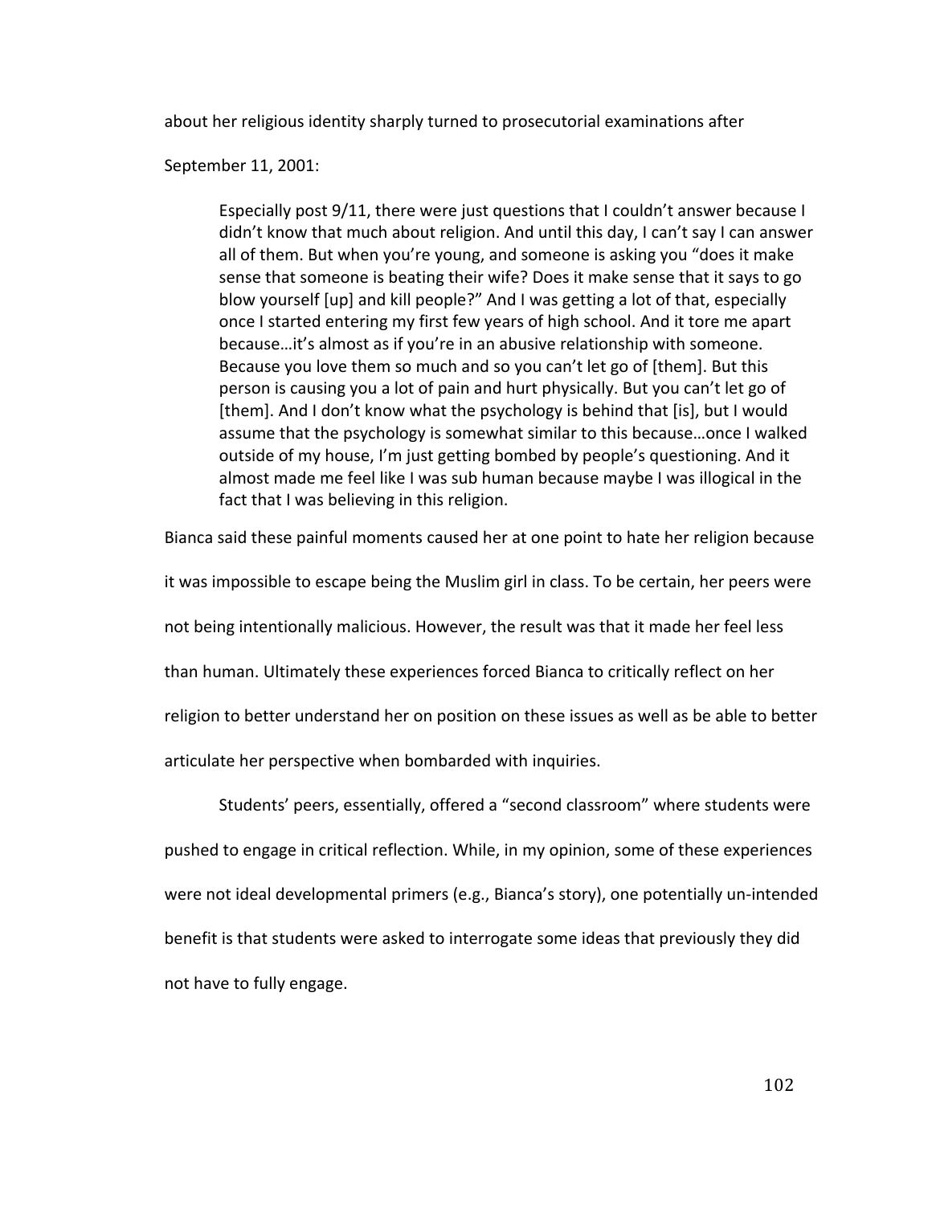about her religious identity sharply turned to prosecutorial examinations after September 11, 2001:

> Especially post 9/11, there were just questions that I couldn't answer because I didn't know that much about religion. And until this day, I can't say I can answer all of them. But when you're young, and someone is asking you "does it make sense that someone is beating their wife? Does it make sense that it says to go blow yourself [up] and kill people?" And I was getting a lot of that, especially once I started entering my first few years of high school. And it tore me apart because…it's almost as if you're in an abusive relationship with someone. Because you love them so much and so you can't let go of [them]. But this person is causing you a lot of pain and hurt physically. But you can't let go of [them]. And I don't know what the psychology is behind that [is], but I would assume that the psychology is somewhat similar to this because…once I walked outside of my house, I'm just getting bombed by people's questioning. And it almost made me feel like I was sub human because maybe I was illogical in the fact that I was believing in this religion.

Bianca said these painful moments caused her at one point to hate her religion because it was impossible to escape being the Muslim girl in class. To be certain, her peers were not being intentionally malicious. However, the result was that it made her feel less than human. Ultimately these experiences forced Bianca to critically reflect on her religion to better understand her on position on these issues as well as be able to better articulate her perspective when bombarded with inquiries.

Students' peers, essentially, offered a "second classroom" where students were pushed to engage in critical reflection. While, in my opinion, some of these experiences were not ideal developmental primers (e.g., Bianca's story), one potentially un-intended benefit is that students were asked to interrogate some ideas that previously they did not have to fully engage.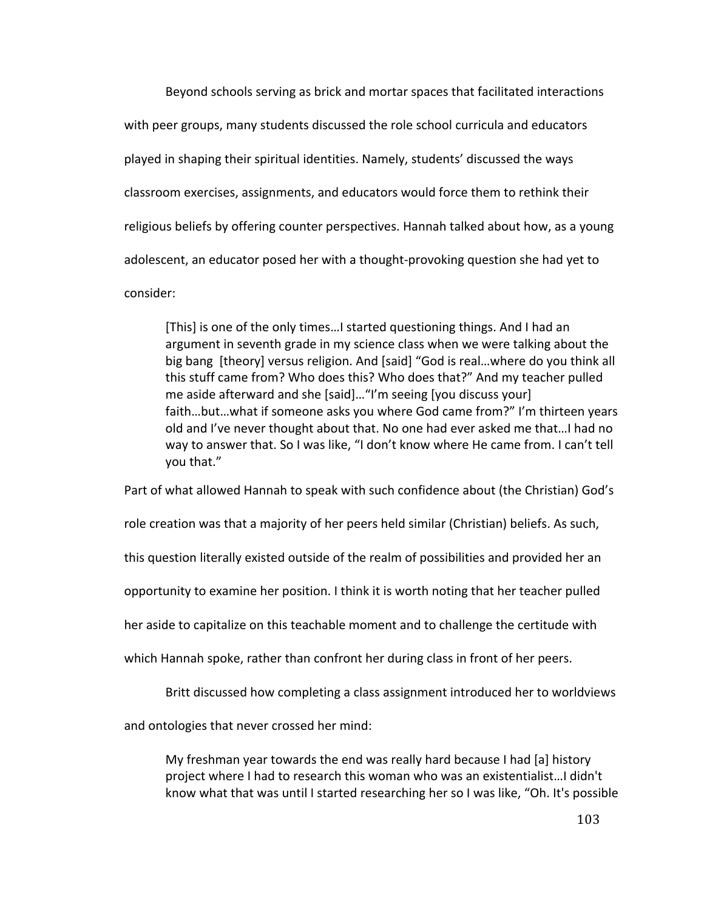Beyond schools serving as brick and mortar spaces that facilitated interactions with peer groups, many students discussed the role school curricula and educators played in shaping their spiritual identities. Namely, students' discussed the ways classroom exercises, assignments, and educators would force them to rethink their religious beliefs by offering counter perspectives. Hannah talked about how, as a young adolescent, an educator posed her with a thought-provoking question she had yet to consider:

> [This] is one of the only times…I started questioning things. And I had an argument in seventh grade in my science class when we were talking about the big bang [theory] versus religion. And [said] "God is real…where do you think all this stuff came from? Who does this? Who does that?" And my teacher pulled me aside afterward and she [said]…"I'm seeing [you discuss your] faith…but…what if someone asks you where God came from?" I'm thirteen years old and I've never thought about that. No one had ever asked me that…I had no way to answer that. So I was like, "I don't know where He came from. I can't tell you that."

Part of what allowed Hannah to speak with such confidence about (the Christian) God's role creation was that a majority of her peers held similar (Christian) beliefs. As such, this question literally existed outside of the realm of possibilities and provided her an opportunity to examine her position. I think it is worth noting that her teacher pulled her aside to capitalize on this teachable moment and to challenge the certitude with which Hannah spoke, rather than confront her during class in front of her peers.

Britt discussed how completing a class assignment introduced her to worldviews and ontologies that never crossed her mind:

> My freshman year towards the end was really hard because I had [a] history project where I had to research this woman who was an existentialist…I didn't know what that was until I started researching her so I was like, "Oh. It's possible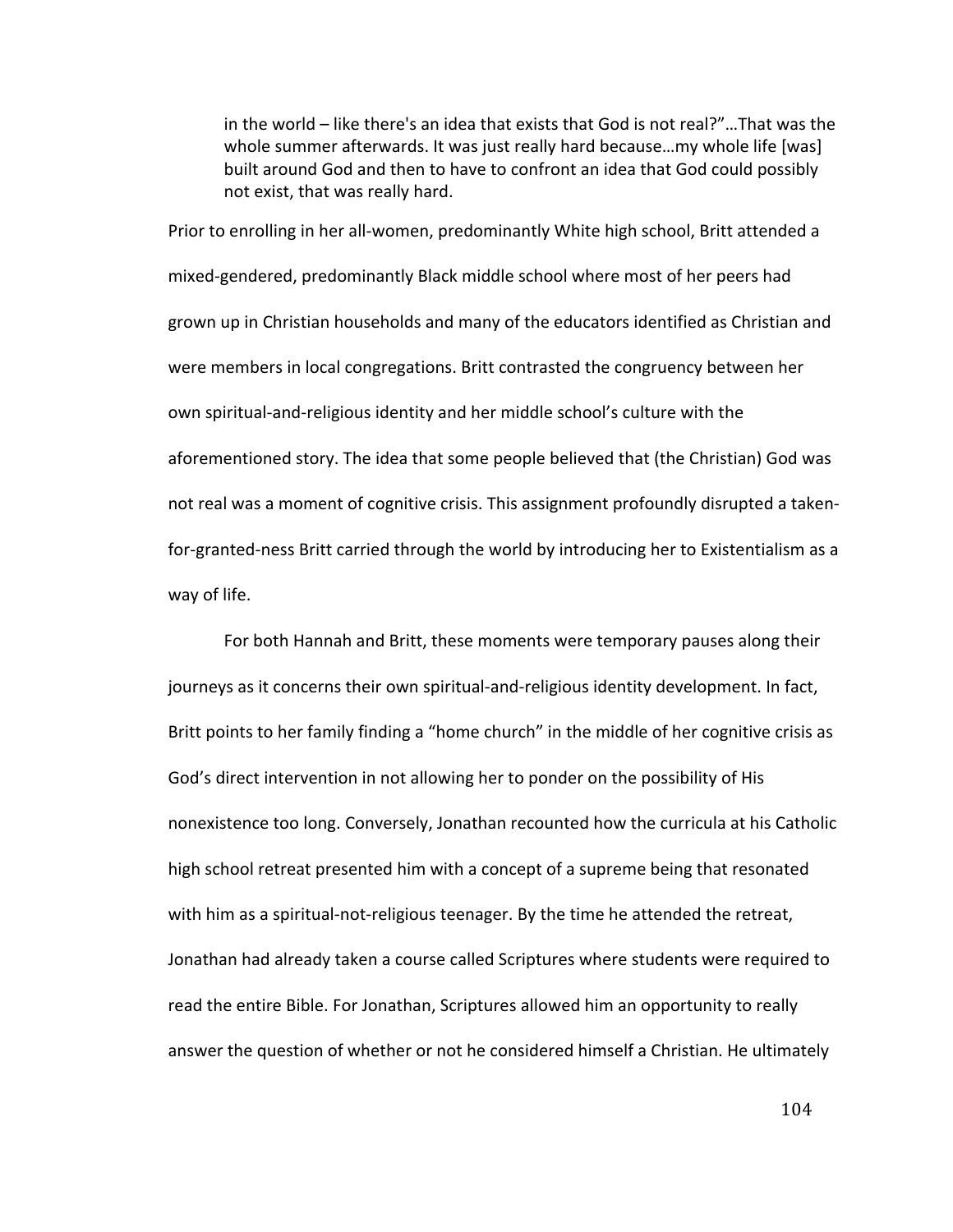> in the world – like there's an idea that exists that God is not real?"…That was the whole summer afterwards. It was just really hard because…my whole life [was] built around God and then to have to confront an idea that God could possibly not exist, that was really hard.

Prior to enrolling in her all-women, predominantly White high school, Britt attended a mixed-gendered, predominantly Black middle school where most of her peers had grown up in Christian households and many of the educators identified as Christian and were members in local congregations. Britt contrasted the congruency between her own spiritual-and-religious identity and her middle school's culture with the aforementioned story. The idea that some people believed that (the Christian) God was not real was a moment of cognitive crisis. This assignment profoundly disrupted a taken-for-granted-ness Britt carried through the world by introducing her to Existentialism as a way of life.

For both Hannah and Britt, these moments were temporary pauses along their journeys as it concerns their own spiritual-and-religious identity development. In fact, Britt points to her family finding a "home church" in the middle of her cognitive crisis as God's direct intervention in not allowing her to ponder on the possibility of His nonexistence too long. Conversely, Jonathan recounted how the curricula at his Catholic high school retreat presented him with a concept of a supreme being that resonated with him as a spiritual-not-religious teenager. By the time he attended the retreat, Jonathan had already taken a course called Scriptures where students were required to read the entire Bible. For Jonathan, Scriptures allowed him an opportunity to really answer the question of whether or not he considered himself a Christian. He ultimately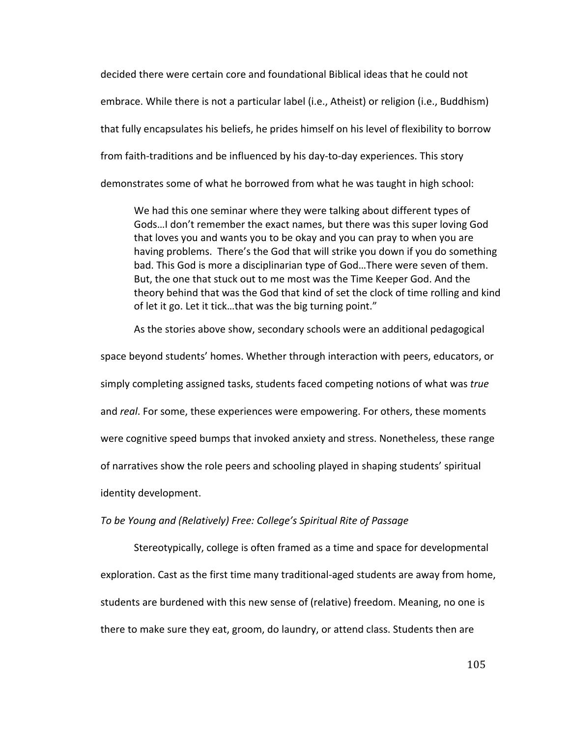decided there were certain core and foundational Biblical ideas that he could not embrace. While there is not a particular label (i.e., Atheist) or religion (i.e., Buddhism) that fully encapsulates his beliefs, he prides himself on his level of flexibility to borrow from faith-traditions and be influenced by his day-to-day experiences. This story demonstrates some of what he borrowed from what he was taught in high school:

> We had this one seminar where they were talking about different types of Gods…I don't remember the exact names, but there was this super loving God that loves you and wants you to be okay and you can pray to when you are having problems. There's the God that will strike you down if you do something bad. This God is more a disciplinarian type of God…There were seven of them. But, the one that stuck out to me most was the Time Keeper God. And the theory behind that was the God that kind of set the clock of time rolling and kind of let it go. Let it tick…that was the big turning point."

As the stories above show, secondary schools were an additional pedagogical space beyond students' homes. Whether through interaction with peers, educators, or simply completing assigned tasks, students faced competing notions of what was *true* and *real*. For some, these experiences were empowering. For others, these moments were cognitive speed bumps that invoked anxiety and stress. Nonetheless, these range of narratives show the role peers and schooling played in shaping students' spiritual identity development.

*To be Young and (Relatively) Free: College's Spiritual Rite of Passage*

Stereotypically, college is often framed as a time and space for developmental exploration. Cast as the first time many traditional-aged students are away from home, students are burdened with this new sense of (relative) freedom. Meaning, no one is there to make sure they eat, groom, do laundry, or attend class. Students then are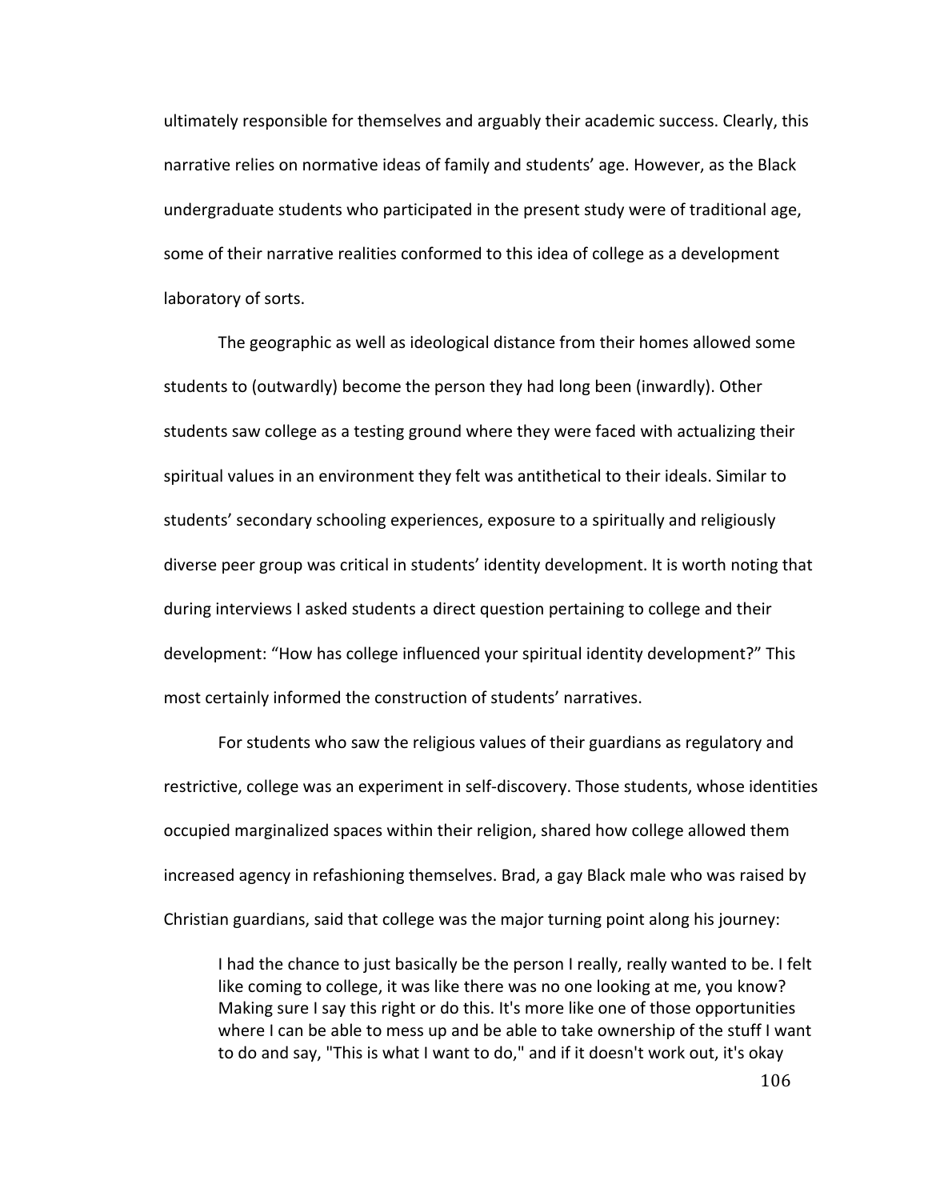ultimately responsible for themselves and arguably their academic success. Clearly, this narrative relies on normative ideas of family and students' age. However, as the Black undergraduate students who participated in the present study were of traditional age, some of their narrative realities conformed to this idea of college as a development laboratory of sorts.

The geographic as well as ideological distance from their homes allowed some students to (outwardly) become the person they had long been (inwardly). Other students saw college as a testing ground where they were faced with actualizing their spiritual values in an environment they felt was antithetical to their ideals. Similar to students' secondary schooling experiences, exposure to a spiritually and religiously diverse peer group was critical in students' identity development. It is worth noting that during interviews I asked students a direct question pertaining to college and their development: "How has college influenced your spiritual identity development?" This most certainly informed the construction of students' narratives.

For students who saw the religious values of their guardians as regulatory and restrictive, college was an experiment in self-discovery. Those students, whose identities occupied marginalized spaces within their religion, shared how college allowed them increased agency in refashioning themselves. Brad, a gay Black male who was raised by Christian guardians, said that college was the major turning point along his journey:

> I had the chance to just basically be the person I really, really wanted to be. I felt like coming to college, it was like there was no one looking at me, you know? Making sure I say this right or do this. It's more like one of those opportunities where I can be able to mess up and be able to take ownership of the stuff I want to do and say, "This is what I want to do," and if it doesn't work out, it's okay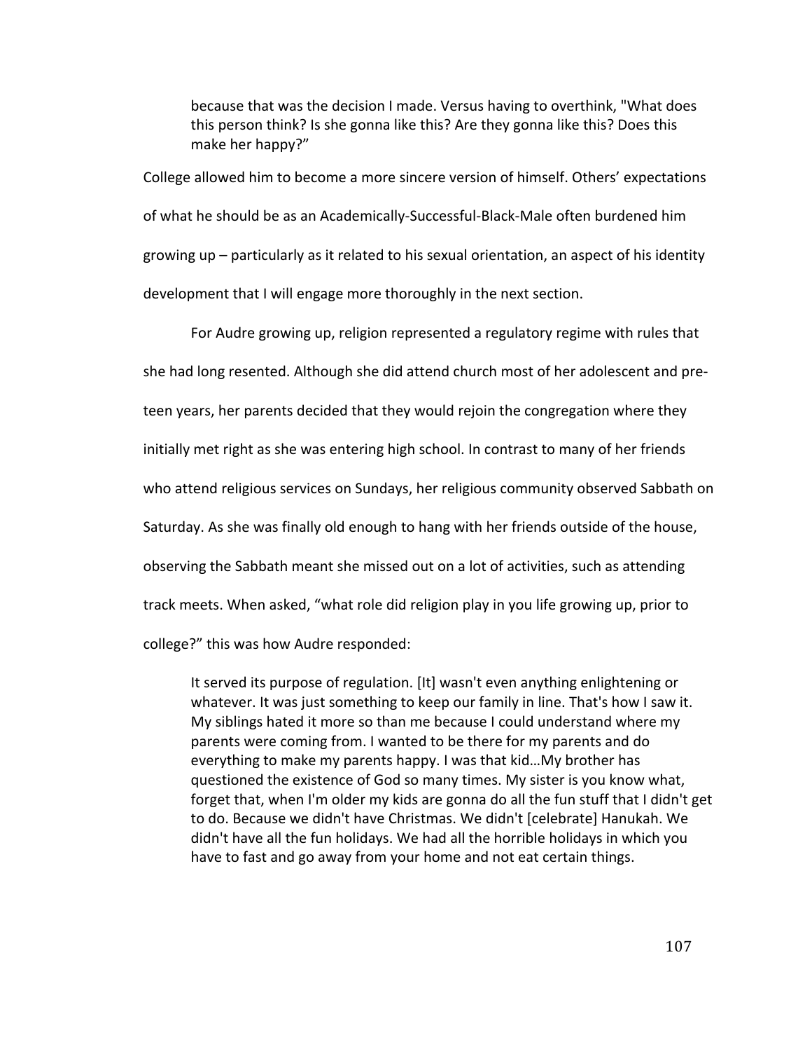> because that was the decision I made. Versus having to overthink, "What does this person think? Is she gonna like this? Are they gonna like this? Does this make her happy?"

College allowed him to become a more sincere version of himself. Others' expectations of what he should be as an Academically-Successful-Black-Male often burdened him growing up – particularly as it related to his sexual orientation, an aspect of his identity development that I will engage more thoroughly in the next section.

For Audre growing up, religion represented a regulatory regime with rules that she had long resented. Although she did attend church most of her adolescent and pre-teen years, her parents decided that they would rejoin the congregation where they initially met right as she was entering high school. In contrast to many of her friends who attend religious services on Sundays, her religious community observed Sabbath on Saturday. As she was finally old enough to hang with her friends outside of the house, observing the Sabbath meant she missed out on a lot of activities, such as attending track meets. When asked, "what role did religion play in you life growing up, prior to college?" this was how Audre responded:

> It served its purpose of regulation. [It] wasn't even anything enlightening or whatever. It was just something to keep our family in line. That's how I saw it. My siblings hated it more so than me because I could understand where my parents were coming from. I wanted to be there for my parents and do everything to make my parents happy. I was that kid…My brother has questioned the existence of God so many times. My sister is you know what, forget that, when I'm older my kids are gonna do all the fun stuff that I didn't get to do. Because we didn't have Christmas. We didn't [celebrate] Hanukah. We didn't have all the fun holidays. We had all the horrible holidays in which you have to fast and go away from your home and not eat certain things.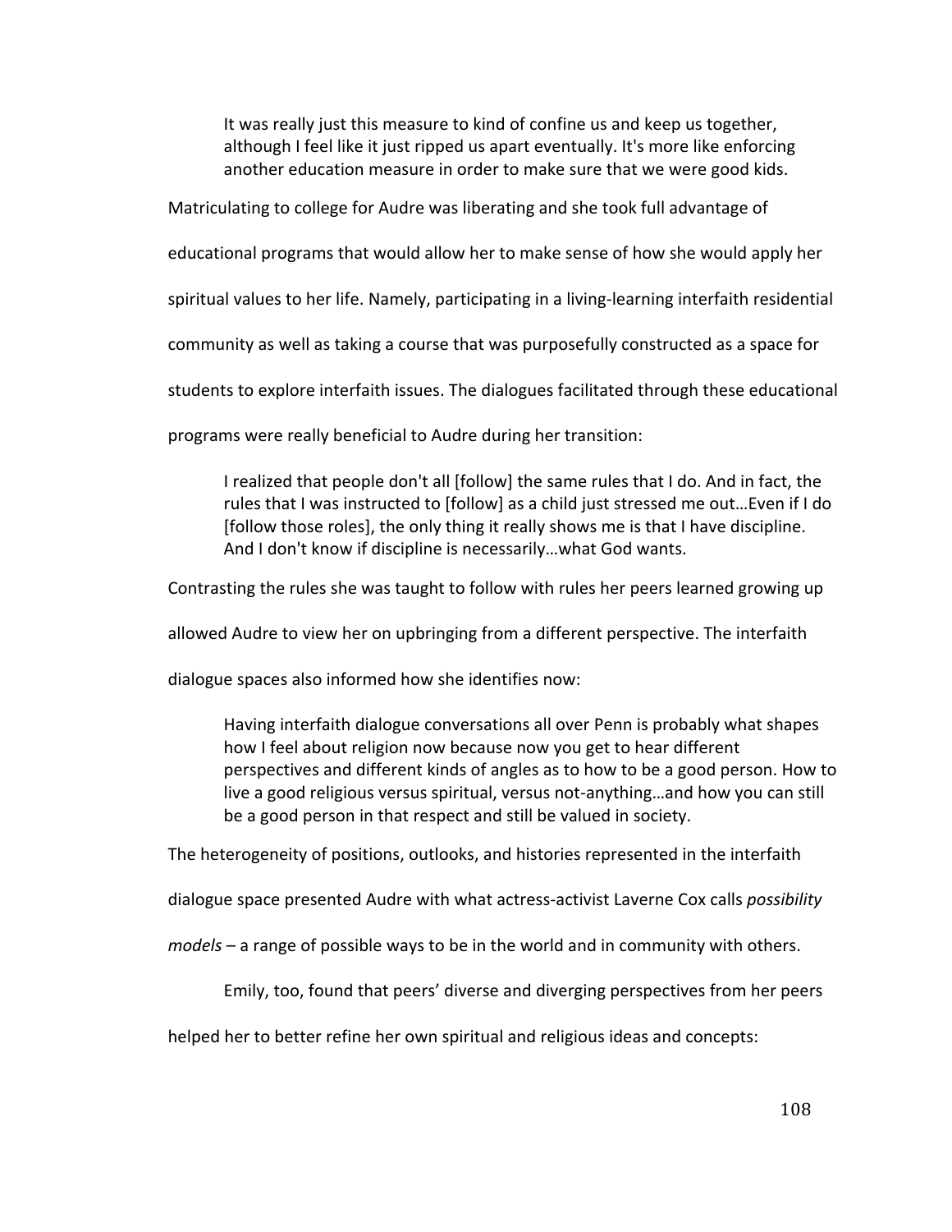> It was really just this measure to kind of confine us and keep us together, although I feel like it just ripped us apart eventually. It's more like enforcing another education measure in order to make sure that we were good kids.

Matriculating to college for Audre was liberating and she took full advantage of educational programs that would allow her to make sense of how she would apply her spiritual values to her life. Namely, participating in a living-learning interfaith residential community as well as taking a course that was purposefully constructed as a space for students to explore interfaith issues. The dialogues facilitated through these educational programs were really beneficial to Audre during her transition:

> I realized that people don't all [follow] the same rules that I do. And in fact, the rules that I was instructed to [follow] as a child just stressed me out…Even if I do [follow those roles], the only thing it really shows me is that I have discipline. And I don't know if discipline is necessarily…what God wants.

Contrasting the rules she was taught to follow with rules her peers learned growing up allowed Audre to view her on upbringing from a different perspective. The interfaith dialogue spaces also informed how she identifies now:

> Having interfaith dialogue conversations all over Penn is probably what shapes how I feel about religion now because now you get to hear different perspectives and different kinds of angles as to how to be a good person. How to live a good religious versus spiritual, versus not-anything…and how you can still be a good person in that respect and still be valued in society.

The heterogeneity of positions, outlooks, and histories represented in the interfaith dialogue space presented Audre with what actress-activist Laverne Cox calls *possibility models* – a range of possible ways to be in the world and in community with others.

Emily, too, found that peers' diverse and diverging perspectives from her peers helped her to better refine her own spiritual and religious ideas and concepts: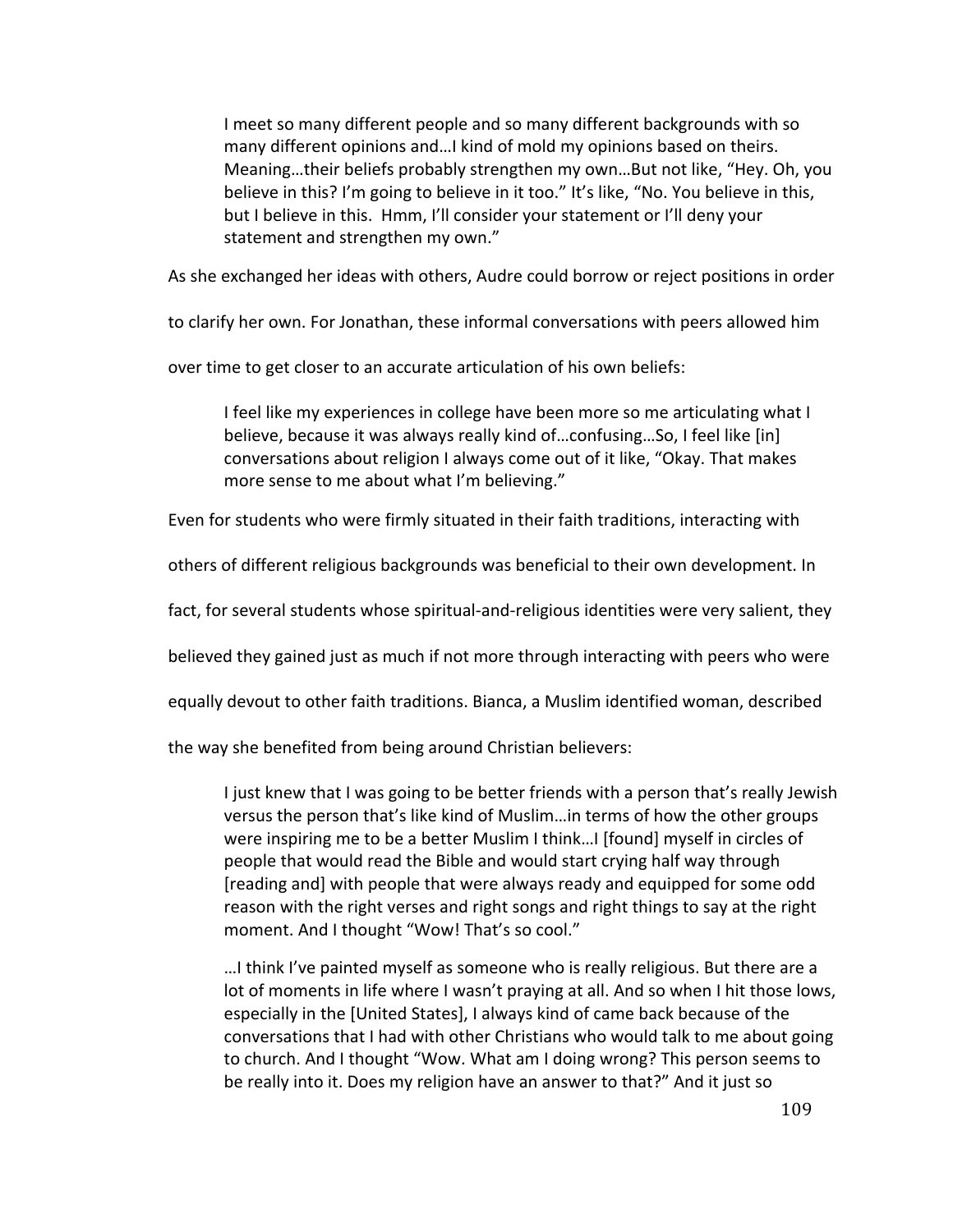> I meet so many different people and so many different backgrounds with so many different opinions and…I kind of mold my opinions based on theirs. Meaning…their beliefs probably strengthen my own…But not like, "Hey. Oh, you believe in this? I'm going to believe in it too." It's like, "No. You believe in this, but I believe in this. Hmm, I'll consider your statement or I'll deny your statement and strengthen my own."

As she exchanged her ideas with others, Audre could borrow or reject positions in order to clarify her own. For Jonathan, these informal conversations with peers allowed him over time to get closer to an accurate articulation of his own beliefs:

> I feel like my experiences in college have been more so me articulating what I believe, because it was always really kind of…confusing…So, I feel like [in] conversations about religion I always come out of it like, "Okay. That makes more sense to me about what I'm believing."

Even for students who were firmly situated in their faith traditions, interacting with others of different religious backgrounds was beneficial to their own development. In fact, for several students whose spiritual-and-religious identities were very salient, they believed they gained just as much if not more through interacting with peers who were equally devout to other faith traditions. Bianca, a Muslim identified woman, described the way she benefited from being around Christian believers:

> I just knew that I was going to be better friends with a person that's really Jewish versus the person that's like kind of Muslim…in terms of how the other groups were inspiring me to be a better Muslim I think…I [found] myself in circles of people that would read the Bible and would start crying half way through [reading and] with people that were always ready and equipped for some odd reason with the right verses and right songs and right things to say at the right moment. And I thought "Wow! That's so cool."
>
> …I think I've painted myself as someone who is really religious. But there are a lot of moments in life where I wasn't praying at all. And so when I hit those lows, especially in the [United States], I always kind of came back because of the conversations that I had with other Christians who would talk to me about going to church. And I thought "Wow. What am I doing wrong? This person seems to be really into it. Does my religion have an answer to that?" And it just so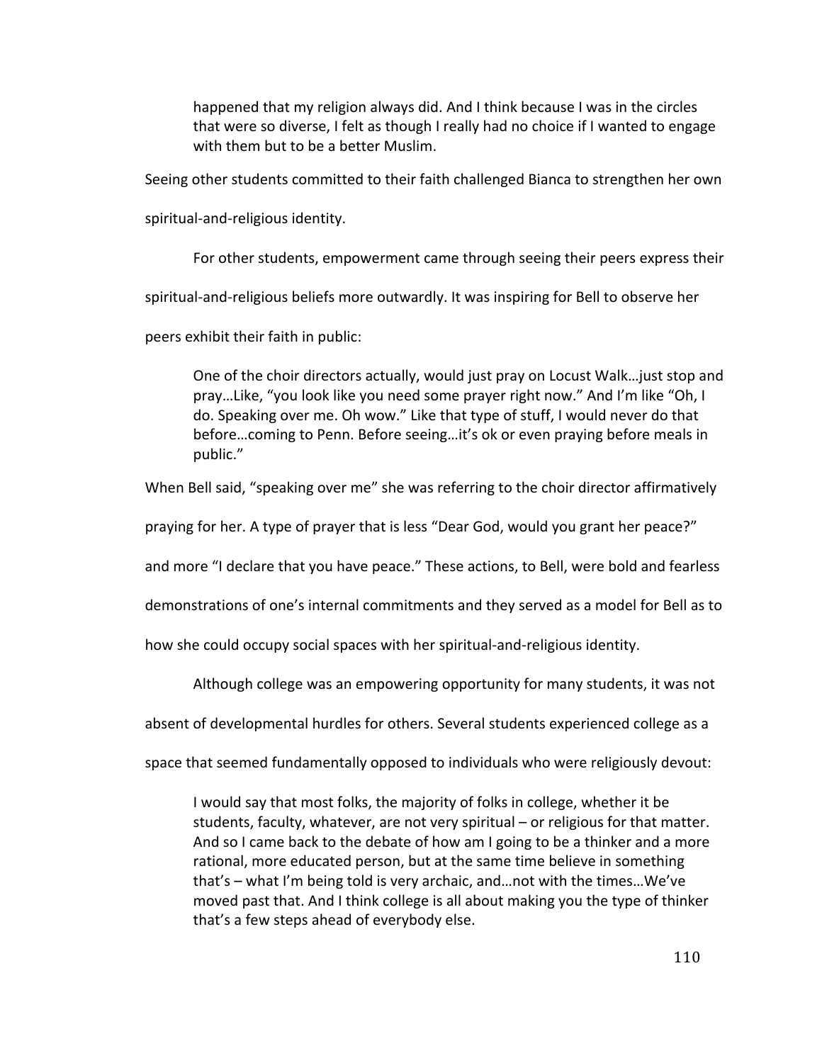> happened that my religion always did. And I think because I was in the circles that were so diverse, I felt as though I really had no choice if I wanted to engage with them but to be a better Muslim.

Seeing other students committed to their faith challenged Bianca to strengthen her own spiritual-and-religious identity.

For other students, empowerment came through seeing their peers express their spiritual-and-religious beliefs more outwardly. It was inspiring for Bell to observe her peers exhibit their faith in public:

> One of the choir directors actually, would just pray on Locust Walk…just stop and pray…Like, "you look like you need some prayer right now." And I'm like "Oh, I do. Speaking over me. Oh wow." Like that type of stuff, I would never do that before…coming to Penn. Before seeing…it's ok or even praying before meals in public."

When Bell said, "speaking over me" she was referring to the choir director affirmatively praying for her. A type of prayer that is less "Dear God, would you grant her peace?" and more "I declare that you have peace." These actions, to Bell, were bold and fearless demonstrations of one's internal commitments and they served as a model for Bell as to how she could occupy social spaces with her spiritual-and-religious identity.

Although college was an empowering opportunity for many students, it was not absent of developmental hurdles for others. Several students experienced college as a space that seemed fundamentally opposed to individuals who were religiously devout:

> I would say that most folks, the majority of folks in college, whether it be students, faculty, whatever, are not very spiritual – or religious for that matter. And so I came back to the debate of how am I going to be a thinker and a more rational, more educated person, but at the same time believe in something that's – what I'm being told is very archaic, and…not with the times…We've moved past that. And I think college is all about making you the type of thinker that's a few steps ahead of everybody else.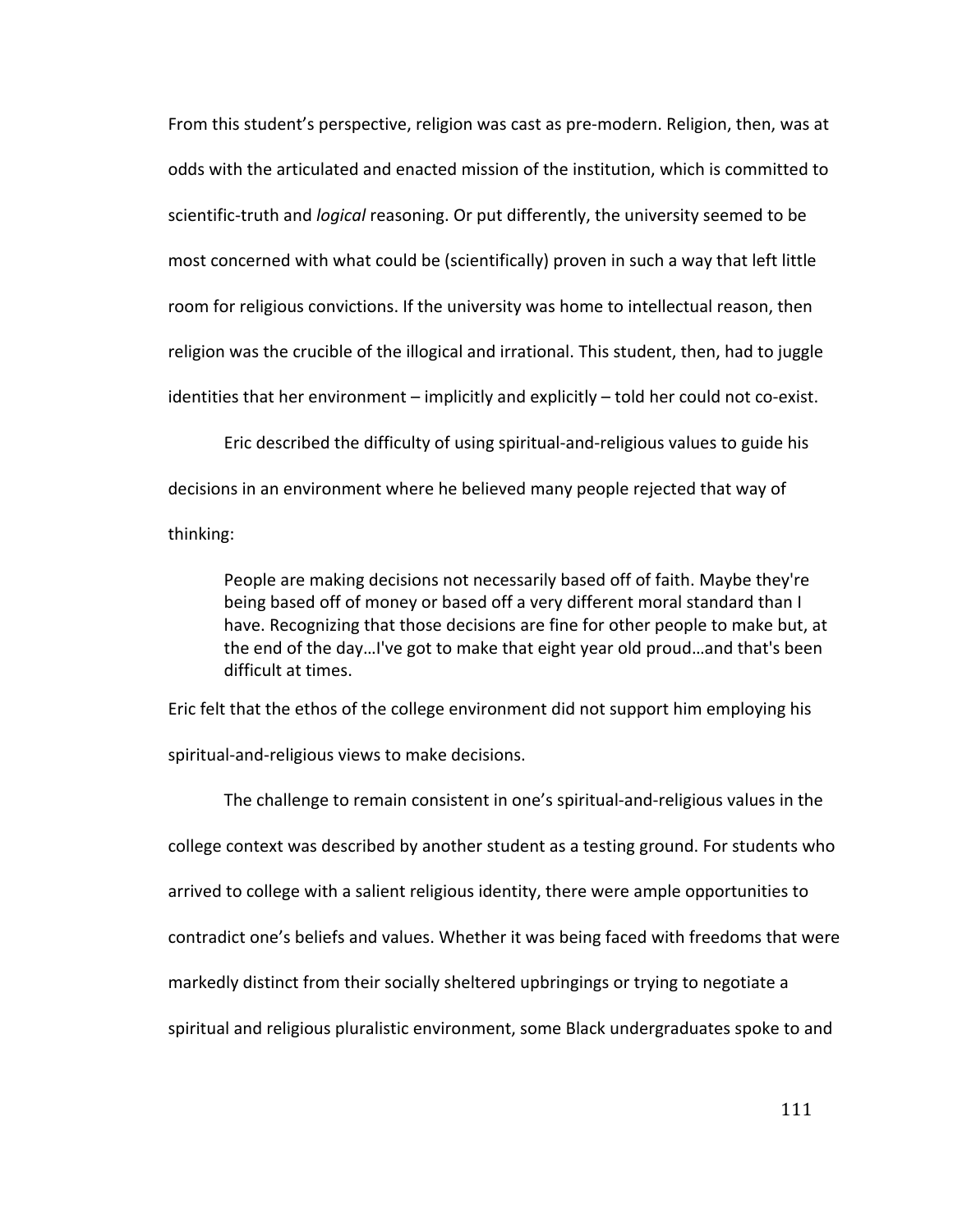From this student's perspective, religion was cast as pre-modern. Religion, then, was at odds with the articulated and enacted mission of the institution, which is committed to scientific-truth and *logical* reasoning. Or put differently, the university seemed to be most concerned with what could be (scientifically) proven in such a way that left little room for religious convictions. If the university was home to intellectual reason, then religion was the crucible of the illogical and irrational. This student, then, had to juggle identities that her environment – implicitly and explicitly – told her could not co-exist.

Eric described the difficulty of using spiritual-and-religious values to guide his decisions in an environment where he believed many people rejected that way of thinking:

> People are making decisions not necessarily based off of faith. Maybe they're being based off of money or based off a very different moral standard than I have. Recognizing that those decisions are fine for other people to make but, at the end of the day…I've got to make that eight year old proud…and that's been difficult at times.

Eric felt that the ethos of the college environment did not support him employing his spiritual-and-religious views to make decisions.

The challenge to remain consistent in one's spiritual-and-religious values in the college context was described by another student as a testing ground. For students who arrived to college with a salient religious identity, there were ample opportunities to contradict one's beliefs and values. Whether it was being faced with freedoms that were markedly distinct from their socially sheltered upbringings or trying to negotiate a spiritual and religious pluralistic environment, some Black undergraduates spoke to and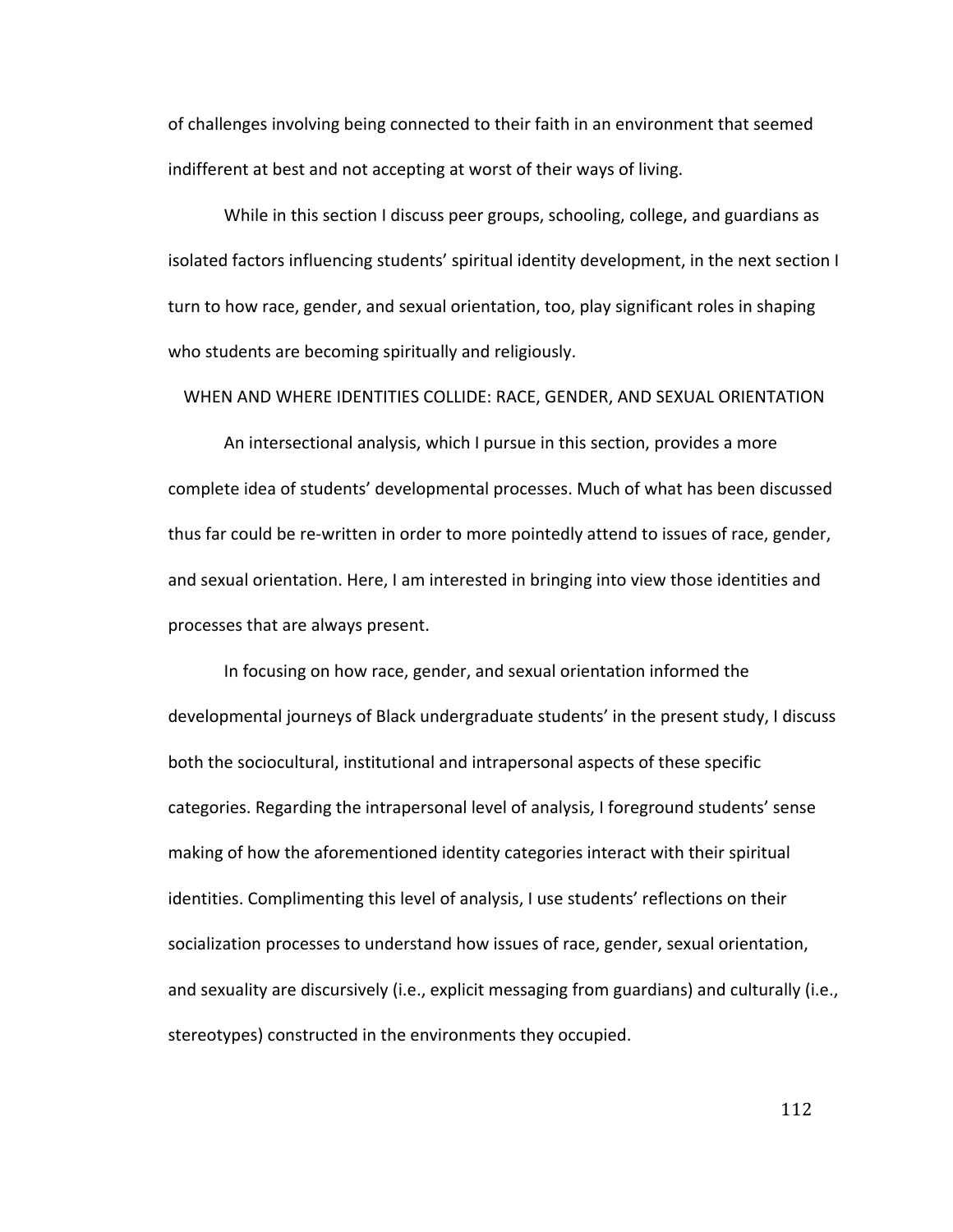of challenges involving being connected to their faith in an environment that seemed indifferent at best and not accepting at worst of their ways of living.

While in this section I discuss peer groups, schooling, college, and guardians as isolated factors influencing students' spiritual identity development, in the next section I turn to how race, gender, and sexual orientation, too, play significant roles in shaping who students are becoming spiritually and religiously.

## WHEN AND WHERE IDENTITIES COLLIDE: RACE, GENDER, AND SEXUAL ORIENTATION

An intersectional analysis, which I pursue in this section, provides a more complete idea of students' developmental processes. Much of what has been discussed thus far could be re-written in order to more pointedly attend to issues of race, gender, and sexual orientation. Here, I am interested in bringing into view those identities and processes that are always present.

In focusing on how race, gender, and sexual orientation informed the developmental journeys of Black undergraduate students' in the present study, I discuss both the sociocultural, institutional and intrapersonal aspects of these specific categories. Regarding the intrapersonal level of analysis, I foreground students' sense making of how the aforementioned identity categories interact with their spiritual identities. Complimenting this level of analysis, I use students' reflections on their socialization processes to understand how issues of race, gender, sexual orientation, and sexuality are discursively (i.e., explicit messaging from guardians) and culturally (i.e., stereotypes) constructed in the environments they occupied.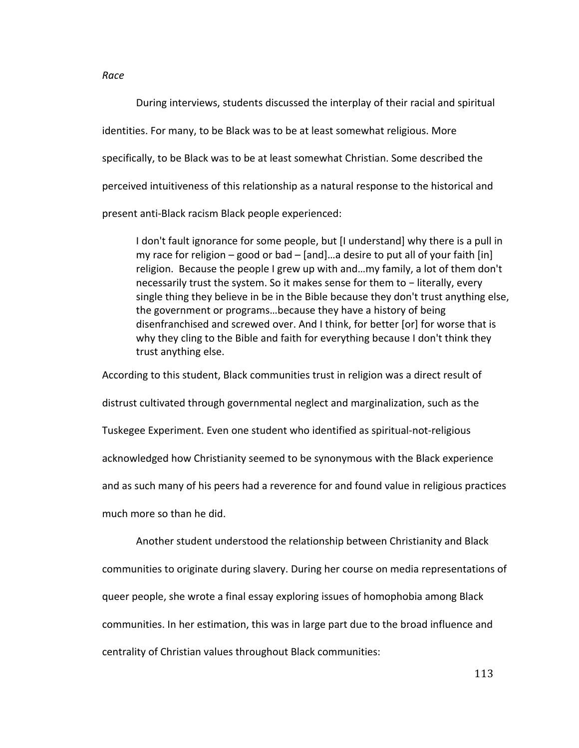*Race*

During interviews, students discussed the interplay of their racial and spiritual identities. For many, to be Black was to be at least somewhat religious. More specifically, to be Black was to be at least somewhat Christian. Some described the perceived intuitiveness of this relationship as a natural response to the historical and present anti-Black racism Black people experienced:

> I don't fault ignorance for some people, but [I understand] why there is a pull in my race for religion – good or bad – [and]…a desire to put all of your faith [in] religion. Because the people I grew up with and…my family, a lot of them don't necessarily trust the system. So it makes sense for them to − literally, every single thing they believe in be in the Bible because they don't trust anything else, the government or programs…because they have a history of being disenfranchised and screwed over. And I think, for better [or] for worse that is why they cling to the Bible and faith for everything because I don't think they trust anything else.

According to this student, Black communities trust in religion was a direct result of distrust cultivated through governmental neglect and marginalization, such as the Tuskegee Experiment. Even one student who identified as spiritual-not-religious acknowledged how Christianity seemed to be synonymous with the Black experience and as such many of his peers had a reverence for and found value in religious practices much more so than he did.

Another student understood the relationship between Christianity and Black communities to originate during slavery. During her course on media representations of queer people, she wrote a final essay exploring issues of homophobia among Black communities. In her estimation, this was in large part due to the broad influence and centrality of Christian values throughout Black communities: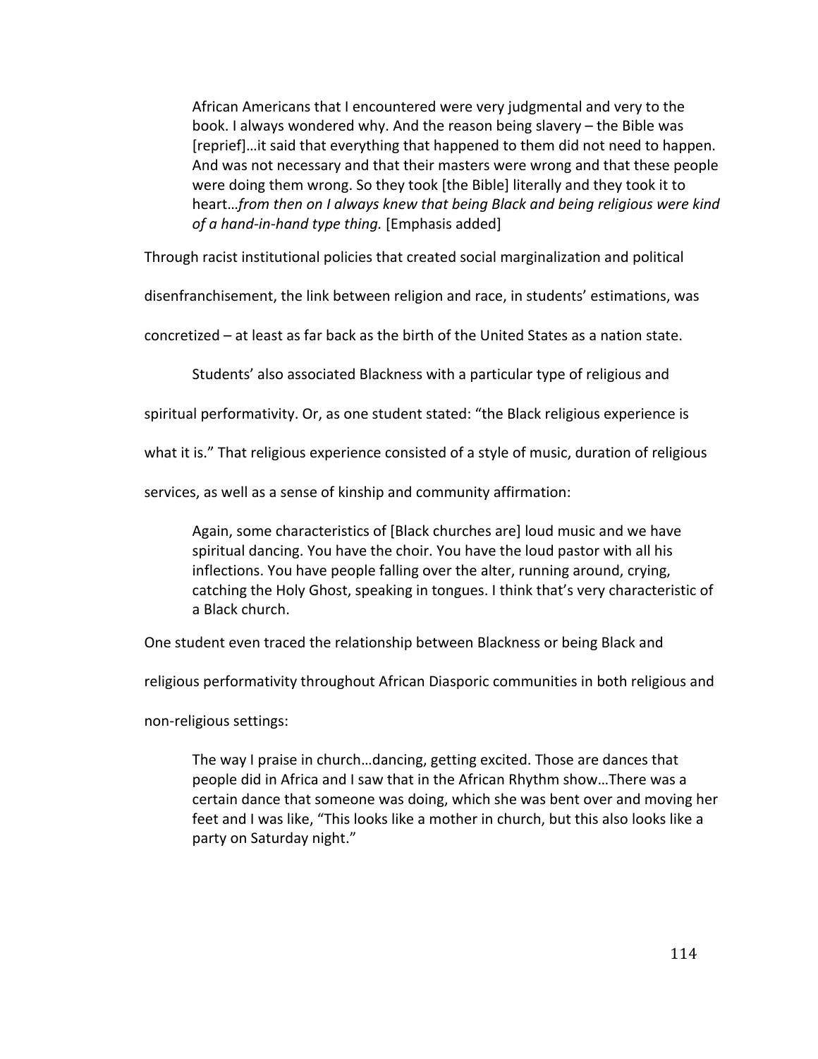> African Americans that I encountered were very judgmental and very to the book. I always wondered why. And the reason being slavery – the Bible was [reprief]…it said that everything that happened to them did not need to happen. And was not necessary and that their masters were wrong and that these people were doing them wrong. So they took [the Bible] literally and they took it to heart…*from then on I always knew that being Black and being religious were kind of a hand-in-hand type thing.* [Emphasis added]

Through racist institutional policies that created social marginalization and political disenfranchisement, the link between religion and race, in students' estimations, was concretized – at least as far back as the birth of the United States as a nation state.

Students' also associated Blackness with a particular type of religious and spiritual performativity. Or, as one student stated: "the Black religious experience is what it is." That religious experience consisted of a style of music, duration of religious services, as well as a sense of kinship and community affirmation:

> Again, some characteristics of [Black churches are] loud music and we have spiritual dancing. You have the choir. You have the loud pastor with all his inflections. You have people falling over the alter, running around, crying, catching the Holy Ghost, speaking in tongues. I think that's very characteristic of a Black church.

One student even traced the relationship between Blackness or being Black and religious performativity throughout African Diasporic communities in both religious and non-religious settings:

> The way I praise in church…dancing, getting excited. Those are dances that people did in Africa and I saw that in the African Rhythm show…There was a certain dance that someone was doing, which she was bent over and moving her feet and I was like, "This looks like a mother in church, but this also looks like a party on Saturday night."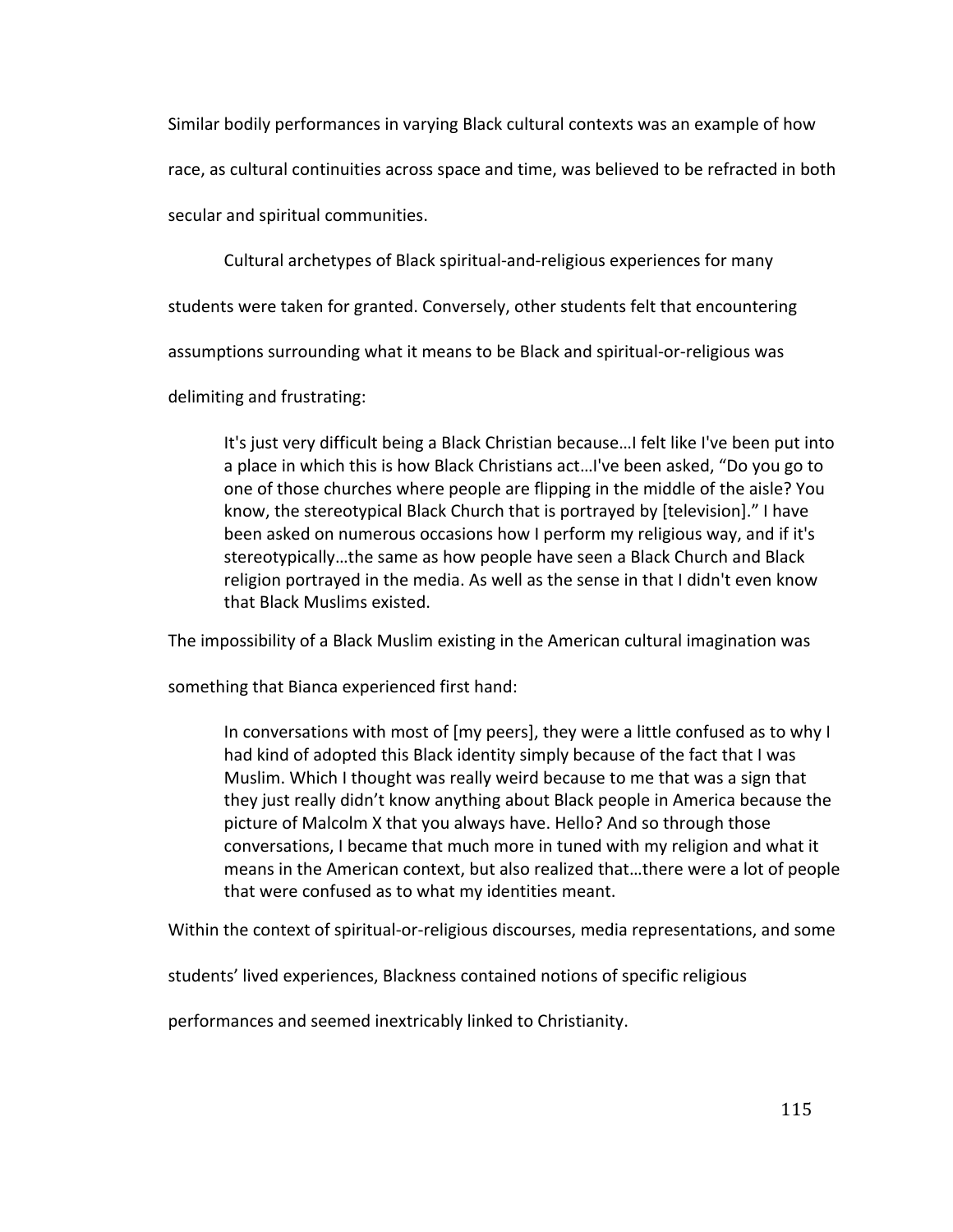Similar bodily performances in varying Black cultural contexts was an example of how race, as cultural continuities across space and time, was believed to be refracted in both secular and spiritual communities.

Cultural archetypes of Black spiritual-and-religious experiences for many students were taken for granted. Conversely, other students felt that encountering assumptions surrounding what it means to be Black and spiritual-or-religious was delimiting and frustrating:

> It's just very difficult being a Black Christian because…I felt like I've been put into a place in which this is how Black Christians act…I've been asked, "Do you go to one of those churches where people are flipping in the middle of the aisle? You know, the stereotypical Black Church that is portrayed by [television]." I have been asked on numerous occasions how I perform my religious way, and if it's stereotypically…the same as how people have seen a Black Church and Black religion portrayed in the media. As well as the sense in that I didn't even know that Black Muslims existed.

The impossibility of a Black Muslim existing in the American cultural imagination was something that Bianca experienced first hand:

> In conversations with most of [my peers], they were a little confused as to why I had kind of adopted this Black identity simply because of the fact that I was Muslim. Which I thought was really weird because to me that was a sign that they just really didn't know anything about Black people in America because the picture of Malcolm X that you always have. Hello? And so through those conversations, I became that much more in tuned with my religion and what it means in the American context, but also realized that…there were a lot of people that were confused as to what my identities meant.

Within the context of spiritual-or-religious discourses, media representations, and some students' lived experiences, Blackness contained notions of specific religious performances and seemed inextricably linked to Christianity.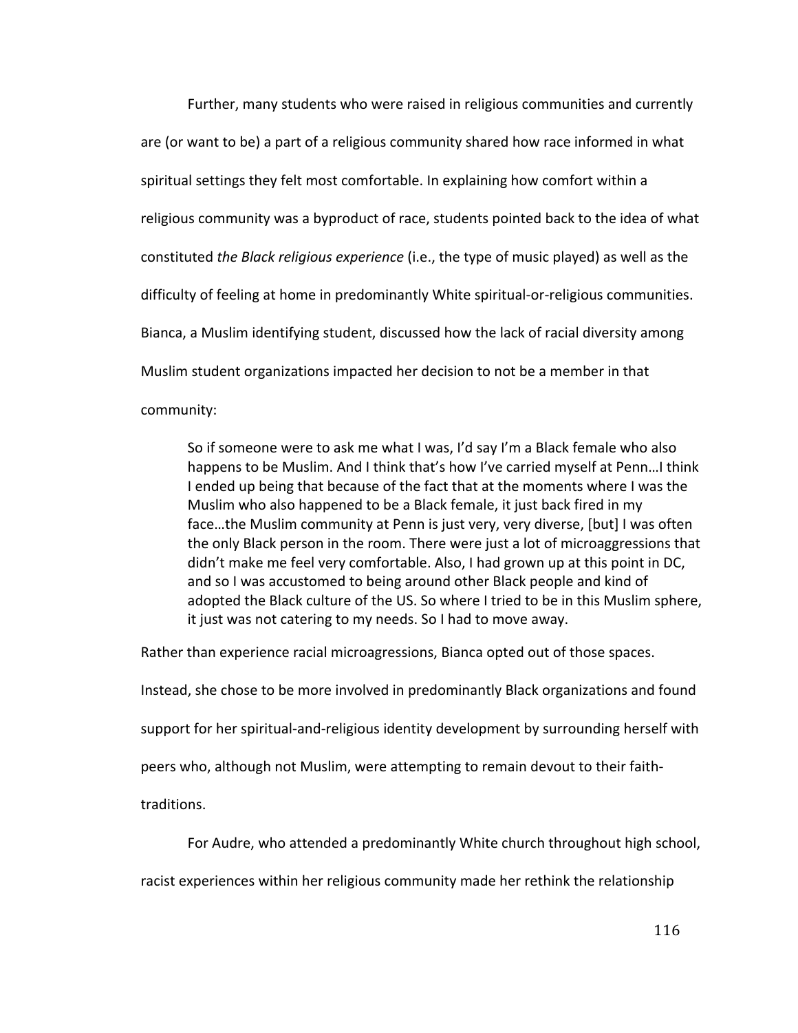Further, many students who were raised in religious communities and currently are (or want to be) a part of a religious community shared how race informed in what spiritual settings they felt most comfortable. In explaining how comfort within a religious community was a byproduct of race, students pointed back to the idea of what constituted *the Black religious experience* (i.e., the type of music played) as well as the difficulty of feeling at home in predominantly White spiritual-or-religious communities. Bianca, a Muslim identifying student, discussed how the lack of racial diversity among Muslim student organizations impacted her decision to not be a member in that community:

> So if someone were to ask me what I was, I'd say I'm a Black female who also happens to be Muslim. And I think that's how I've carried myself at Penn…I think I ended up being that because of the fact that at the moments where I was the Muslim who also happened to be a Black female, it just back fired in my face…the Muslim community at Penn is just very, very diverse, [but] I was often the only Black person in the room. There were just a lot of microaggressions that didn't make me feel very comfortable. Also, I had grown up at this point in DC, and so I was accustomed to being around other Black people and kind of adopted the Black culture of the US. So where I tried to be in this Muslim sphere, it just was not catering to my needs. So I had to move away.

Rather than experience racial microagressions, Bianca opted out of those spaces. Instead, she chose to be more involved in predominantly Black organizations and found support for her spiritual-and-religious identity development by surrounding herself with peers who, although not Muslim, were attempting to remain devout to their faith-traditions.

For Audre, who attended a predominantly White church throughout high school, racist experiences within her religious community made her rethink the relationship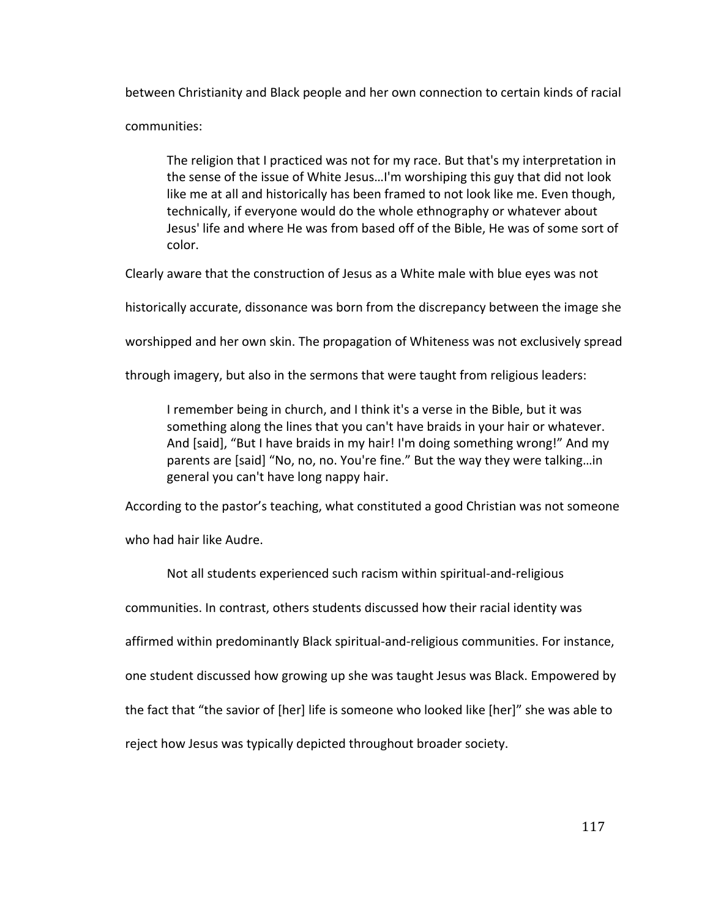between Christianity and Black people and her own connection to certain kinds of racial communities:

> The religion that I practiced was not for my race. But that's my interpretation in the sense of the issue of White Jesus…I'm worshiping this guy that did not look like me at all and historically has been framed to not look like me. Even though, technically, if everyone would do the whole ethnography or whatever about Jesus' life and where He was from based off of the Bible, He was of some sort of color.

Clearly aware that the construction of Jesus as a White male with blue eyes was not historically accurate, dissonance was born from the discrepancy between the image she worshipped and her own skin. The propagation of Whiteness was not exclusively spread through imagery, but also in the sermons that were taught from religious leaders:

> I remember being in church, and I think it's a verse in the Bible, but it was something along the lines that you can't have braids in your hair or whatever. And [said], "But I have braids in my hair! I'm doing something wrong!" And my parents are [said] "No, no, no. You're fine." But the way they were talking…in general you can't have long nappy hair.

According to the pastor's teaching, what constituted a good Christian was not someone who had hair like Audre.

Not all students experienced such racism within spiritual-and-religious communities. In contrast, others students discussed how their racial identity was affirmed within predominantly Black spiritual-and-religious communities. For instance, one student discussed how growing up she was taught Jesus was Black. Empowered by the fact that "the savior of [her] life is someone who looked like [her]" she was able to reject how Jesus was typically depicted throughout broader society.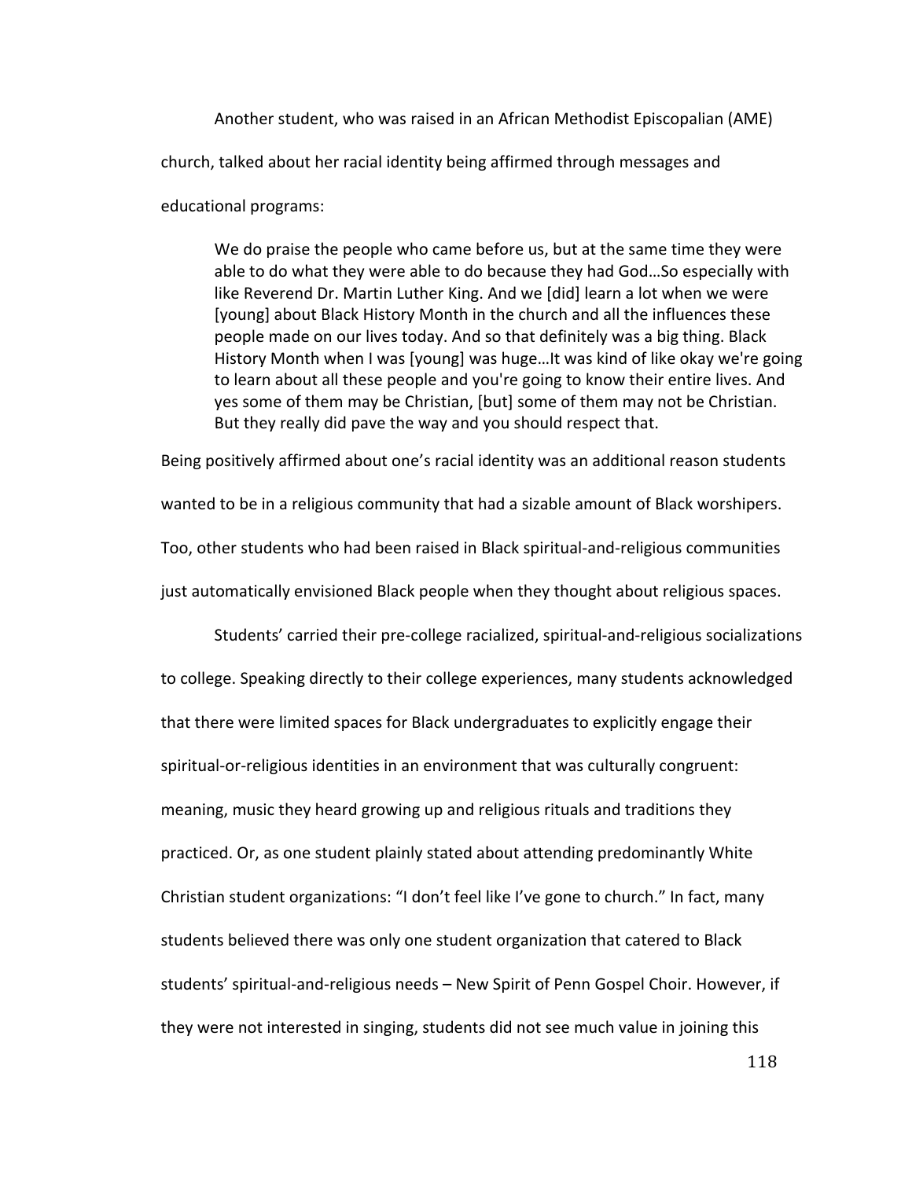Another student, who was raised in an African Methodist Episcopalian (AME) church, talked about her racial identity being affirmed through messages and educational programs:

> We do praise the people who came before us, but at the same time they were able to do what they were able to do because they had God…So especially with like Reverend Dr. Martin Luther King. And we [did] learn a lot when we were [young] about Black History Month in the church and all the influences these people made on our lives today. And so that definitely was a big thing. Black History Month when I was [young] was huge…It was kind of like okay we're going to learn about all these people and you're going to know their entire lives. And yes some of them may be Christian, [but] some of them may not be Christian. But they really did pave the way and you should respect that.

Being positively affirmed about one's racial identity was an additional reason students wanted to be in a religious community that had a sizable amount of Black worshipers. Too, other students who had been raised in Black spiritual-and-religious communities just automatically envisioned Black people when they thought about religious spaces.

Students' carried their pre-college racialized, spiritual-and-religious socializations to college. Speaking directly to their college experiences, many students acknowledged that there were limited spaces for Black undergraduates to explicitly engage their spiritual-or-religious identities in an environment that was culturally congruent: meaning, music they heard growing up and religious rituals and traditions they practiced. Or, as one student plainly stated about attending predominantly White Christian student organizations: "I don't feel like I've gone to church." In fact, many students believed there was only one student organization that catered to Black students' spiritual-and-religious needs – New Spirit of Penn Gospel Choir. However, if they were not interested in singing, students did not see much value in joining this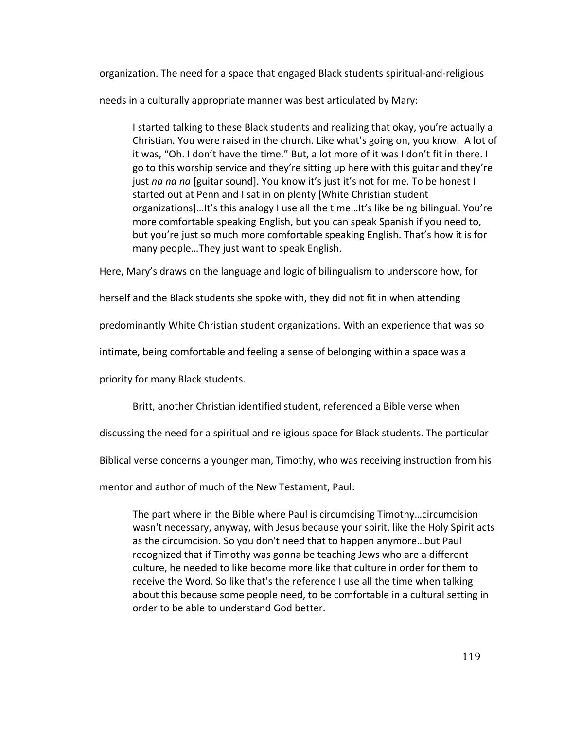organization. The need for a space that engaged Black students spiritual-and-religious needs in a culturally appropriate manner was best articulated by Mary:

> I started talking to these Black students and realizing that okay, you're actually a Christian. You were raised in the church. Like what's going on, you know. A lot of it was, "Oh. I don't have the time." But, a lot more of it was I don't fit in there. I go to this worship service and they're sitting up here with this guitar and they're just *na na na* [guitar sound]. You know it's just it's not for me. To be honest I started out at Penn and I sat in on plenty [White Christian student organizations]…It's this analogy I use all the time…It's like being bilingual. You're more comfortable speaking English, but you can speak Spanish if you need to, but you're just so much more comfortable speaking English. That's how it is for many people…They just want to speak English.

Here, Mary's draws on the language and logic of bilingualism to underscore how, for herself and the Black students she spoke with, they did not fit in when attending predominantly White Christian student organizations. With an experience that was so intimate, being comfortable and feeling a sense of belonging within a space was a priority for many Black students.

Britt, another Christian identified student, referenced a Bible verse when discussing the need for a spiritual and religious space for Black students. The particular Biblical verse concerns a younger man, Timothy, who was receiving instruction from his mentor and author of much of the New Testament, Paul:

> The part where in the Bible where Paul is circumcising Timothy…circumcision wasn't necessary, anyway, with Jesus because your spirit, like the Holy Spirit acts as the circumcision. So you don't need that to happen anymore…but Paul recognized that if Timothy was gonna be teaching Jews who are a different culture, he needed to like become more like that culture in order for them to receive the Word. So like that's the reference I use all the time when talking about this because some people need, to be comfortable in a cultural setting in order to be able to understand God better.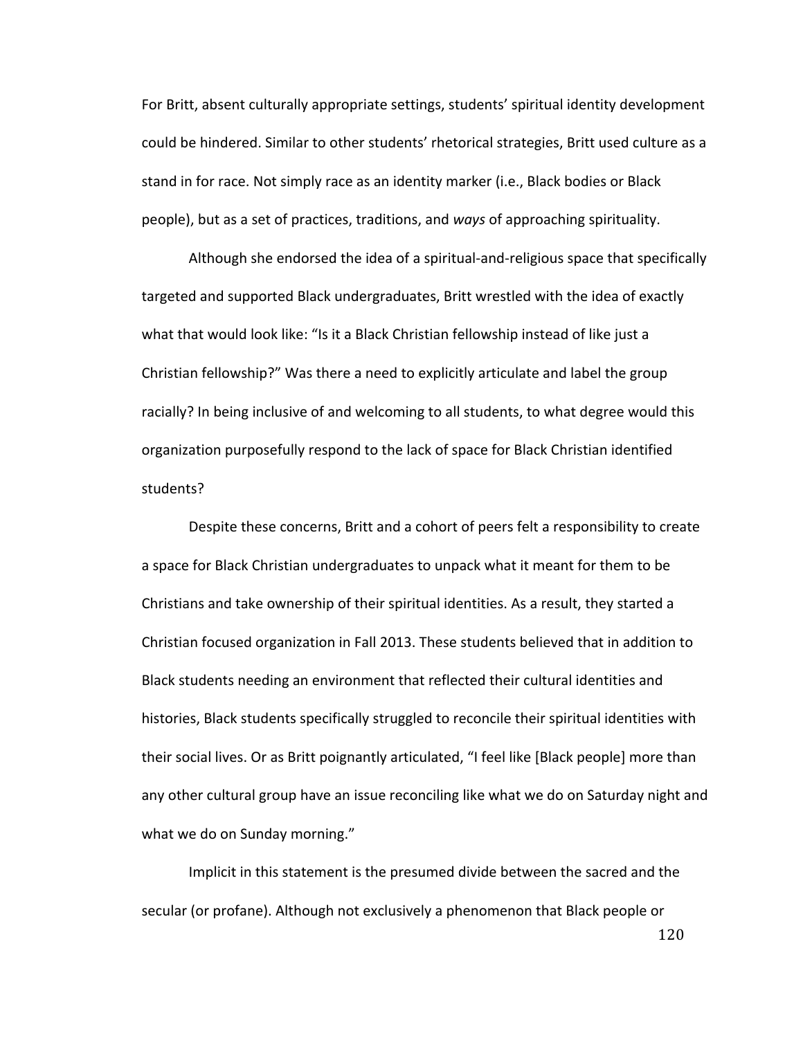For Britt, absent culturally appropriate settings, students' spiritual identity development could be hindered. Similar to other students' rhetorical strategies, Britt used culture as a stand in for race. Not simply race as an identity marker (i.e., Black bodies or Black people), but as a set of practices, traditions, and *ways* of approaching spirituality.

Although she endorsed the idea of a spiritual-and-religious space that specifically targeted and supported Black undergraduates, Britt wrestled with the idea of exactly what that would look like: "Is it a Black Christian fellowship instead of like just a Christian fellowship?" Was there a need to explicitly articulate and label the group racially? In being inclusive of and welcoming to all students, to what degree would this organization purposefully respond to the lack of space for Black Christian identified students?

Despite these concerns, Britt and a cohort of peers felt a responsibility to create a space for Black Christian undergraduates to unpack what it meant for them to be Christians and take ownership of their spiritual identities. As a result, they started a Christian focused organization in Fall 2013. These students believed that in addition to Black students needing an environment that reflected their cultural identities and histories, Black students specifically struggled to reconcile their spiritual identities with their social lives. Or as Britt poignantly articulated, "I feel like [Black people] more than any other cultural group have an issue reconciling like what we do on Saturday night and what we do on Sunday morning."

Implicit in this statement is the presumed divide between the sacred and the secular (or profane). Although not exclusively a phenomenon that Black people or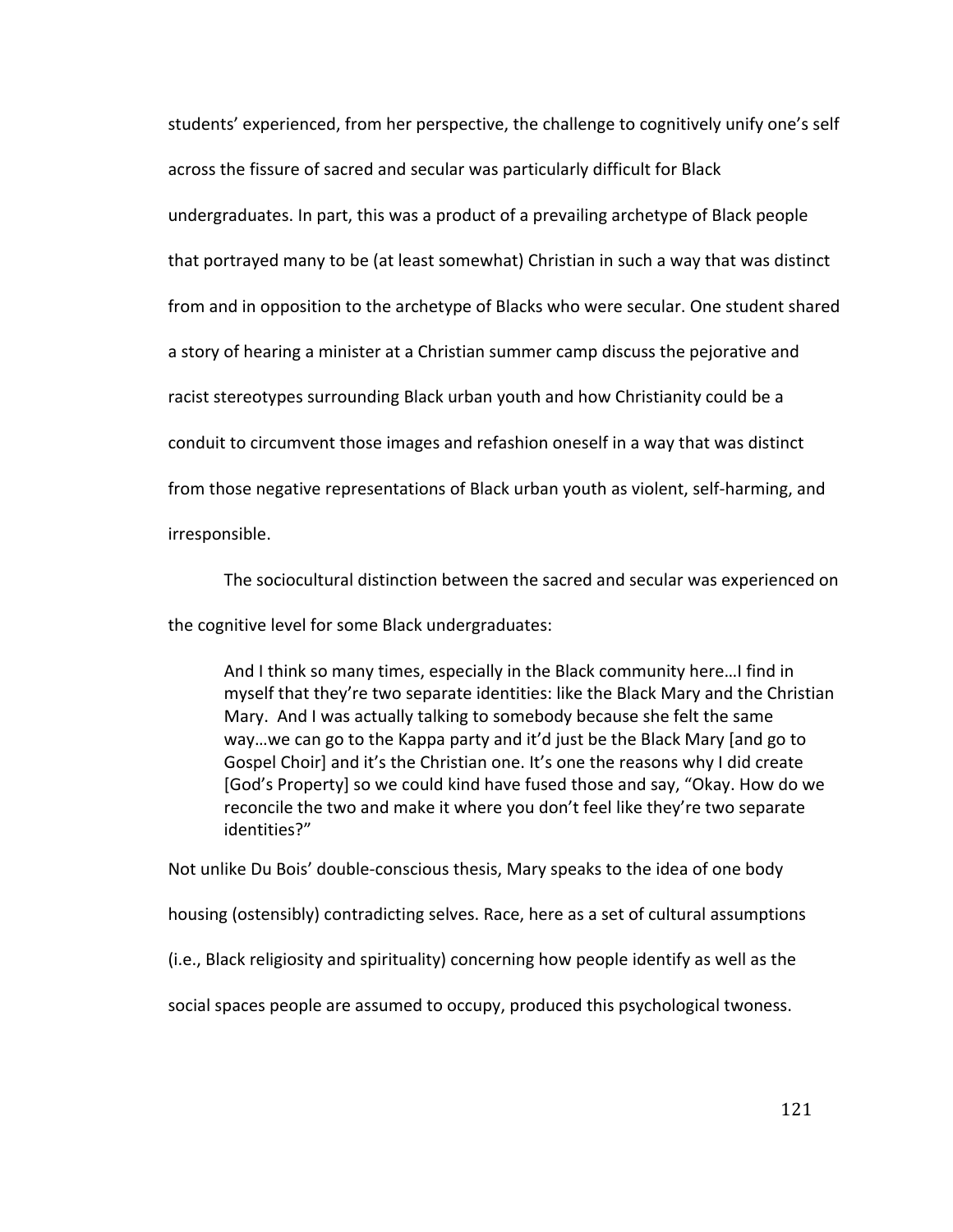students' experienced, from her perspective, the challenge to cognitively unify one's self across the fissure of sacred and secular was particularly difficult for Black undergraduates. In part, this was a product of a prevailing archetype of Black people that portrayed many to be (at least somewhat) Christian in such a way that was distinct from and in opposition to the archetype of Blacks who were secular. One student shared a story of hearing a minister at a Christian summer camp discuss the pejorative and racist stereotypes surrounding Black urban youth and how Christianity could be a conduit to circumvent those images and refashion oneself in a way that was distinct from those negative representations of Black urban youth as violent, self-harming, and irresponsible.

The sociocultural distinction between the sacred and secular was experienced on the cognitive level for some Black undergraduates:

> And I think so many times, especially in the Black community here…I find in myself that they're two separate identities: like the Black Mary and the Christian Mary. And I was actually talking to somebody because she felt the same way…we can go to the Kappa party and it'd just be the Black Mary [and go to Gospel Choir] and it's the Christian one. It's one the reasons why I did create [God's Property] so we could kind have fused those and say, "Okay. How do we reconcile the two and make it where you don't feel like they're two separate identities?"

Not unlike Du Bois' double-conscious thesis, Mary speaks to the idea of one body housing (ostensibly) contradicting selves. Race, here as a set of cultural assumptions (i.e., Black religiosity and spirituality) concerning how people identify as well as the social spaces people are assumed to occupy, produced this psychological twoness.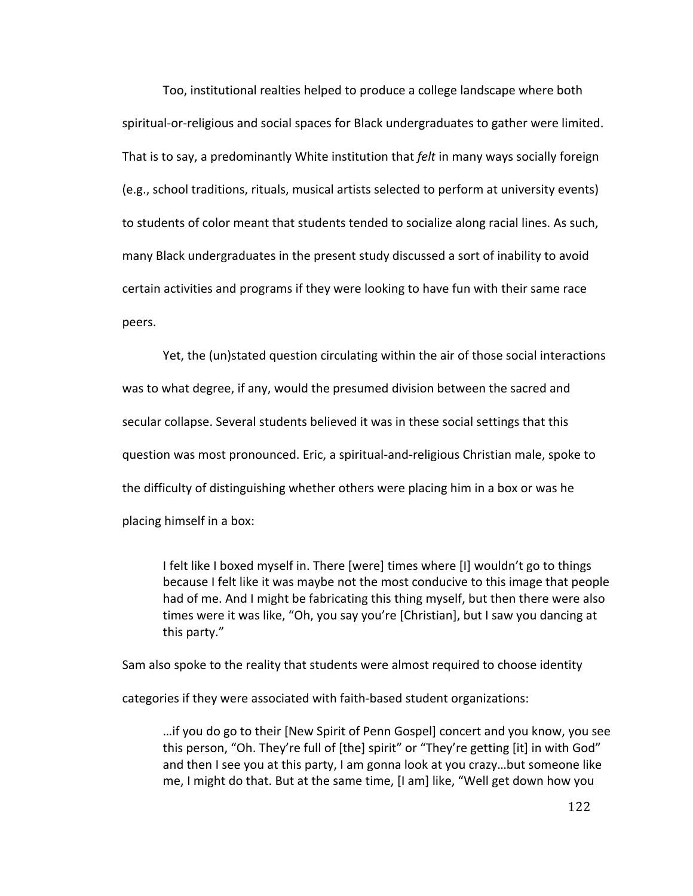Too, institutional realties helped to produce a college landscape where both spiritual-or-religious and social spaces for Black undergraduates to gather were limited. That is to say, a predominantly White institution that *felt* in many ways socially foreign (e.g., school traditions, rituals, musical artists selected to perform at university events) to students of color meant that students tended to socialize along racial lines. As such, many Black undergraduates in the present study discussed a sort of inability to avoid certain activities and programs if they were looking to have fun with their same race peers.

Yet, the (un)stated question circulating within the air of those social interactions was to what degree, if any, would the presumed division between the sacred and secular collapse. Several students believed it was in these social settings that this question was most pronounced. Eric, a spiritual-and-religious Christian male, spoke to the difficulty of distinguishing whether others were placing him in a box or was he placing himself in a box:

> I felt like I boxed myself in. There [were] times where [I] wouldn't go to things because I felt like it was maybe not the most conducive to this image that people had of me. And I might be fabricating this thing myself, but then there were also times were it was like, "Oh, you say you're [Christian], but I saw you dancing at this party."

Sam also spoke to the reality that students were almost required to choose identity categories if they were associated with faith-based student organizations:

> …if you do go to their [New Spirit of Penn Gospel] concert and you know, you see this person, "Oh. They're full of [the] spirit" or "They're getting [it] in with God" and then I see you at this party, I am gonna look at you crazy…but someone like me, I might do that. But at the same time, [I am] like, "Well get down how you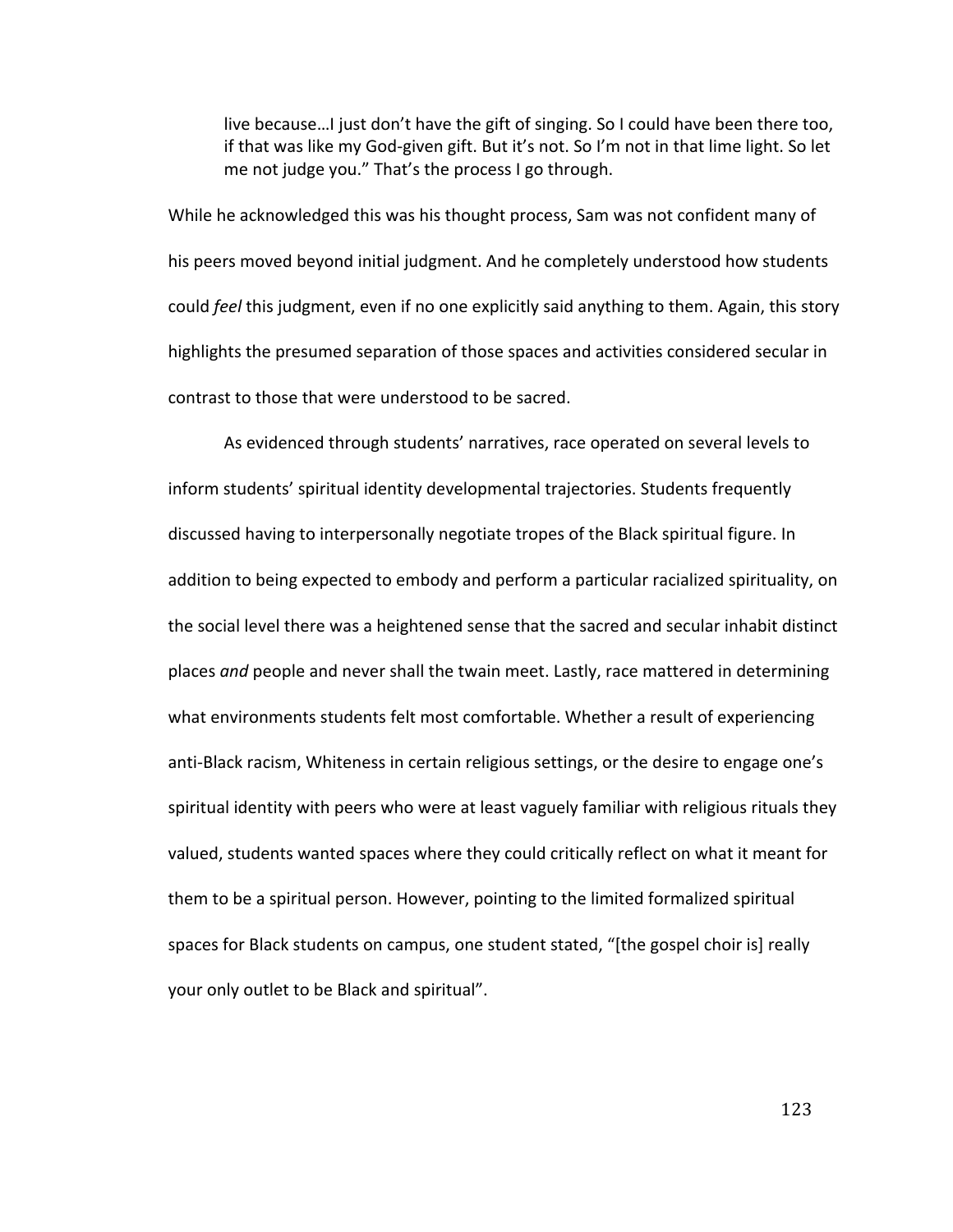> live because…I just don't have the gift of singing. So I could have been there too, if that was like my God-given gift. But it's not. So I'm not in that lime light. So let me not judge you." That's the process I go through.

While he acknowledged this was his thought process, Sam was not confident many of his peers moved beyond initial judgment. And he completely understood how students could *feel* this judgment, even if no one explicitly said anything to them. Again, this story highlights the presumed separation of those spaces and activities considered secular in contrast to those that were understood to be sacred.

As evidenced through students' narratives, race operated on several levels to inform students' spiritual identity developmental trajectories. Students frequently discussed having to interpersonally negotiate tropes of the Black spiritual figure. In addition to being expected to embody and perform a particular racialized spirituality, on the social level there was a heightened sense that the sacred and secular inhabit distinct places *and* people and never shall the twain meet. Lastly, race mattered in determining what environments students felt most comfortable. Whether a result of experiencing anti-Black racism, Whiteness in certain religious settings, or the desire to engage one's spiritual identity with peers who were at least vaguely familiar with religious rituals they valued, students wanted spaces where they could critically reflect on what it meant for them to be a spiritual person. However, pointing to the limited formalized spiritual spaces for Black students on campus, one student stated, "[the gospel choir is] really your only outlet to be Black and spiritual".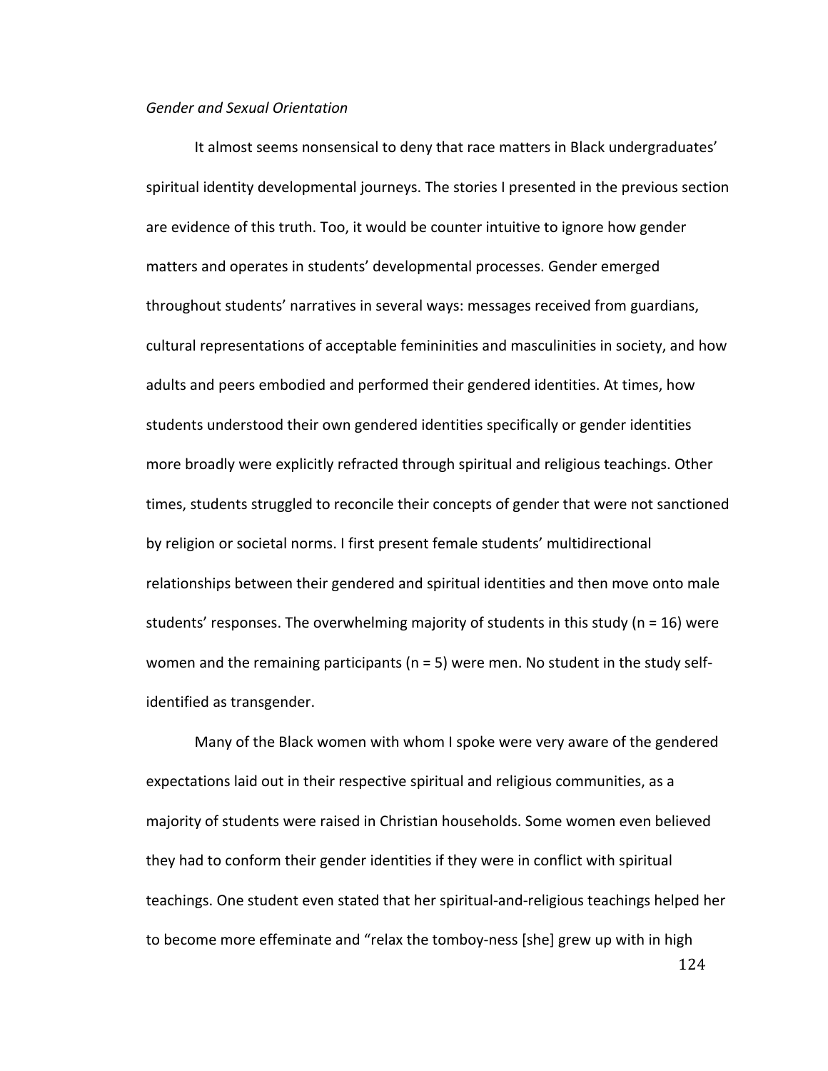*Gender and Sexual Orientation*

It almost seems nonsensical to deny that race matters in Black undergraduates' spiritual identity developmental journeys. The stories I presented in the previous section are evidence of this truth. Too, it would be counter intuitive to ignore how gender matters and operates in students' developmental processes. Gender emerged throughout students' narratives in several ways: messages received from guardians, cultural representations of acceptable femininities and masculinities in society, and how adults and peers embodied and performed their gendered identities. At times, how students understood their own gendered identities specifically or gender identities more broadly were explicitly refracted through spiritual and religious teachings. Other times, students struggled to reconcile their concepts of gender that were not sanctioned by religion or societal norms. I first present female students' multidirectional relationships between their gendered and spiritual identities and then move onto male students' responses. The overwhelming majority of students in this study (n = 16) were women and the remaining participants (n = 5) were men. No student in the study self-identified as transgender.

Many of the Black women with whom I spoke were very aware of the gendered expectations laid out in their respective spiritual and religious communities, as a majority of students were raised in Christian households. Some women even believed they had to conform their gender identities if they were in conflict with spiritual teachings. One student even stated that her spiritual-and-religious teachings helped her to become more effeminate and "relax the tomboy-ness [she] grew up with in high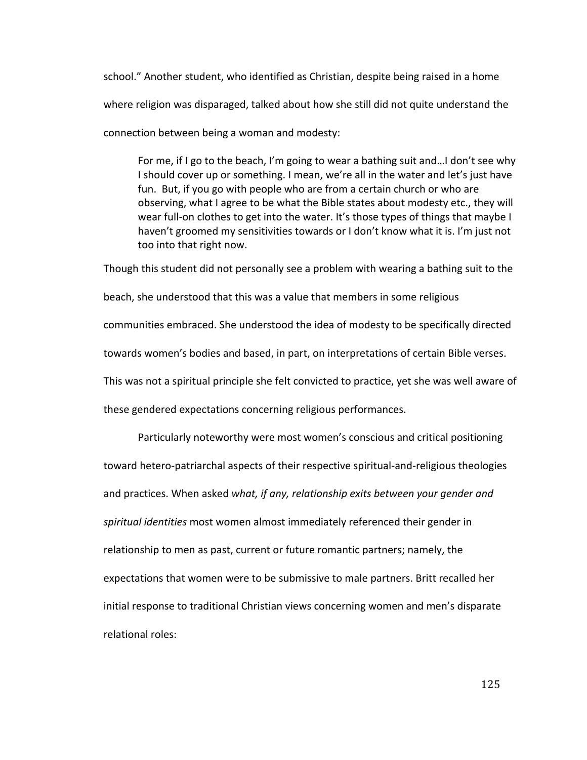school." Another student, who identified as Christian, despite being raised in a home where religion was disparaged, talked about how she still did not quite understand the connection between being a woman and modesty:

> For me, if I go to the beach, I'm going to wear a bathing suit and…I don't see why I should cover up or something. I mean, we're all in the water and let's just have fun. But, if you go with people who are from a certain church or who are observing, what I agree to be what the Bible states about modesty etc., they will wear full-on clothes to get into the water. It's those types of things that maybe I haven't groomed my sensitivities towards or I don't know what it is. I'm just not too into that right now.

Though this student did not personally see a problem with wearing a bathing suit to the beach, she understood that this was a value that members in some religious communities embraced. She understood the idea of modesty to be specifically directed towards women's bodies and based, in part, on interpretations of certain Bible verses. This was not a spiritual principle she felt convicted to practice, yet she was well aware of these gendered expectations concerning religious performances.

Particularly noteworthy were most women's conscious and critical positioning toward hetero-patriarchal aspects of their respective spiritual-and-religious theologies and practices. When asked *what, if any, relationship exits between your gender and spiritual identities* most women almost immediately referenced their gender in relationship to men as past, current or future romantic partners; namely, the expectations that women were to be submissive to male partners. Britt recalled her initial response to traditional Christian views concerning women and men's disparate relational roles: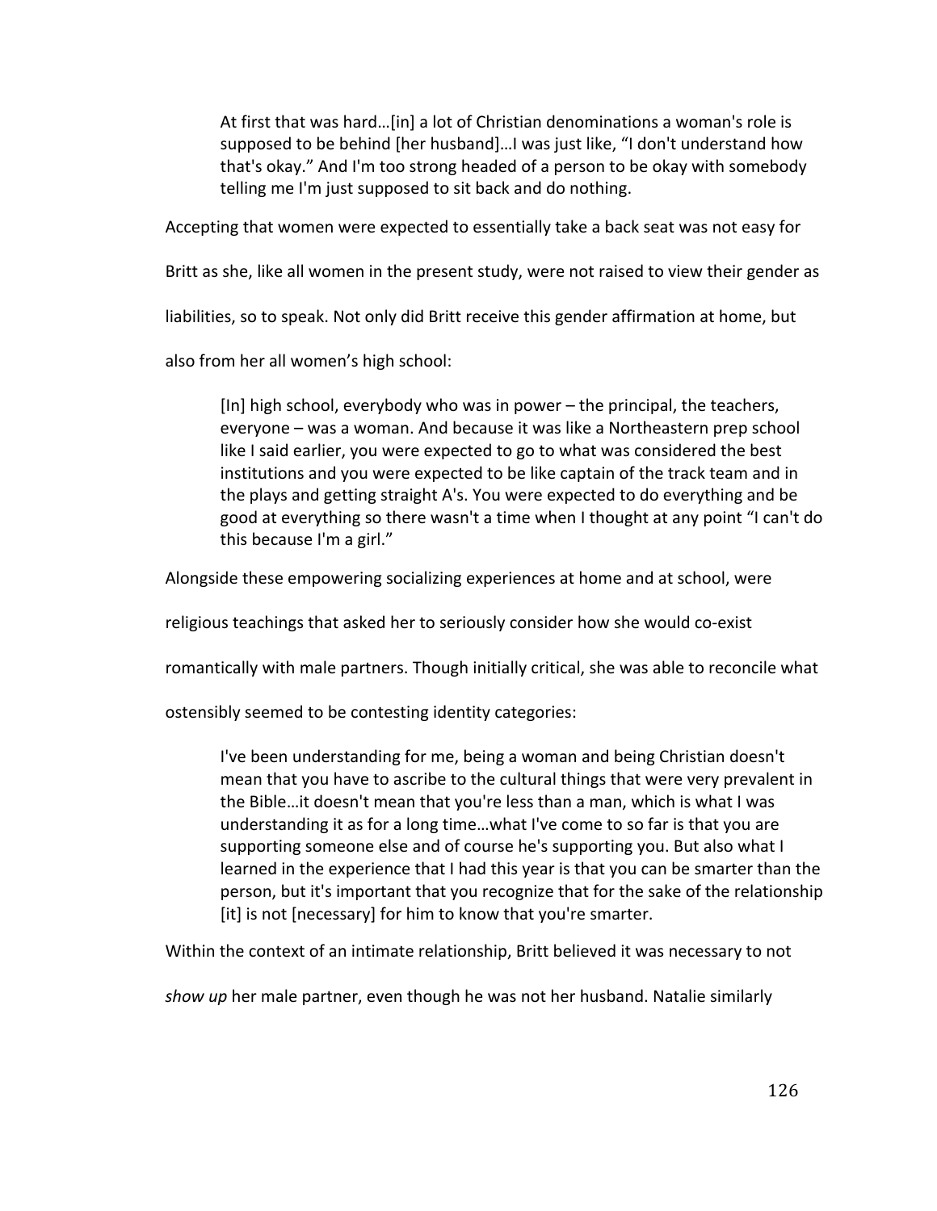> At first that was hard…[in] a lot of Christian denominations a woman's role is supposed to be behind [her husband]…I was just like, "I don't understand how that's okay." And I'm too strong headed of a person to be okay with somebody telling me I'm just supposed to sit back and do nothing.

Accepting that women were expected to essentially take a back seat was not easy for Britt as she, like all women in the present study, were not raised to view their gender as liabilities, so to speak. Not only did Britt receive this gender affirmation at home, but also from her all women's high school:

> [In] high school, everybody who was in power – the principal, the teachers, everyone – was a woman. And because it was like a Northeastern prep school like I said earlier, you were expected to go to what was considered the best institutions and you were expected to be like captain of the track team and in the plays and getting straight A's. You were expected to do everything and be good at everything so there wasn't a time when I thought at any point "I can't do this because I'm a girl."

Alongside these empowering socializing experiences at home and at school, were religious teachings that asked her to seriously consider how she would co-exist romantically with male partners. Though initially critical, she was able to reconcile what ostensibly seemed to be contesting identity categories:

> I've been understanding for me, being a woman and being Christian doesn't mean that you have to ascribe to the cultural things that were very prevalent in the Bible…it doesn't mean that you're less than a man, which is what I was understanding it as for a long time…what I've come to so far is that you are supporting someone else and of course he's supporting you. But also what I learned in the experience that I had this year is that you can be smarter than the person, but it's important that you recognize that for the sake of the relationship [it] is not [necessary] for him to know that you're smarter.

Within the context of an intimate relationship, Britt believed it was necessary to not *show up* her male partner, even though he was not her husband. Natalie similarly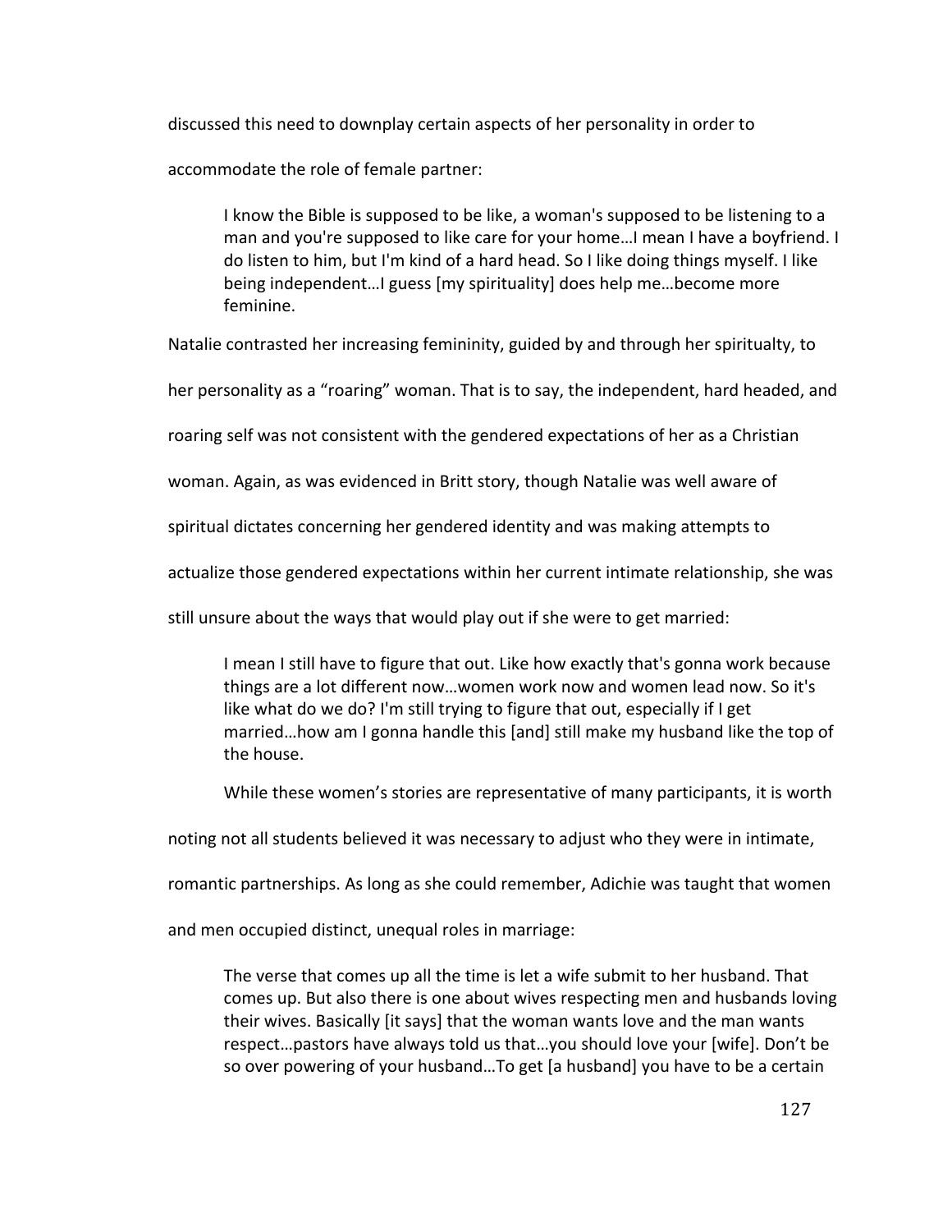discussed this need to downplay certain aspects of her personality in order to accommodate the role of female partner:

> I know the Bible is supposed to be like, a woman's supposed to be listening to a man and you're supposed to like care for your home…I mean I have a boyfriend. I do listen to him, but I'm kind of a hard head. So I like doing things myself. I like being independent…I guess [my spirituality] does help me…become more feminine.

Natalie contrasted her increasing femininity, guided by and through her spiritualty, to her personality as a "roaring" woman. That is to say, the independent, hard headed, and roaring self was not consistent with the gendered expectations of her as a Christian woman. Again, as was evidenced in Britt story, though Natalie was well aware of spiritual dictates concerning her gendered identity and was making attempts to actualize those gendered expectations within her current intimate relationship, she was still unsure about the ways that would play out if she were to get married:

> I mean I still have to figure that out. Like how exactly that's gonna work because things are a lot different now…women work now and women lead now. So it's like what do we do? I'm still trying to figure that out, especially if I get married…how am I gonna handle this [and] still make my husband like the top of the house.

While these women's stories are representative of many participants, it is worth noting not all students believed it was necessary to adjust who they were in intimate, romantic partnerships. As long as she could remember, Adichie was taught that women and men occupied distinct, unequal roles in marriage:

> The verse that comes up all the time is let a wife submit to her husband. That comes up. But also there is one about wives respecting men and husbands loving their wives. Basically [it says] that the woman wants love and the man wants respect…pastors have always told us that…you should love your [wife]. Don't be so over powering of your husband…To get [a husband] you have to be a certain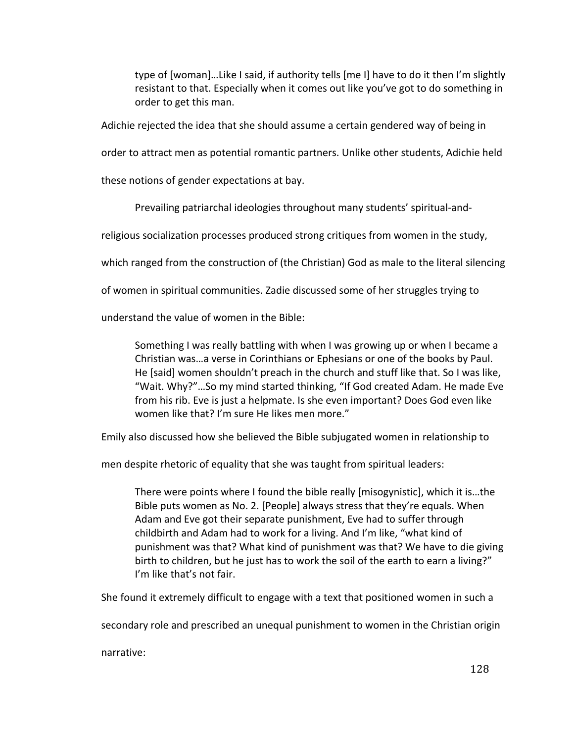> type of [woman]…Like I said, if authority tells [me I] have to do it then I'm slightly resistant to that. Especially when it comes out like you've got to do something in order to get this man.

Adichie rejected the idea that she should assume a certain gendered way of being in order to attract men as potential romantic partners. Unlike other students, Adichie held these notions of gender expectations at bay.

Prevailing patriarchal ideologies throughout many students' spiritual-and-religious socialization processes produced strong critiques from women in the study, which ranged from the construction of (the Christian) God as male to the literal silencing of women in spiritual communities. Zadie discussed some of her struggles trying to understand the value of women in the Bible:

> Something I was really battling with when I was growing up or when I became a Christian was…a verse in Corinthians or Ephesians or one of the books by Paul. He [said] women shouldn't preach in the church and stuff like that. So I was like, "Wait. Why?"…So my mind started thinking, "If God created Adam. He made Eve from his rib. Eve is just a helpmate. Is she even important? Does God even like women like that? I'm sure He likes men more."

Emily also discussed how she believed the Bible subjugated women in relationship to men despite rhetoric of equality that she was taught from spiritual leaders:

> There were points where I found the bible really [misogynistic], which it is…the Bible puts women as No. 2. [People] always stress that they're equals. When Adam and Eve got their separate punishment, Eve had to suffer through childbirth and Adam had to work for a living. And I'm like, "what kind of punishment was that? What kind of punishment was that? We have to die giving birth to children, but he just has to work the soil of the earth to earn a living?" I'm like that's not fair.

She found it extremely difficult to engage with a text that positioned women in such a secondary role and prescribed an unequal punishment to women in the Christian origin narrative: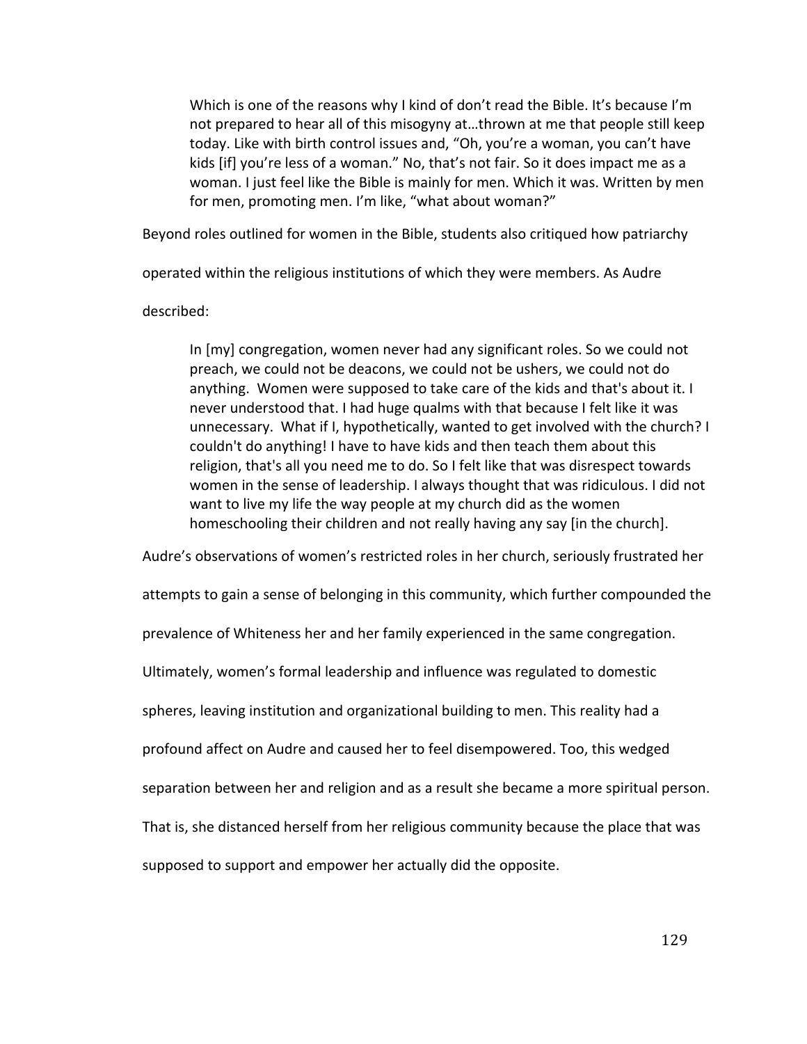> Which is one of the reasons why I kind of don't read the Bible. It's because I'm not prepared to hear all of this misogyny at…thrown at me that people still keep today. Like with birth control issues and, "Oh, you're a woman, you can't have kids [if] you're less of a woman." No, that's not fair. So it does impact me as a woman. I just feel like the Bible is mainly for men. Which it was. Written by men for men, promoting men. I'm like, "what about woman?"

Beyond roles outlined for women in the Bible, students also critiqued how patriarchy operated within the religious institutions of which they were members. As Audre described:

> In [my] congregation, women never had any significant roles. So we could not preach, we could not be deacons, we could not be ushers, we could not do anything. Women were supposed to take care of the kids and that's about it. I never understood that. I had huge qualms with that because I felt like it was unnecessary. What if I, hypothetically, wanted to get involved with the church? I couldn't do anything! I have to have kids and then teach them about this religion, that's all you need me to do. So I felt like that was disrespect towards women in the sense of leadership. I always thought that was ridiculous. I did not want to live my life the way people at my church did as the women homeschooling their children and not really having any say [in the church].

Audre's observations of women's restricted roles in her church, seriously frustrated her attempts to gain a sense of belonging in this community, which further compounded the prevalence of Whiteness her and her family experienced in the same congregation. Ultimately, women's formal leadership and influence was regulated to domestic spheres, leaving institution and organizational building to men. This reality had a profound affect on Audre and caused her to feel disempowered. Too, this wedged separation between her and religion and as a result she became a more spiritual person. That is, she distanced herself from her religious community because the place that was supposed to support and empower her actually did the opposite.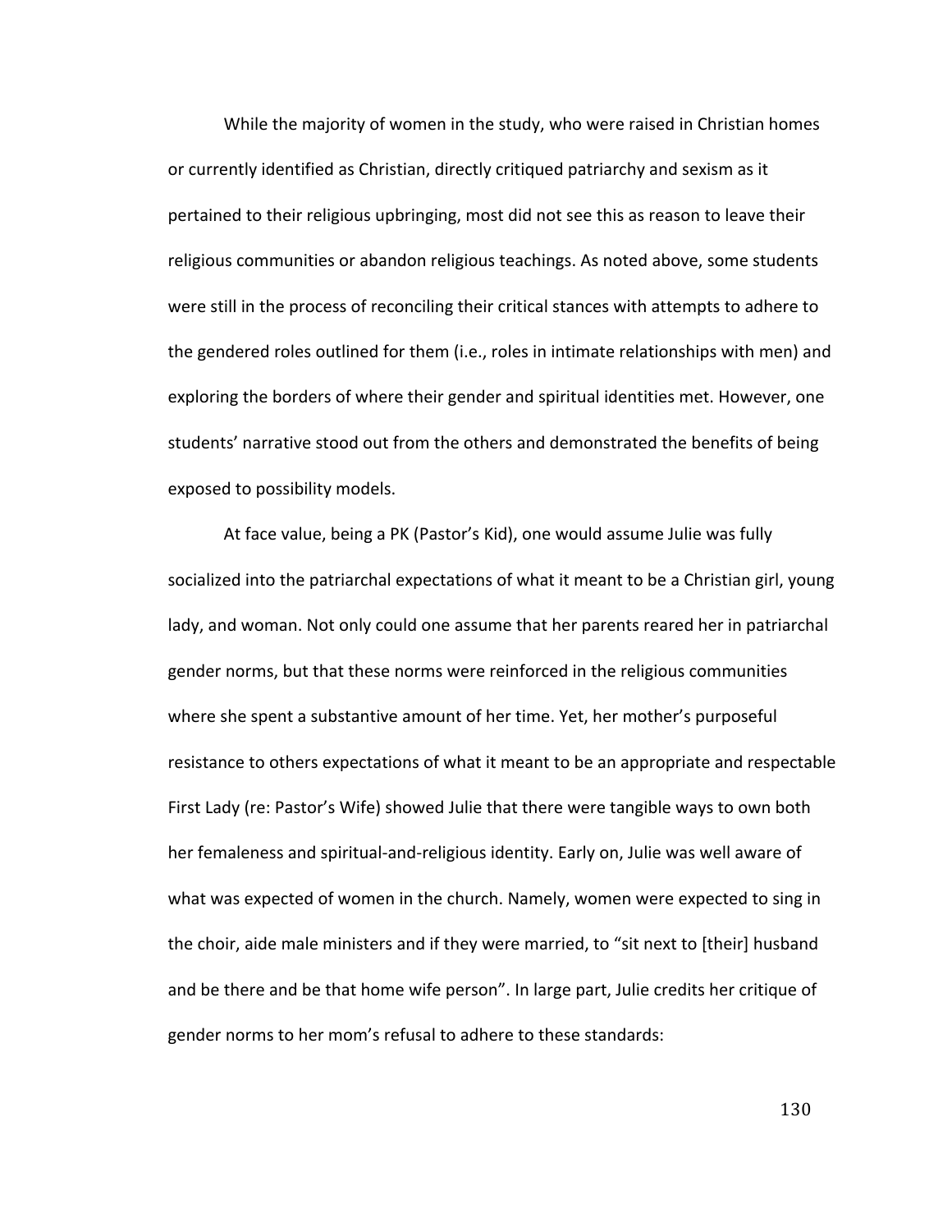While the majority of women in the study, who were raised in Christian homes or currently identified as Christian, directly critiqued patriarchy and sexism as it pertained to their religious upbringing, most did not see this as reason to leave their religious communities or abandon religious teachings. As noted above, some students were still in the process of reconciling their critical stances with attempts to adhere to the gendered roles outlined for them (i.e., roles in intimate relationships with men) and exploring the borders of where their gender and spiritual identities met. However, one students' narrative stood out from the others and demonstrated the benefits of being exposed to possibility models.

At face value, being a PK (Pastor's Kid), one would assume Julie was fully socialized into the patriarchal expectations of what it meant to be a Christian girl, young lady, and woman. Not only could one assume that her parents reared her in patriarchal gender norms, but that these norms were reinforced in the religious communities where she spent a substantive amount of her time. Yet, her mother's purposeful resistance to others expectations of what it meant to be an appropriate and respectable First Lady (re: Pastor's Wife) showed Julie that there were tangible ways to own both her femaleness and spiritual-and-religious identity. Early on, Julie was well aware of what was expected of women in the church. Namely, women were expected to sing in the choir, aide male ministers and if they were married, to "sit next to [their] husband and be there and be that home wife person". In large part, Julie credits her critique of gender norms to her mom's refusal to adhere to these standards: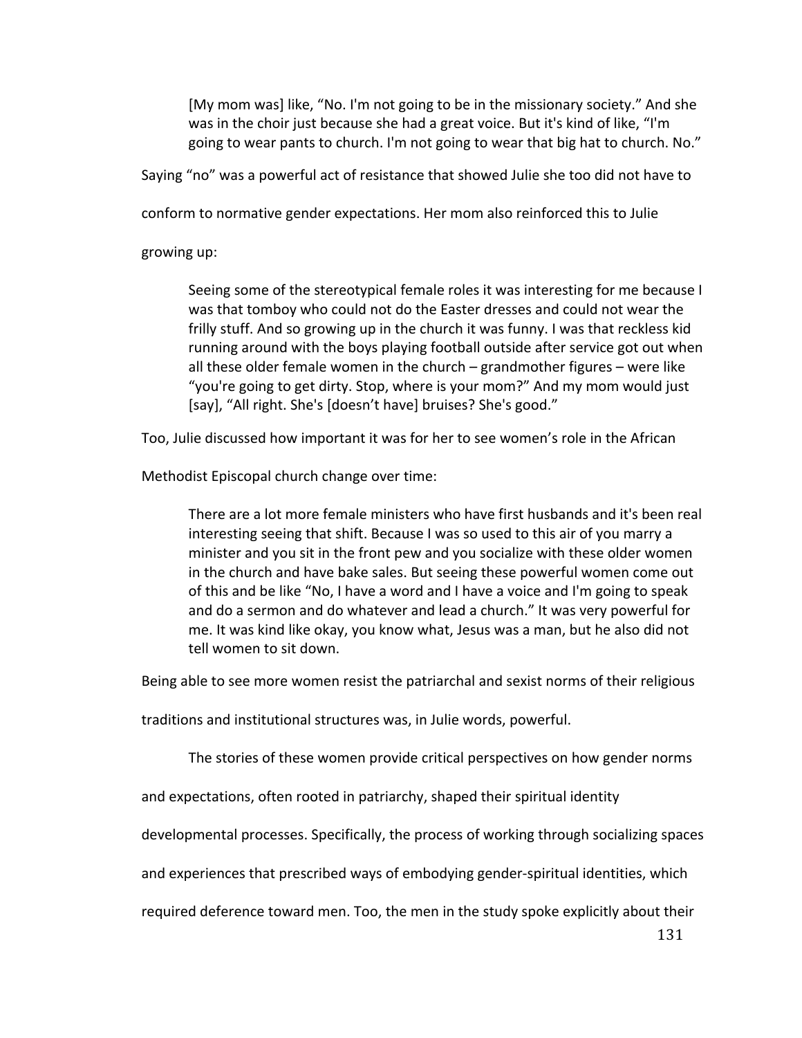> [My mom was] like, "No. I'm not going to be in the missionary society." And she was in the choir just because she had a great voice. But it's kind of like, "I'm going to wear pants to church. I'm not going to wear that big hat to church. No."

Saying "no" was a powerful act of resistance that showed Julie she too did not have to conform to normative gender expectations. Her mom also reinforced this to Julie growing up:

> Seeing some of the stereotypical female roles it was interesting for me because I was that tomboy who could not do the Easter dresses and could not wear the frilly stuff. And so growing up in the church it was funny. I was that reckless kid running around with the boys playing football outside after service got out when all these older female women in the church – grandmother figures – were like "you're going to get dirty. Stop, where is your mom?" And my mom would just [say], "All right. She's [doesn't have] bruises? She's good."

Too, Julie discussed how important it was for her to see women's role in the African Methodist Episcopal church change over time:

> There are a lot more female ministers who have first husbands and it's been real interesting seeing that shift. Because I was so used to this air of you marry a minister and you sit in the front pew and you socialize with these older women in the church and have bake sales. But seeing these powerful women come out of this and be like "No, I have a word and I have a voice and I'm going to speak and do a sermon and do whatever and lead a church." It was very powerful for me. It was kind like okay, you know what, Jesus was a man, but he also did not tell women to sit down.

Being able to see more women resist the patriarchal and sexist norms of their religious traditions and institutional structures was, in Julie words, powerful.

The stories of these women provide critical perspectives on how gender norms and expectations, often rooted in patriarchy, shaped their spiritual identity developmental processes. Specifically, the process of working through socializing spaces and experiences that prescribed ways of embodying gender-spiritual identities, which required deference toward men. Too, the men in the study spoke explicitly about their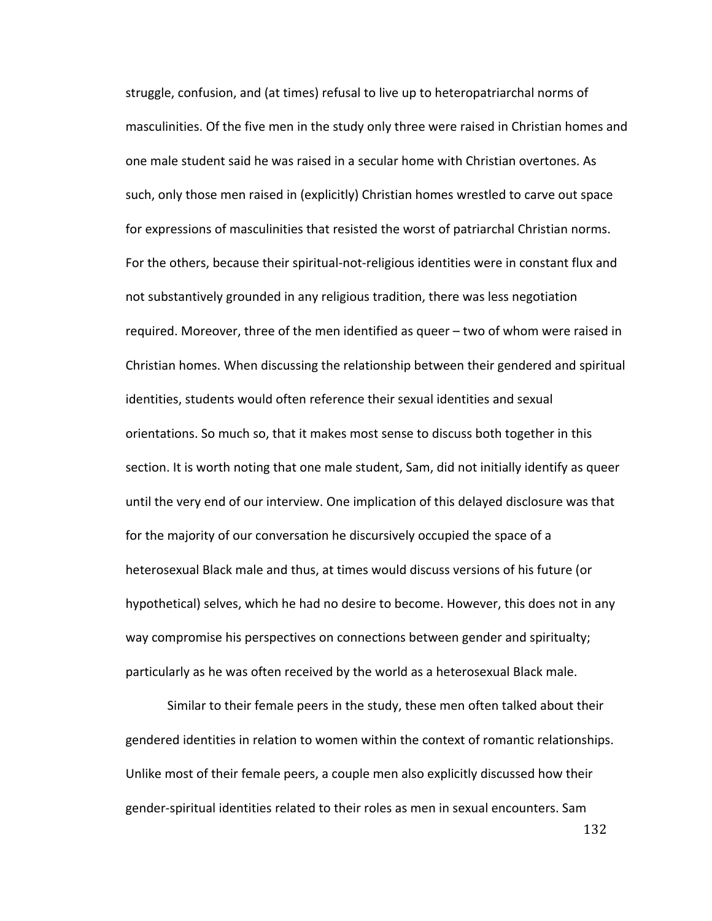struggle, confusion, and (at times) refusal to live up to heteropatriarchal norms of masculinities. Of the five men in the study only three were raised in Christian homes and one male student said he was raised in a secular home with Christian overtones. As such, only those men raised in (explicitly) Christian homes wrestled to carve out space for expressions of masculinities that resisted the worst of patriarchal Christian norms. For the others, because their spiritual-not-religious identities were in constant flux and not substantively grounded in any religious tradition, there was less negotiation required. Moreover, three of the men identified as queer – two of whom were raised in Christian homes. When discussing the relationship between their gendered and spiritual identities, students would often reference their sexual identities and sexual orientations. So much so, that it makes most sense to discuss both together in this section. It is worth noting that one male student, Sam, did not initially identify as queer until the very end of our interview. One implication of this delayed disclosure was that for the majority of our conversation he discursively occupied the space of a heterosexual Black male and thus, at times would discuss versions of his future (or hypothetical) selves, which he had no desire to become. However, this does not in any way compromise his perspectives on connections between gender and spiritualty; particularly as he was often received by the world as a heterosexual Black male.

Similar to their female peers in the study, these men often talked about their gendered identities in relation to women within the context of romantic relationships. Unlike most of their female peers, a couple men also explicitly discussed how their gender-spiritual identities related to their roles as men in sexual encounters. Sam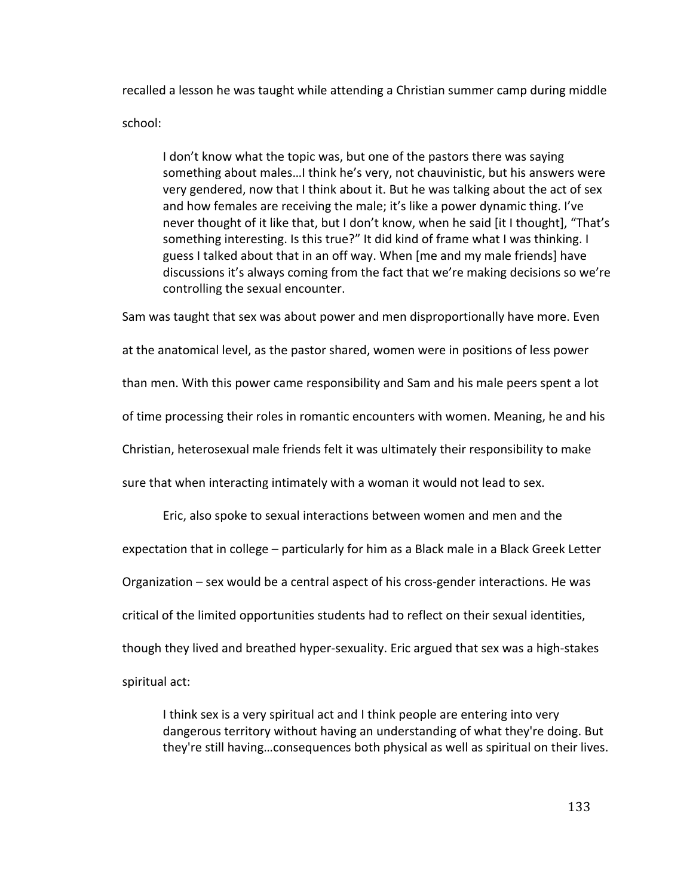recalled a lesson he was taught while attending a Christian summer camp during middle school:

> I don't know what the topic was, but one of the pastors there was saying something about males…I think he's very, not chauvinistic, but his answers were very gendered, now that I think about it. But he was talking about the act of sex and how females are receiving the male; it's like a power dynamic thing. I've never thought of it like that, but I don't know, when he said [it I thought], "That's something interesting. Is this true?" It did kind of frame what I was thinking. I guess I talked about that in an off way. When [me and my male friends] have discussions it's always coming from the fact that we're making decisions so we're controlling the sexual encounter.

Sam was taught that sex was about power and men disproportionally have more. Even at the anatomical level, as the pastor shared, women were in positions of less power than men. With this power came responsibility and Sam and his male peers spent a lot of time processing their roles in romantic encounters with women. Meaning, he and his Christian, heterosexual male friends felt it was ultimately their responsibility to make sure that when interacting intimately with a woman it would not lead to sex.

Eric, also spoke to sexual interactions between women and men and the expectation that in college – particularly for him as a Black male in a Black Greek Letter Organization – sex would be a central aspect of his cross-gender interactions. He was critical of the limited opportunities students had to reflect on their sexual identities, though they lived and breathed hyper-sexuality. Eric argued that sex was a high-stakes spiritual act:

> I think sex is a very spiritual act and I think people are entering into very dangerous territory without having an understanding of what they're doing. But they're still having…consequences both physical as well as spiritual on their lives.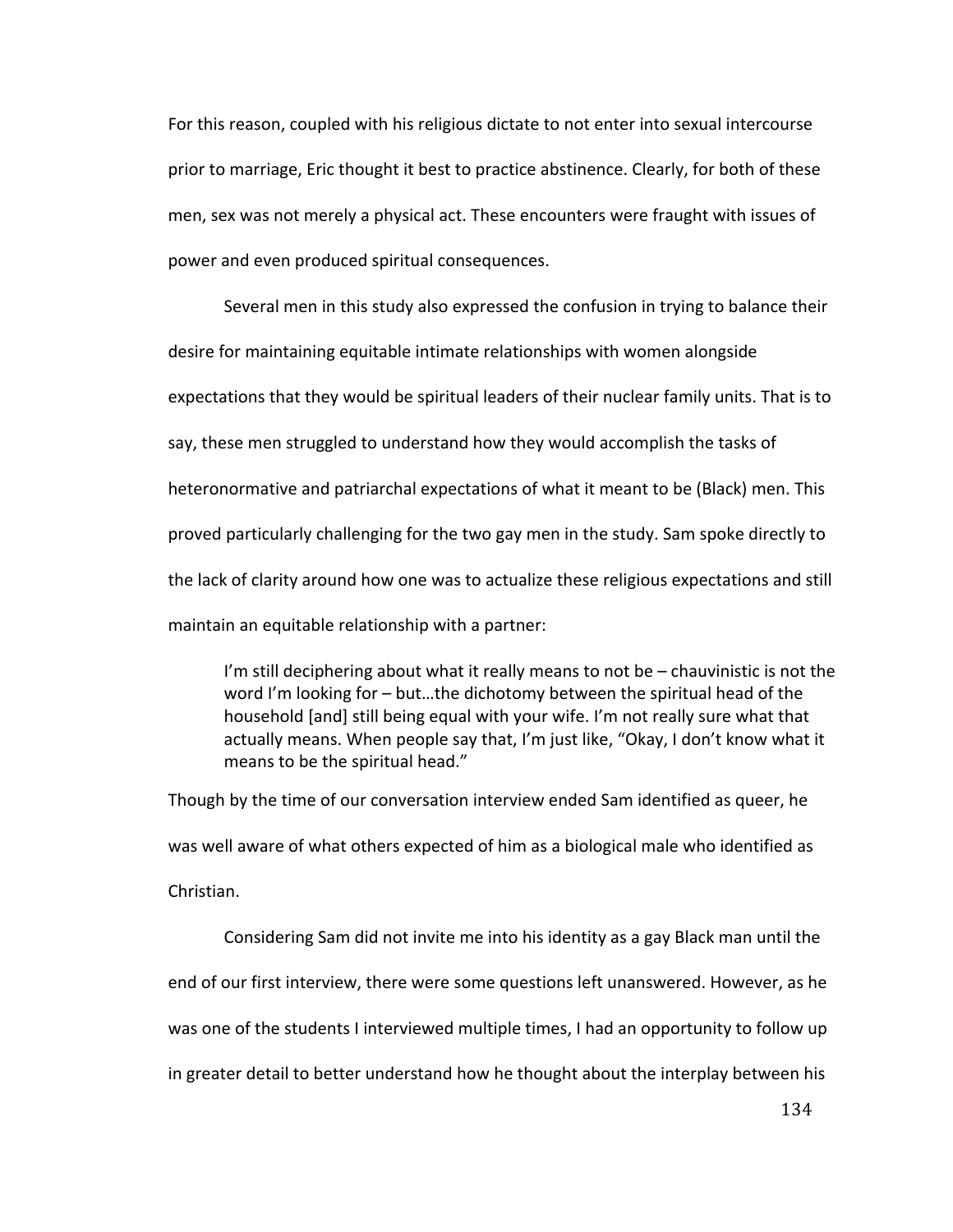For this reason, coupled with his religious dictate to not enter into sexual intercourse prior to marriage, Eric thought it best to practice abstinence. Clearly, for both of these men, sex was not merely a physical act. These encounters were fraught with issues of power and even produced spiritual consequences.

Several men in this study also expressed the confusion in trying to balance their desire for maintaining equitable intimate relationships with women alongside expectations that they would be spiritual leaders of their nuclear family units. That is to say, these men struggled to understand how they would accomplish the tasks of heteronormative and patriarchal expectations of what it meant to be (Black) men. This proved particularly challenging for the two gay men in the study. Sam spoke directly to the lack of clarity around how one was to actualize these religious expectations and still maintain an equitable relationship with a partner:

> I'm still deciphering about what it really means to not be – chauvinistic is not the word I'm looking for – but…the dichotomy between the spiritual head of the household [and] still being equal with your wife. I'm not really sure what that actually means. When people say that, I'm just like, "Okay, I don't know what it means to be the spiritual head."

Though by the time of our conversation interview ended Sam identified as queer, he was well aware of what others expected of him as a biological male who identified as Christian.

Considering Sam did not invite me into his identity as a gay Black man until the end of our first interview, there were some questions left unanswered. However, as he was one of the students I interviewed multiple times, I had an opportunity to follow up in greater detail to better understand how he thought about the interplay between his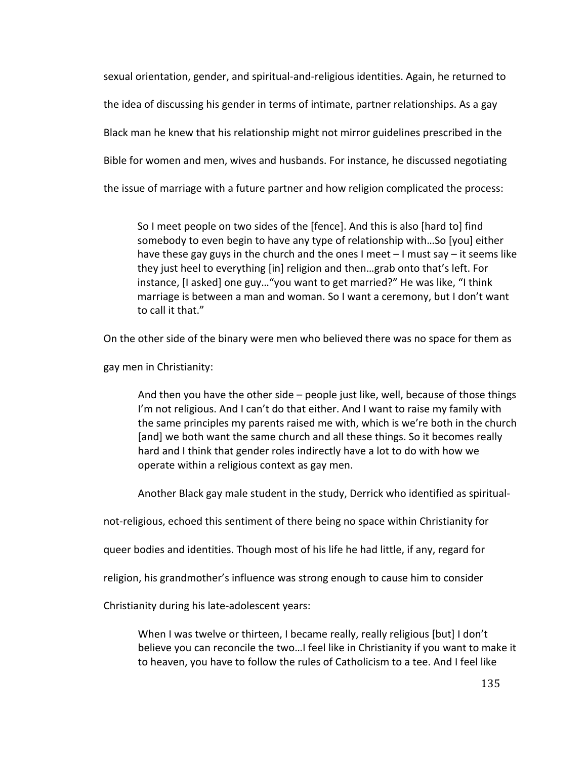sexual orientation, gender, and spiritual-and-religious identities. Again, he returned to the idea of discussing his gender in terms of intimate, partner relationships. As a gay Black man he knew that his relationship might not mirror guidelines prescribed in the Bible for women and men, wives and husbands. For instance, he discussed negotiating the issue of marriage with a future partner and how religion complicated the process:

> So I meet people on two sides of the [fence]. And this is also [hard to] find somebody to even begin to have any type of relationship with…So [you] either have these gay guys in the church and the ones I meet – I must say – it seems like they just heel to everything [in] religion and then…grab onto that's left. For instance, [I asked] one guy…"you want to get married?" He was like, "I think marriage is between a man and woman. So I want a ceremony, but I don't want to call it that."

On the other side of the binary were men who believed there was no space for them as gay men in Christianity:

> And then you have the other side – people just like, well, because of those things I'm not religious. And I can't do that either. And I want to raise my family with the same principles my parents raised me with, which is we're both in the church [and] we both want the same church and all these things. So it becomes really hard and I think that gender roles indirectly have a lot to do with how we operate within a religious context as gay men.

Another Black gay male student in the study, Derrick who identified as spiritual-not-religious, echoed this sentiment of there being no space within Christianity for queer bodies and identities. Though most of his life he had little, if any, regard for religion, his grandmother's influence was strong enough to cause him to consider Christianity during his late-adolescent years:

> When I was twelve or thirteen, I became really, really religious [but] I don't believe you can reconcile the two…I feel like in Christianity if you want to make it to heaven, you have to follow the rules of Catholicism to a tee. And I feel like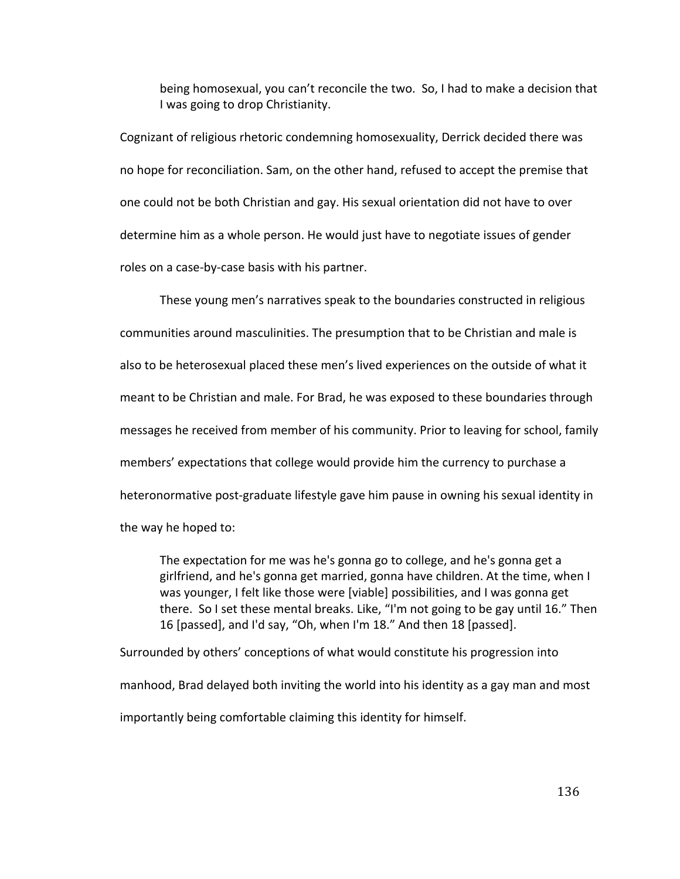> being homosexual, you can't reconcile the two. So, I had to make a decision that I was going to drop Christianity.

Cognizant of religious rhetoric condemning homosexuality, Derrick decided there was no hope for reconciliation. Sam, on the other hand, refused to accept the premise that one could not be both Christian and gay. His sexual orientation did not have to over determine him as a whole person. He would just have to negotiate issues of gender roles on a case-by-case basis with his partner.

These young men's narratives speak to the boundaries constructed in religious communities around masculinities. The presumption that to be Christian and male is also to be heterosexual placed these men's lived experiences on the outside of what it meant to be Christian and male. For Brad, he was exposed to these boundaries through messages he received from member of his community. Prior to leaving for school, family members' expectations that college would provide him the currency to purchase a heteronormative post-graduate lifestyle gave him pause in owning his sexual identity in the way he hoped to:

> The expectation for me was he's gonna go to college, and he's gonna get a girlfriend, and he's gonna get married, gonna have children. At the time, when I was younger, I felt like those were [viable] possibilities, and I was gonna get there. So I set these mental breaks. Like, "I'm not going to be gay until 16." Then 16 [passed], and I'd say, "Oh, when I'm 18." And then 18 [passed].

Surrounded by others' conceptions of what would constitute his progression into manhood, Brad delayed both inviting the world into his identity as a gay man and most importantly being comfortable claiming this identity for himself.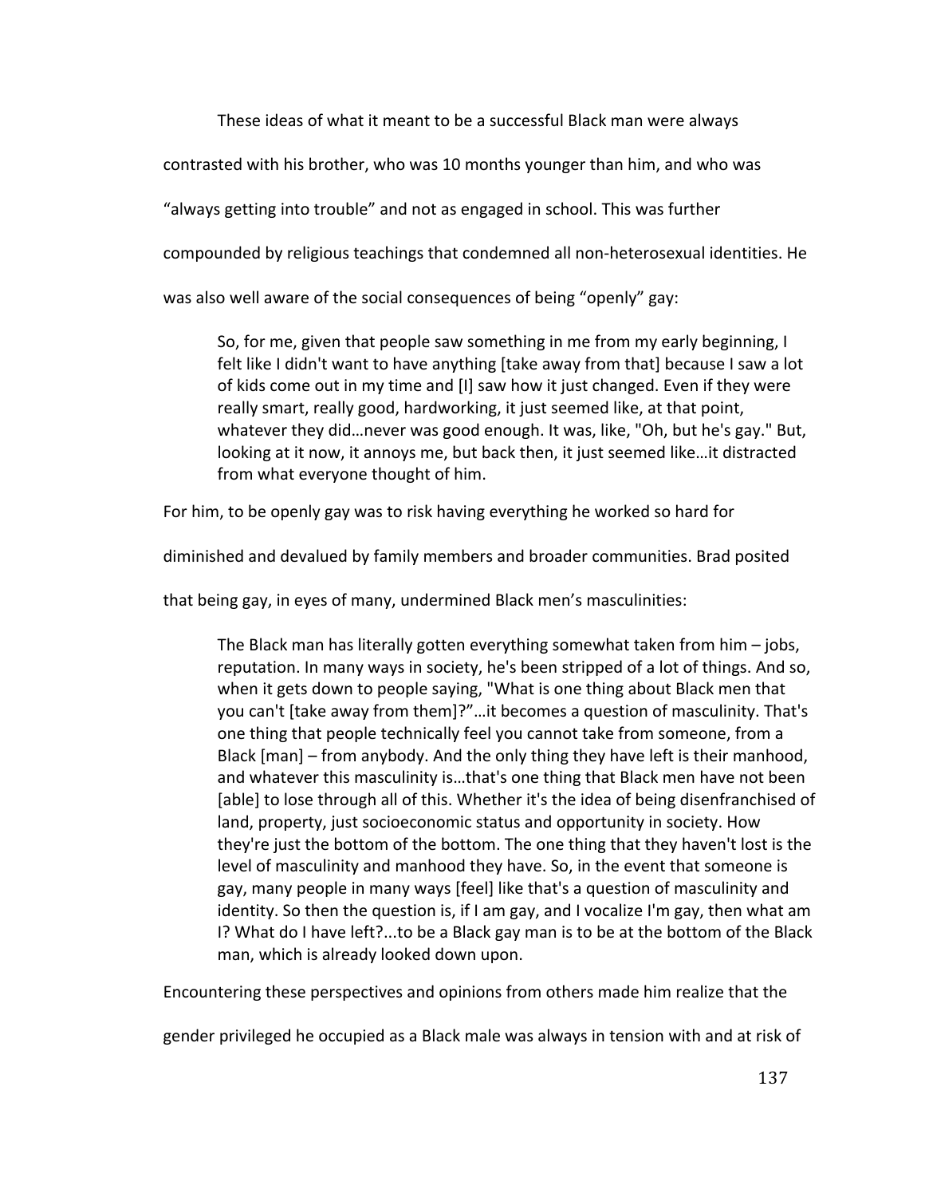These ideas of what it meant to be a successful Black man were always contrasted with his brother, who was 10 months younger than him, and who was "always getting into trouble" and not as engaged in school. This was further compounded by religious teachings that condemned all non-heterosexual identities. He was also well aware of the social consequences of being "openly" gay:

> So, for me, given that people saw something in me from my early beginning, I felt like I didn't want to have anything [take away from that] because I saw a lot of kids come out in my time and [I] saw how it just changed. Even if they were really smart, really good, hardworking, it just seemed like, at that point, whatever they did…never was good enough. It was, like, "Oh, but he's gay." But, looking at it now, it annoys me, but back then, it just seemed like…it distracted from what everyone thought of him.

For him, to be openly gay was to risk having everything he worked so hard for diminished and devalued by family members and broader communities. Brad posited that being gay, in eyes of many, undermined Black men's masculinities:

> The Black man has literally gotten everything somewhat taken from him – jobs, reputation. In many ways in society, he's been stripped of a lot of things. And so, when it gets down to people saying, "What is one thing about Black men that you can't [take away from them]?"…it becomes a question of masculinity. That's one thing that people technically feel you cannot take from someone, from a Black [man] – from anybody. And the only thing they have left is their manhood, and whatever this masculinity is…that's one thing that Black men have not been [able] to lose through all of this. Whether it's the idea of being disenfranchised of land, property, just socioeconomic status and opportunity in society. How they're just the bottom of the bottom. The one thing that they haven't lost is the level of masculinity and manhood they have. So, in the event that someone is gay, many people in many ways [feel] like that's a question of masculinity and identity. So then the question is, if I am gay, and I vocalize I'm gay, then what am I? What do I have left?...to be a Black gay man is to be at the bottom of the Black man, which is already looked down upon.

Encountering these perspectives and opinions from others made him realize that the gender privileged he occupied as a Black male was always in tension with and at risk of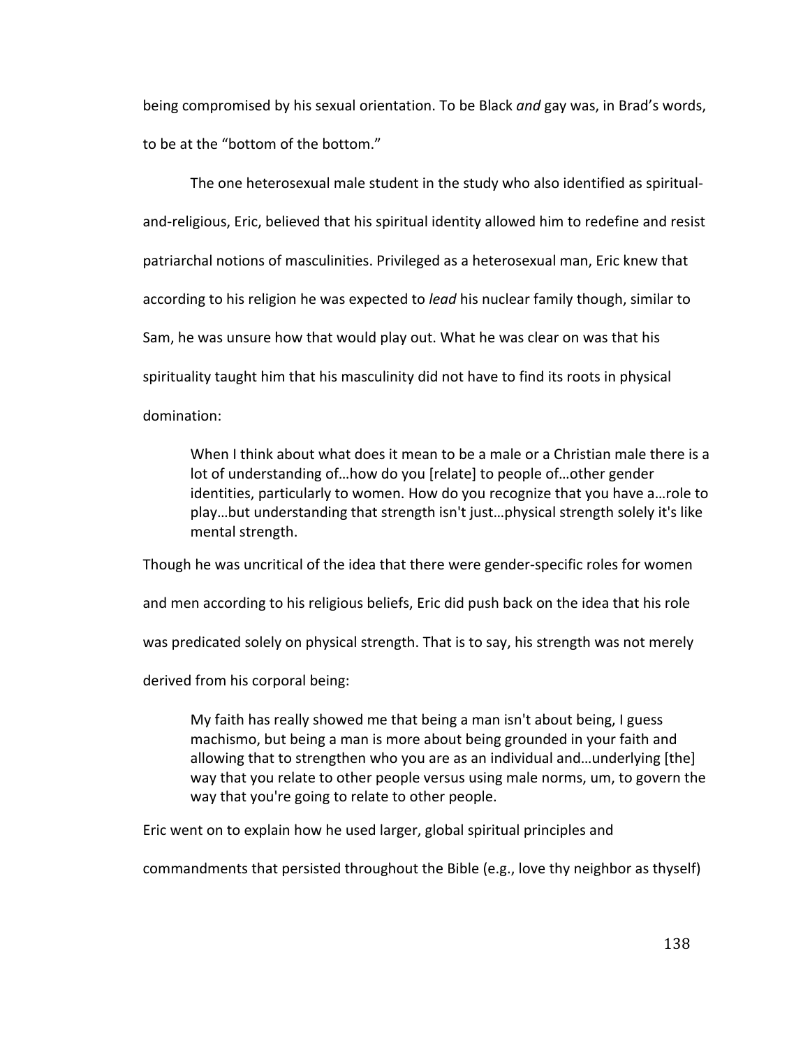being compromised by his sexual orientation. To be Black *and* gay was, in Brad's words, to be at the "bottom of the bottom."

The one heterosexual male student in the study who also identified as spiritual-and-religious, Eric, believed that his spiritual identity allowed him to redefine and resist patriarchal notions of masculinities. Privileged as a heterosexual man, Eric knew that according to his religion he was expected to *lead* his nuclear family though, similar to Sam, he was unsure how that would play out. What he was clear on was that his spirituality taught him that his masculinity did not have to find its roots in physical domination:

> When I think about what does it mean to be a male or a Christian male there is a lot of understanding of…how do you [relate] to people of…other gender identities, particularly to women. How do you recognize that you have a…role to play…but understanding that strength isn't just…physical strength solely it's like mental strength.

Though he was uncritical of the idea that there were gender-specific roles for women and men according to his religious beliefs, Eric did push back on the idea that his role was predicated solely on physical strength. That is to say, his strength was not merely derived from his corporal being:

> My faith has really showed me that being a man isn't about being, I guess machismo, but being a man is more about being grounded in your faith and allowing that to strengthen who you are as an individual and…underlying [the] way that you relate to other people versus using male norms, um, to govern the way that you're going to relate to other people.

Eric went on to explain how he used larger, global spiritual principles and commandments that persisted throughout the Bible (e.g., love thy neighbor as thyself)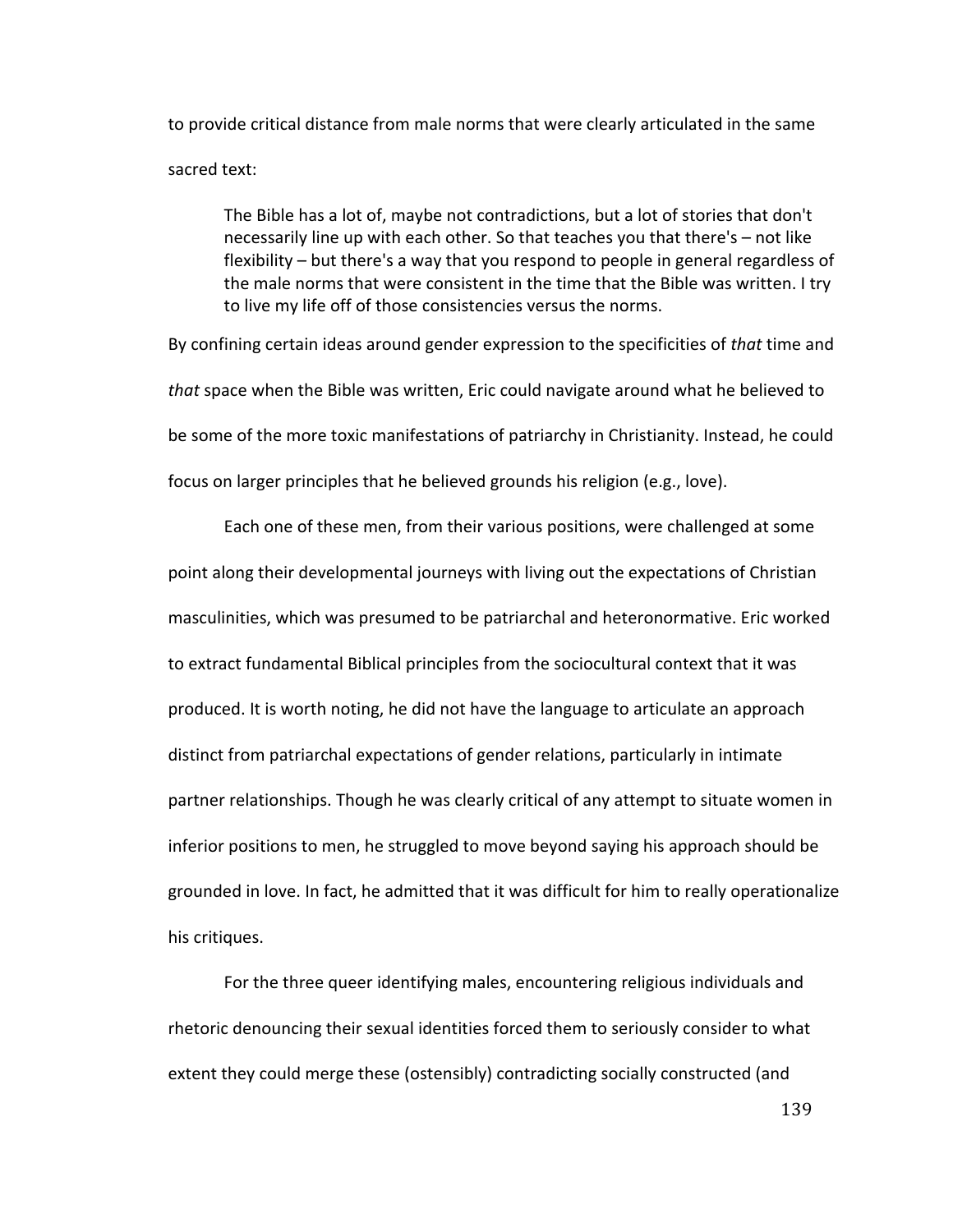to provide critical distance from male norms that were clearly articulated in the same sacred text:

> The Bible has a lot of, maybe not contradictions, but a lot of stories that don't necessarily line up with each other. So that teaches you that there's – not like flexibility – but there's a way that you respond to people in general regardless of the male norms that were consistent in the time that the Bible was written. I try to live my life off of those consistencies versus the norms.

By confining certain ideas around gender expression to the specificities of *that* time and *that* space when the Bible was written, Eric could navigate around what he believed to be some of the more toxic manifestations of patriarchy in Christianity. Instead, he could focus on larger principles that he believed grounds his religion (e.g., love).

Each one of these men, from their various positions, were challenged at some point along their developmental journeys with living out the expectations of Christian masculinities, which was presumed to be patriarchal and heteronormative. Eric worked to extract fundamental Biblical principles from the sociocultural context that it was produced. It is worth noting, he did not have the language to articulate an approach distinct from patriarchal expectations of gender relations, particularly in intimate partner relationships. Though he was clearly critical of any attempt to situate women in inferior positions to men, he struggled to move beyond saying his approach should be grounded in love. In fact, he admitted that it was difficult for him to really operationalize his critiques.

For the three queer identifying males, encountering religious individuals and rhetoric denouncing their sexual identities forced them to seriously consider to what extent they could merge these (ostensibly) contradicting socially constructed (and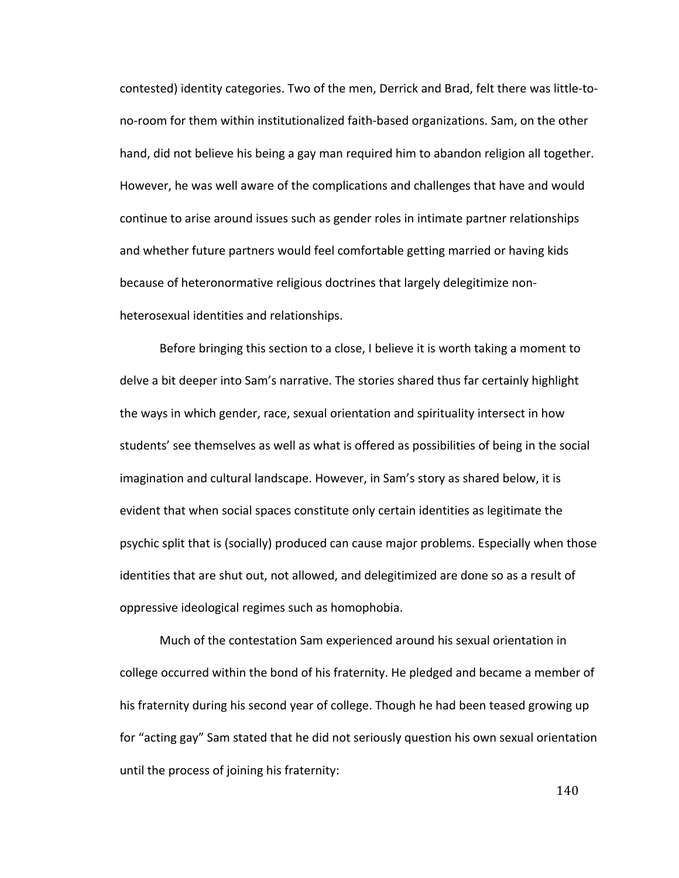contested) identity categories. Two of the men, Derrick and Brad, felt there was little-to-no-room for them within institutionalized faith-based organizations. Sam, on the other hand, did not believe his being a gay man required him to abandon religion all together. However, he was well aware of the complications and challenges that have and would continue to arise around issues such as gender roles in intimate partner relationships and whether future partners would feel comfortable getting married or having kids because of heteronormative religious doctrines that largely delegitimize non-heterosexual identities and relationships.

Before bringing this section to a close, I believe it is worth taking a moment to delve a bit deeper into Sam's narrative. The stories shared thus far certainly highlight the ways in which gender, race, sexual orientation and spirituality intersect in how students' see themselves as well as what is offered as possibilities of being in the social imagination and cultural landscape. However, in Sam's story as shared below, it is evident that when social spaces constitute only certain identities as legitimate the psychic split that is (socially) produced can cause major problems. Especially when those identities that are shut out, not allowed, and delegitimized are done so as a result of oppressive ideological regimes such as homophobia.

Much of the contestation Sam experienced around his sexual orientation in college occurred within the bond of his fraternity. He pledged and became a member of his fraternity during his second year of college. Though he had been teased growing up for "acting gay" Sam stated that he did not seriously question his own sexual orientation until the process of joining his fraternity: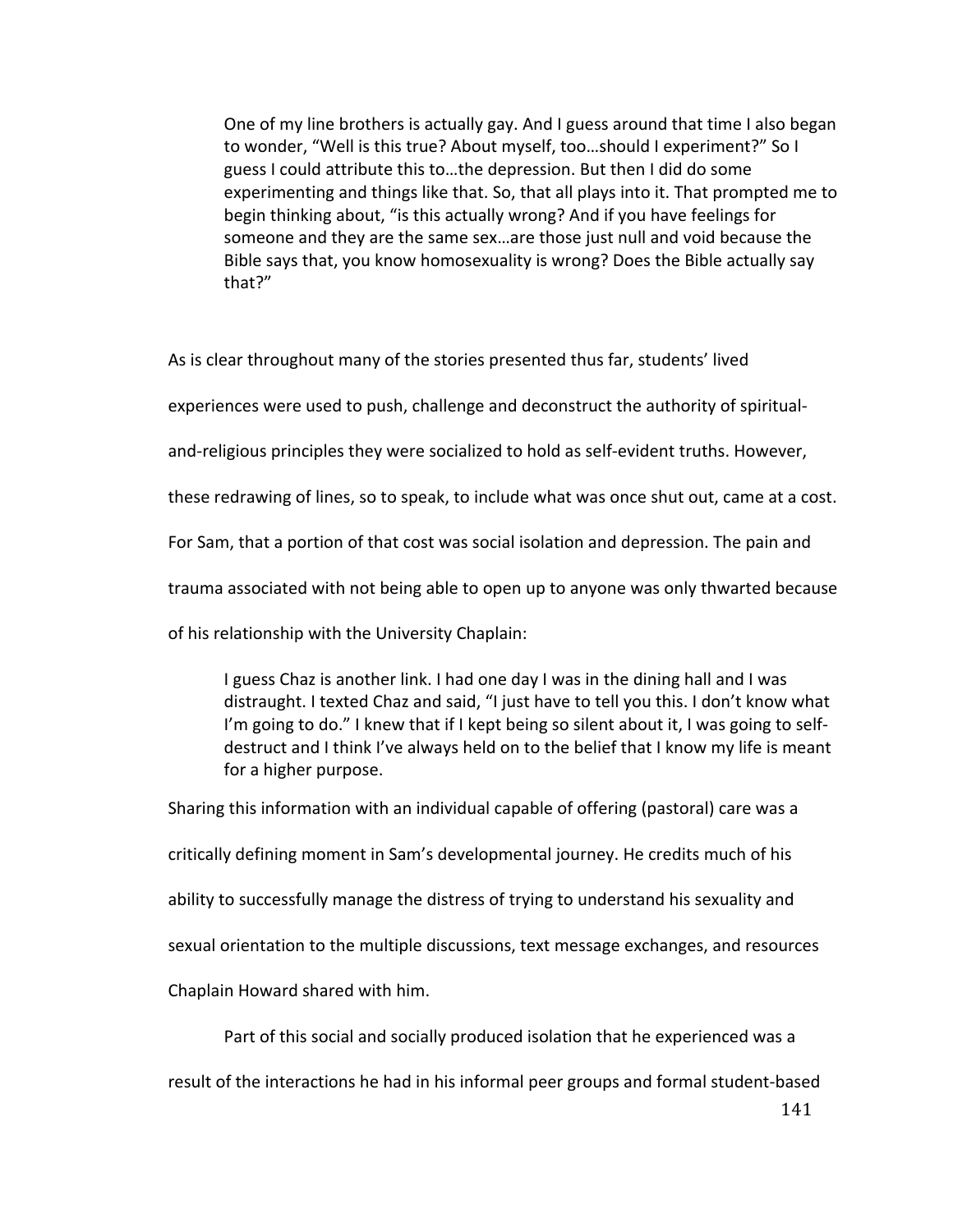> One of my line brothers is actually gay. And I guess around that time I also began to wonder, "Well is this true? About myself, too…should I experiment?" So I guess I could attribute this to…the depression. But then I did do some experimenting and things like that. So, that all plays into it. That prompted me to begin thinking about, "is this actually wrong? And if you have feelings for someone and they are the same sex…are those just null and void because the Bible says that, you know homosexuality is wrong? Does the Bible actually say that?"

As is clear throughout many of the stories presented thus far, students' lived experiences were used to push, challenge and deconstruct the authority of spiritual-and-religious principles they were socialized to hold as self-evident truths. However, these redrawing of lines, so to speak, to include what was once shut out, came at a cost. For Sam, that a portion of that cost was social isolation and depression. The pain and trauma associated with not being able to open up to anyone was only thwarted because of his relationship with the University Chaplain:

> I guess Chaz is another link. I had one day I was in the dining hall and I was distraught. I texted Chaz and said, "I just have to tell you this. I don't know what I'm going to do." I knew that if I kept being so silent about it, I was going to self-destruct and I think I've always held on to the belief that I know my life is meant for a higher purpose.

Sharing this information with an individual capable of offering (pastoral) care was a critically defining moment in Sam's developmental journey. He credits much of his ability to successfully manage the distress of trying to understand his sexuality and sexual orientation to the multiple discussions, text message exchanges, and resources Chaplain Howard shared with him.

Part of this social and socially produced isolation that he experienced was a result of the interactions he had in his informal peer groups and formal student-based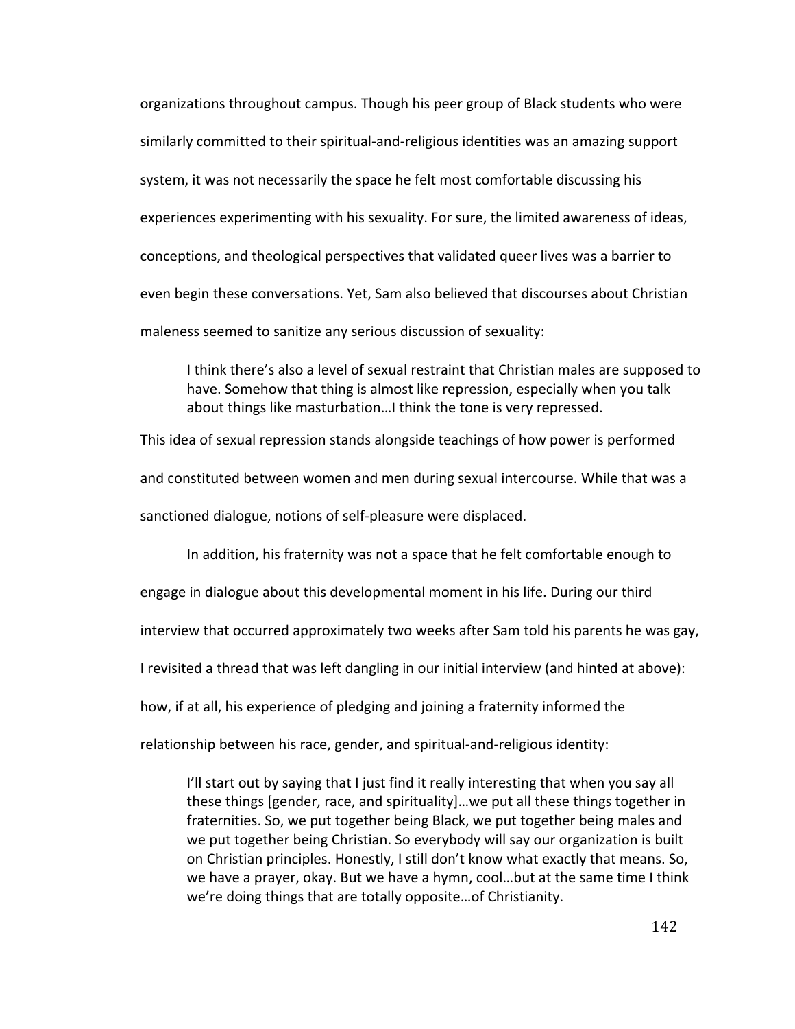organizations throughout campus. Though his peer group of Black students who were similarly committed to their spiritual-and-religious identities was an amazing support system, it was not necessarily the space he felt most comfortable discussing his experiences experimenting with his sexuality. For sure, the limited awareness of ideas, conceptions, and theological perspectives that validated queer lives was a barrier to even begin these conversations. Yet, Sam also believed that discourses about Christian maleness seemed to sanitize any serious discussion of sexuality:

> I think there's also a level of sexual restraint that Christian males are supposed to have. Somehow that thing is almost like repression, especially when you talk about things like masturbation…I think the tone is very repressed.

This idea of sexual repression stands alongside teachings of how power is performed and constituted between women and men during sexual intercourse. While that was a sanctioned dialogue, notions of self-pleasure were displaced.

In addition, his fraternity was not a space that he felt comfortable enough to engage in dialogue about this developmental moment in his life. During our third interview that occurred approximately two weeks after Sam told his parents he was gay, I revisited a thread that was left dangling in our initial interview (and hinted at above): how, if at all, his experience of pledging and joining a fraternity informed the relationship between his race, gender, and spiritual-and-religious identity:

> I'll start out by saying that I just find it really interesting that when you say all these things [gender, race, and spirituality]…we put all these things together in fraternities. So, we put together being Black, we put together being males and we put together being Christian. So everybody will say our organization is built on Christian principles. Honestly, I still don't know what exactly that means. So, we have a prayer, okay. But we have a hymn, cool…but at the same time I think we're doing things that are totally opposite…of Christianity.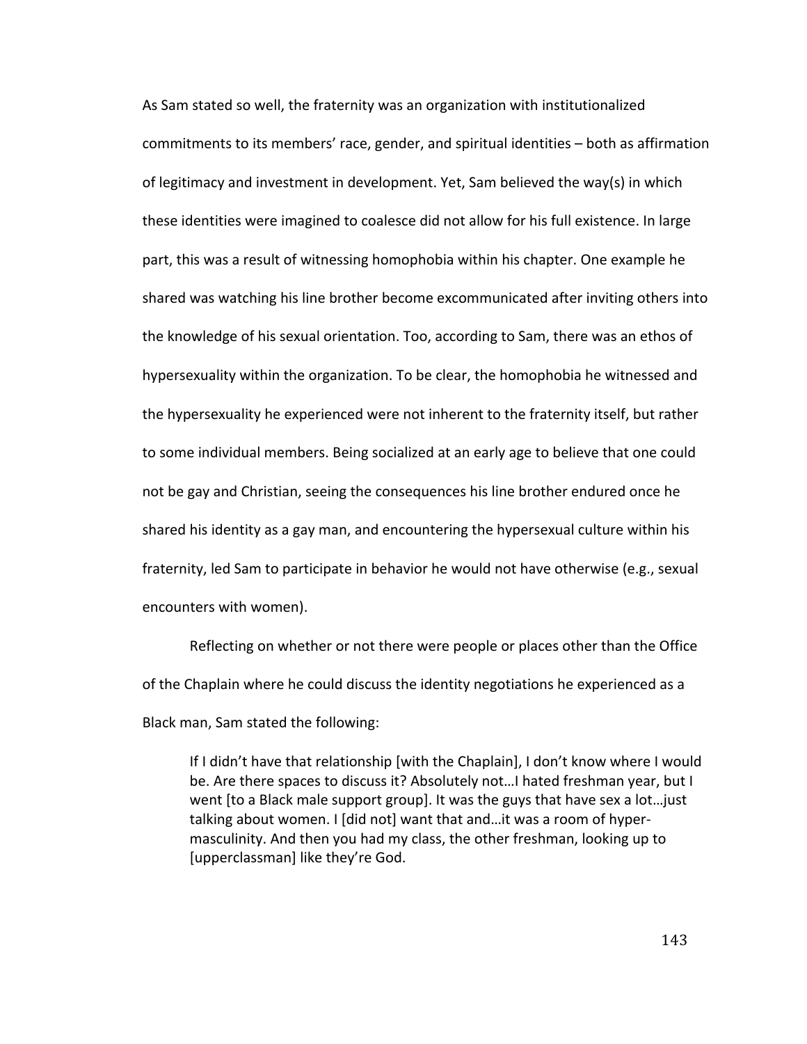As Sam stated so well, the fraternity was an organization with institutionalized commitments to its members' race, gender, and spiritual identities – both as affirmation of legitimacy and investment in development. Yet, Sam believed the way(s) in which these identities were imagined to coalesce did not allow for his full existence. In large part, this was a result of witnessing homophobia within his chapter. One example he shared was watching his line brother become excommunicated after inviting others into the knowledge of his sexual orientation. Too, according to Sam, there was an ethos of hypersexuality within the organization. To be clear, the homophobia he witnessed and the hypersexuality he experienced were not inherent to the fraternity itself, but rather to some individual members. Being socialized at an early age to believe that one could not be gay and Christian, seeing the consequences his line brother endured once he shared his identity as a gay man, and encountering the hypersexual culture within his fraternity, led Sam to participate in behavior he would not have otherwise (e.g., sexual encounters with women).

Reflecting on whether or not there were people or places other than the Office of the Chaplain where he could discuss the identity negotiations he experienced as a Black man, Sam stated the following:

> If I didn't have that relationship [with the Chaplain], I don't know where I would be. Are there spaces to discuss it? Absolutely not…I hated freshman year, but I went [to a Black male support group]. It was the guys that have sex a lot…just talking about women. I [did not] want that and…it was a room of hyper-masculinity. And then you had my class, the other freshman, looking up to [upperclassman] like they're God.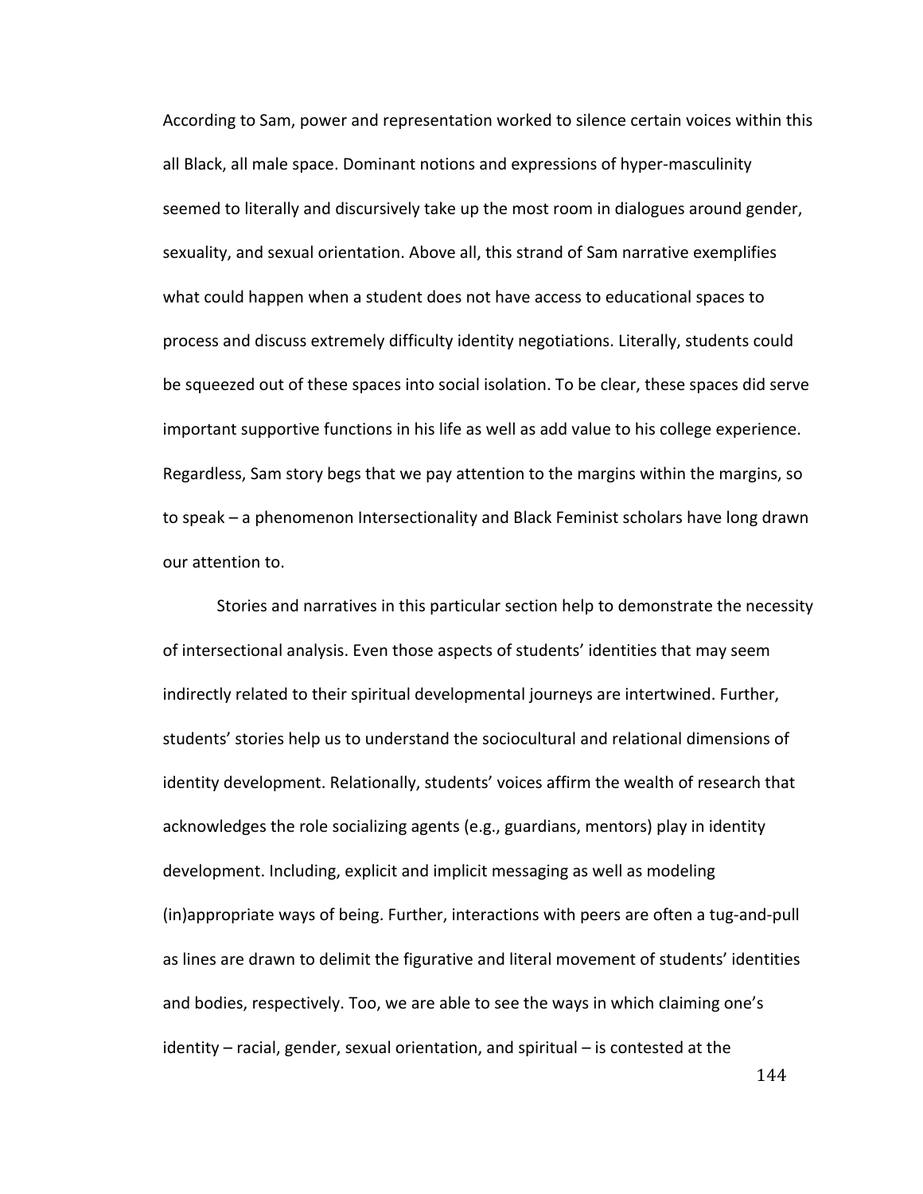According to Sam, power and representation worked to silence certain voices within this all Black, all male space. Dominant notions and expressions of hyper-masculinity seemed to literally and discursively take up the most room in dialogues around gender, sexuality, and sexual orientation. Above all, this strand of Sam narrative exemplifies what could happen when a student does not have access to educational spaces to process and discuss extremely difficulty identity negotiations. Literally, students could be squeezed out of these spaces into social isolation. To be clear, these spaces did serve important supportive functions in his life as well as add value to his college experience. Regardless, Sam story begs that we pay attention to the margins within the margins, so to speak – a phenomenon Intersectionality and Black Feminist scholars have long drawn our attention to.

Stories and narratives in this particular section help to demonstrate the necessity of intersectional analysis. Even those aspects of students' identities that may seem indirectly related to their spiritual developmental journeys are intertwined. Further, students' stories help us to understand the sociocultural and relational dimensions of identity development. Relationally, students' voices affirm the wealth of research that acknowledges the role socializing agents (e.g., guardians, mentors) play in identity development. Including, explicit and implicit messaging as well as modeling (in)appropriate ways of being. Further, interactions with peers are often a tug-and-pull as lines are drawn to delimit the figurative and literal movement of students' identities and bodies, respectively. Too, we are able to see the ways in which claiming one's identity – racial, gender, sexual orientation, and spiritual – is contested at the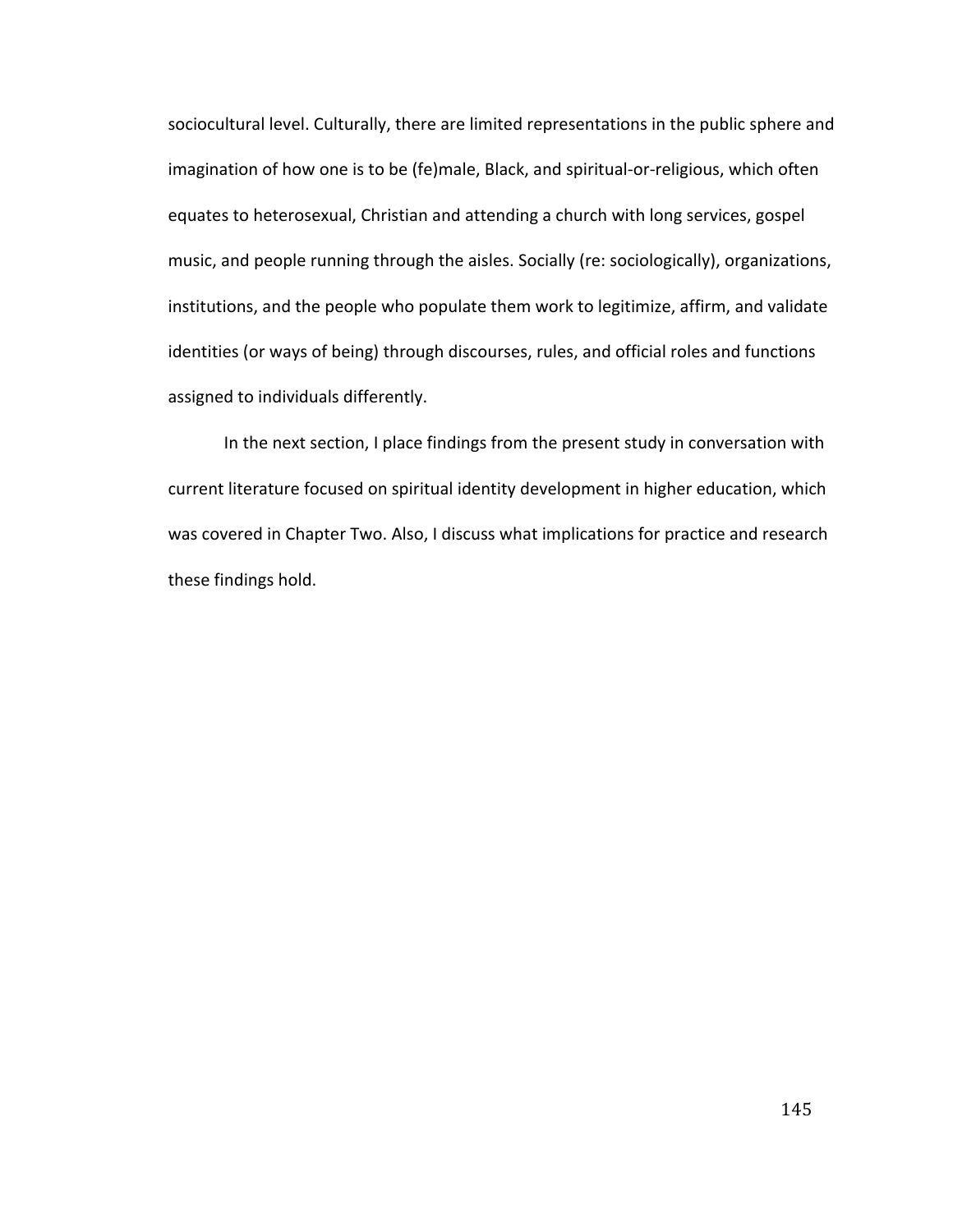sociocultural level. Culturally, there are limited representations in the public sphere and imagination of how one is to be (fe)male, Black, and spiritual-or-religious, which often equates to heterosexual, Christian and attending a church with long services, gospel music, and people running through the aisles. Socially (re: sociologically), organizations, institutions, and the people who populate them work to legitimize, affirm, and validate identities (or ways of being) through discourses, rules, and official roles and functions assigned to individuals differently.

In the next section, I place findings from the present study in conversation with current literature focused on spiritual identity development in higher education, which was covered in Chapter Two. Also, I discuss what implications for practice and research these findings hold.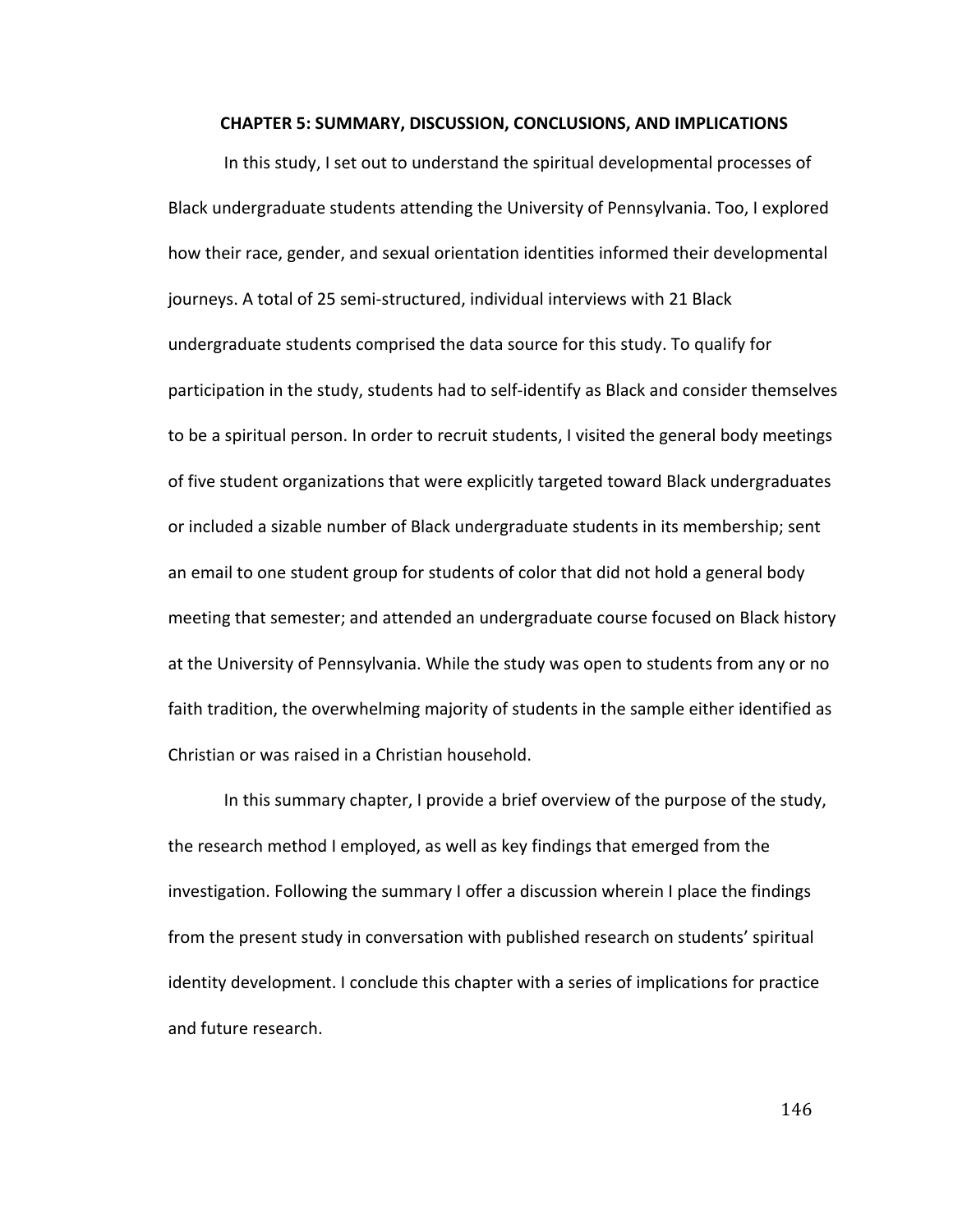# CHAPTER 5: SUMMARY, DISCUSSION, CONCLUSIONS, AND IMPLICATIONS

In this study, I set out to understand the spiritual developmental processes of Black undergraduate students attending the University of Pennsylvania. Too, I explored how their race, gender, and sexual orientation identities informed their developmental journeys. A total of 25 semi-structured, individual interviews with 21 Black undergraduate students comprised the data source for this study. To qualify for participation in the study, students had to self-identify as Black and consider themselves to be a spiritual person. In order to recruit students, I visited the general body meetings of five student organizations that were explicitly targeted toward Black undergraduates or included a sizable number of Black undergraduate students in its membership; sent an email to one student group for students of color that did not hold a general body meeting that semester; and attended an undergraduate course focused on Black history at the University of Pennsylvania. While the study was open to students from any or no faith tradition, the overwhelming majority of students in the sample either identified as Christian or was raised in a Christian household.

In this summary chapter, I provide a brief overview of the purpose of the study, the research method I employed, as well as key findings that emerged from the investigation. Following the summary I offer a discussion wherein I place the findings from the present study in conversation with published research on students' spiritual identity development. I conclude this chapter with a series of implications for practice and future research.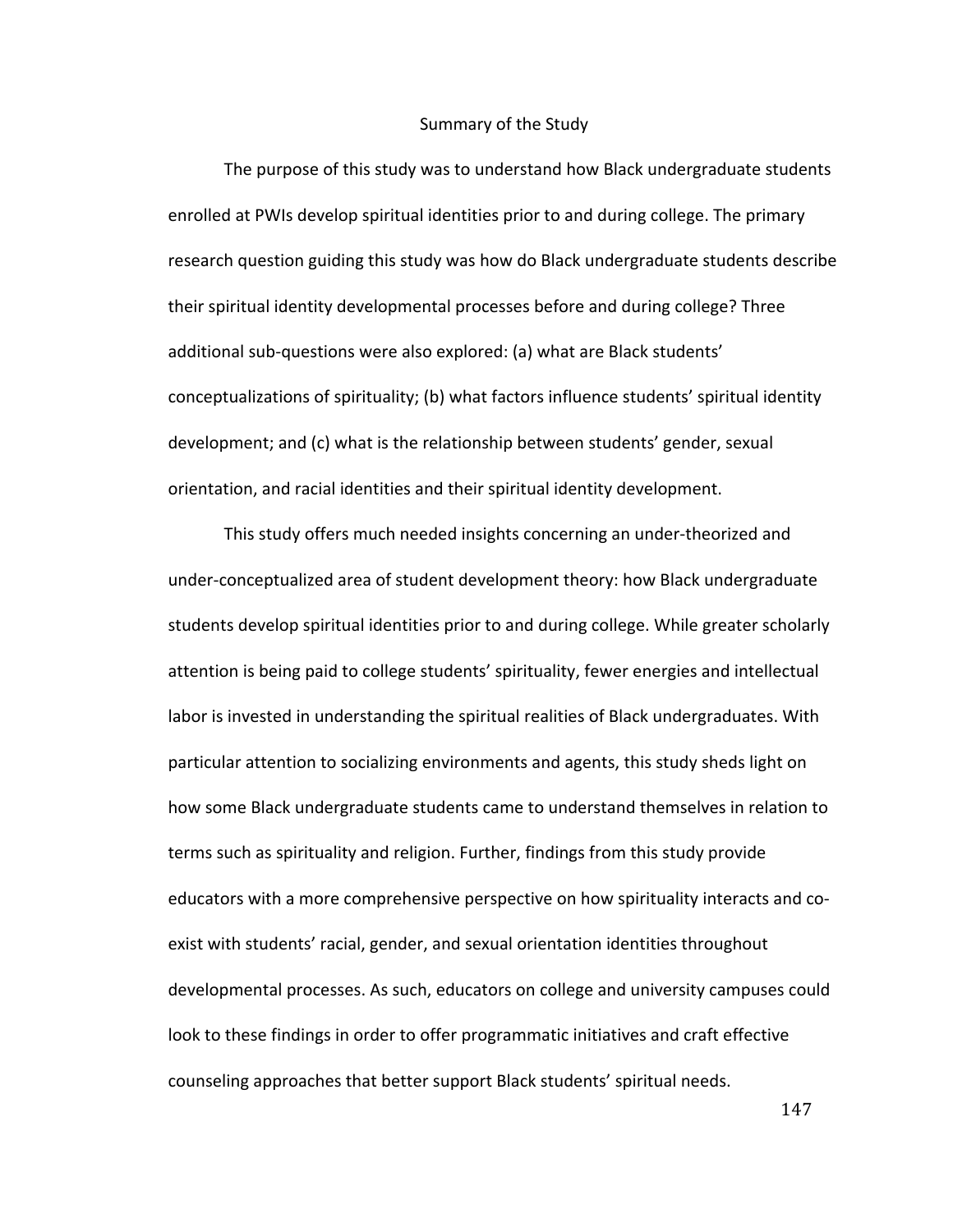## Summary of the Study

The purpose of this study was to understand how Black undergraduate students enrolled at PWIs develop spiritual identities prior to and during college. The primary research question guiding this study was how do Black undergraduate students describe their spiritual identity developmental processes before and during college? Three additional sub-questions were also explored: (a) what are Black students' conceptualizations of spirituality; (b) what factors influence students' spiritual identity development; and (c) what is the relationship between students' gender, sexual orientation, and racial identities and their spiritual identity development.

This study offers much needed insights concerning an under-theorized and under-conceptualized area of student development theory: how Black undergraduate students develop spiritual identities prior to and during college. While greater scholarly attention is being paid to college students' spirituality, fewer energies and intellectual labor is invested in understanding the spiritual realities of Black undergraduates. With particular attention to socializing environments and agents, this study sheds light on how some Black undergraduate students came to understand themselves in relation to terms such as spirituality and religion. Further, findings from this study provide educators with a more comprehensive perspective on how spirituality interacts and co-exist with students' racial, gender, and sexual orientation identities throughout developmental processes. As such, educators on college and university campuses could look to these findings in order to offer programmatic initiatives and craft effective counseling approaches that better support Black students' spiritual needs.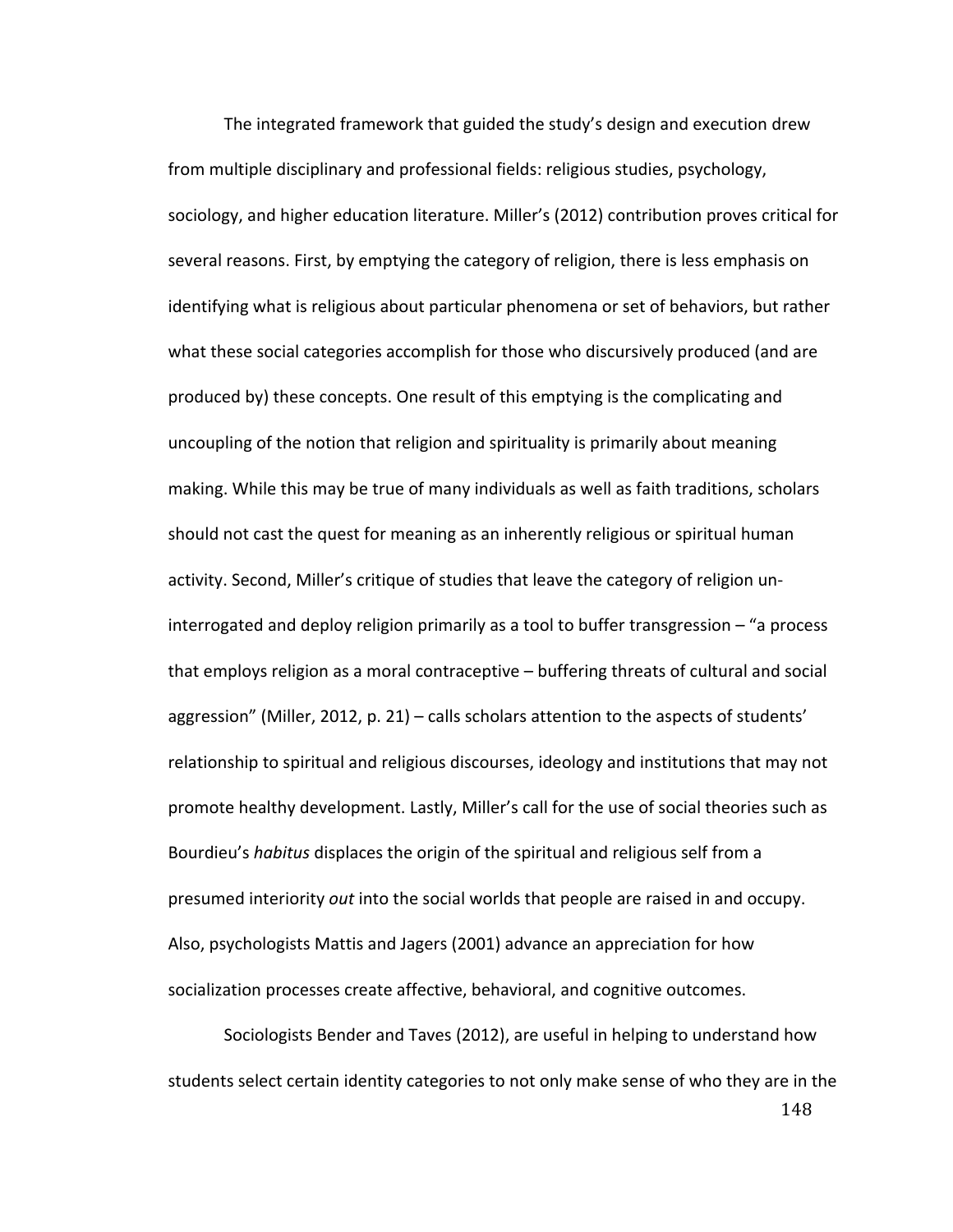The integrated framework that guided the study's design and execution drew from multiple disciplinary and professional fields: religious studies, psychology, sociology, and higher education literature. Miller's (2012) contribution proves critical for several reasons. First, by emptying the category of religion, there is less emphasis on identifying what is religious about particular phenomena or set of behaviors, but rather what these social categories accomplish for those who discursively produced (and are produced by) these concepts. One result of this emptying is the complicating and uncoupling of the notion that religion and spirituality is primarily about meaning making. While this may be true of many individuals as well as faith traditions, scholars should not cast the quest for meaning as an inherently religious or spiritual human activity. Second, Miller's critique of studies that leave the category of religion un-interrogated and deploy religion primarily as a tool to buffer transgression – "a process that employs religion as a moral contraceptive – buffering threats of cultural and social aggression" (Miller, 2012, p. 21) – calls scholars attention to the aspects of students' relationship to spiritual and religious discourses, ideology and institutions that may not promote healthy development. Lastly, Miller's call for the use of social theories such as Bourdieu's *habitus* displaces the origin of the spiritual and religious self from a presumed interiority *out* into the social worlds that people are raised in and occupy. Also, psychologists Mattis and Jagers (2001) advance an appreciation for how socialization processes create affective, behavioral, and cognitive outcomes.

Sociologists Bender and Taves (2012), are useful in helping to understand how students select certain identity categories to not only make sense of who they are in the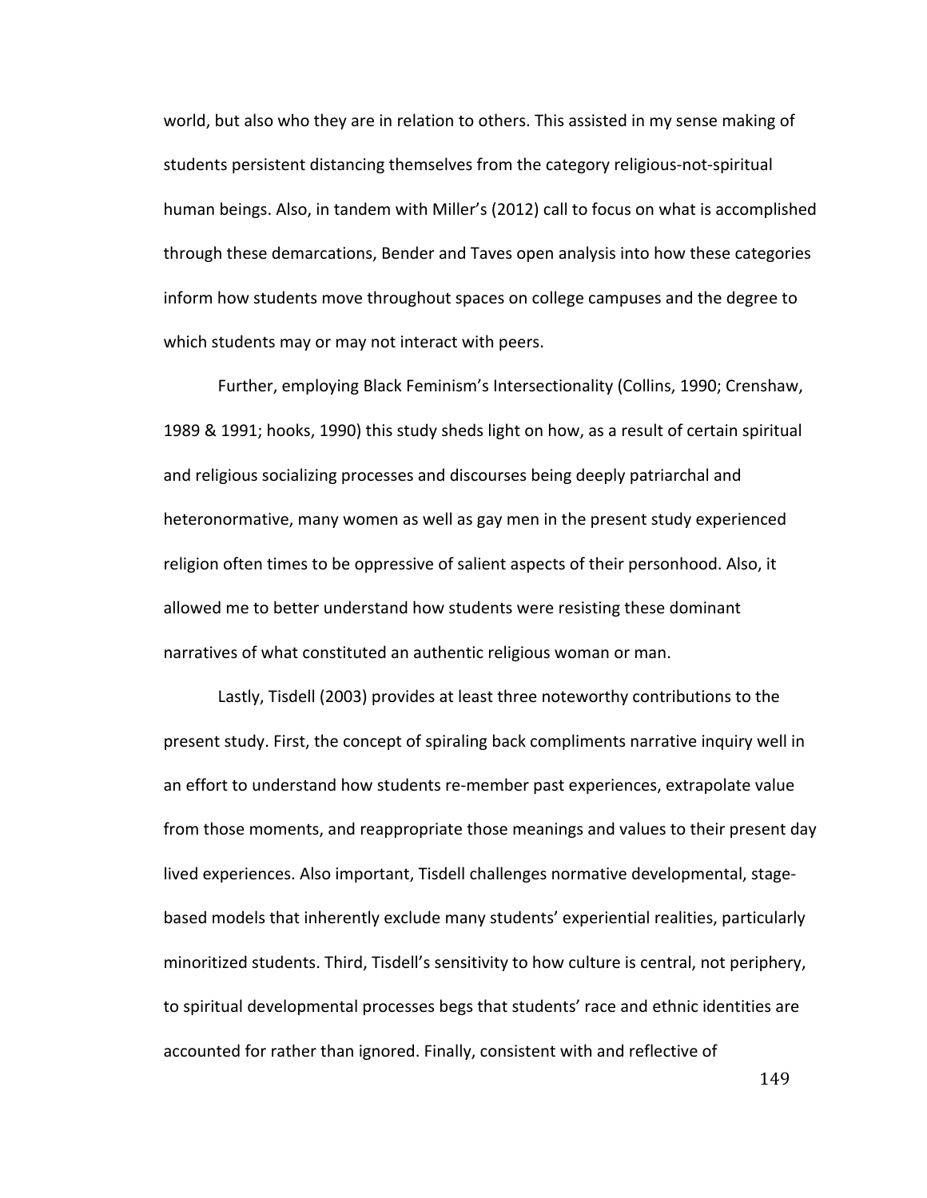world, but also who they are in relation to others. This assisted in my sense making of students persistent distancing themselves from the category religious-not-spiritual human beings. Also, in tandem with Miller's (2012) call to focus on what is accomplished through these demarcations, Bender and Taves open analysis into how these categories inform how students move throughout spaces on college campuses and the degree to which students may or may not interact with peers.

Further, employing Black Feminism's Intersectionality (Collins, 1990; Crenshaw, 1989 & 1991; hooks, 1990) this study sheds light on how, as a result of certain spiritual and religious socializing processes and discourses being deeply patriarchal and heteronormative, many women as well as gay men in the present study experienced religion often times to be oppressive of salient aspects of their personhood. Also, it allowed me to better understand how students were resisting these dominant narratives of what constituted an authentic religious woman or man.

Lastly, Tisdell (2003) provides at least three noteworthy contributions to the present study. First, the concept of spiraling back compliments narrative inquiry well in an effort to understand how students re-member past experiences, extrapolate value from those moments, and reappropriate those meanings and values to their present day lived experiences. Also important, Tisdell challenges normative developmental, stage-based models that inherently exclude many students' experiential realities, particularly minoritized students. Third, Tisdell's sensitivity to how culture is central, not periphery, to spiritual developmental processes begs that students' race and ethnic identities are accounted for rather than ignored. Finally, consistent with and reflective of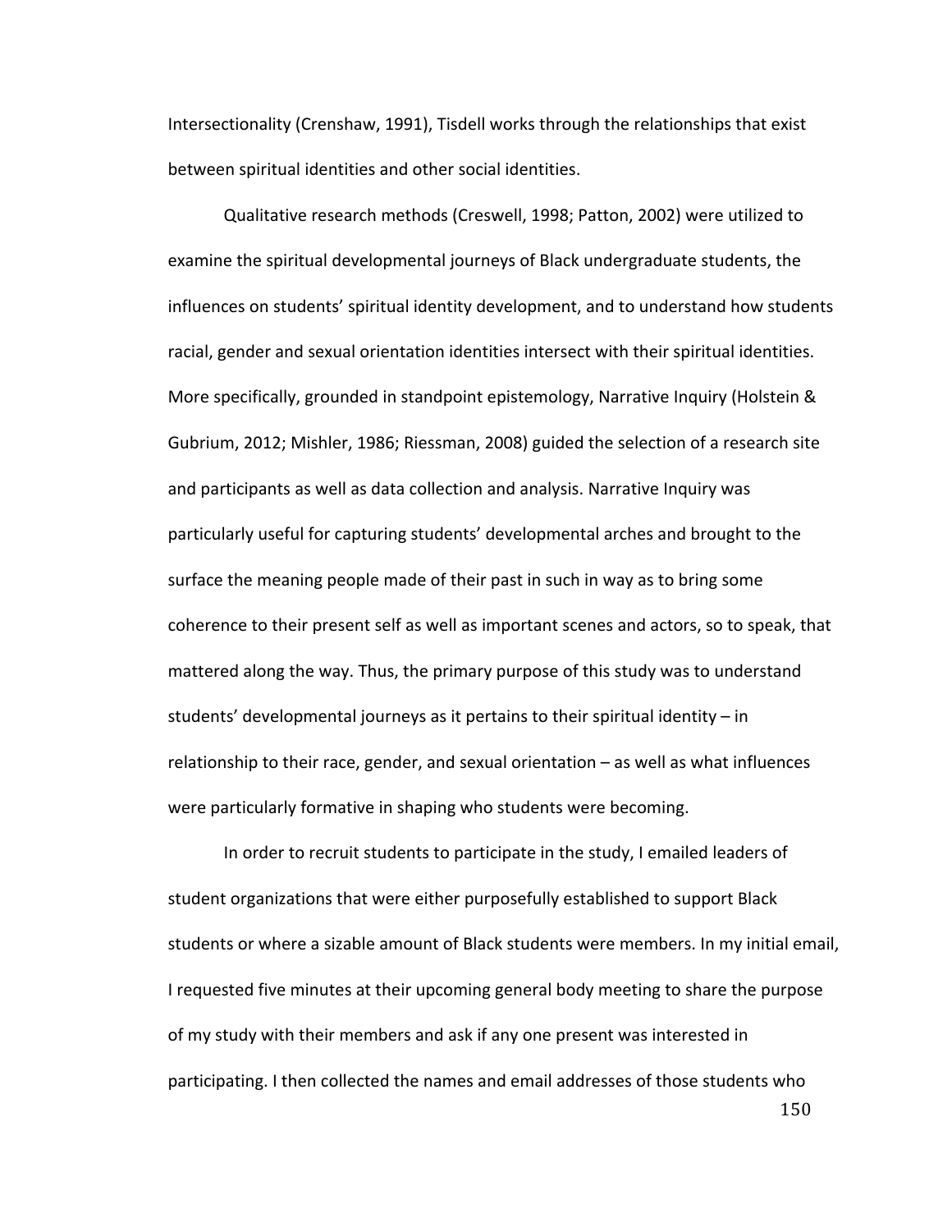Intersectionality (Crenshaw, 1991), Tisdell works through the relationships that exist between spiritual identities and other social identities.

Qualitative research methods (Creswell, 1998; Patton, 2002) were utilized to examine the spiritual developmental journeys of Black undergraduate students, the influences on students' spiritual identity development, and to understand how students racial, gender and sexual orientation identities intersect with their spiritual identities. More specifically, grounded in standpoint epistemology, Narrative Inquiry (Holstein & Gubrium, 2012; Mishler, 1986; Riessman, 2008) guided the selection of a research site and participants as well as data collection and analysis. Narrative Inquiry was particularly useful for capturing students' developmental arches and brought to the surface the meaning people made of their past in such in way as to bring some coherence to their present self as well as important scenes and actors, so to speak, that mattered along the way. Thus, the primary purpose of this study was to understand students' developmental journeys as it pertains to their spiritual identity – in relationship to their race, gender, and sexual orientation – as well as what influences were particularly formative in shaping who students were becoming.

In order to recruit students to participate in the study, I emailed leaders of student organizations that were either purposefully established to support Black students or where a sizable amount of Black students were members. In my initial email, I requested five minutes at their upcoming general body meeting to share the purpose of my study with their members and ask if any one present was interested in participating. I then collected the names and email addresses of those students who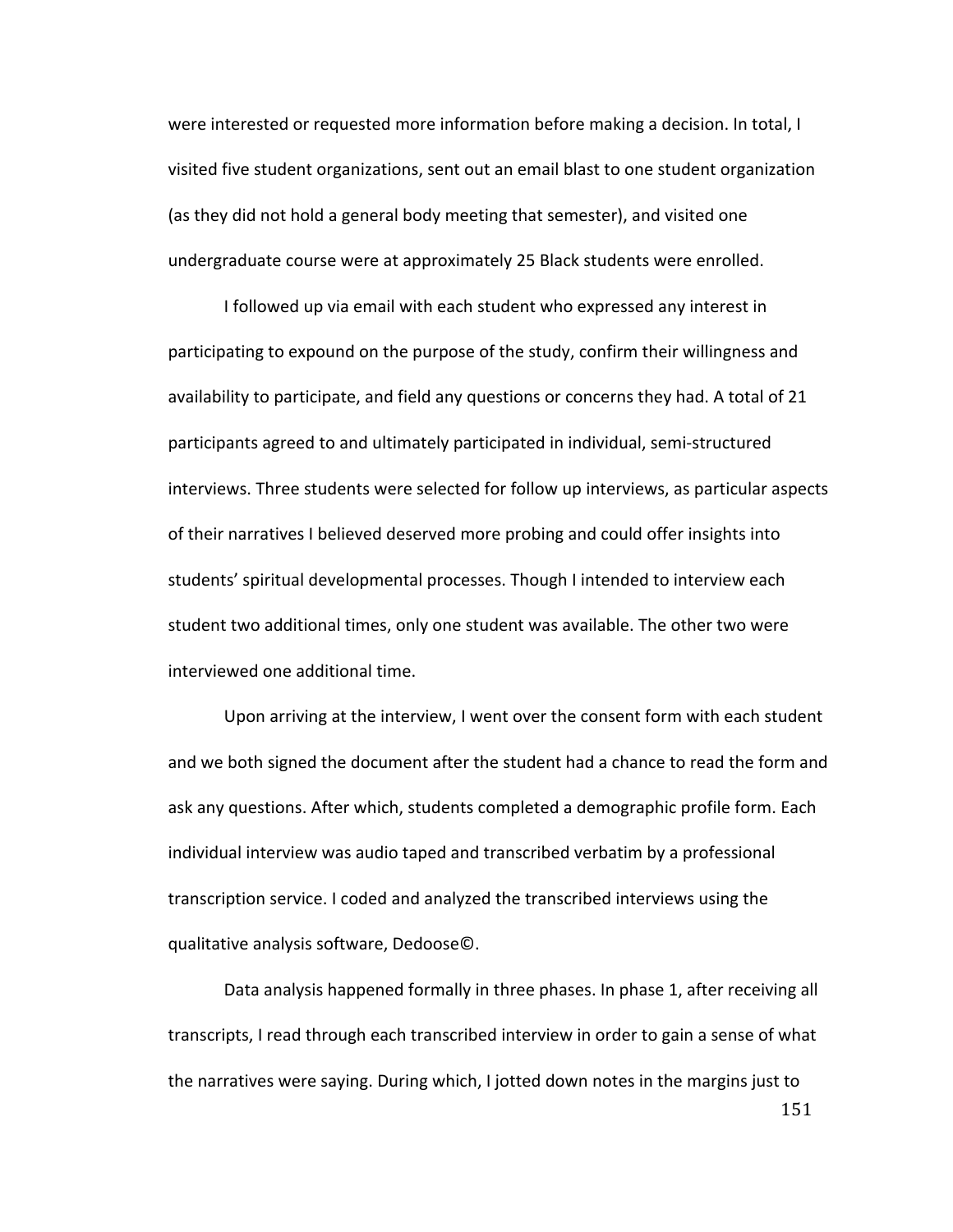were interested or requested more information before making a decision. In total, I visited five student organizations, sent out an email blast to one student organization (as they did not hold a general body meeting that semester), and visited one undergraduate course were at approximately 25 Black students were enrolled.

I followed up via email with each student who expressed any interest in participating to expound on the purpose of the study, confirm their willingness and availability to participate, and field any questions or concerns they had. A total of 21 participants agreed to and ultimately participated in individual, semi-structured interviews. Three students were selected for follow up interviews, as particular aspects of their narratives I believed deserved more probing and could offer insights into students' spiritual developmental processes. Though I intended to interview each student two additional times, only one student was available. The other two were interviewed one additional time.

Upon arriving at the interview, I went over the consent form with each student and we both signed the document after the student had a chance to read the form and ask any questions. After which, students completed a demographic profile form. Each individual interview was audio taped and transcribed verbatim by a professional transcription service. I coded and analyzed the transcribed interviews using the qualitative analysis software, Dedoose©.

Data analysis happened formally in three phases. In phase 1, after receiving all transcripts, I read through each transcribed interview in order to gain a sense of what the narratives were saying. During which, I jotted down notes in the margins just to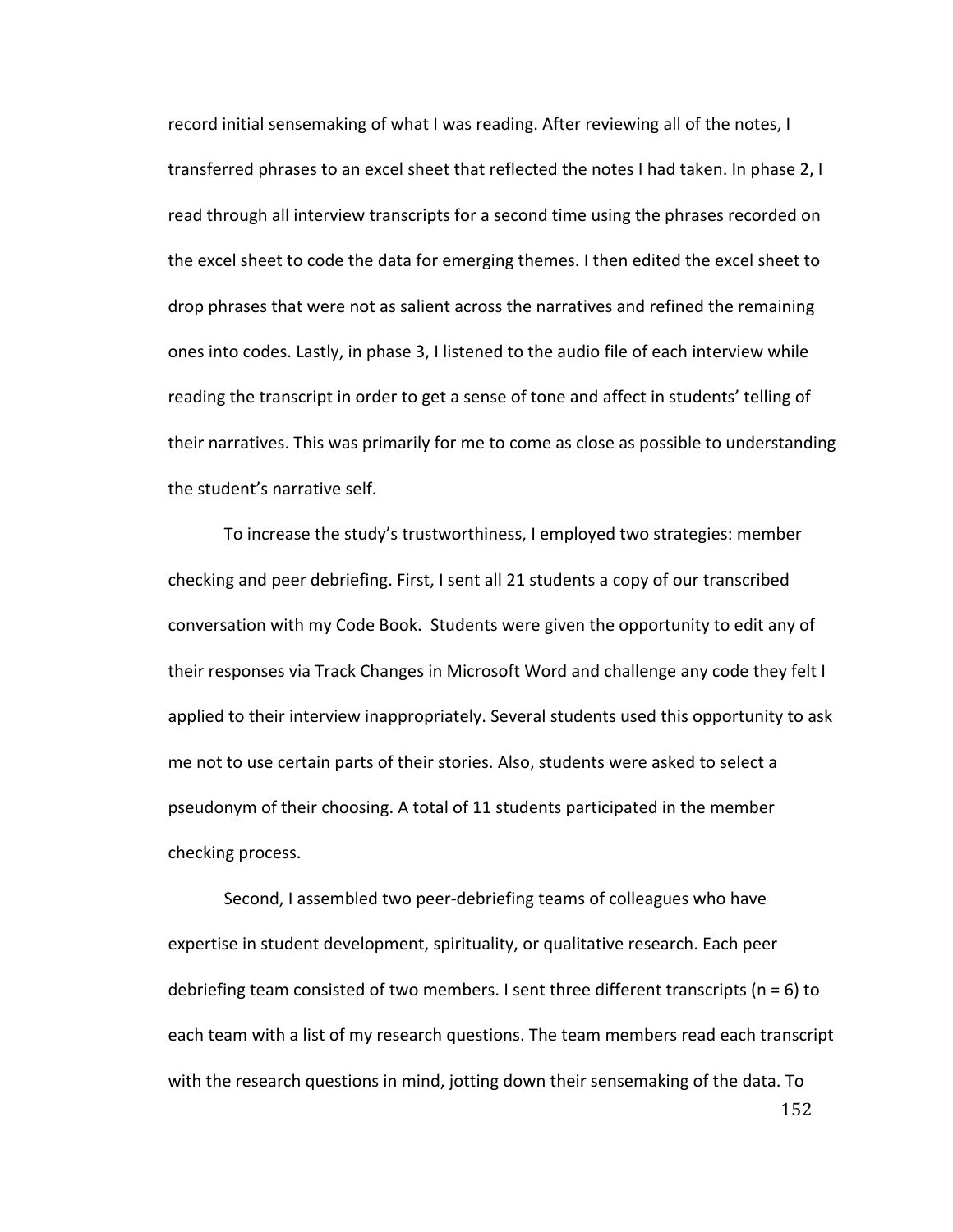record initial sensemaking of what I was reading. After reviewing all of the notes, I transferred phrases to an excel sheet that reflected the notes I had taken. In phase 2, I read through all interview transcripts for a second time using the phrases recorded on the excel sheet to code the data for emerging themes. I then edited the excel sheet to drop phrases that were not as salient across the narratives and refined the remaining ones into codes. Lastly, in phase 3, I listened to the audio file of each interview while reading the transcript in order to get a sense of tone and affect in students' telling of their narratives. This was primarily for me to come as close as possible to understanding the student's narrative self.

To increase the study's trustworthiness, I employed two strategies: member checking and peer debriefing. First, I sent all 21 students a copy of our transcribed conversation with my Code Book. Students were given the opportunity to edit any of their responses via Track Changes in Microsoft Word and challenge any code they felt I applied to their interview inappropriately. Several students used this opportunity to ask me not to use certain parts of their stories. Also, students were asked to select a pseudonym of their choosing. A total of 11 students participated in the member checking process.

Second, I assembled two peer-debriefing teams of colleagues who have expertise in student development, spirituality, or qualitative research. Each peer debriefing team consisted of two members. I sent three different transcripts (n = 6) to each team with a list of my research questions. The team members read each transcript with the research questions in mind, jotting down their sensemaking of the data. To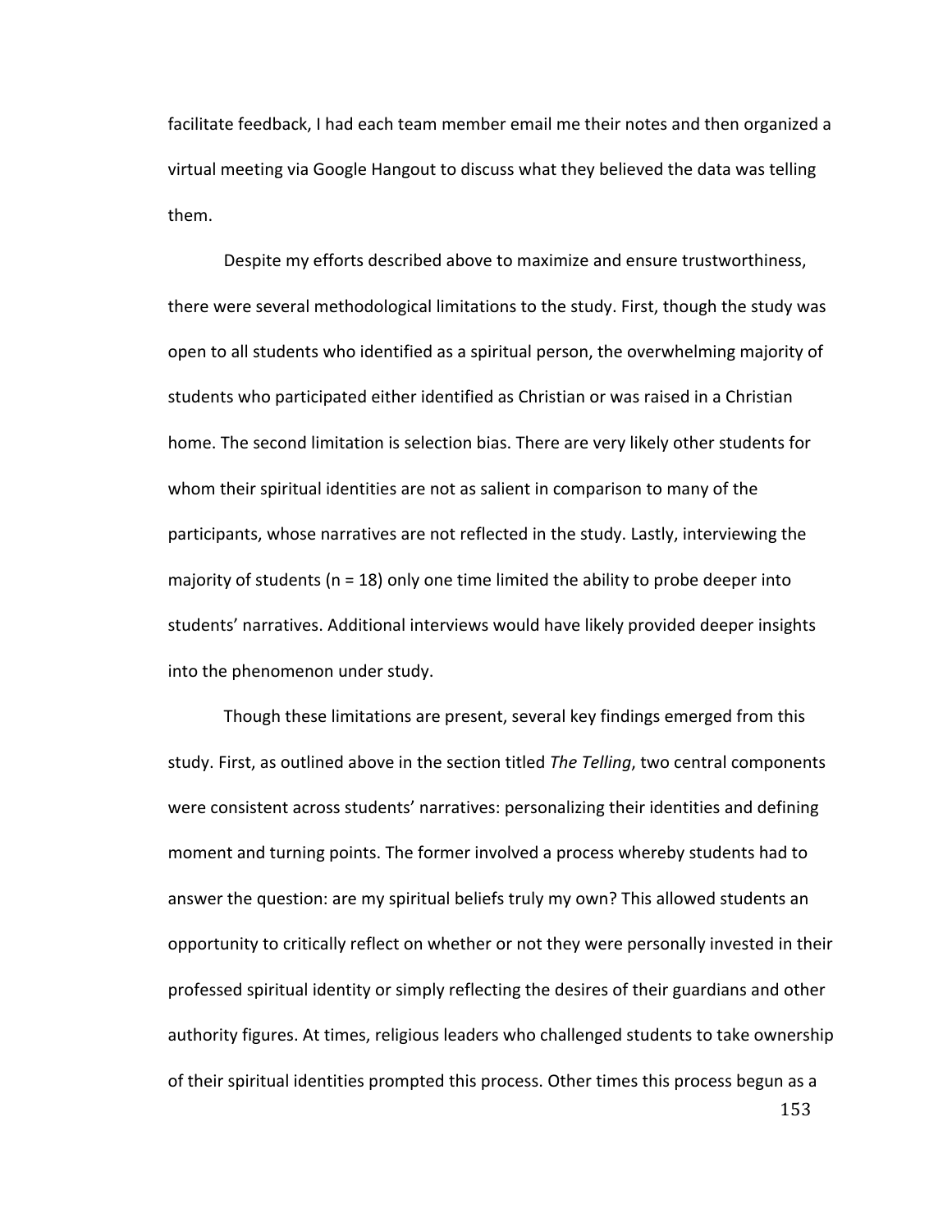facilitate feedback, I had each team member email me their notes and then organized a virtual meeting via Google Hangout to discuss what they believed the data was telling them.

Despite my efforts described above to maximize and ensure trustworthiness, there were several methodological limitations to the study. First, though the study was open to all students who identified as a spiritual person, the overwhelming majority of students who participated either identified as Christian or was raised in a Christian home. The second limitation is selection bias. There are very likely other students for whom their spiritual identities are not as salient in comparison to many of the participants, whose narratives are not reflected in the study. Lastly, interviewing the majority of students (n = 18) only one time limited the ability to probe deeper into students' narratives. Additional interviews would have likely provided deeper insights into the phenomenon under study.

Though these limitations are present, several key findings emerged from this study. First, as outlined above in the section titled *The Telling*, two central components were consistent across students' narratives: personalizing their identities and defining moment and turning points. The former involved a process whereby students had to answer the question: are my spiritual beliefs truly my own? This allowed students an opportunity to critically reflect on whether or not they were personally invested in their professed spiritual identity or simply reflecting the desires of their guardians and other authority figures. At times, religious leaders who challenged students to take ownership of their spiritual identities prompted this process. Other times this process begun as a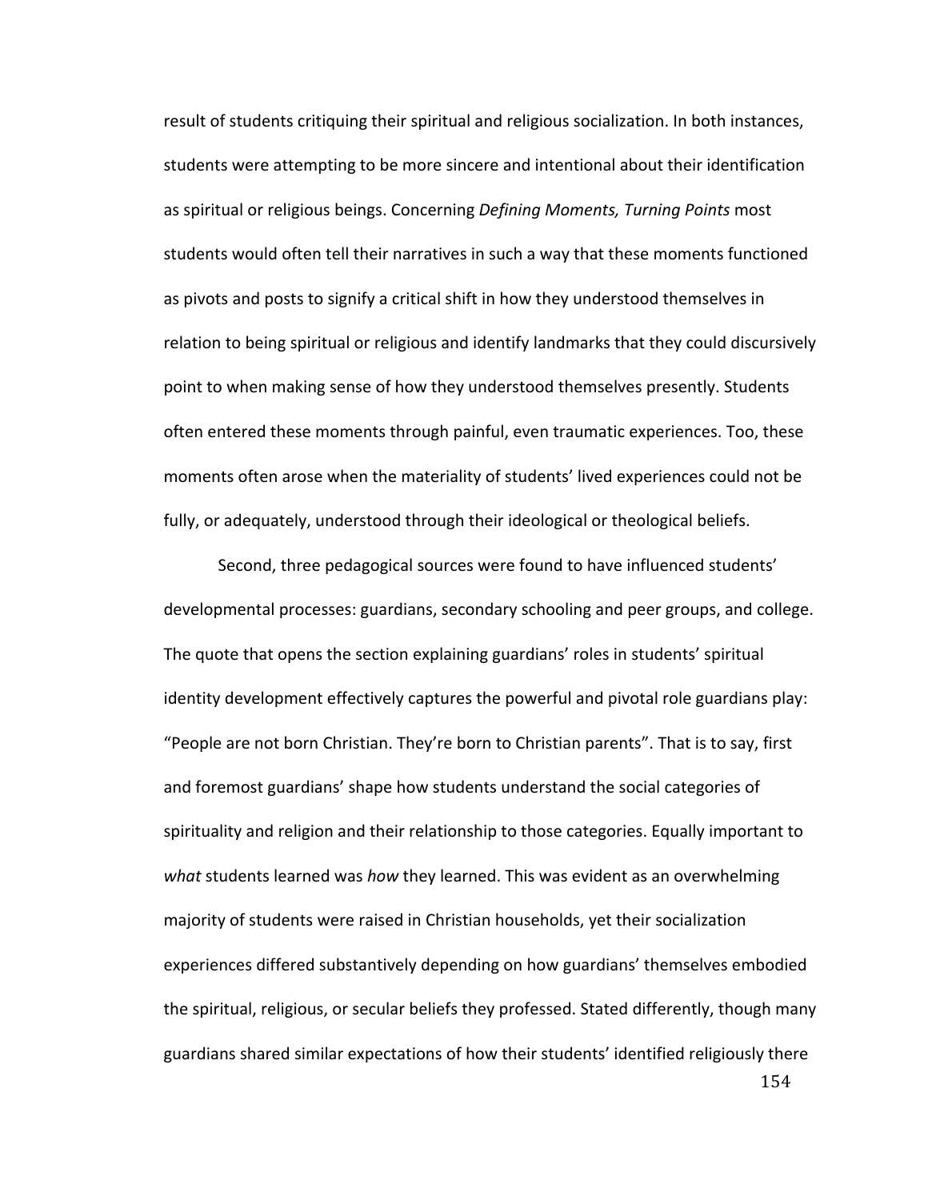result of students critiquing their spiritual and religious socialization. In both instances, students were attempting to be more sincere and intentional about their identification as spiritual or religious beings. Concerning *Defining Moments, Turning Points* most students would often tell their narratives in such a way that these moments functioned as pivots and posts to signify a critical shift in how they understood themselves in relation to being spiritual or religious and identify landmarks that they could discursively point to when making sense of how they understood themselves presently. Students often entered these moments through painful, even traumatic experiences. Too, these moments often arose when the materiality of students' lived experiences could not be fully, or adequately, understood through their ideological or theological beliefs.

Second, three pedagogical sources were found to have influenced students' developmental processes: guardians, secondary schooling and peer groups, and college. The quote that opens the section explaining guardians' roles in students' spiritual identity development effectively captures the powerful and pivotal role guardians play: "People are not born Christian. They're born to Christian parents". That is to say, first and foremost guardians' shape how students understand the social categories of spirituality and religion and their relationship to those categories. Equally important to *what* students learned was *how* they learned. This was evident as an overwhelming majority of students were raised in Christian households, yet their socialization experiences differed substantively depending on how guardians' themselves embodied the spiritual, religious, or secular beliefs they professed. Stated differently, though many guardians shared similar expectations of how their students' identified religiously there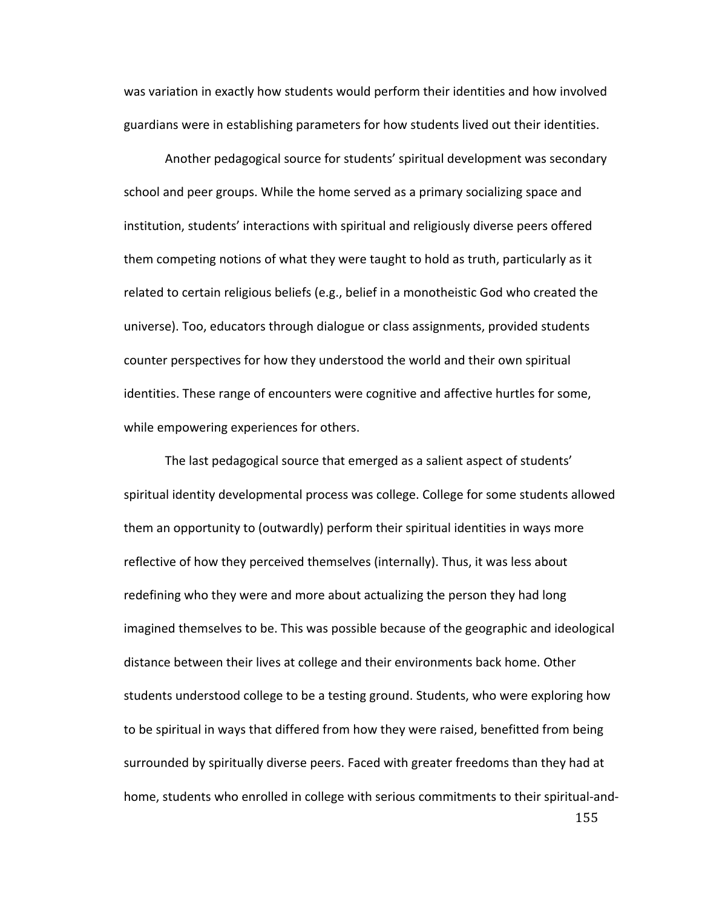was variation in exactly how students would perform their identities and how involved guardians were in establishing parameters for how students lived out their identities.

Another pedagogical source for students' spiritual development was secondary school and peer groups. While the home served as a primary socializing space and institution, students' interactions with spiritual and religiously diverse peers offered them competing notions of what they were taught to hold as truth, particularly as it related to certain religious beliefs (e.g., belief in a monotheistic God who created the universe). Too, educators through dialogue or class assignments, provided students counter perspectives for how they understood the world and their own spiritual identities. These range of encounters were cognitive and affective hurtles for some, while empowering experiences for others.

The last pedagogical source that emerged as a salient aspect of students' spiritual identity developmental process was college. College for some students allowed them an opportunity to (outwardly) perform their spiritual identities in ways more reflective of how they perceived themselves (internally). Thus, it was less about redefining who they were and more about actualizing the person they had long imagined themselves to be. This was possible because of the geographic and ideological distance between their lives at college and their environments back home. Other students understood college to be a testing ground. Students, who were exploring how to be spiritual in ways that differed from how they were raised, benefitted from being surrounded by spiritually diverse peers. Faced with greater freedoms than they had at home, students who enrolled in college with serious commitments to their spiritual-and-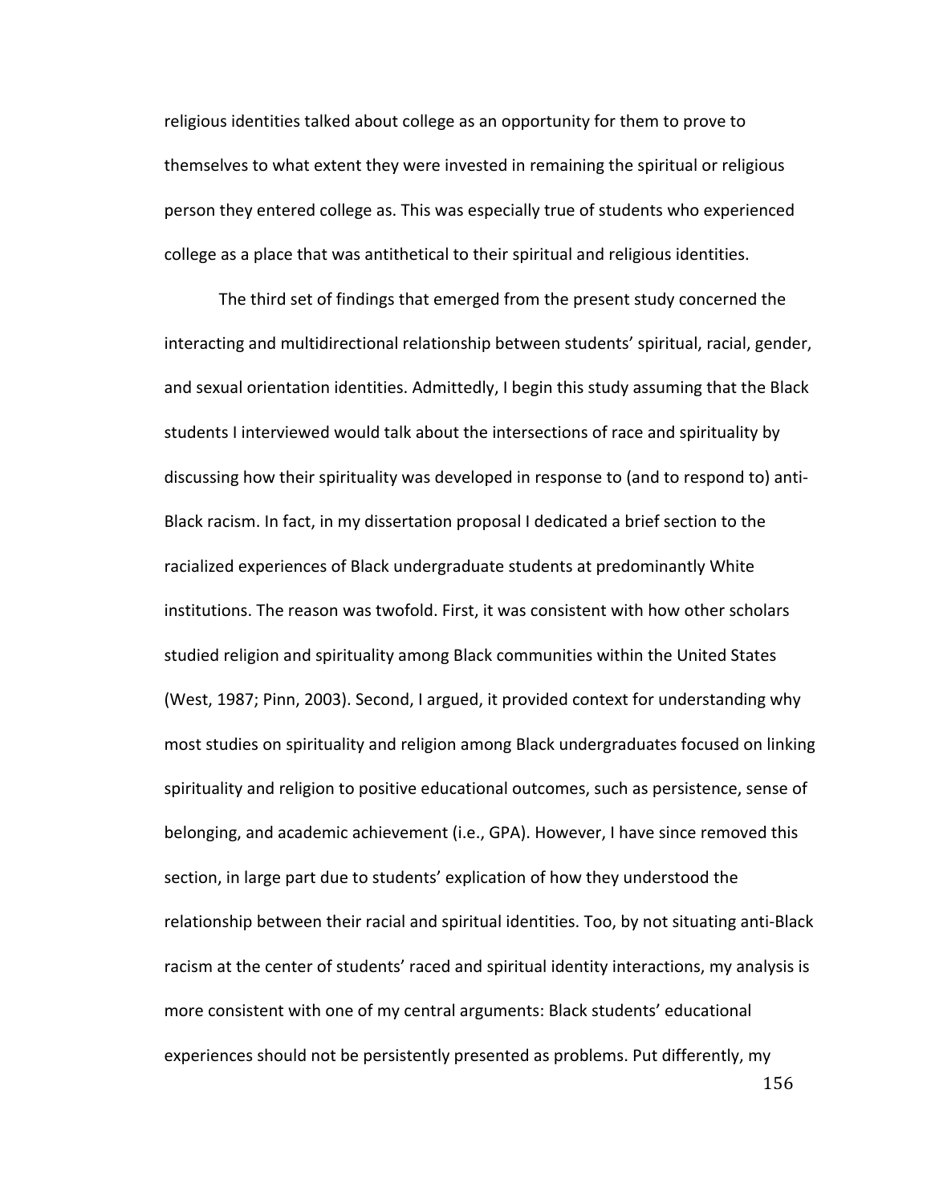religious identities talked about college as an opportunity for them to prove to themselves to what extent they were invested in remaining the spiritual or religious person they entered college as. This was especially true of students who experienced college as a place that was antithetical to their spiritual and religious identities.

The third set of findings that emerged from the present study concerned the interacting and multidirectional relationship between students' spiritual, racial, gender, and sexual orientation identities. Admittedly, I begin this study assuming that the Black students I interviewed would talk about the intersections of race and spirituality by discussing how their spirituality was developed in response to (and to respond to) anti-Black racism. In fact, in my dissertation proposal I dedicated a brief section to the racialized experiences of Black undergraduate students at predominantly White institutions. The reason was twofold. First, it was consistent with how other scholars studied religion and spirituality among Black communities within the United States (West, 1987; Pinn, 2003). Second, I argued, it provided context for understanding why most studies on spirituality and religion among Black undergraduates focused on linking spirituality and religion to positive educational outcomes, such as persistence, sense of belonging, and academic achievement (i.e., GPA). However, I have since removed this section, in large part due to students' explication of how they understood the relationship between their racial and spiritual identities. Too, by not situating anti-Black racism at the center of students' raced and spiritual identity interactions, my analysis is more consistent with one of my central arguments: Black students' educational experiences should not be persistently presented as problems. Put differently, my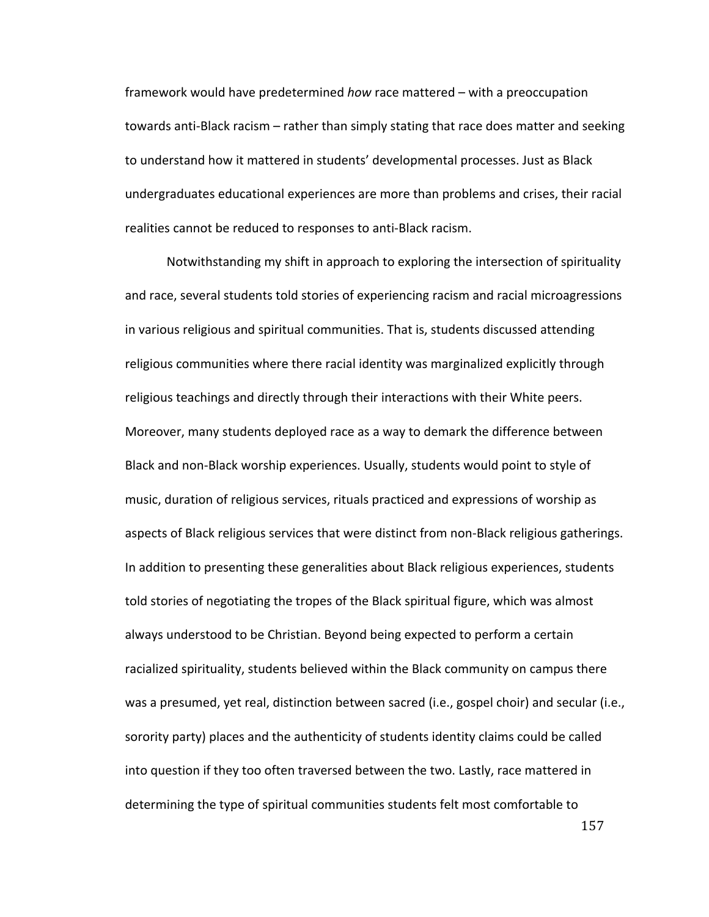framework would have predetermined *how* race mattered – with a preoccupation towards anti-Black racism – rather than simply stating that race does matter and seeking to understand how it mattered in students' developmental processes. Just as Black undergraduates educational experiences are more than problems and crises, their racial realities cannot be reduced to responses to anti-Black racism.

Notwithstanding my shift in approach to exploring the intersection of spirituality and race, several students told stories of experiencing racism and racial microagressions in various religious and spiritual communities. That is, students discussed attending religious communities where there racial identity was marginalized explicitly through religious teachings and directly through their interactions with their White peers. Moreover, many students deployed race as a way to demark the difference between Black and non-Black worship experiences. Usually, students would point to style of music, duration of religious services, rituals practiced and expressions of worship as aspects of Black religious services that were distinct from non-Black religious gatherings. In addition to presenting these generalities about Black religious experiences, students told stories of negotiating the tropes of the Black spiritual figure, which was almost always understood to be Christian. Beyond being expected to perform a certain racialized spirituality, students believed within the Black community on campus there was a presumed, yet real, distinction between sacred (i.e., gospel choir) and secular (i.e., sorority party) places and the authenticity of students identity claims could be called into question if they too often traversed between the two. Lastly, race mattered in determining the type of spiritual communities students felt most comfortable to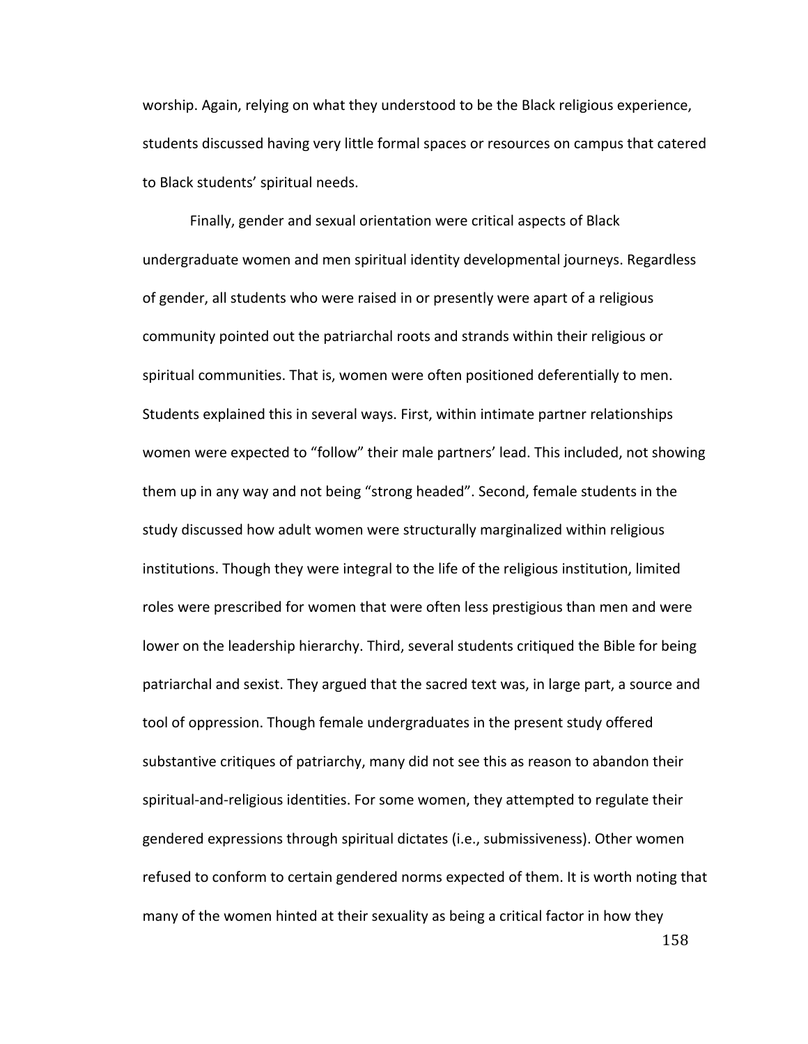worship. Again, relying on what they understood to be the Black religious experience, students discussed having very little formal spaces or resources on campus that catered to Black students' spiritual needs.

Finally, gender and sexual orientation were critical aspects of Black undergraduate women and men spiritual identity developmental journeys. Regardless of gender, all students who were raised in or presently were apart of a religious community pointed out the patriarchal roots and strands within their religious or spiritual communities. That is, women were often positioned deferentially to men. Students explained this in several ways. First, within intimate partner relationships women were expected to "follow" their male partners' lead. This included, not showing them up in any way and not being "strong headed". Second, female students in the study discussed how adult women were structurally marginalized within religious institutions. Though they were integral to the life of the religious institution, limited roles were prescribed for women that were often less prestigious than men and were lower on the leadership hierarchy. Third, several students critiqued the Bible for being patriarchal and sexist. They argued that the sacred text was, in large part, a source and tool of oppression. Though female undergraduates in the present study offered substantive critiques of patriarchy, many did not see this as reason to abandon their spiritual-and-religious identities. For some women, they attempted to regulate their gendered expressions through spiritual dictates (i.e., submissiveness). Other women refused to conform to certain gendered norms expected of them. It is worth noting that many of the women hinted at their sexuality as being a critical factor in how they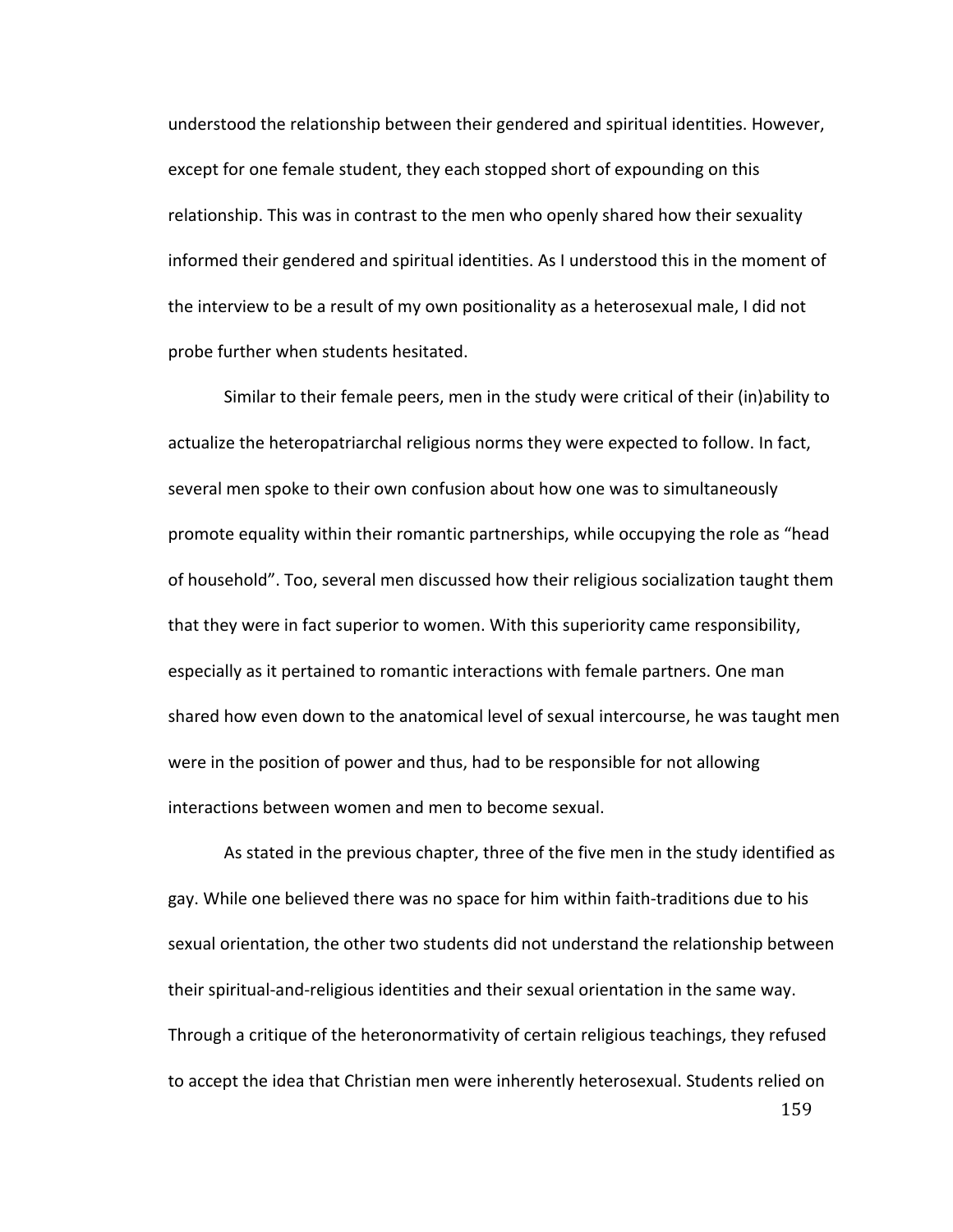understood the relationship between their gendered and spiritual identities. However, except for one female student, they each stopped short of expounding on this relationship. This was in contrast to the men who openly shared how their sexuality informed their gendered and spiritual identities. As I understood this in the moment of the interview to be a result of my own positionality as a heterosexual male, I did not probe further when students hesitated.

Similar to their female peers, men in the study were critical of their (in)ability to actualize the heteropatriarchal religious norms they were expected to follow. In fact, several men spoke to their own confusion about how one was to simultaneously promote equality within their romantic partnerships, while occupying the role as "head of household". Too, several men discussed how their religious socialization taught them that they were in fact superior to women. With this superiority came responsibility, especially as it pertained to romantic interactions with female partners. One man shared how even down to the anatomical level of sexual intercourse, he was taught men were in the position of power and thus, had to be responsible for not allowing interactions between women and men to become sexual.

As stated in the previous chapter, three of the five men in the study identified as gay. While one believed there was no space for him within faith-traditions due to his sexual orientation, the other two students did not understand the relationship between their spiritual-and-religious identities and their sexual orientation in the same way. Through a critique of the heteronormativity of certain religious teachings, they refused to accept the idea that Christian men were inherently heterosexual. Students relied on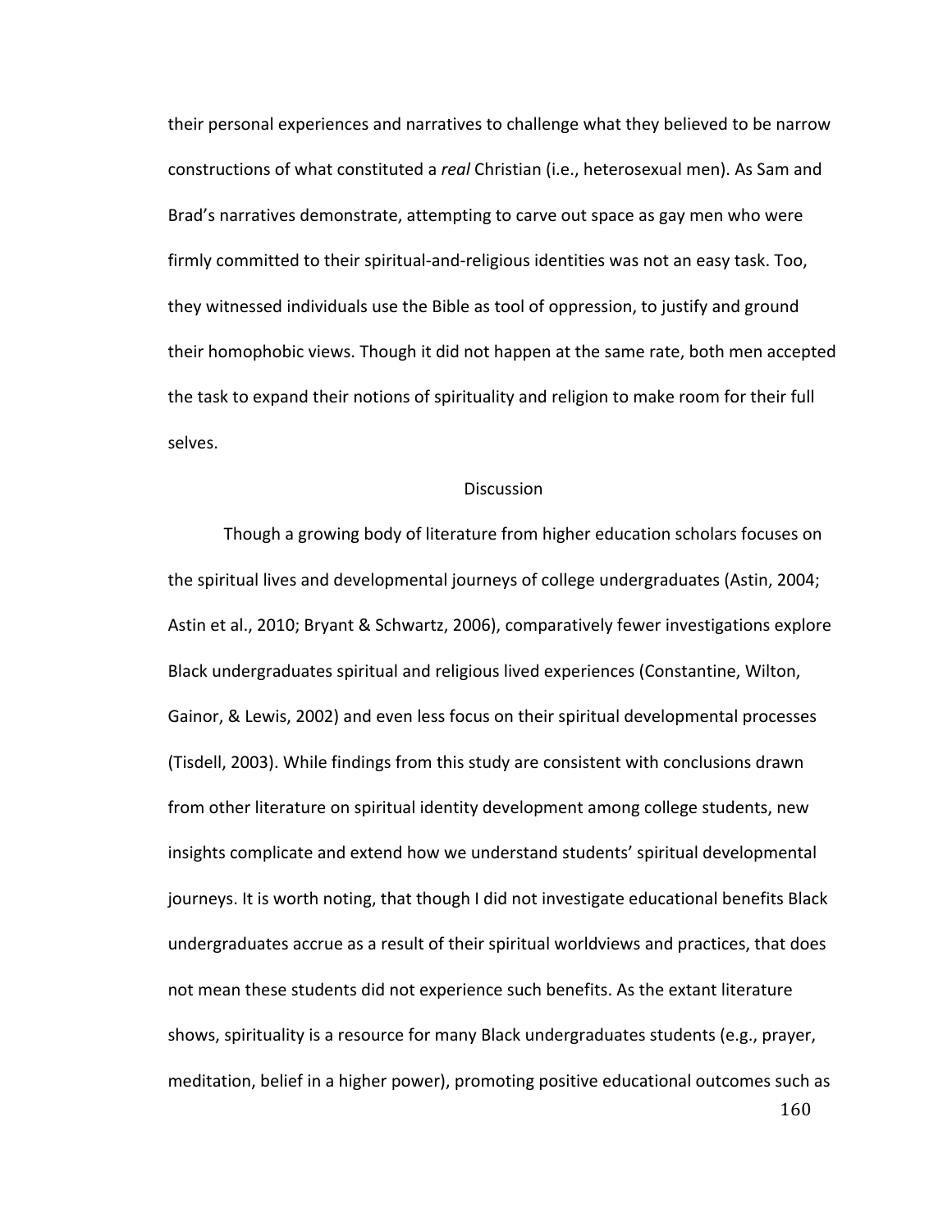their personal experiences and narratives to challenge what they believed to be narrow constructions of what constituted a *real* Christian (i.e., heterosexual men). As Sam and Brad's narratives demonstrate, attempting to carve out space as gay men who were firmly committed to their spiritual-and-religious identities was not an easy task. Too, they witnessed individuals use the Bible as tool of oppression, to justify and ground their homophobic views. Though it did not happen at the same rate, both men accepted the task to expand their notions of spirituality and religion to make room for their full selves.

## Discussion

Though a growing body of literature from higher education scholars focuses on the spiritual lives and developmental journeys of college undergraduates (Astin, 2004; Astin et al., 2010; Bryant & Schwartz, 2006), comparatively fewer investigations explore Black undergraduates spiritual and religious lived experiences (Constantine, Wilton, Gainor, & Lewis, 2002) and even less focus on their spiritual developmental processes (Tisdell, 2003). While findings from this study are consistent with conclusions drawn from other literature on spiritual identity development among college students, new insights complicate and extend how we understand students' spiritual developmental journeys. It is worth noting, that though I did not investigate educational benefits Black undergraduates accrue as a result of their spiritual worldviews and practices, that does not mean these students did not experience such benefits. As the extant literature shows, spirituality is a resource for many Black undergraduates students (e.g., prayer, meditation, belief in a higher power), promoting positive educational outcomes such as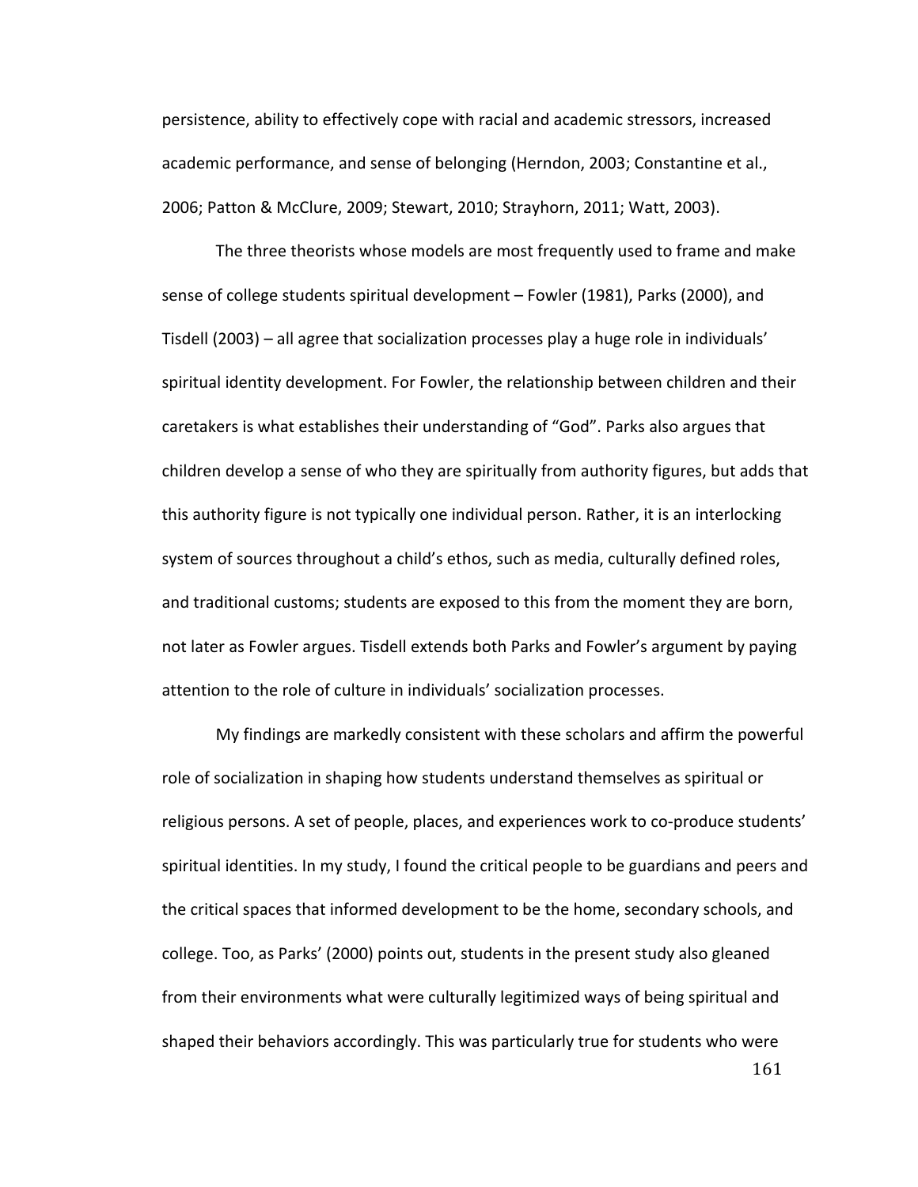persistence, ability to effectively cope with racial and academic stressors, increased academic performance, and sense of belonging (Herndon, 2003; Constantine et al., 2006; Patton & McClure, 2009; Stewart, 2010; Strayhorn, 2011; Watt, 2003).

The three theorists whose models are most frequently used to frame and make sense of college students spiritual development – Fowler (1981), Parks (2000), and Tisdell (2003) – all agree that socialization processes play a huge role in individuals' spiritual identity development. For Fowler, the relationship between children and their caretakers is what establishes their understanding of "God". Parks also argues that children develop a sense of who they are spiritually from authority figures, but adds that this authority figure is not typically one individual person. Rather, it is an interlocking system of sources throughout a child's ethos, such as media, culturally defined roles, and traditional customs; students are exposed to this from the moment they are born, not later as Fowler argues. Tisdell extends both Parks and Fowler's argument by paying attention to the role of culture in individuals' socialization processes.

My findings are markedly consistent with these scholars and affirm the powerful role of socialization in shaping how students understand themselves as spiritual or religious persons. A set of people, places, and experiences work to co-produce students' spiritual identities. In my study, I found the critical people to be guardians and peers and the critical spaces that informed development to be the home, secondary schools, and college. Too, as Parks' (2000) points out, students in the present study also gleaned from their environments what were culturally legitimized ways of being spiritual and shaped their behaviors accordingly. This was particularly true for students who were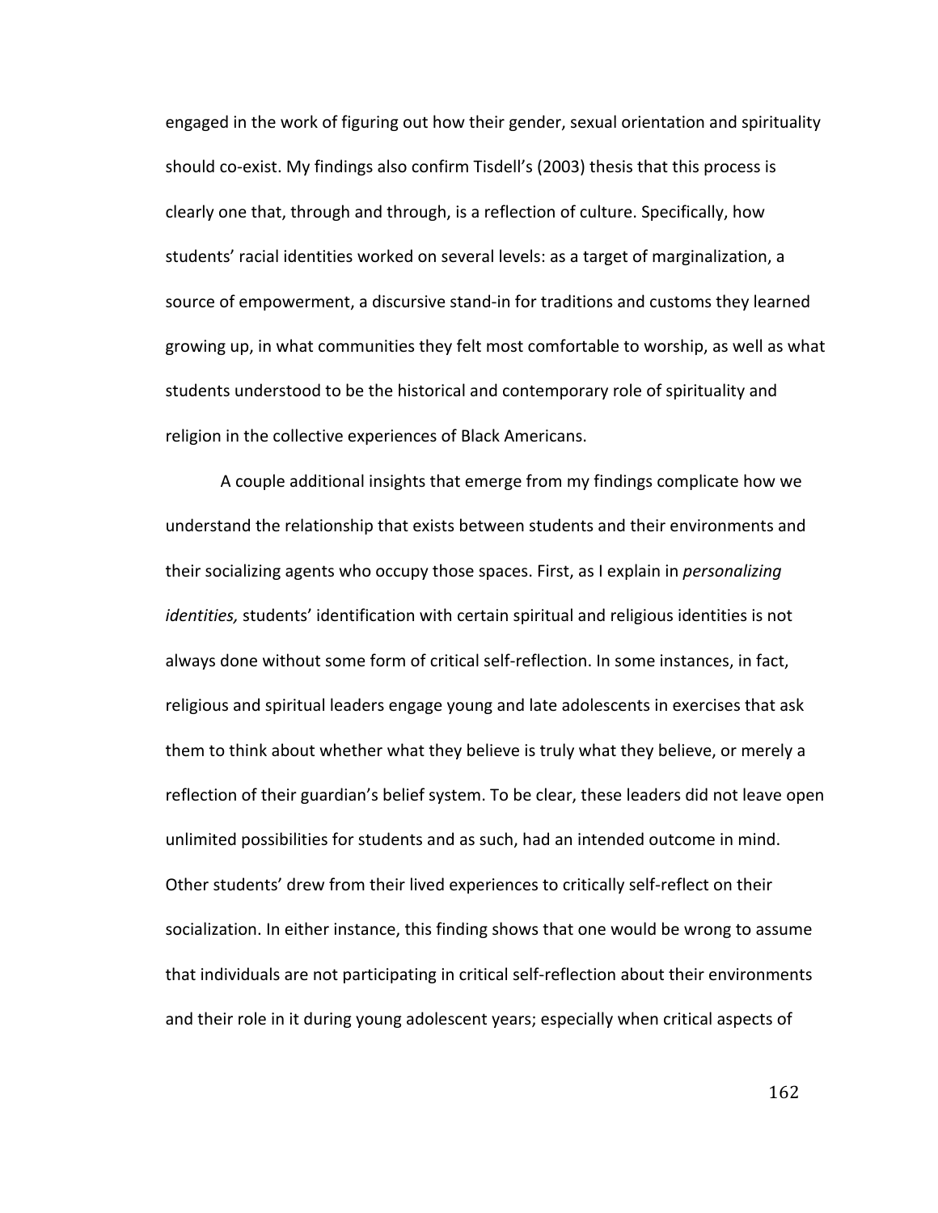engaged in the work of figuring out how their gender, sexual orientation and spirituality should co-exist. My findings also confirm Tisdell's (2003) thesis that this process is clearly one that, through and through, is a reflection of culture. Specifically, how students' racial identities worked on several levels: as a target of marginalization, a source of empowerment, a discursive stand-in for traditions and customs they learned growing up, in what communities they felt most comfortable to worship, as well as what students understood to be the historical and contemporary role of spirituality and religion in the collective experiences of Black Americans.

A couple additional insights that emerge from my findings complicate how we understand the relationship that exists between students and their environments and their socializing agents who occupy those spaces. First, as I explain in *personalizing identities,* students' identification with certain spiritual and religious identities is not always done without some form of critical self-reflection. In some instances, in fact, religious and spiritual leaders engage young and late adolescents in exercises that ask them to think about whether what they believe is truly what they believe, or merely a reflection of their guardian's belief system. To be clear, these leaders did not leave open unlimited possibilities for students and as such, had an intended outcome in mind. Other students' drew from their lived experiences to critically self-reflect on their socialization. In either instance, this finding shows that one would be wrong to assume that individuals are not participating in critical self-reflection about their environments and their role in it during young adolescent years; especially when critical aspects of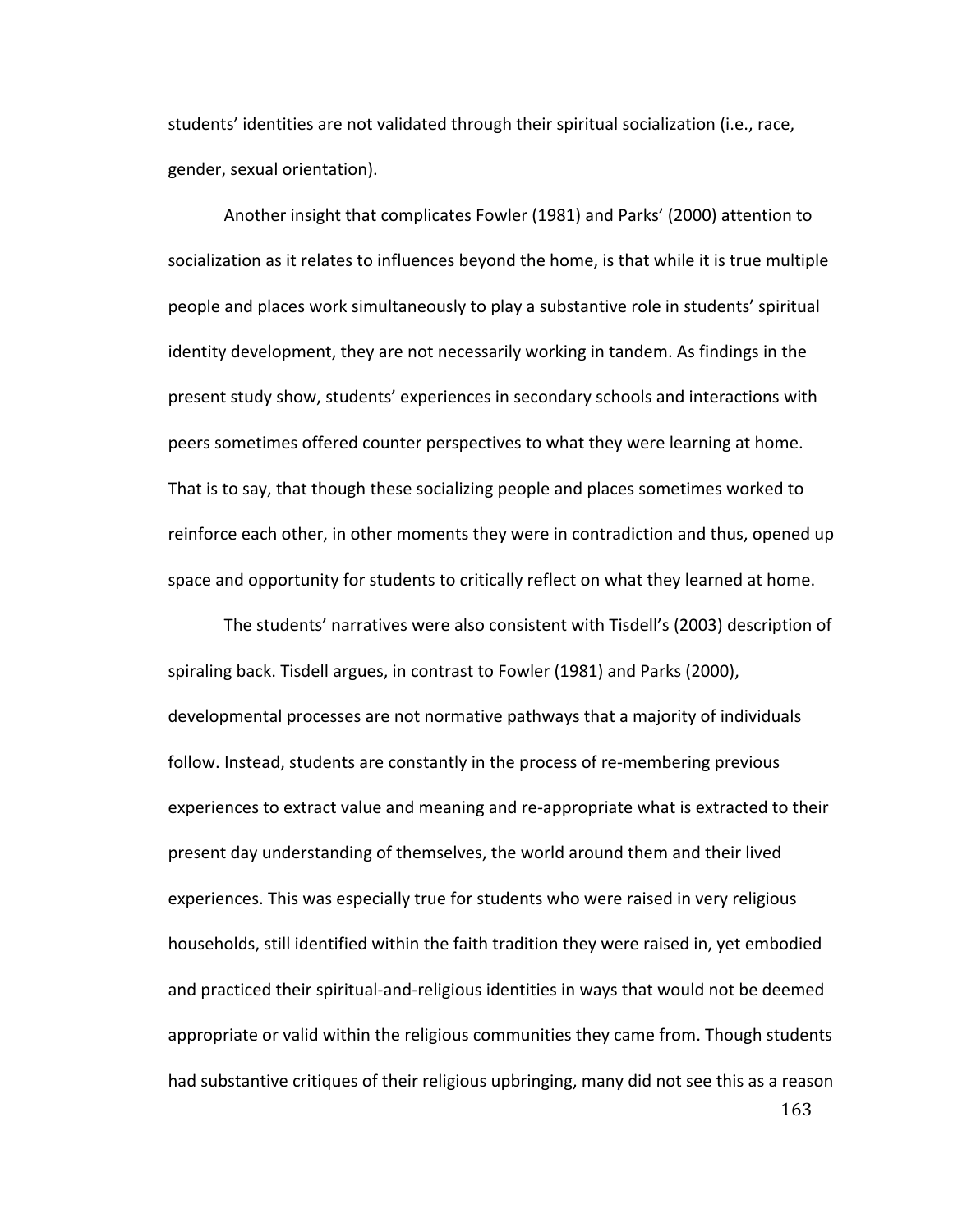students' identities are not validated through their spiritual socialization (i.e., race, gender, sexual orientation).

Another insight that complicates Fowler (1981) and Parks' (2000) attention to socialization as it relates to influences beyond the home, is that while it is true multiple people and places work simultaneously to play a substantive role in students' spiritual identity development, they are not necessarily working in tandem. As findings in the present study show, students' experiences in secondary schools and interactions with peers sometimes offered counter perspectives to what they were learning at home. That is to say, that though these socializing people and places sometimes worked to reinforce each other, in other moments they were in contradiction and thus, opened up space and opportunity for students to critically reflect on what they learned at home.

The students' narratives were also consistent with Tisdell's (2003) description of spiraling back. Tisdell argues, in contrast to Fowler (1981) and Parks (2000), developmental processes are not normative pathways that a majority of individuals follow. Instead, students are constantly in the process of re-membering previous experiences to extract value and meaning and re-appropriate what is extracted to their present day understanding of themselves, the world around them and their lived experiences. This was especially true for students who were raised in very religious households, still identified within the faith tradition they were raised in, yet embodied and practiced their spiritual-and-religious identities in ways that would not be deemed appropriate or valid within the religious communities they came from. Though students had substantive critiques of their religious upbringing, many did not see this as a reason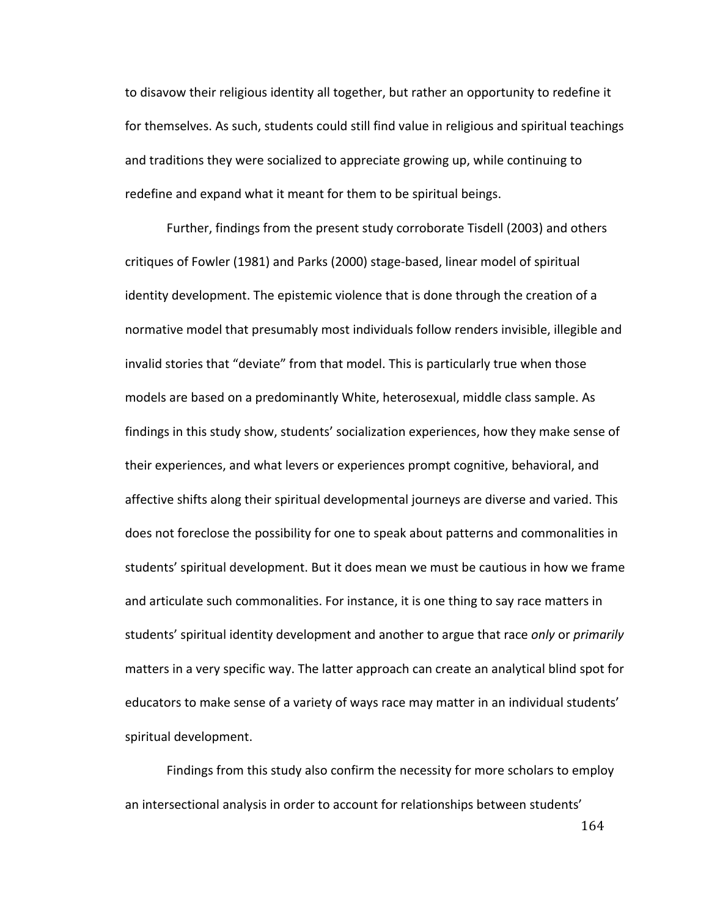to disavow their religious identity all together, but rather an opportunity to redefine it for themselves. As such, students could still find value in religious and spiritual teachings and traditions they were socialized to appreciate growing up, while continuing to redefine and expand what it meant for them to be spiritual beings.

Further, findings from the present study corroborate Tisdell (2003) and others critiques of Fowler (1981) and Parks (2000) stage-based, linear model of spiritual identity development. The epistemic violence that is done through the creation of a normative model that presumably most individuals follow renders invisible, illegible and invalid stories that "deviate" from that model. This is particularly true when those models are based on a predominantly White, heterosexual, middle class sample. As findings in this study show, students' socialization experiences, how they make sense of their experiences, and what levers or experiences prompt cognitive, behavioral, and affective shifts along their spiritual developmental journeys are diverse and varied. This does not foreclose the possibility for one to speak about patterns and commonalities in students' spiritual development. But it does mean we must be cautious in how we frame and articulate such commonalities. For instance, it is one thing to say race matters in students' spiritual identity development and another to argue that race *only* or *primarily* matters in a very specific way. The latter approach can create an analytical blind spot for educators to make sense of a variety of ways race may matter in an individual students' spiritual development.

Findings from this study also confirm the necessity for more scholars to employ an intersectional analysis in order to account for relationships between students'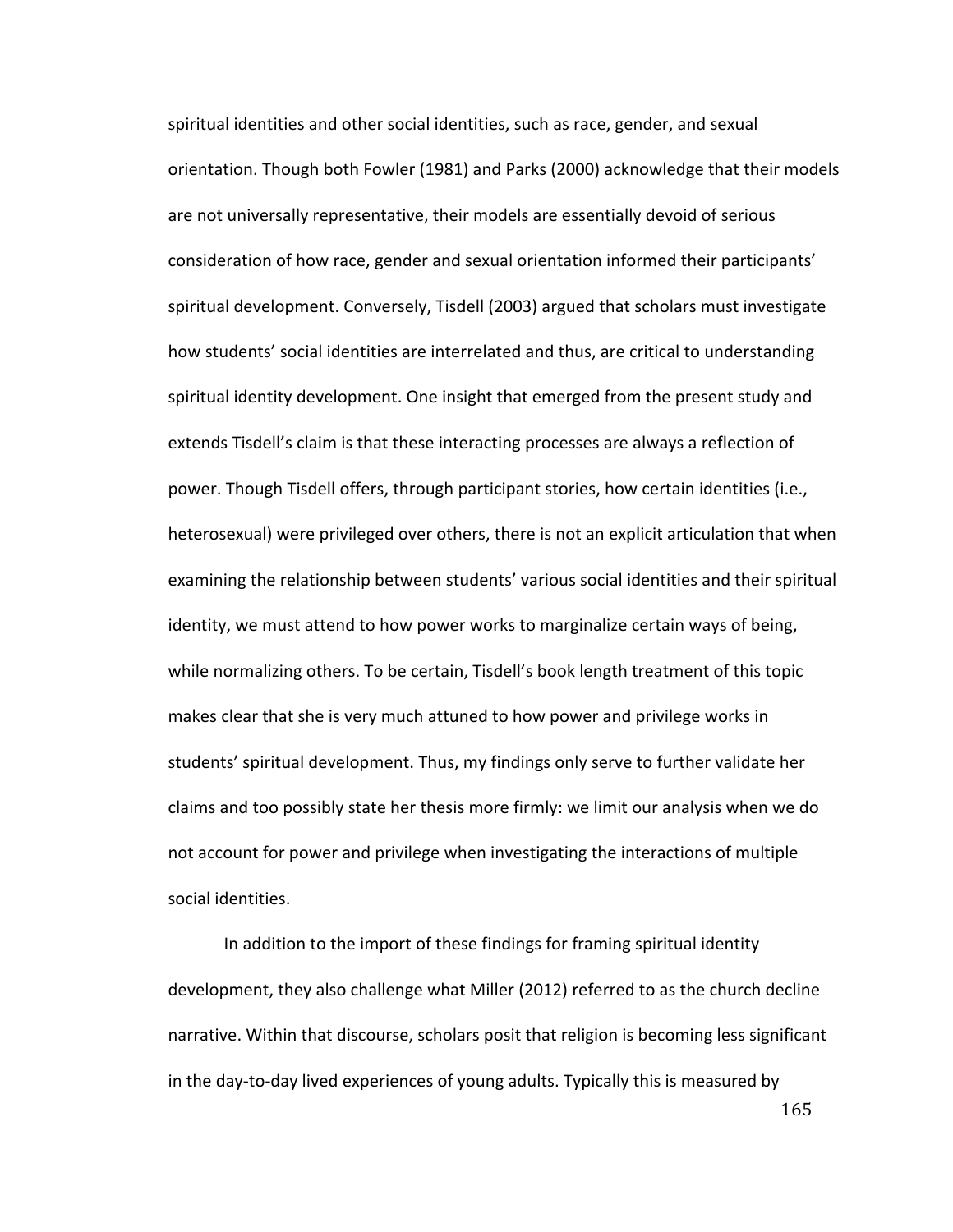spiritual identities and other social identities, such as race, gender, and sexual orientation. Though both Fowler (1981) and Parks (2000) acknowledge that their models are not universally representative, their models are essentially devoid of serious consideration of how race, gender and sexual orientation informed their participants' spiritual development. Conversely, Tisdell (2003) argued that scholars must investigate how students' social identities are interrelated and thus, are critical to understanding spiritual identity development. One insight that emerged from the present study and extends Tisdell's claim is that these interacting processes are always a reflection of power. Though Tisdell offers, through participant stories, how certain identities (i.e., heterosexual) were privileged over others, there is not an explicit articulation that when examining the relationship between students' various social identities and their spiritual identity, we must attend to how power works to marginalize certain ways of being, while normalizing others. To be certain, Tisdell's book length treatment of this topic makes clear that she is very much attuned to how power and privilege works in students' spiritual development. Thus, my findings only serve to further validate her claims and too possibly state her thesis more firmly: we limit our analysis when we do not account for power and privilege when investigating the interactions of multiple social identities.

In addition to the import of these findings for framing spiritual identity development, they also challenge what Miller (2012) referred to as the church decline narrative. Within that discourse, scholars posit that religion is becoming less significant in the day-to-day lived experiences of young adults. Typically this is measured by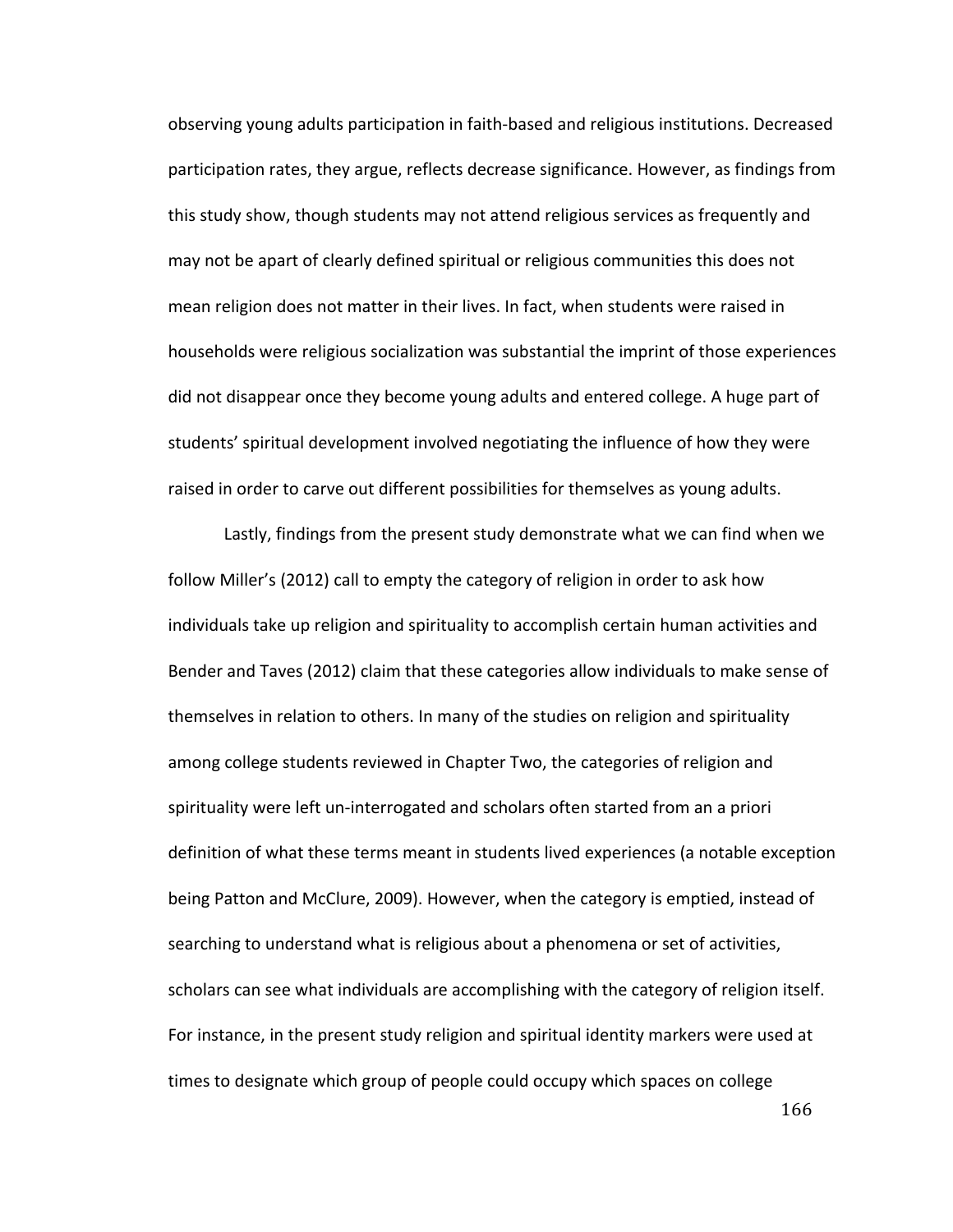observing young adults participation in faith-based and religious institutions. Decreased participation rates, they argue, reflects decrease significance. However, as findings from this study show, though students may not attend religious services as frequently and may not be apart of clearly defined spiritual or religious communities this does not mean religion does not matter in their lives. In fact, when students were raised in households were religious socialization was substantial the imprint of those experiences did not disappear once they become young adults and entered college. A huge part of students' spiritual development involved negotiating the influence of how they were raised in order to carve out different possibilities for themselves as young adults.

Lastly, findings from the present study demonstrate what we can find when we follow Miller's (2012) call to empty the category of religion in order to ask how individuals take up religion and spirituality to accomplish certain human activities and Bender and Taves (2012) claim that these categories allow individuals to make sense of themselves in relation to others. In many of the studies on religion and spirituality among college students reviewed in Chapter Two, the categories of religion and spirituality were left un-interrogated and scholars often started from an a priori definition of what these terms meant in students lived experiences (a notable exception being Patton and McClure, 2009). However, when the category is emptied, instead of searching to understand what is religious about a phenomena or set of activities, scholars can see what individuals are accomplishing with the category of religion itself. For instance, in the present study religion and spiritual identity markers were used at times to designate which group of people could occupy which spaces on college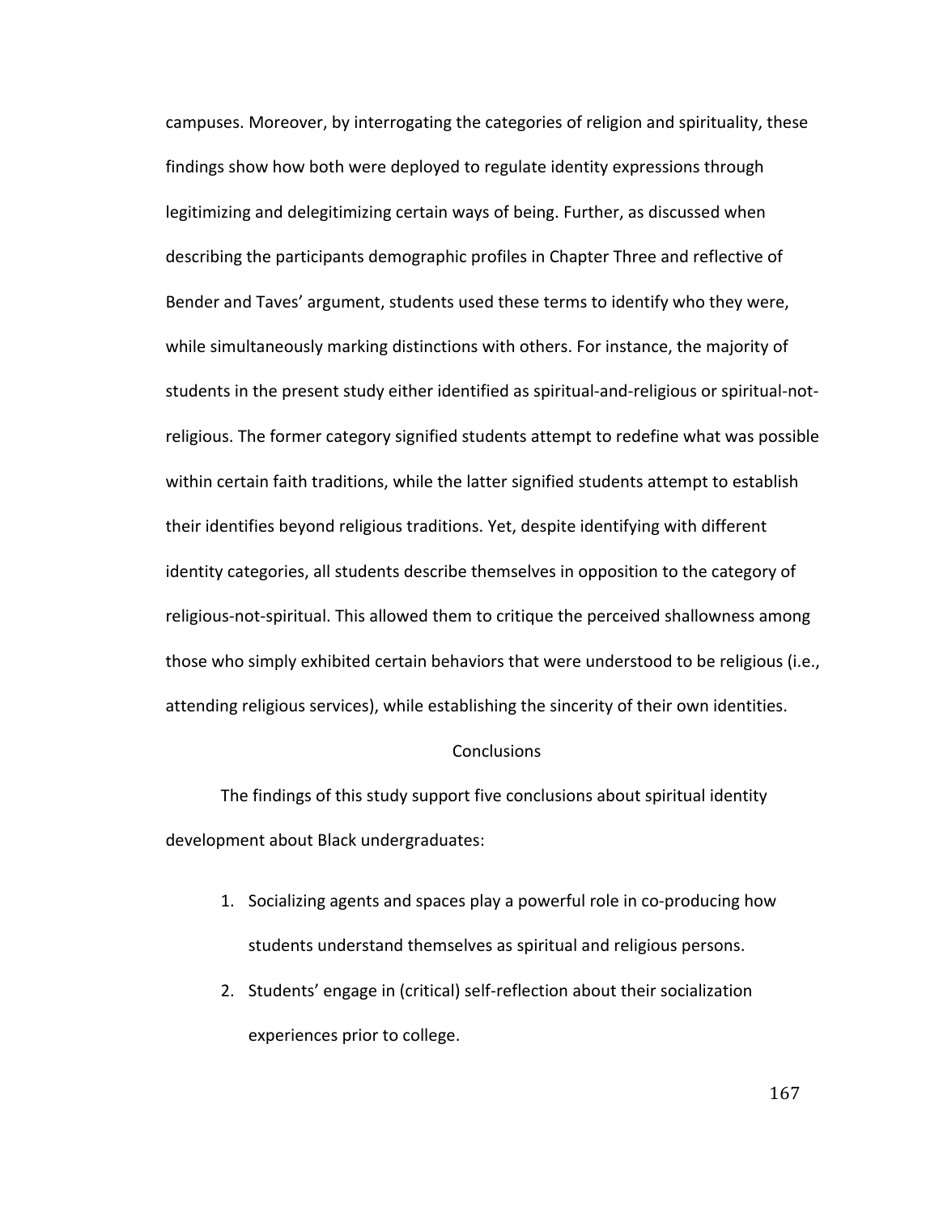campuses. Moreover, by interrogating the categories of religion and spirituality, these findings show how both were deployed to regulate identity expressions through legitimizing and delegitimizing certain ways of being. Further, as discussed when describing the participants demographic profiles in Chapter Three and reflective of Bender and Taves' argument, students used these terms to identify who they were, while simultaneously marking distinctions with others. For instance, the majority of students in the present study either identified as spiritual-and-religious or spiritual-not-religious. The former category signified students attempt to redefine what was possible within certain faith traditions, while the latter signified students attempt to establish their identifies beyond religious traditions. Yet, despite identifying with different identity categories, all students describe themselves in opposition to the category of religious-not-spiritual. This allowed them to critique the perceived shallowness among those who simply exhibited certain behaviors that were understood to be religious (i.e., attending religious services), while establishing the sincerity of their own identities.

## Conclusions

The findings of this study support five conclusions about spiritual identity development about Black undergraduates:

1. Socializing agents and spaces play a powerful role in co-producing how students understand themselves as spiritual and religious persons.
2. Students' engage in (critical) self-reflection about their socialization experiences prior to college.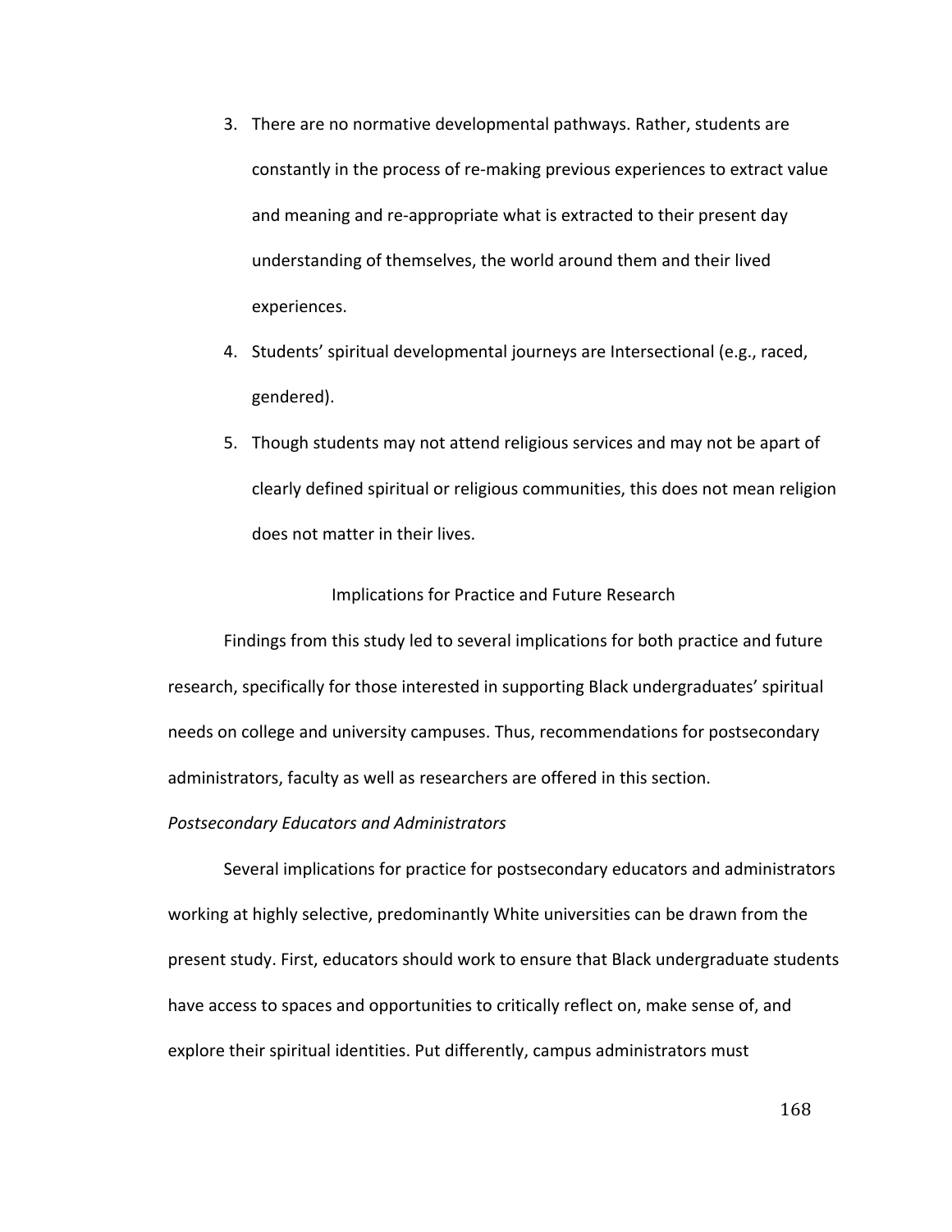3. There are no normative developmental pathways. Rather, students are constantly in the process of re-making previous experiences to extract value and meaning and re-appropriate what is extracted to their present day understanding of themselves, the world around them and their lived experiences.
4. Students' spiritual developmental journeys are Intersectional (e.g., raced, gendered).
5. Though students may not attend religious services and may not be apart of clearly defined spiritual or religious communities, this does not mean religion does not matter in their lives.

## Implications for Practice and Future Research

Findings from this study led to several implications for both practice and future research, specifically for those interested in supporting Black undergraduates' spiritual needs on college and university campuses. Thus, recommendations for postsecondary administrators, faculty as well as researchers are offered in this section.

### *Postsecondary Educators and Administrators*

Several implications for practice for postsecondary educators and administrators working at highly selective, predominantly White universities can be drawn from the present study. First, educators should work to ensure that Black undergraduate students have access to spaces and opportunities to critically reflect on, make sense of, and explore their spiritual identities. Put differently, campus administrators must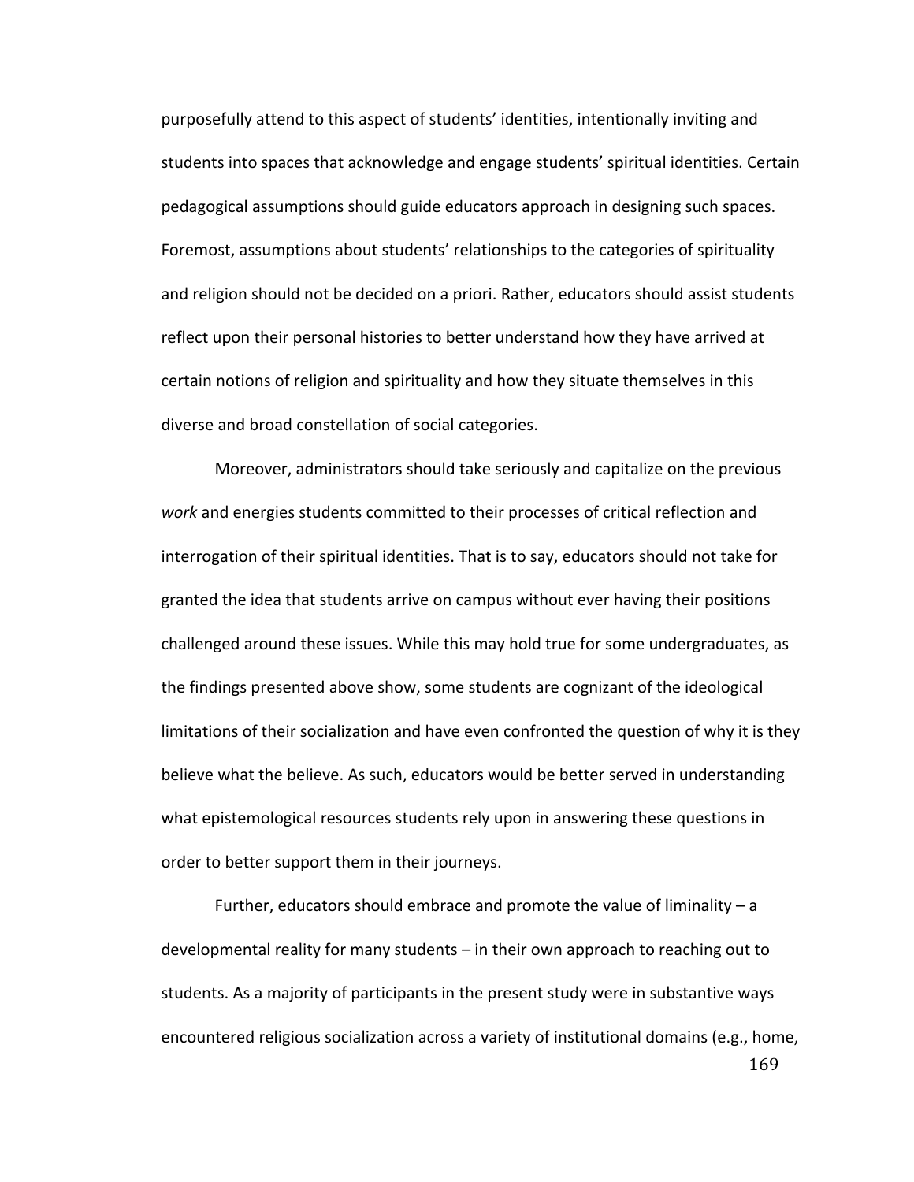purposefully attend to this aspect of students' identities, intentionally inviting and students into spaces that acknowledge and engage students' spiritual identities. Certain pedagogical assumptions should guide educators approach in designing such spaces. Foremost, assumptions about students' relationships to the categories of spirituality and religion should not be decided on a priori. Rather, educators should assist students reflect upon their personal histories to better understand how they have arrived at certain notions of religion and spirituality and how they situate themselves in this diverse and broad constellation of social categories.

Moreover, administrators should take seriously and capitalize on the previous *work* and energies students committed to their processes of critical reflection and interrogation of their spiritual identities. That is to say, educators should not take for granted the idea that students arrive on campus without ever having their positions challenged around these issues. While this may hold true for some undergraduates, as the findings presented above show, some students are cognizant of the ideological limitations of their socialization and have even confronted the question of why it is they believe what the believe. As such, educators would be better served in understanding what epistemological resources students rely upon in answering these questions in order to better support them in their journeys.

Further, educators should embrace and promote the value of liminality – a developmental reality for many students – in their own approach to reaching out to students. As a majority of participants in the present study were in substantive ways encountered religious socialization across a variety of institutional domains (e.g., home,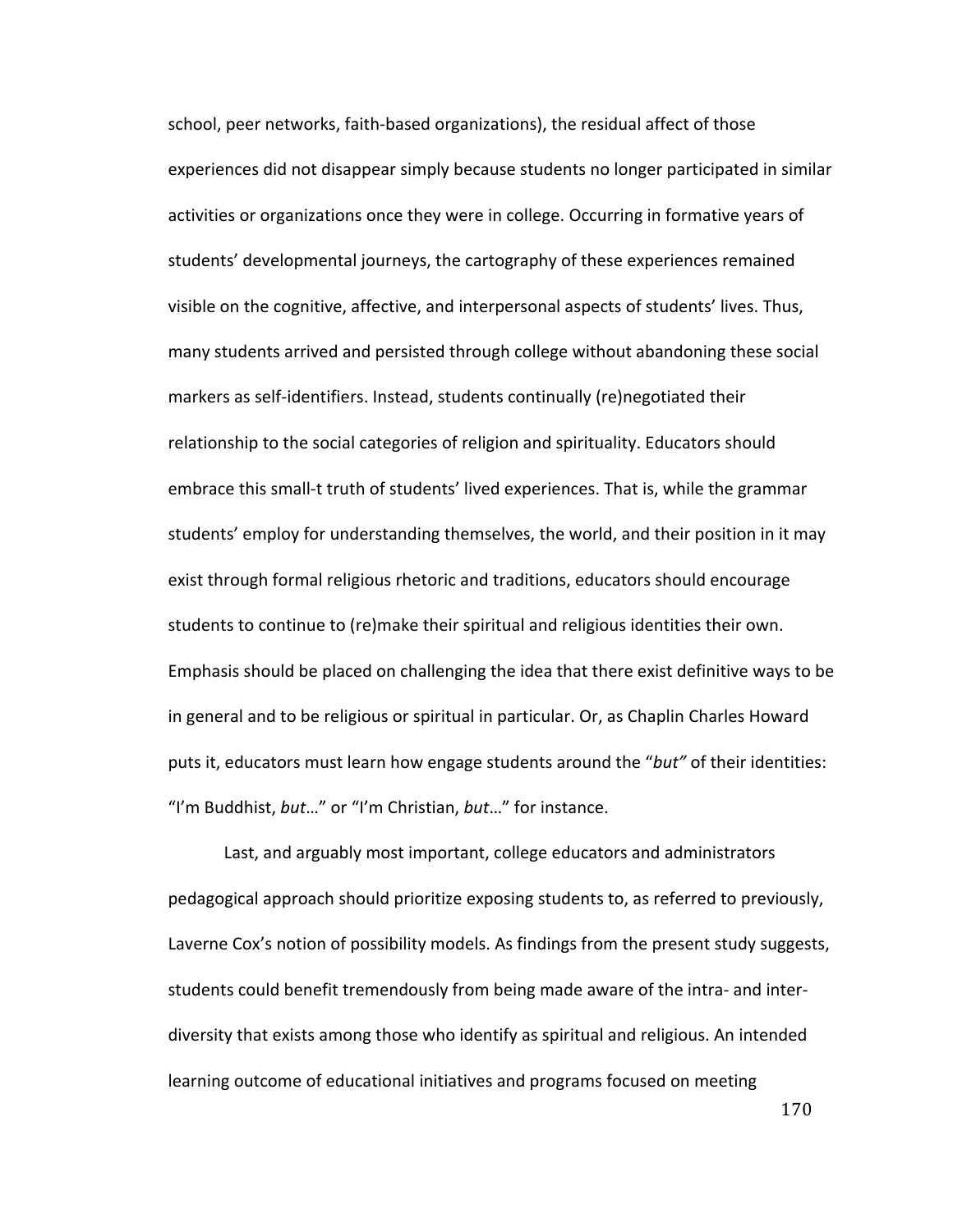school, peer networks, faith-based organizations), the residual affect of those experiences did not disappear simply because students no longer participated in similar activities or organizations once they were in college. Occurring in formative years of students' developmental journeys, the cartography of these experiences remained visible on the cognitive, affective, and interpersonal aspects of students' lives. Thus, many students arrived and persisted through college without abandoning these social markers as self-identifiers. Instead, students continually (re)negotiated their relationship to the social categories of religion and spirituality. Educators should embrace this small-t truth of students' lived experiences. That is, while the grammar students' employ for understanding themselves, the world, and their position in it may exist through formal religious rhetoric and traditions, educators should encourage students to continue to (re)make their spiritual and religious identities their own. Emphasis should be placed on challenging the idea that there exist definitive ways to be in general and to be religious or spiritual in particular. Or, as Chaplin Charles Howard puts it, educators must learn how engage students around the "*but"* of their identities: "I'm Buddhist, *but*…" or "I'm Christian, *but*…" for instance.

Last, and arguably most important, college educators and administrators pedagogical approach should prioritize exposing students to, as referred to previously, Laverne Cox's notion of possibility models. As findings from the present study suggests, students could benefit tremendously from being made aware of the intra- and inter-diversity that exists among those who identify as spiritual and religious. An intended learning outcome of educational initiatives and programs focused on meeting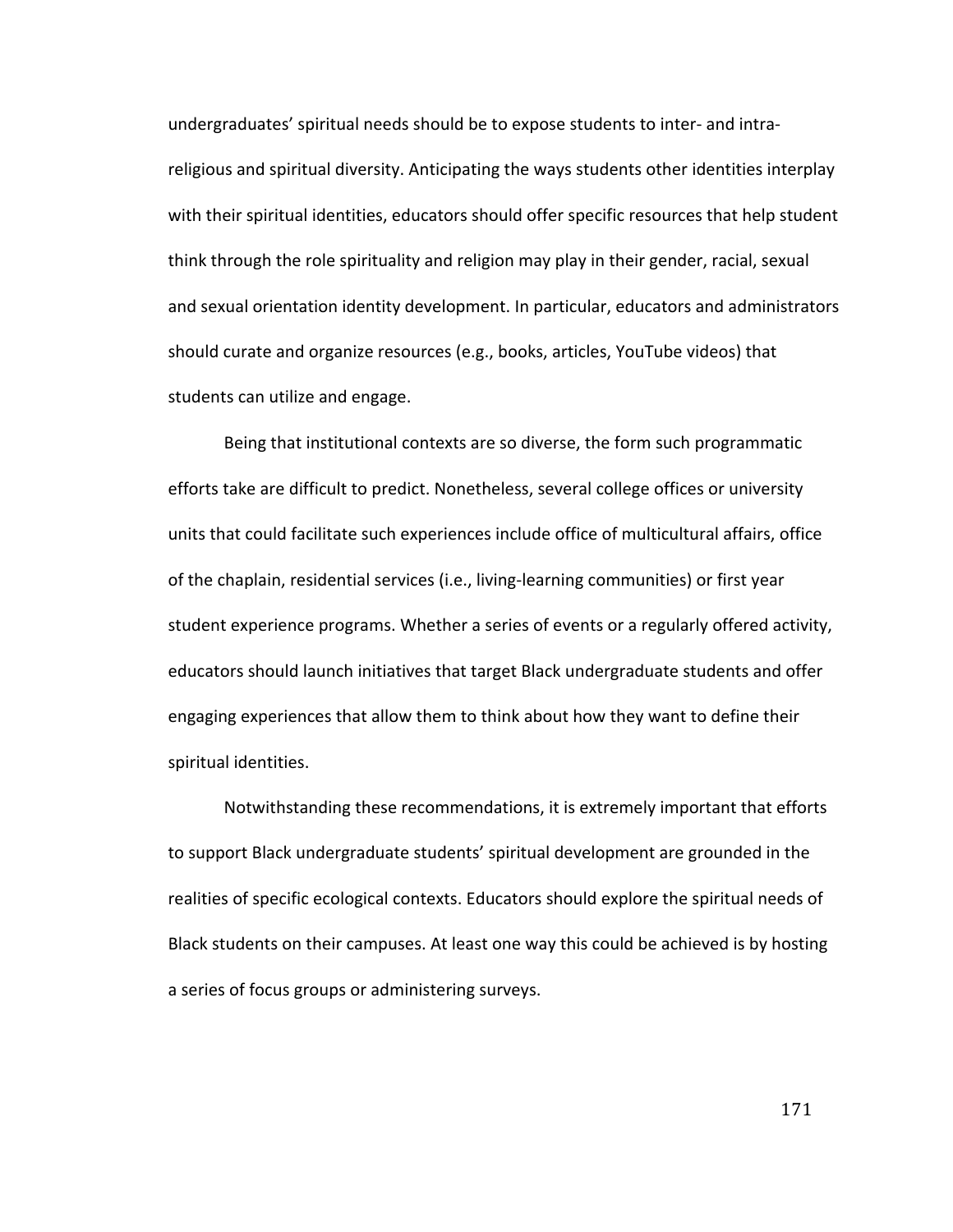undergraduates' spiritual needs should be to expose students to inter- and intra-religious and spiritual diversity. Anticipating the ways students other identities interplay with their spiritual identities, educators should offer specific resources that help student think through the role spirituality and religion may play in their gender, racial, sexual and sexual orientation identity development. In particular, educators and administrators should curate and organize resources (e.g., books, articles, YouTube videos) that students can utilize and engage.

Being that institutional contexts are so diverse, the form such programmatic efforts take are difficult to predict. Nonetheless, several college offices or university units that could facilitate such experiences include office of multicultural affairs, office of the chaplain, residential services (i.e., living-learning communities) or first year student experience programs. Whether a series of events or a regularly offered activity, educators should launch initiatives that target Black undergraduate students and offer engaging experiences that allow them to think about how they want to define their spiritual identities.

Notwithstanding these recommendations, it is extremely important that efforts to support Black undergraduate students' spiritual development are grounded in the realities of specific ecological contexts. Educators should explore the spiritual needs of Black students on their campuses. At least one way this could be achieved is by hosting a series of focus groups or administering surveys.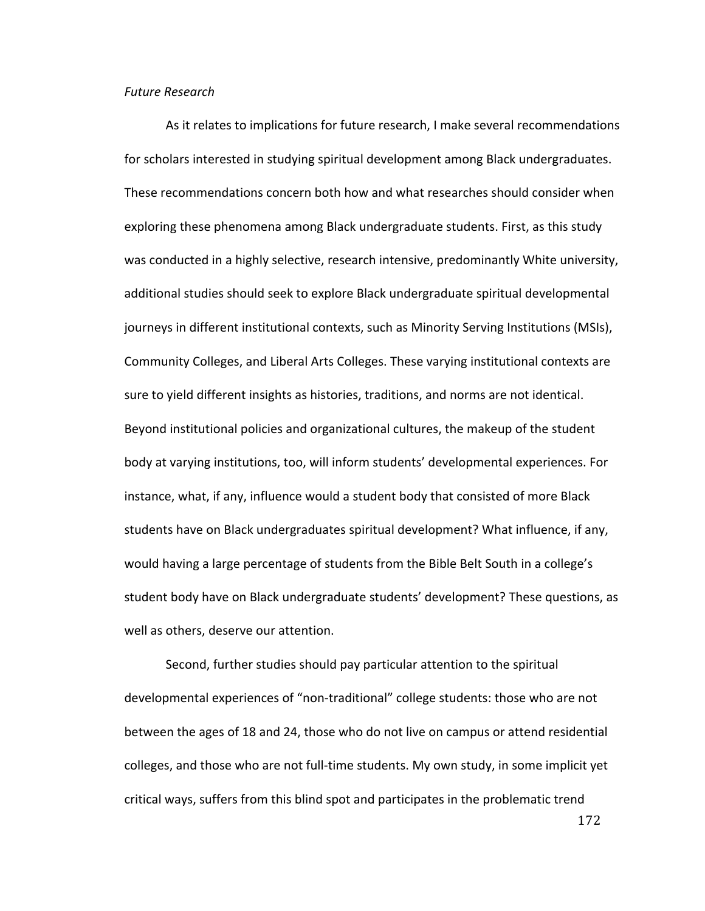*Future Research*

As it relates to implications for future research, I make several recommendations for scholars interested in studying spiritual development among Black undergraduates. These recommendations concern both how and what researches should consider when exploring these phenomena among Black undergraduate students. First, as this study was conducted in a highly selective, research intensive, predominantly White university, additional studies should seek to explore Black undergraduate spiritual developmental journeys in different institutional contexts, such as Minority Serving Institutions (MSIs), Community Colleges, and Liberal Arts Colleges. These varying institutional contexts are sure to yield different insights as histories, traditions, and norms are not identical. Beyond institutional policies and organizational cultures, the makeup of the student body at varying institutions, too, will inform students' developmental experiences. For instance, what, if any, influence would a student body that consisted of more Black students have on Black undergraduates spiritual development? What influence, if any, would having a large percentage of students from the Bible Belt South in a college's student body have on Black undergraduate students' development? These questions, as well as others, deserve our attention.

Second, further studies should pay particular attention to the spiritual developmental experiences of "non-traditional" college students: those who are not between the ages of 18 and 24, those who do not live on campus or attend residential colleges, and those who are not full-time students. My own study, in some implicit yet critical ways, suffers from this blind spot and participates in the problematic trend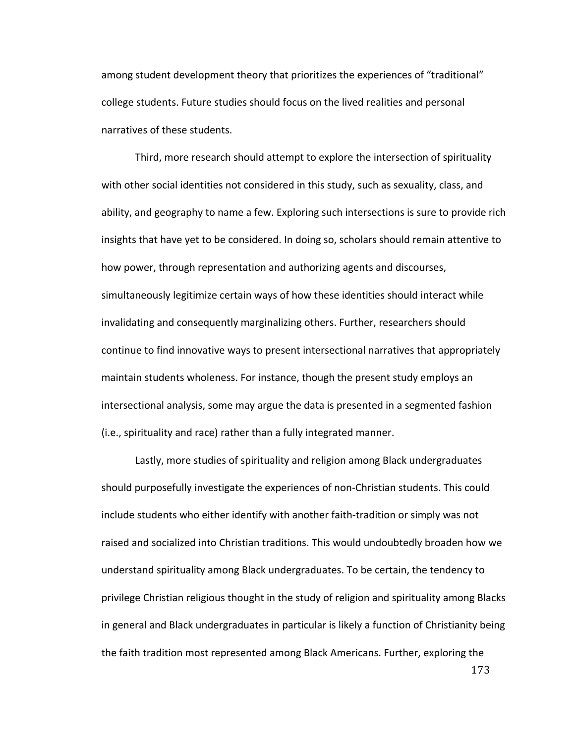among student development theory that prioritizes the experiences of "traditional" college students. Future studies should focus on the lived realities and personal narratives of these students.

Third, more research should attempt to explore the intersection of spirituality with other social identities not considered in this study, such as sexuality, class, and ability, and geography to name a few. Exploring such intersections is sure to provide rich insights that have yet to be considered. In doing so, scholars should remain attentive to how power, through representation and authorizing agents and discourses, simultaneously legitimize certain ways of how these identities should interact while invalidating and consequently marginalizing others. Further, researchers should continue to find innovative ways to present intersectional narratives that appropriately maintain students wholeness. For instance, though the present study employs an intersectional analysis, some may argue the data is presented in a segmented fashion (i.e., spirituality and race) rather than a fully integrated manner.

Lastly, more studies of spirituality and religion among Black undergraduates should purposefully investigate the experiences of non-Christian students. This could include students who either identify with another faith-tradition or simply was not raised and socialized into Christian traditions. This would undoubtedly broaden how we understand spirituality among Black undergraduates. To be certain, the tendency to privilege Christian religious thought in the study of religion and spirituality among Blacks in general and Black undergraduates in particular is likely a function of Christianity being the faith tradition most represented among Black Americans. Further, exploring the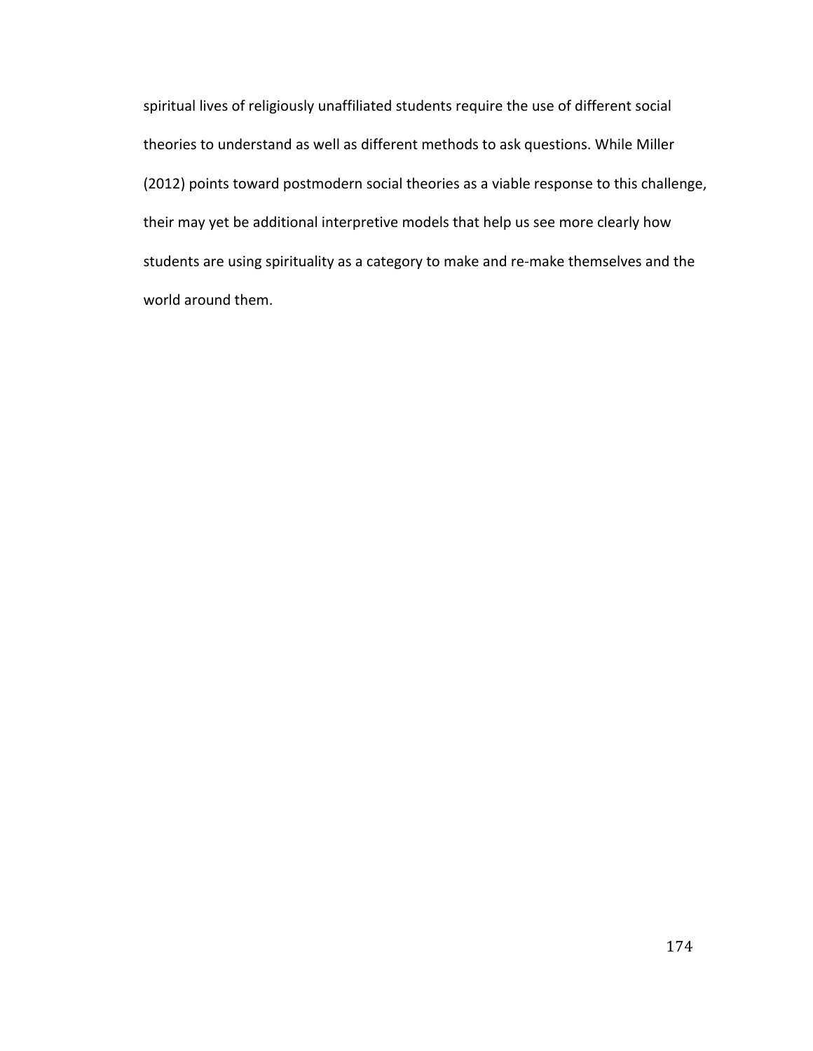spiritual lives of religiously unaffiliated students require the use of different social theories to understand as well as different methods to ask questions. While Miller (2012) points toward postmodern social theories as a viable response to this challenge, their may yet be additional interpretive models that help us see more clearly how students are using spirituality as a category to make and re-make themselves and the world around them.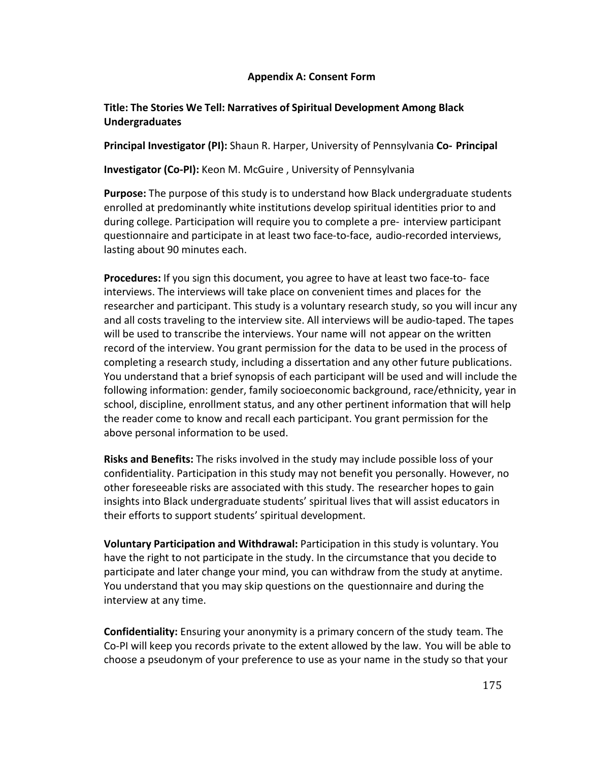## Appendix A: Consent Form

**Title: The Stories We Tell: Narratives of Spiritual Development Among Black Undergraduates**

**Principal Investigator (PI):** Shaun R. Harper, University of Pennsylvania **Co- Principal Investigator (Co-PI):** Keon M. McGuire , University of Pennsylvania

**Purpose:** The purpose of this study is to understand how Black undergraduate students enrolled at predominantly white institutions develop spiritual identities prior to and during college. Participation will require you to complete a pre- interview participant questionnaire and participate in at least two face-to-face, audio-recorded interviews, lasting about 90 minutes each.

**Procedures:** If you sign this document, you agree to have at least two face-to- face interviews. The interviews will take place on convenient times and places for the researcher and participant. This study is a voluntary research study, so you will incur any and all costs traveling to the interview site. All interviews will be audio-taped. The tapes will be used to transcribe the interviews. Your name will not appear on the written record of the interview. You grant permission for the data to be used in the process of completing a research study, including a dissertation and any other future publications. You understand that a brief synopsis of each participant will be used and will include the following information: gender, family socioeconomic background, race/ethnicity, year in school, discipline, enrollment status, and any other pertinent information that will help the reader come to know and recall each participant. You grant permission for the above personal information to be used.

**Risks and Benefits:** The risks involved in the study may include possible loss of your confidentiality. Participation in this study may not benefit you personally. However, no other foreseeable risks are associated with this study. The researcher hopes to gain insights into Black undergraduate students' spiritual lives that will assist educators in their efforts to support students' spiritual development.

**Voluntary Participation and Withdrawal:** Participation in this study is voluntary. You have the right to not participate in the study. In the circumstance that you decide to participate and later change your mind, you can withdraw from the study at anytime. You understand that you may skip questions on the questionnaire and during the interview at any time.

**Confidentiality:** Ensuring your anonymity is a primary concern of the study team. The Co-PI will keep you records private to the extent allowed by the law. You will be able to choose a pseudonym of your preference to use as your name in the study so that your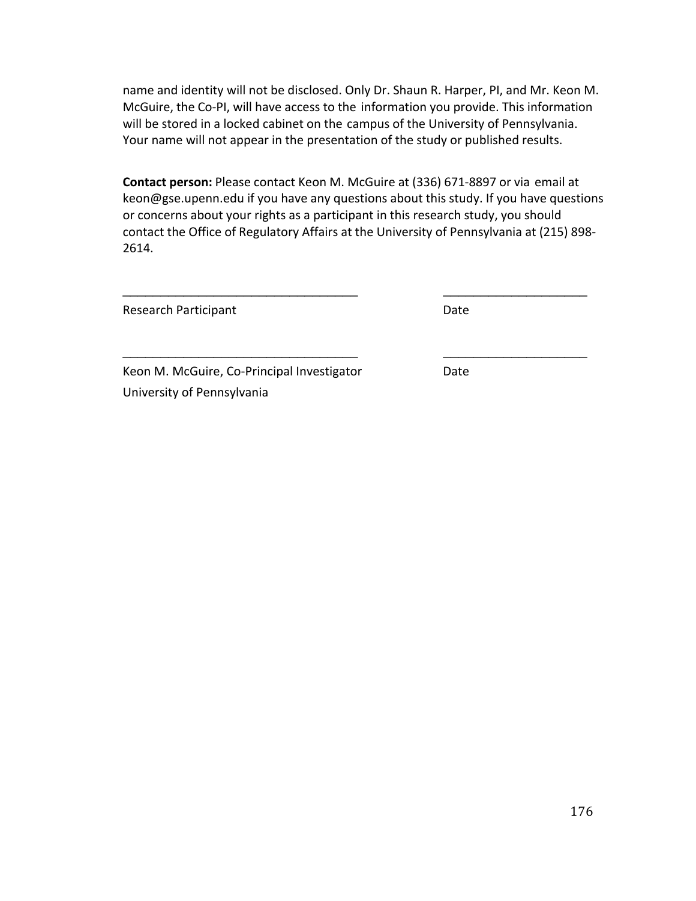name and identity will not be disclosed. Only Dr. Shaun R. Harper, PI, and Mr. Keon M. McGuire, the Co-PI, will have access to the information you provide. This information will be stored in a locked cabinet on the campus of the University of Pennsylvania. Your name will not appear in the presentation of the study or published results.

**Contact person:** Please contact Keon M. McGuire at (336) 671-8897 or via email at keon@gse.upenn.edu if you have any questions about this study. If you have questions or concerns about your rights as a participant in this research study, you should contact the Office of Regulatory Affairs at the University of Pennsylvania at (215) 898-2614.

___________________________________ _____________________

Research Participant Date

___________________________________ _____________________

Keon M. McGuire, Co-Principal Investigator Date

University of Pennsylvania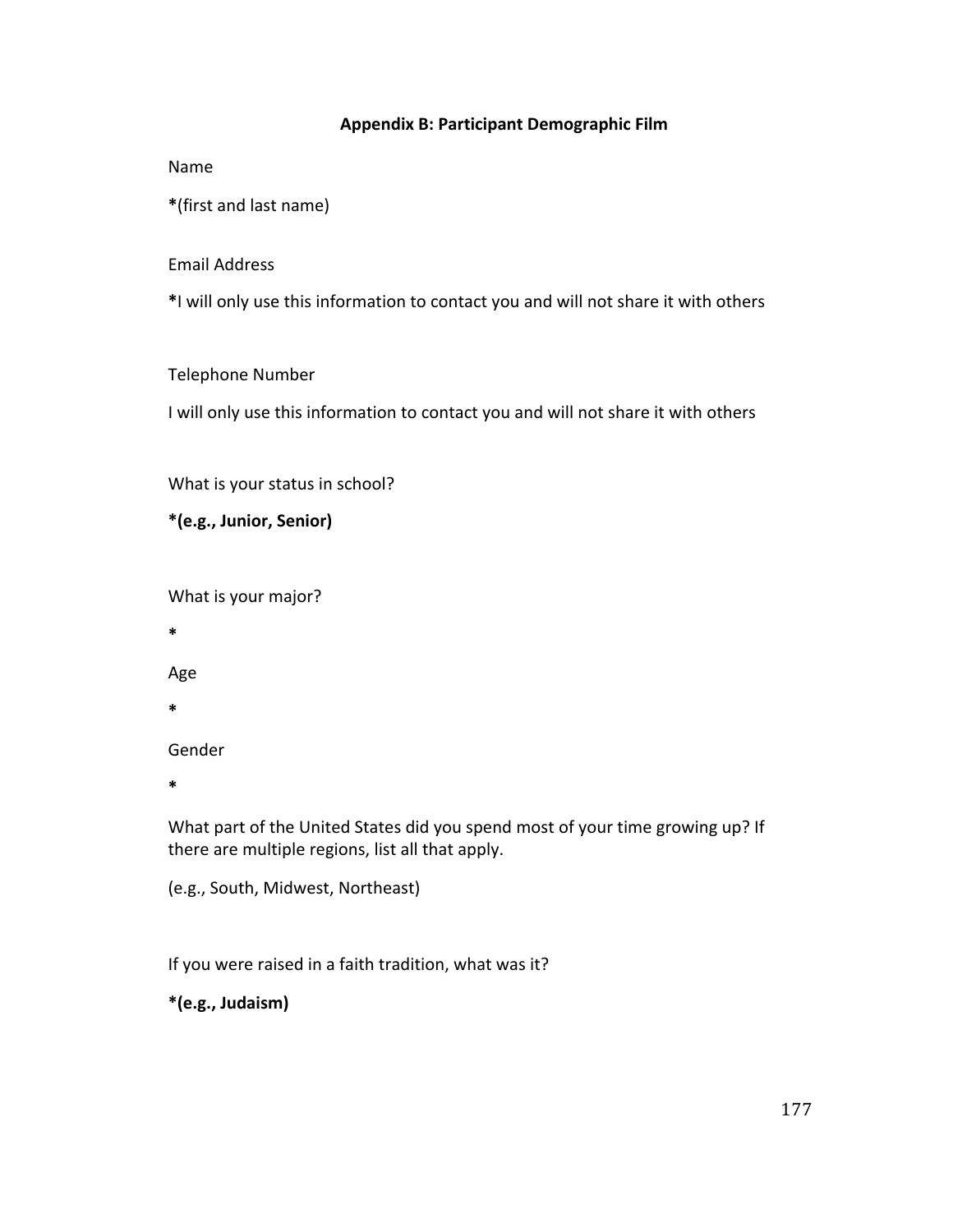## Appendix B: Participant Demographic Film

Name

**\***(first and last name)

Email Address

**\***I will only use this information to contact you and will not share it with others

Telephone Number

I will only use this information to contact you and will not share it with others

What is your status in school?

**\*(e.g., Junior, Senior)**

What is your major?

**\***

Age

**\***

Gender

**\***

What part of the United States did you spend most of your time growing up? If there are multiple regions, list all that apply.

(e.g., South, Midwest, Northeast)

If you were raised in a faith tradition, what was it?

**\*(e.g., Judaism)**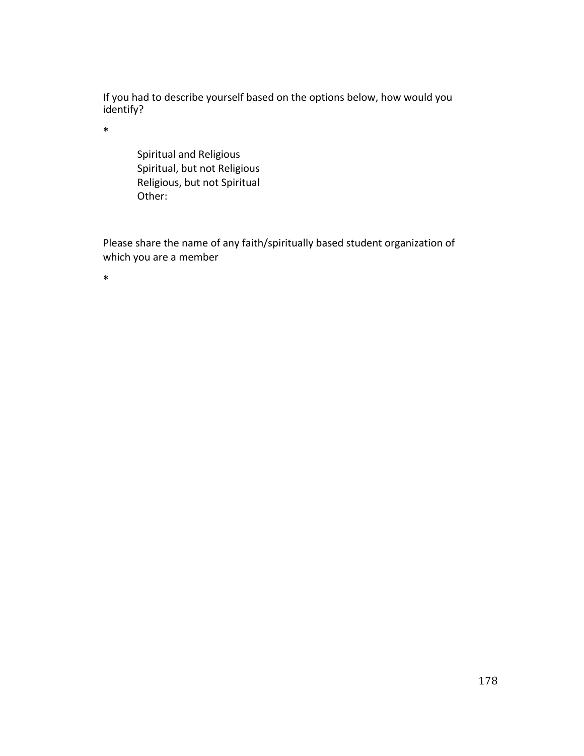If you had to describe yourself based on the options below, how would you identify?

*

Spiritual and Religious
Spiritual, but not Religious
Religious, but not Spiritual
Other:

Please share the name of any faith/spiritually based student organization of which you are a member

*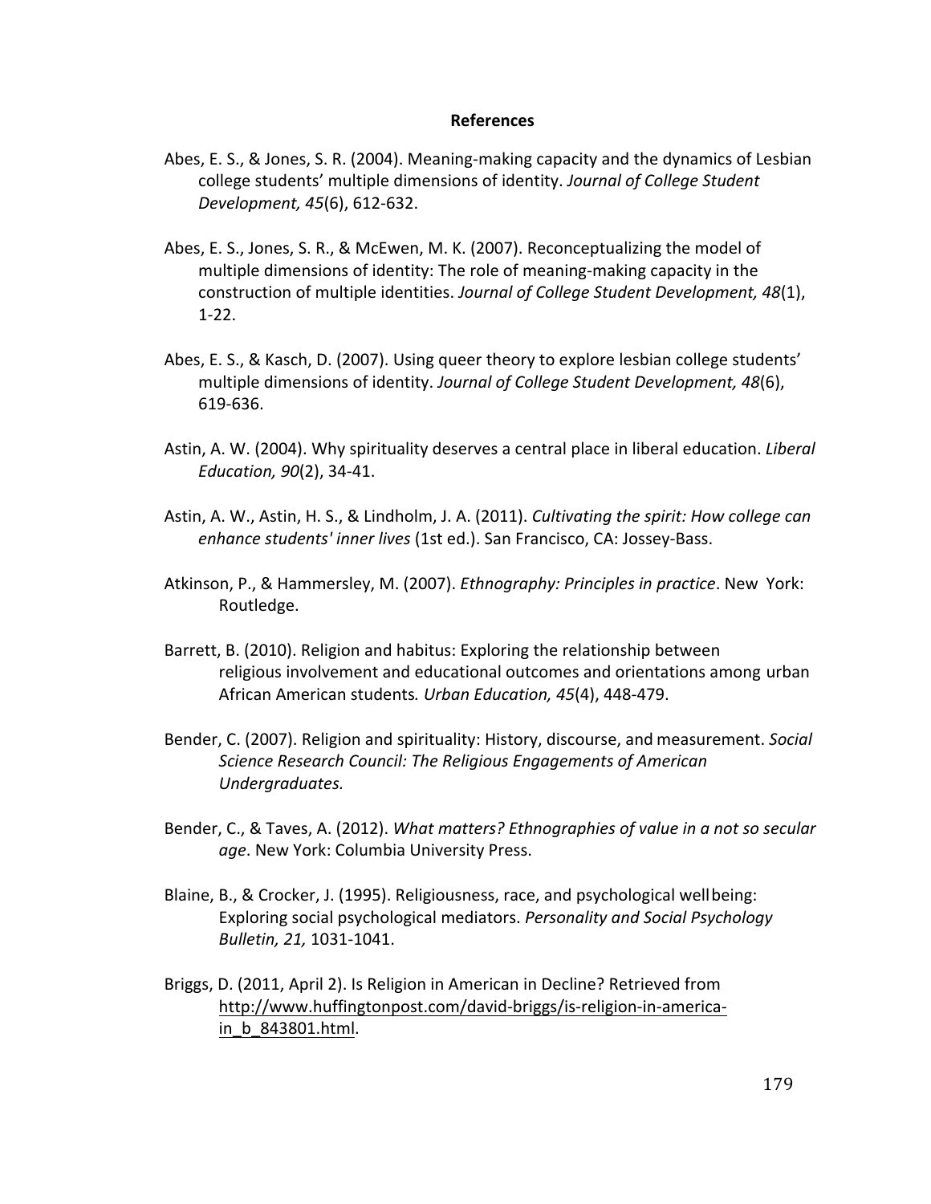## References

Abes, E. S., & Jones, S. R. (2004). Meaning-making capacity and the dynamics of Lesbian college students' multiple dimensions of identity. *Journal of College Student Development, 45*(6), 612-632.

Abes, E. S., Jones, S. R., & McEwen, M. K. (2007). Reconceptualizing the model of multiple dimensions of identity: The role of meaning-making capacity in the construction of multiple identities. *Journal of College Student Development, 48*(1), 1-22.

Abes, E. S., & Kasch, D. (2007). Using queer theory to explore lesbian college students' multiple dimensions of identity. *Journal of College Student Development, 48*(6), 619-636.

Astin, A. W. (2004). Why spirituality deserves a central place in liberal education. *Liberal Education, 90*(2), 34-41.

Astin, A. W., Astin, H. S., & Lindholm, J. A. (2011). *Cultivating the spirit: How college can enhance students' inner lives* (1st ed.). San Francisco, CA: Jossey-Bass.

Atkinson, P., & Hammersley, M. (2007). *Ethnography: Principles in practice*. New York: Routledge.

Barrett, B. (2010). Religion and habitus: Exploring the relationship between religious involvement and educational outcomes and orientations among urban African American students*. Urban Education, 45*(4), 448-479.

Bender, C. (2007). Religion and spirituality: History, discourse, and measurement. *Social Science Research Council: The Religious Engagements of American Undergraduates.*

Bender, C., & Taves, A. (2012). *What matters? Ethnographies of value in a not so secular age*. New York: Columbia University Press.

Blaine, B., & Crocker, J. (1995). Religiousness, race, and psychological wellbeing: Exploring social psychological mediators. *Personality and Social Psychology Bulletin, 21,* 1031-1041.

Briggs, D. (2011, April 2). Is Religion in American in Decline? Retrieved from http://www.huffingtonpost.com/david-briggs/is-religion-in-america-in_b_843801.html.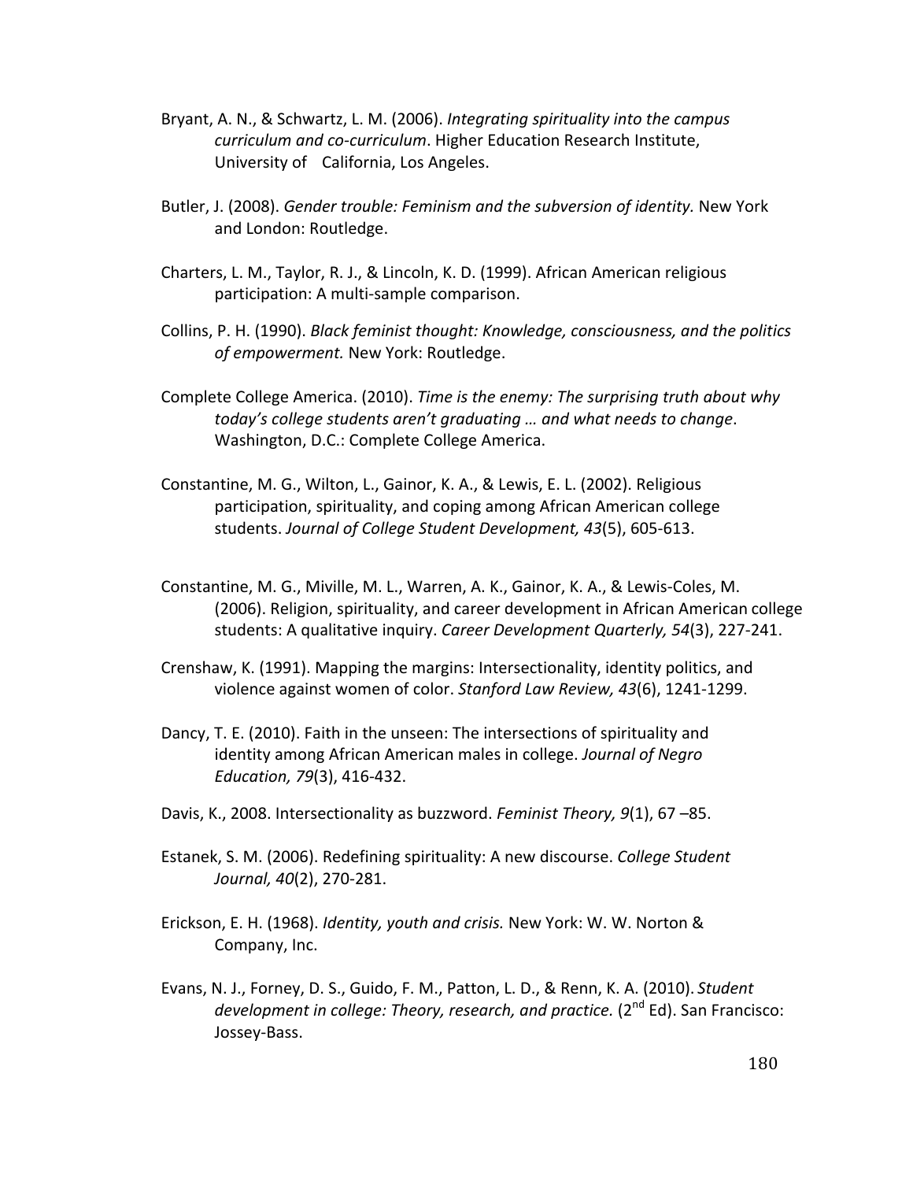Bryant, A. N., & Schwartz, L. M. (2006). *Integrating spirituality into the campus curriculum and co-curriculum*. Higher Education Research Institute, University of California, Los Angeles.

Butler, J. (2008). *Gender trouble: Feminism and the subversion of identity.* New York and London: Routledge.

Charters, L. M., Taylor, R. J., & Lincoln, K. D. (1999). African American religious participation: A multi-sample comparison.

Collins, P. H. (1990). *Black feminist thought: Knowledge, consciousness, and the politics of empowerment.* New York: Routledge.

Complete College America. (2010). *Time is the enemy: The surprising truth about why today's college students aren't graduating … and what needs to change*. Washington, D.C.: Complete College America.

Constantine, M. G., Wilton, L., Gainor, K. A., & Lewis, E. L. (2002). Religious participation, spirituality, and coping among African American college students. *Journal of College Student Development, 43*(5), 605-613.

Constantine, M. G., Miville, M. L., Warren, A. K., Gainor, K. A., & Lewis-Coles, M. (2006). Religion, spirituality, and career development in African American college students: A qualitative inquiry. *Career Development Quarterly, 54*(3), 227-241.

Crenshaw, K. (1991). Mapping the margins: Intersectionality, identity politics, and violence against women of color. *Stanford Law Review, 43*(6), 1241-1299.

Dancy, T. E. (2010). Faith in the unseen: The intersections of spirituality and identity among African American males in college. *Journal of Negro Education, 79*(3), 416-432.

Davis, K., 2008. Intersectionality as buzzword. *Feminist Theory, 9*(1), 67 –85.

Estanek, S. M. (2006). Redefining spirituality: A new discourse. *College Student Journal, 40*(2), 270-281.

Erickson, E. H. (1968). *Identity, youth and crisis.* New York: W. W. Norton & Company, Inc.

Evans, N. J., Forney, D. S., Guido, F. M., Patton, L. D., & Renn, K. A. (2010). *Student development in college: Theory, research, and practice.* (2nd Ed). San Francisco: Jossey-Bass.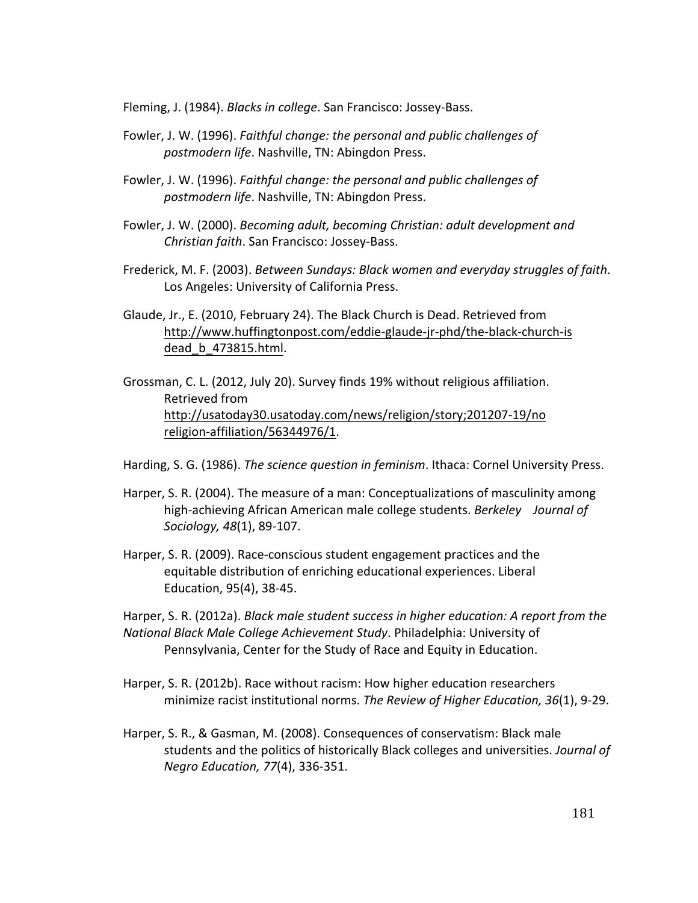Fleming, J. (1984). *Blacks in college*. San Francisco: Jossey-Bass.

Fowler, J. W. (1996). *Faithful change: the personal and public challenges of postmodern life*. Nashville, TN: Abingdon Press.

Fowler, J. W. (1996). *Faithful change: the personal and public challenges of postmodern life*. Nashville, TN: Abingdon Press.

Fowler, J. W. (2000). *Becoming adult, becoming Christian: adult development and Christian faith*. San Francisco: Jossey-Bass.

Frederick, M. F. (2003). *Between Sundays: Black women and everyday struggles of faith*. Los Angeles: University of California Press.

Glaude, Jr., E. (2010, February 24). The Black Church is Dead. Retrieved from http://www.huffingtonpost.com/eddie-glaude-jr-phd/the-black-church-is dead_b_473815.html.

Grossman, C. L. (2012, July 20). Survey finds 19% without religious affiliation. Retrieved from http://usatoday30.usatoday.com/news/religion/story;201207-19/no religion-affiliation/56344976/1.

Harding, S. G. (1986). *The science question in feminism*. Ithaca: Cornel University Press.

Harper, S. R. (2004). The measure of a man: Conceptualizations of masculinity among high-achieving African American male college students. *Berkeley Journal of Sociology, 48*(1), 89-107.

Harper, S. R. (2009). Race-conscious student engagement practices and the equitable distribution of enriching educational experiences. Liberal Education, 95(4), 38-45.

Harper, S. R. (2012a). *Black male student success in higher education: A report from the National Black Male College Achievement Study*. Philadelphia: University of Pennsylvania, Center for the Study of Race and Equity in Education.

Harper, S. R. (2012b). Race without racism: How higher education researchers minimize racist institutional norms. *The Review of Higher Education, 36*(1), 9-29.

Harper, S. R., & Gasman, M. (2008). Consequences of conservatism: Black male students and the politics of historically Black colleges and universities. *Journal of Negro Education, 77*(4), 336-351.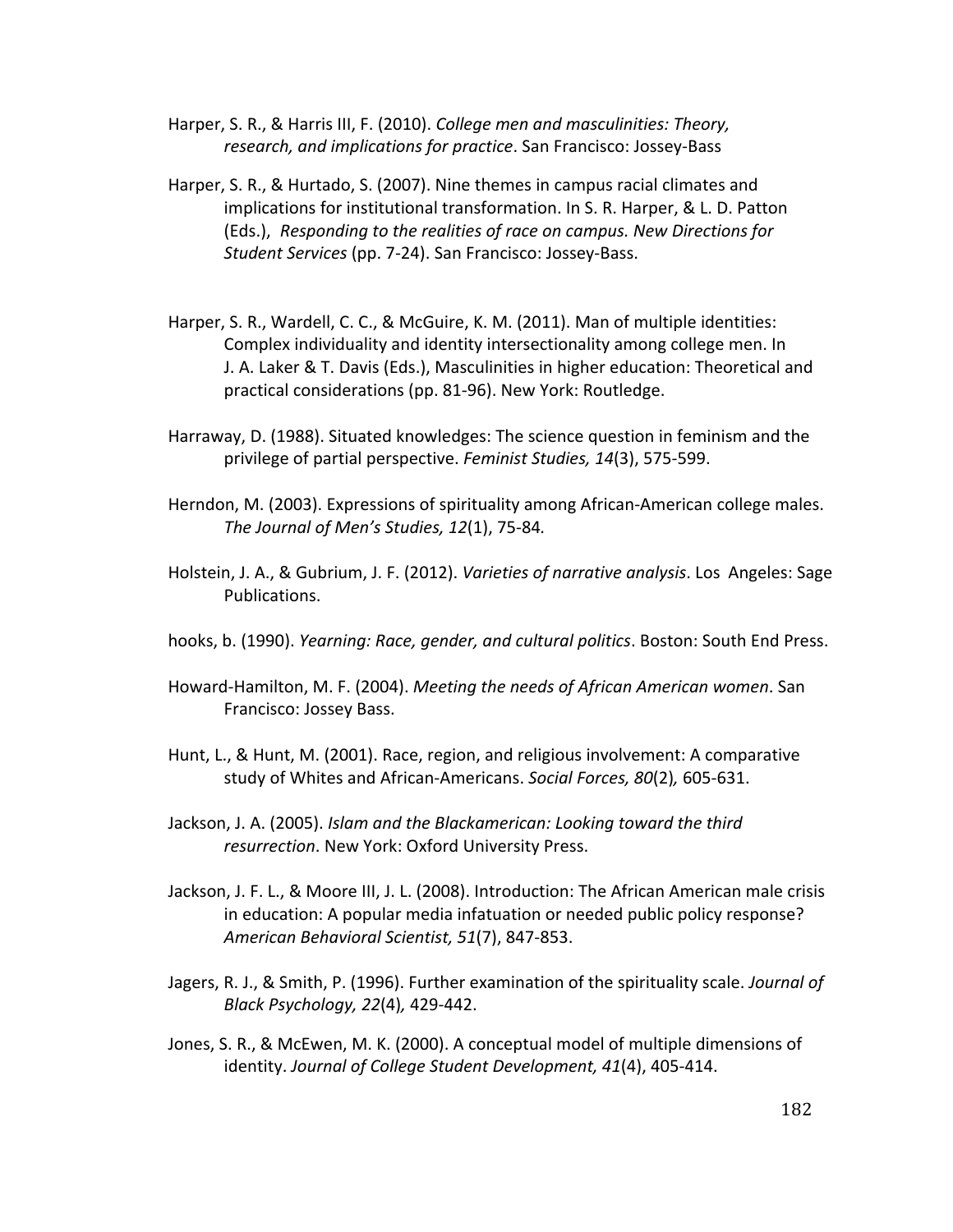Harper, S. R., & Harris III, F. (2010). *College men and masculinities: Theory, research, and implications for practice*. San Francisco: Jossey-Bass

Harper, S. R., & Hurtado, S. (2007). Nine themes in campus racial climates and implications for institutional transformation. In S. R. Harper, & L. D. Patton (Eds.), *Responding to the realities of race on campus. New Directions for Student Services* (pp. 7-24). San Francisco: Jossey-Bass.

Harper, S. R., Wardell, C. C., & McGuire, K. M. (2011). Man of multiple identities: Complex individuality and identity intersectionality among college men. In J. A. Laker & T. Davis (Eds.), Masculinities in higher education: Theoretical and practical considerations (pp. 81-96). New York: Routledge.

Harraway, D. (1988). Situated knowledges: The science question in feminism and the privilege of partial perspective. *Feminist Studies, 14*(3), 575-599.

Herndon, M. (2003). Expressions of spirituality among African-American college males. *The Journal of Men's Studies, 12*(1), 75-84*.*

Holstein, J. A., & Gubrium, J. F. (2012). *Varieties of narrative analysis*. Los Angeles: Sage Publications.

hooks, b. (1990). *Yearning: Race, gender, and cultural politics*. Boston: South End Press.

Howard-Hamilton, M. F. (2004). *Meeting the needs of African American women*. San Francisco: Jossey Bass.

Hunt, L., & Hunt, M. (2001). Race, region, and religious involvement: A comparative study of Whites and African-Americans. *Social Forces, 80*(2)*,* 605-631.

Jackson, J. A. (2005). *Islam and the Blackamerican: Looking toward the third resurrection*. New York: Oxford University Press.

Jackson, J. F. L., & Moore III, J. L. (2008). Introduction: The African American male crisis in education: A popular media infatuation or needed public policy response? *American Behavioral Scientist, 51*(7), 847-853.

Jagers, R. J., & Smith, P. (1996). Further examination of the spirituality scale. *Journal of Black Psychology, 22*(4)*,* 429-442.

Jones, S. R., & McEwen, M. K. (2000). A conceptual model of multiple dimensions of identity. *Journal of College Student Development, 41*(4), 405-414.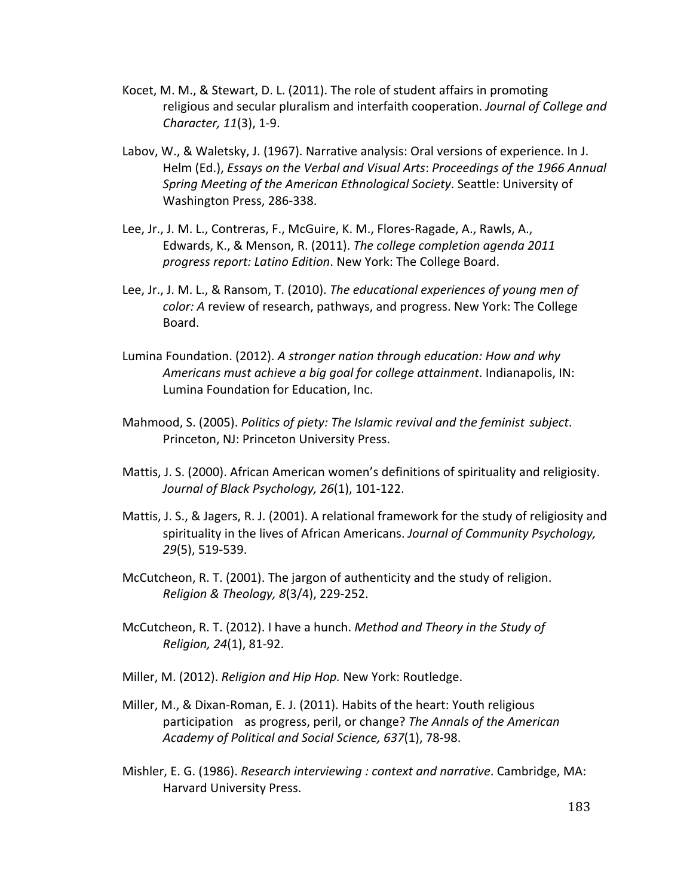Kocet, M. M., & Stewart, D. L. (2011). The role of student affairs in promoting religious and secular pluralism and interfaith cooperation. *Journal of College and Character, 11*(3), 1-9.

Labov, W., & Waletsky, J. (1967). Narrative analysis: Oral versions of experience. In J. Helm (Ed.), *Essays on the Verbal and Visual Arts*: *Proceedings of the 1966 Annual Spring Meeting of the American Ethnological Society*. Seattle: University of Washington Press, 286-338.

Lee, Jr., J. M. L., Contreras, F., McGuire, K. M., Flores-Ragade, A., Rawls, A., Edwards, K., & Menson, R. (2011). *The college completion agenda 2011 progress report: Latino Edition*. New York: The College Board.

Lee, Jr., J. M. L., & Ransom, T. (2010). *The educational experiences of young men of color: A* review of research, pathways, and progress. New York: The College Board.

Lumina Foundation. (2012). *A stronger nation through education: How and why Americans must achieve a big goal for college attainment*. Indianapolis, IN: Lumina Foundation for Education, Inc.

Mahmood, S. (2005). *Politics of piety: The Islamic revival and the feminist subject*. Princeton, NJ: Princeton University Press.

Mattis, J. S. (2000). African American women's definitions of spirituality and religiosity. *Journal of Black Psychology, 26*(1), 101-122.

Mattis, J. S., & Jagers, R. J. (2001). A relational framework for the study of religiosity and spirituality in the lives of African Americans. *Journal of Community Psychology, 29*(5), 519-539.

McCutcheon, R. T. (2001). The jargon of authenticity and the study of religion. *Religion & Theology, 8*(3/4), 229-252.

McCutcheon, R. T. (2012). I have a hunch. *Method and Theory in the Study of Religion, 24*(1), 81-92.

Miller, M. (2012). *Religion and Hip Hop.* New York: Routledge.

Miller, M., & Dixan-Roman, E. J. (2011). Habits of the heart: Youth religious participation as progress, peril, or change? *The Annals of the American Academy of Political and Social Science, 637*(1), 78-98.

Mishler, E. G. (1986). *Research interviewing : context and narrative*. Cambridge, MA: Harvard University Press.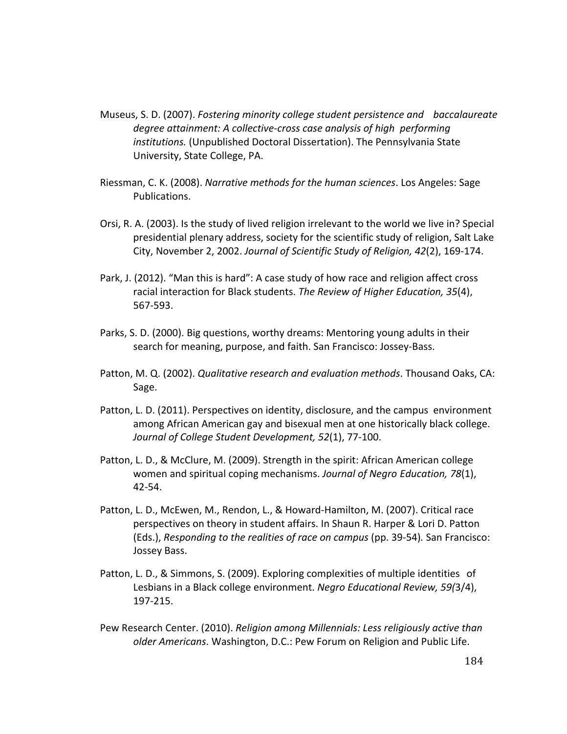Museus, S. D. (2007). *Fostering minority college student persistence and baccalaureate degree attainment: A collective-cross case analysis of high performing institutions.* (Unpublished Doctoral Dissertation). The Pennsylvania State University, State College, PA.

Riessman, C. K. (2008). *Narrative methods for the human sciences*. Los Angeles: Sage Publications.

Orsi, R. A. (2003). Is the study of lived religion irrelevant to the world we live in? Special presidential plenary address, society for the scientific study of religion, Salt Lake City, November 2, 2002. *Journal of Scientific Study of Religion, 42*(2), 169-174.

Park, J. (2012). "Man this is hard": A case study of how race and religion affect cross racial interaction for Black students. *The Review of Higher Education, 35*(4), 567-593.

Parks, S. D. (2000). Big questions, worthy dreams: Mentoring young adults in their search for meaning, purpose, and faith. San Francisco: Jossey-Bass.

Patton, M. Q. (2002). *Qualitative research and evaluation methods*. Thousand Oaks, CA: Sage.

Patton, L. D. (2011). Perspectives on identity, disclosure, and the campus environment among African American gay and bisexual men at one historically black college. *Journal of College Student Development, 52*(1), 77-100.

Patton, L. D., & McClure, M. (2009). Strength in the spirit: African American college women and spiritual coping mechanisms. *Journal of Negro Education, 78*(1), 42-54.

Patton, L. D., McEwen, M., Rendon, L., & Howard-Hamilton, M. (2007). Critical race perspectives on theory in student affairs. In Shaun R. Harper & Lori D. Patton (Eds.), *Responding to the realities of race on campus* (pp. 39-54). San Francisco: Jossey Bass.

Patton, L. D., & Simmons, S. (2009). Exploring complexities of multiple identities of Lesbians in a Black college environment. *Negro Educational Review, 59(*3/4), 197-215.

Pew Research Center. (2010). *Religion among Millennials: Less religiously active than older Americans*. Washington, D.C.: Pew Forum on Religion and Public Life.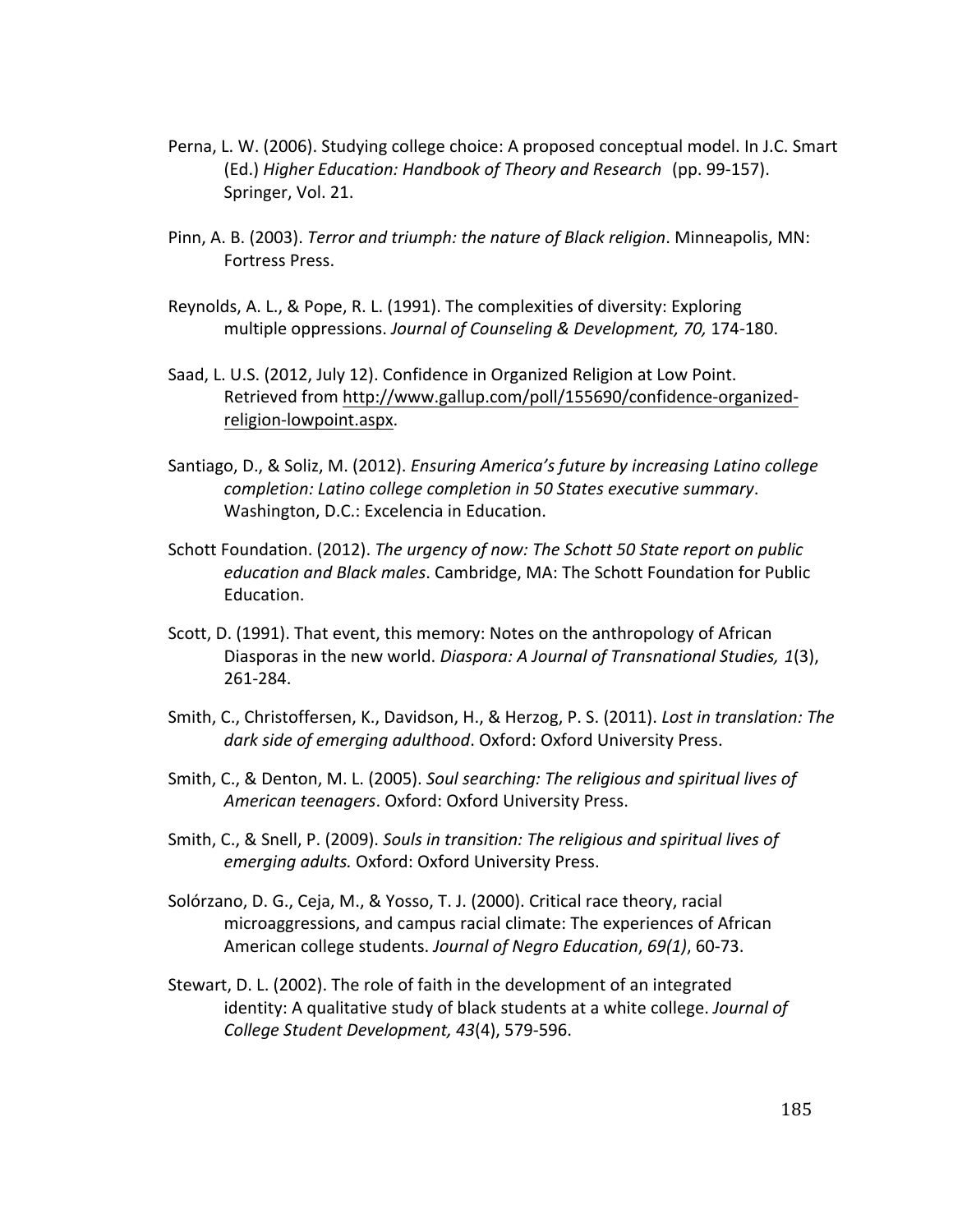Perna, L. W. (2006). Studying college choice: A proposed conceptual model. In J.C. Smart (Ed.) *Higher Education: Handbook of Theory and Research* (pp. 99-157). Springer, Vol. 21.

Pinn, A. B. (2003). *Terror and triumph: the nature of Black religion*. Minneapolis, MN: Fortress Press.

Reynolds, A. L., & Pope, R. L. (1991). The complexities of diversity: Exploring multiple oppressions. *Journal of Counseling & Development, 70,* 174-180.

Saad, L. U.S. (2012, July 12). Confidence in Organized Religion at Low Point. Retrieved from http://www.gallup.com/poll/155690/confidence-organized-religion-lowpoint.aspx.

Santiago, D., & Soliz, M. (2012). *Ensuring America's future by increasing Latino college completion: Latino college completion in 50 States executive summary*. Washington, D.C.: Excelencia in Education.

Schott Foundation. (2012). *The urgency of now: The Schott 50 State report on public education and Black males*. Cambridge, MA: The Schott Foundation for Public Education.

Scott, D. (1991). That event, this memory: Notes on the anthropology of African Diasporas in the new world. *Diaspora: A Journal of Transnational Studies, 1*(3), 261-284.

Smith, C., Christoffersen, K., Davidson, H., & Herzog, P. S. (2011). *Lost in translation: The dark side of emerging adulthood*. Oxford: Oxford University Press.

Smith, C., & Denton, M. L. (2005). *Soul searching: The religious and spiritual lives of American teenagers*. Oxford: Oxford University Press.

Smith, C., & Snell, P. (2009). *Souls in transition: The religious and spiritual lives of emerging adults.* Oxford: Oxford University Press.

Solórzano, D. G., Ceja, M., & Yosso, T. J. (2000). Critical race theory, racial microaggressions, and campus racial climate: The experiences of African American college students. *Journal of Negro Education*, *69(1)*, 60-73.

Stewart, D. L. (2002). The role of faith in the development of an integrated identity: A qualitative study of black students at a white college. *Journal of College Student Development, 43*(4), 579-596.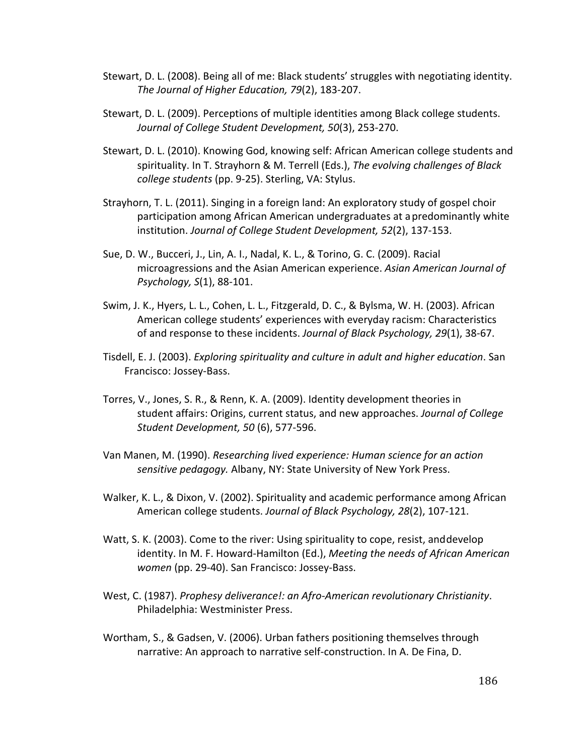Stewart, D. L. (2008). Being all of me: Black students' struggles with negotiating identity. *The Journal of Higher Education, 79*(2), 183-207.

Stewart, D. L. (2009). Perceptions of multiple identities among Black college students. *Journal of College Student Development, 50*(3), 253-270.

Stewart, D. L. (2010). Knowing God, knowing self: African American college students and spirituality. In T. Strayhorn & M. Terrell (Eds.), *The evolving challenges of Black college students* (pp. 9-25). Sterling, VA: Stylus.

Strayhorn, T. L. (2011). Singing in a foreign land: An exploratory study of gospel choir participation among African American undergraduates at a predominantly white institution. *Journal of College Student Development, 52*(2), 137-153.

Sue, D. W., Bucceri, J., Lin, A. I., Nadal, K. L., & Torino, G. C. (2009). Racial microagressions and the Asian American experience. *Asian American Journal of Psychology, S*(1), 88-101.

Swim, J. K., Hyers, L. L., Cohen, L. L., Fitzgerald, D. C., & Bylsma, W. H. (2003). African American college students' experiences with everyday racism: Characteristics of and response to these incidents. *Journal of Black Psychology, 29*(1), 38-67.

Tisdell, E. J. (2003). *Exploring spirituality and culture in adult and higher education*. San Francisco: Jossey-Bass.

Torres, V., Jones, S. R., & Renn, K. A. (2009). Identity development theories in student affairs: Origins, current status, and new approaches. *Journal of College Student Development, 50* (6), 577-596.

Van Manen, M. (1990). *Researching lived experience: Human science for an action sensitive pedagogy.* Albany, NY: State University of New York Press.

Walker, K. L., & Dixon, V. (2002). Spirituality and academic performance among African American college students. *Journal of Black Psychology, 28*(2), 107-121.

Watt, S. K. (2003). Come to the river: Using spirituality to cope, resist, and develop identity. In M. F. Howard-Hamilton (Ed.), *Meeting the needs of African American women* (pp. 29-40). San Francisco: Jossey-Bass.

West, C. (1987). *Prophesy deliverance!: an Afro-American revolutionary Christianity*. Philadelphia: Westminister Press.

Wortham, S., & Gadsen, V. (2006). Urban fathers positioning themselves through narrative: An approach to narrative self-construction. In A. De Fina, D.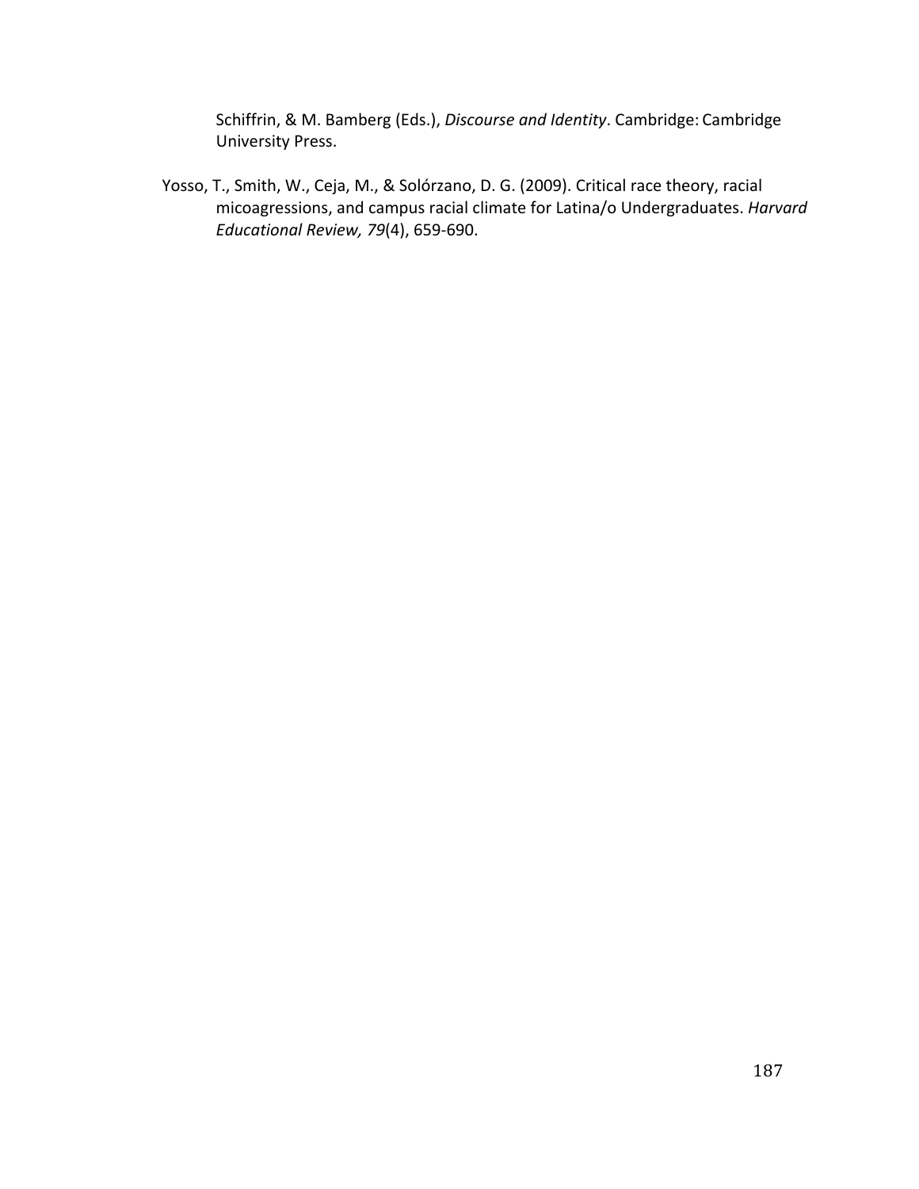Schiffrin, & M. Bamberg (Eds.), *Discourse and Identity*. Cambridge: Cambridge University Press.

Yosso, T., Smith, W., Ceja, M., & Solórzano, D. G. (2009). Critical race theory, racial micoagressions, and campus racial climate for Latina/o Undergraduates. *Harvard Educational Review, 79*(4), 659-690.